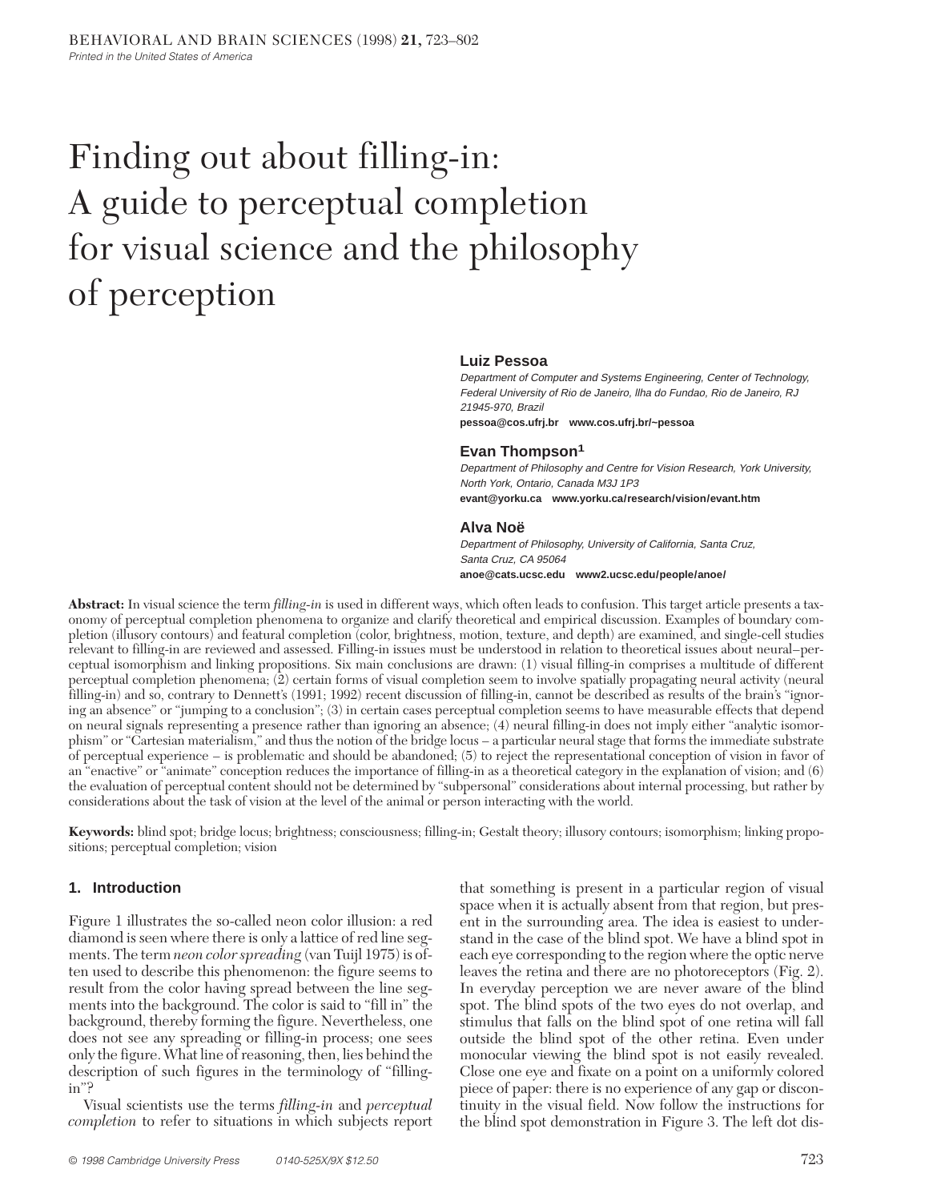# Finding out about filling-in: A guide to perceptual completion for visual science and the philosophy of perception

**Luiz Pessoa**
*Department of Computer and Systems Engineering, Center of Technology, Federal University of Rio de Janeiro, Ilha do Fundao, Rio de Janeiro, RJ 21945-970, Brazil*
**pessoa@cos.ufrj.br www.cos.ufrj.br/~pessoa**

**Evan Thompson**[1]
*Department of Philosophy and Centre for Vision Research, York University, North York, Ontario, Canada M3J 1P3*
**evant@yorku.ca www.yorku.ca/research/vision/evant.htm**

**Alva Noë**
*Department of Philosophy, University of California, Santa Cruz, Santa Cruz, CA 95064*
**anoe@cats.ucsc.edu www2.ucsc.edu/people/anoe/**

**Abstract:** In visual science the term *filling-in* is used in different ways, which often leads to confusion. This target article presents a taxonomy of perceptual completion phenomena to organize and clarify theoretical and empirical discussion. Examples of boundary completion (illusory contours) and featural completion (color, brightness, motion, texture, and depth) are examined, and single-cell studies relevant to filling-in are reviewed and assessed. Filling-in issues must be understood in relation to theoretical issues about neural–perceptual isomorphism and linking propositions. Six main conclusions are drawn: (1) visual filling-in comprises a multitude of different perceptual completion phenomena; (2) certain forms of visual completion seem to involve spatially propagating neural activity (neural filling-in) and so, contrary to Dennett's (1991; 1992) recent discussion of filling-in, cannot be described as results of the brain's "ignoring an absence" or "jumping to a conclusion"; (3) in certain cases perceptual completion seems to have measurable effects that depend on neural signals representing a presence rather than ignoring an absence; (4) neural filling-in does not imply either "analytic isomorphism" or "Cartesian materialism," and thus the notion of the bridge locus – a particular neural stage that forms the immediate substrate of perceptual experience – is problematic and should be abandoned; (5) to reject the representational conception of vision in favor of an "enactive" or "animate" conception reduces the importance of filling-in as a theoretical category in the explanation of vision; and (6) the evaluation of perceptual content should not be determined by "subpersonal" considerations about internal processing, but rather by considerations about the task of vision at the level of the animal or person interacting with the world.

**Keywords:** blind spot; bridge locus; brightness; consciousness; filling-in; Gestalt theory; illusory contours; isomorphism; linking propositions; perceptual completion; vision

## 1. Introduction

Figure 1 illustrates the so-called neon color illusion: a red diamond is seen where there is only a lattice of red line segments. The term *neon color spreading* (van Tuijl 1975) is often used to describe this phenomenon: the figure seems to result from the color having spread between the line segments into the background. The color is said to "fill in" the background, thereby forming the figure. Nevertheless, one does not see any spreading or filling-in process; one sees only the figure. What line of reasoning, then, lies behind the description of such figures in the terminology of "filling-in"?

Visual scientists use the terms *filling-in* and *perceptual completion* to refer to situations in which subjects report that something is present in a particular region of visual space when it is actually absent from that region, but present in the surrounding area. The idea is easiest to understand in the case of the blind spot. We have a blind spot in each eye corresponding to the region where the optic nerve leaves the retina and there are no photoreceptors (Fig. 2). In everyday perception we are never aware of the blind spot. The blind spots of the two eyes do not overlap, and stimulus that falls on the blind spot of one retina will fall outside the blind spot of the other retina. Even under monocular viewing the blind spot is not easily revealed. Close one eye and fixate on a point on a uniformly colored piece of paper: there is no experience of any gap or discontinuity in the visual field. Now follow the instructions for the blind spot demonstration in Figure 3. The left dot dis-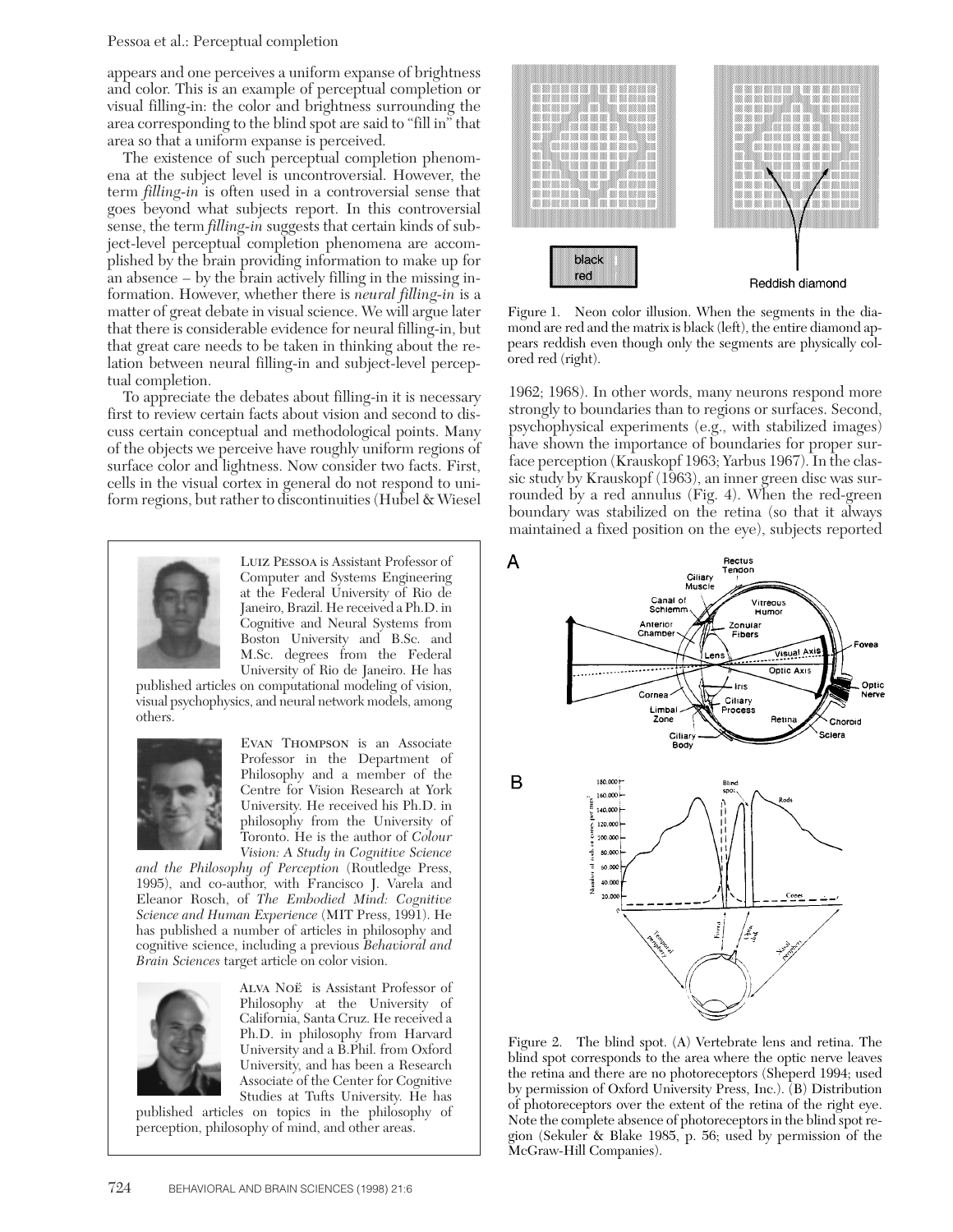appears and one perceives a uniform expanse of brightness and color. This is an example of perceptual completion or visual filling-in: the color and brightness surrounding the area corresponding to the blind spot are said to "fill in" that area so that a uniform expanse is perceived.

The existence of such perceptual completion phenomena at the subject level is uncontroversial. However, the term *filling-in* is often used in a controversial sense that goes beyond what subjects report. In this controversial sense, the term *filling-in* suggests that certain kinds of subject-level perceptual completion phenomena are accomplished by the brain providing information to make up for an absence – by the brain actively filling in the missing information. However, whether there is *neural filling-in* is a matter of great debate in visual science. We will argue later that there is considerable evidence for neural filling-in, but that great care needs to be taken in thinking about the relation between neural filling-in and subject-level perceptual completion.

To appreciate the debates about filling-in it is necessary first to review certain facts about vision and second to discuss certain conceptual and methodological points. Many of the objects we perceive have roughly uniform regions of surface color and lightness. Now consider two facts. First, cells in the visual cortex in general do not respond to uniform regions, but rather to discontinuities (Hubel & Wiesel 1962; 1968). In other words, many neurons respond more strongly to boundaries than to regions or surfaces. Second, psychophysical experiments (e.g., with stabilized images) have shown the importance of boundaries for proper surface perception (Krauskopf 1963; Yarbus 1967). In the classic study by Krauskopf (1963), an inner green disc was surrounded by a red annulus (Fig. 4). When the red-green boundary was stabilized on the retina (so that it always maintained a fixed position on the eye), subjects reported

black
red

Reddish diamond

Figure 1. Neon color illusion. When the segments in the diamond are red and the matrix is black (left), the entire diamond appears reddish even though only the segments are physically colored red (right).

Figure 2. The blind spot. (A) Vertebrate lens and retina. The blind spot corresponds to the area where the optic nerve leaves the retina and there are no photoreceptors (Sheperd 1994; used by permission of Oxford University Press, Inc.). (B) Distribution of photoreceptors over the extent of the retina of the right eye. Note the complete absence of photoreceptors in the blind spot region (Sekuler & Blake 1985, p. 56; used by permission of the McGraw-Hill Companies).

LUIZ PESSOA is Assistant Professor of Computer and Systems Engineering at the Federal University of Rio de Janeiro, Brazil. He received a Ph.D. in Cognitive and Neural Systems from Boston University and B.Sc. and M.Sc. degrees from the Federal University of Rio de Janeiro. He has published articles on computational modeling of vision, visual psychophysics, and neural network models, among others.

EVAN THOMPSON is an Associate Professor in the Department of Philosophy and a member of the Centre for Vision Research at York University. He received his Ph.D. in philosophy from the University of Toronto. He is the author of *Colour Vision: A Study in Cognitive Science and the Philosophy of Perception* (Routledge Press, 1995), and co-author, with Francisco J. Varela and Eleanor Rosch, of *The Embodied Mind: Cognitive Science and Human Experience* (MIT Press, 1991). He has published a number of articles in philosophy and cognitive science, including a previous *Behavioral and Brain Sciences* target article on color vision.

ALVA NOË is Assistant Professor of Philosophy at the University of California, Santa Cruz. He received a Ph.D. in philosophy from Harvard University and a B.Phil. from Oxford University, and has been a Research Associate of the Center for Cognitive Studies at Tufts University. He has published articles on topics in the philosophy of perception, philosophy of mind, and other areas.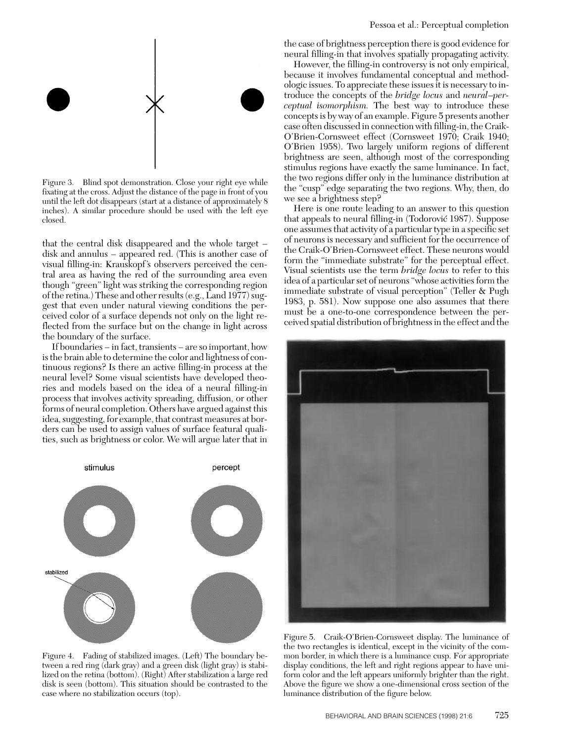Figure 3. Blind spot demonstration. Close your right eye while fixating at the cross. Adjust the distance of the page in front of you until the left dot disappears (start at a distance of approximately 8 inches). A similar procedure should be used with the left eye closed.

that the central disk disappeared and the whole target – disk and annulus – appeared red. (This is another case of visual filling-in: Krauskopf's observers perceived the central area as having the red of the surrounding area even though "green" light was striking the corresponding region of the retina.) These and other results (e.g., Land 1977) suggest that even under natural viewing conditions the perceived color of a surface depends not only on the light reflected from the surface but on the change in light across the boundary of the surface.

If boundaries – in fact, transients – are so important, how is the brain able to determine the color and lightness of continuous regions? Is there an active filling-in process at the neural level? Some visual scientists have developed theories and models based on the idea of a neural filling-in process that involves activity spreading, diffusion, or other forms of neural completion. Others have argued against this idea, suggesting, for example, that contrast measures at borders can be used to assign values of surface featural qualities, such as brightness or color. We will argue later that in the case of brightness perception there is good evidence for neural filling-in that involves spatially propagating activity.

Figure 4. Fading of stabilized images. (Left) The boundary between a red ring (dark gray) and a green disk (light gray) is stabilized on the retina (bottom). (Right) After stabilization a large red disk is seen (bottom). This situation should be contrasted to the case where no stabilization occurs (top).

However, the filling-in controversy is not only empirical, because it involves fundamental conceptual and methodologic issues. To appreciate these issues it is necessary to introduce the concepts of the *bridge locus* and *neural–perceptual isomorphism.* The best way to introduce these concepts is by way of an example. Figure 5 presents another case often discussed in connection with filling-in, the Craik-O'Brien-Cornsweet effect (Cornsweet 1970; Craik 1940; O'Brien 1958). Two largely uniform regions of different brightness are seen, although most of the corresponding stimulus regions have exactly the same luminance. In fact, the two regions differ only in the luminance distribution at the "cusp" edge separating the two regions. Why, then, do we see a brightness step?

Here is one route leading to an answer to this question that appeals to neural filling-in (Todorović 1987). Suppose one assumes that activity of a particular type in a specific set of neurons is necessary and sufficient for the occurrence of the Craik-O'Brien-Cornsweet effect. These neurons would form the "immediate substrate" for the perceptual effect. Visual scientists use the term *bridge locus* to refer to this idea of a particular set of neurons "whose activities form the immediate substrate of visual perception" (Teller & Pugh 1983, p. 581). Now suppose one also assumes that there must be a one-to-one correspondence between the perceived spatial distribution of brightness in the effect and the

Figure 5. Craik-O'Brien-Cornsweet display. The luminance of the two rectangles is identical, except in the vicinity of the common border, in which there is a luminance cusp. For appropriate display conditions, the left and right regions appear to have uniform color and the left appears uniformly brighter than the right. Above the figure we show a one-dimensional cross section of the luminance distribution of the figure below.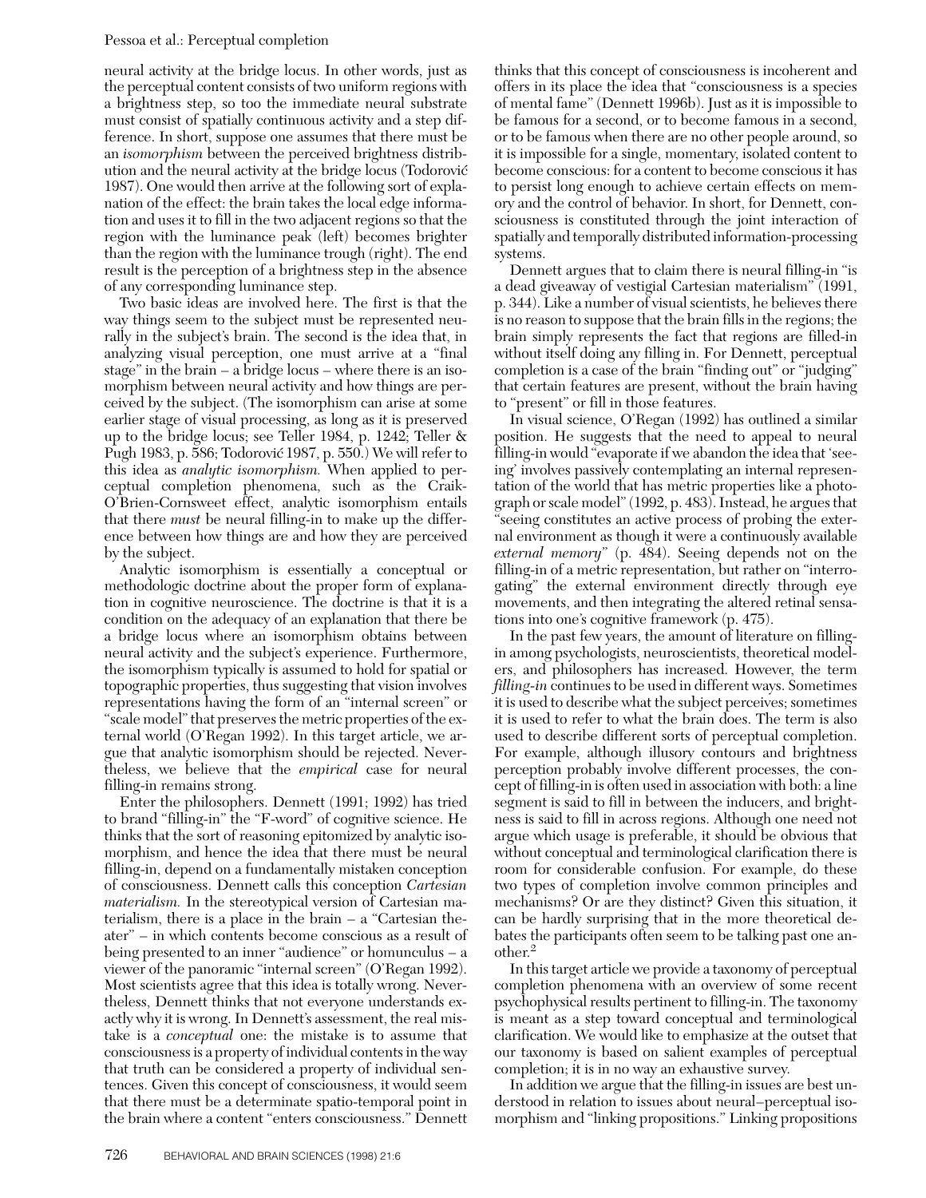neural activity at the bridge locus. In other words, just as the perceptual content consists of two uniform regions with a brightness step, so too the immediate neural substrate must consist of spatially continuous activity and a step difference. In short, suppose one assumes that there must be an *isomorphism* between the perceived brightness distribution and the neural activity at the bridge locus (Todorović 1987). One would then arrive at the following sort of explanation of the effect: the brain takes the local edge information and uses it to fill in the two adjacent regions so that the region with the luminance peak (left) becomes brighter than the region with the luminance trough (right). The end result is the perception of a brightness step in the absence of any corresponding luminance step.

Two basic ideas are involved here. The first is that the way things seem to the subject must be represented neurally in the subject's brain. The second is the idea that, in analyzing visual perception, one must arrive at a "final stage" in the brain – a bridge locus – where there is an isomorphism between neural activity and how things are perceived by the subject. (The isomorphism can arise at some earlier stage of visual processing, as long as it is preserved up to the bridge locus; see Teller 1984, p. 1242; Teller & Pugh 1983, p. 586; Todorović 1987, p. 550.) We will refer to this idea as *analytic isomorphism.* When applied to perceptual completion phenomena, such as the Craik-O'Brien-Cornsweet effect, analytic isomorphism entails that there *must* be neural filling-in to make up the difference between how things are and how they are perceived by the subject.

Analytic isomorphism is essentially a conceptual or methodologic doctrine about the proper form of explanation in cognitive neuroscience. The doctrine is that it is a condition on the adequacy of an explanation that there be a bridge locus where an isomorphism obtains between neural activity and the subject's experience. Furthermore, the isomorphism typically is assumed to hold for spatial or topographic properties, thus suggesting that vision involves representations having the form of an "internal screen" or "scale model" that preserves the metric properties of the external world (O'Regan 1992). In this target article, we argue that analytic isomorphism should be rejected. Nevertheless, we believe that the *empirical* case for neural filling-in remains strong.

Enter the philosophers. Dennett (1991; 1992) has tried to brand "filling-in" the "F-word" of cognitive science. He thinks that the sort of reasoning epitomized by analytic isomorphism, and hence the idea that there must be neural filling-in, depend on a fundamentally mistaken conception of consciousness. Dennett calls this conception *Cartesian materialism.* In the stereotypical version of Cartesian materialism, there is a place in the brain – a "Cartesian theater" – in which contents become conscious as a result of being presented to an inner "audience" or homunculus – a viewer of the panoramic "internal screen" (O'Regan 1992). Most scientists agree that this idea is totally wrong. Nevertheless, Dennett thinks that not everyone understands exactly why it is wrong. In Dennett's assessment, the real mistake is a *conceptual* one: the mistake is to assume that consciousness is a property of individual contents in the way that truth can be considered a property of individual sentences. Given this concept of consciousness, it would seem that there must be a determinate spatio-temporal point in the brain where a content "enters consciousness." Dennett thinks that this concept of consciousness is incoherent and offers in its place the idea that "consciousness is a species of mental fame" (Dennett 1996b). Just as it is impossible to be famous for a second, or to become famous in a second, or to be famous when there are no other people around, so it is impossible for a single, momentary, isolated content to become conscious: for a content to become conscious it has to persist long enough to achieve certain effects on memory and the control of behavior. In short, for Dennett, consciousness is constituted through the joint interaction of spatially and temporally distributed information-processing systems.

Dennett argues that to claim there is neural filling-in "is a dead giveaway of vestigial Cartesian materialism" (1991, p. 344). Like a number of visual scientists, he believes there is no reason to suppose that the brain fills in the regions; the brain simply represents the fact that regions are filled-in without itself doing any filling in. For Dennett, perceptual completion is a case of the brain "finding out" or "judging" that certain features are present, without the brain having to "present" or fill in those features.

In visual science, O'Regan (1992) has outlined a similar position. He suggests that the need to appeal to neural filling-in would "evaporate if we abandon the idea that 'seeing' involves passively contemplating an internal representation of the world that has metric properties like a photograph or scale model" (1992, p. 483). Instead, he argues that "seeing constitutes an active process of probing the external environment as though it were a continuously available *external memory*" (p. 484). Seeing depends not on the filling-in of a metric representation, but rather on "interrogating" the external environment directly through eye movements, and then integrating the altered retinal sensations into one's cognitive framework (p. 475).

In the past few years, the amount of literature on filling-in among psychologists, neuroscientists, theoretical modelers, and philosophers has increased. However, the term *filling-in* continues to be used in different ways. Sometimes it is used to describe what the subject perceives; sometimes it is used to refer to what the brain does. The term is also used to describe different sorts of perceptual completion. For example, although illusory contours and brightness perception probably involve different processes, the concept of filling-in is often used in association with both: a line segment is said to fill in between the inducers, and brightness is said to fill in across regions. Although one need not argue which usage is preferable, it should be obvious that without conceptual and terminological clarification there is room for considerable confusion. For example, do these two types of completion involve common principles and mechanisms? Or are they distinct? Given this situation, it can be hardly surprising that in the more theoretical debates the participants often seem to be talking past one another.[2]

In this target article we provide a taxonomy of perceptual completion phenomena with an overview of some recent psychophysical results pertinent to filling-in. The taxonomy is meant as a step toward conceptual and terminological clarification. We would like to emphasize at the outset that our taxonomy is based on salient examples of perceptual completion; it is in no way an exhaustive survey.

In addition we argue that the filling-in issues are best understood in relation to issues about neural–perceptual isomorphism and "linking propositions." Linking propositions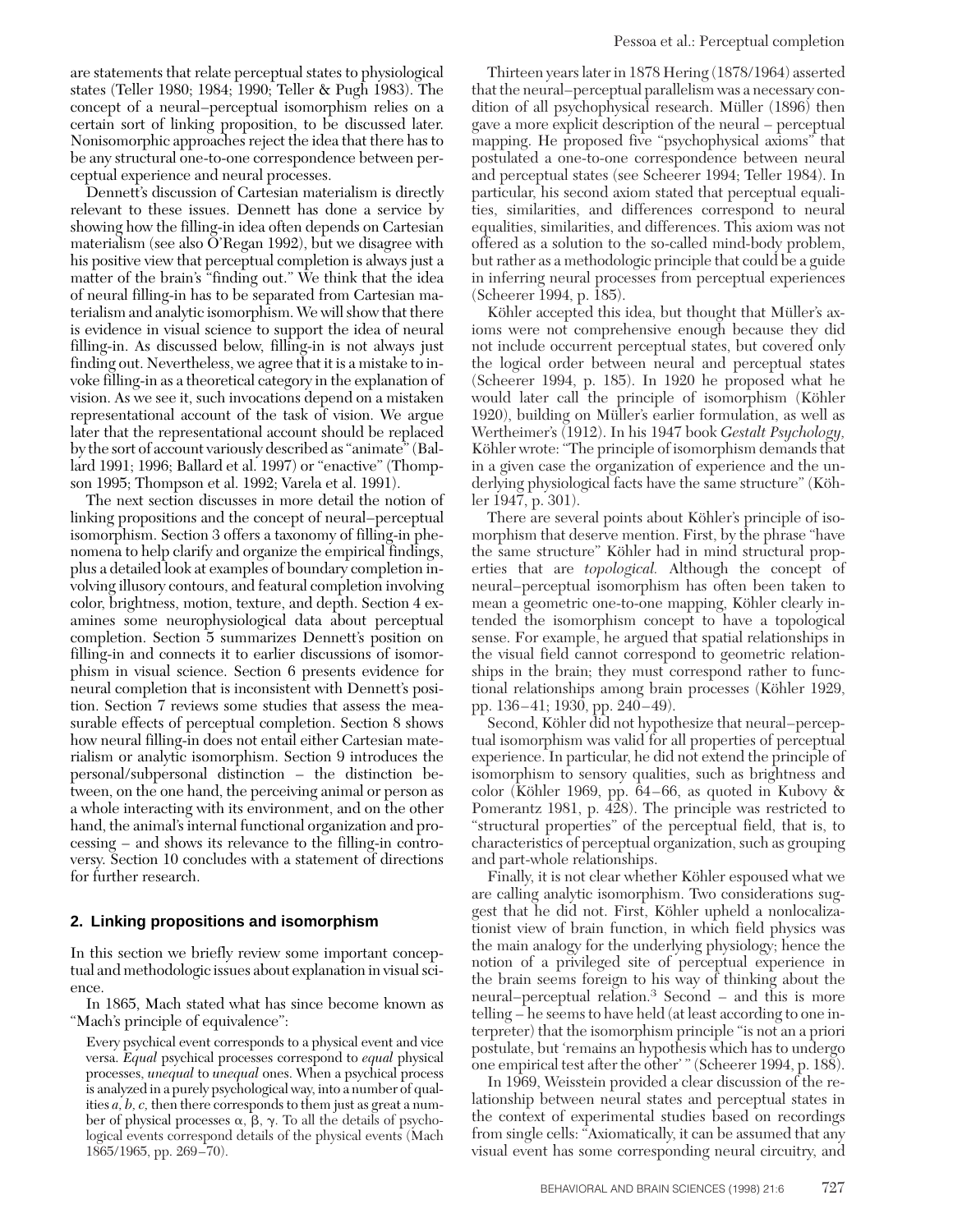are statements that relate perceptual states to physiological states (Teller 1980; 1984; 1990; Teller & Pugh 1983). The concept of a neural–perceptual isomorphism relies on a certain sort of linking proposition, to be discussed later. Nonisomorphic approaches reject the idea that there has to be any structural one-to-one correspondence between perceptual experience and neural processes.

Dennett's discussion of Cartesian materialism is directly relevant to these issues. Dennett has done a service by showing how the filling-in idea often depends on Cartesian materialism (see also O'Regan 1992), but we disagree with his positive view that perceptual completion is always just a matter of the brain's "finding out." We think that the idea of neural filling-in has to be separated from Cartesian materialism and analytic isomorphism. We will show that there is evidence in visual science to support the idea of neural filling-in. As discussed below, filling-in is not always just finding out. Nevertheless, we agree that it is a mistake to invoke filling-in as a theoretical category in the explanation of vision. As we see it, such invocations depend on a mistaken representational account of the task of vision. We argue later that the representational account should be replaced by the sort of account variously described as "animate" (Ballard 1991; 1996; Ballard et al. 1997) or "enactive" (Thompson 1995; Thompson et al. 1992; Varela et al. 1991).

The next section discusses in more detail the notion of linking propositions and the concept of neural–perceptual isomorphism. Section 3 offers a taxonomy of filling-in phenomena to help clarify and organize the empirical findings, plus a detailed look at examples of boundary completion involving illusory contours, and featural completion involving color, brightness, motion, texture, and depth. Section 4 examines some neurophysiological data about perceptual completion. Section 5 summarizes Dennett's position on filling-in and connects it to earlier discussions of isomorphism in visual science. Section 6 presents evidence for neural completion that is inconsistent with Dennett's position. Section 7 reviews some studies that assess the measurable effects of perceptual completion. Section 8 shows how neural filling-in does not entail either Cartesian materialism or analytic isomorphism. Section 9 introduces the personal/subpersonal distinction – the distinction between, on the one hand, the perceiving animal or person as a whole interacting with its environment, and on the other hand, the animal's internal functional organization and processing – and shows its relevance to the filling-in controversy. Section 10 concludes with a statement of directions for further research.

## 2. Linking propositions and isomorphism

In this section we briefly review some important conceptual and methodologic issues about explanation in visual science.

In 1865, Mach stated what has since become known as "Mach's principle of equivalence":

> Every psychical event corresponds to a physical event and vice versa. *Equal* psychical processes correspond to *equal* physical processes, *unequal* to *unequal* ones. When a psychical process is analyzed in a purely psychological way, into a number of qualities *a, b, c,* then there corresponds to them just as great a number of physical processes α, β, γ. To all the details of psychological events correspond details of the physical events (Mach 1865/1965, pp. 269–70).

Thirteen years later in 1878 Hering (1878/1964) asserted that the neural–perceptual parallelism was a necessary condition of all psychophysical research. Müller (1896) then gave a more explicit description of the neural – perceptual mapping. He proposed five "psychophysical axioms" that postulated a one-to-one correspondence between neural and perceptual states (see Scheerer 1994; Teller 1984). In particular, his second axiom stated that perceptual equalities, similarities, and differences correspond to neural equalities, similarities, and differences. This axiom was not offered as a solution to the so-called mind-body problem, but rather as a methodologic principle that could be a guide in inferring neural processes from perceptual experiences (Scheerer 1994, p. 185).

Köhler accepted this idea, but thought that Müller's axioms were not comprehensive enough because they did not include occurrent perceptual states, but covered only the logical order between neural and perceptual states (Scheerer 1994, p. 185). In 1920 he proposed what he would later call the principle of isomorphism (Köhler 1920), building on Müller's earlier formulation, as well as Wertheimer's (1912). In his 1947 book *Gestalt Psychology,* Köhler wrote: "The principle of isomorphism demands that in a given case the organization of experience and the underlying physiological facts have the same structure" (Köhler 1947, p. 301).

There are several points about Köhler's principle of isomorphism that deserve mention. First, by the phrase "have the same structure" Köhler had in mind structural properties that are *topological.* Although the concept of neural–perceptual isomorphism has often been taken to mean a geometric one-to-one mapping, Köhler clearly intended the isomorphism concept to have a topological sense. For example, he argued that spatial relationships in the visual field cannot correspond to geometric relationships in the brain; they must correspond rather to functional relationships among brain processes (Köhler 1929, pp. 136–41; 1930, pp. 240–49).

Second, Köhler did not hypothesize that neural–perceptual isomorphism was valid for all properties of perceptual experience. In particular, he did not extend the principle of isomorphism to sensory qualities, such as brightness and color (Köhler 1969, pp. 64–66, as quoted in Kubovy & Pomerantz 1981, p. 428). The principle was restricted to "structural properties" of the perceptual field, that is, to characteristics of perceptual organization, such as grouping and part-whole relationships.

Finally, it is not clear whether Köhler espoused what we are calling analytic isomorphism. Two considerations suggest that he did not. First, Köhler upheld a nonlocalizationist view of brain function, in which field physics was the main analogy for the underlying physiology; hence the notion of a privileged site of perceptual experience in the brain seems foreign to his way of thinking about the neural–perceptual relation.[3] Second – and this is more telling – he seems to have held (at least according to one interpreter) that the isomorphism principle "is not an a priori postulate, but 'remains an hypothesis which has to undergo one empirical test after the other'" (Scheerer 1994, p. 188).

In 1969, Weisstein provided a clear discussion of the relationship between neural states and perceptual states in the context of experimental studies based on recordings from single cells: "Axiomatically, it can be assumed that any visual event has some corresponding neural circuitry, and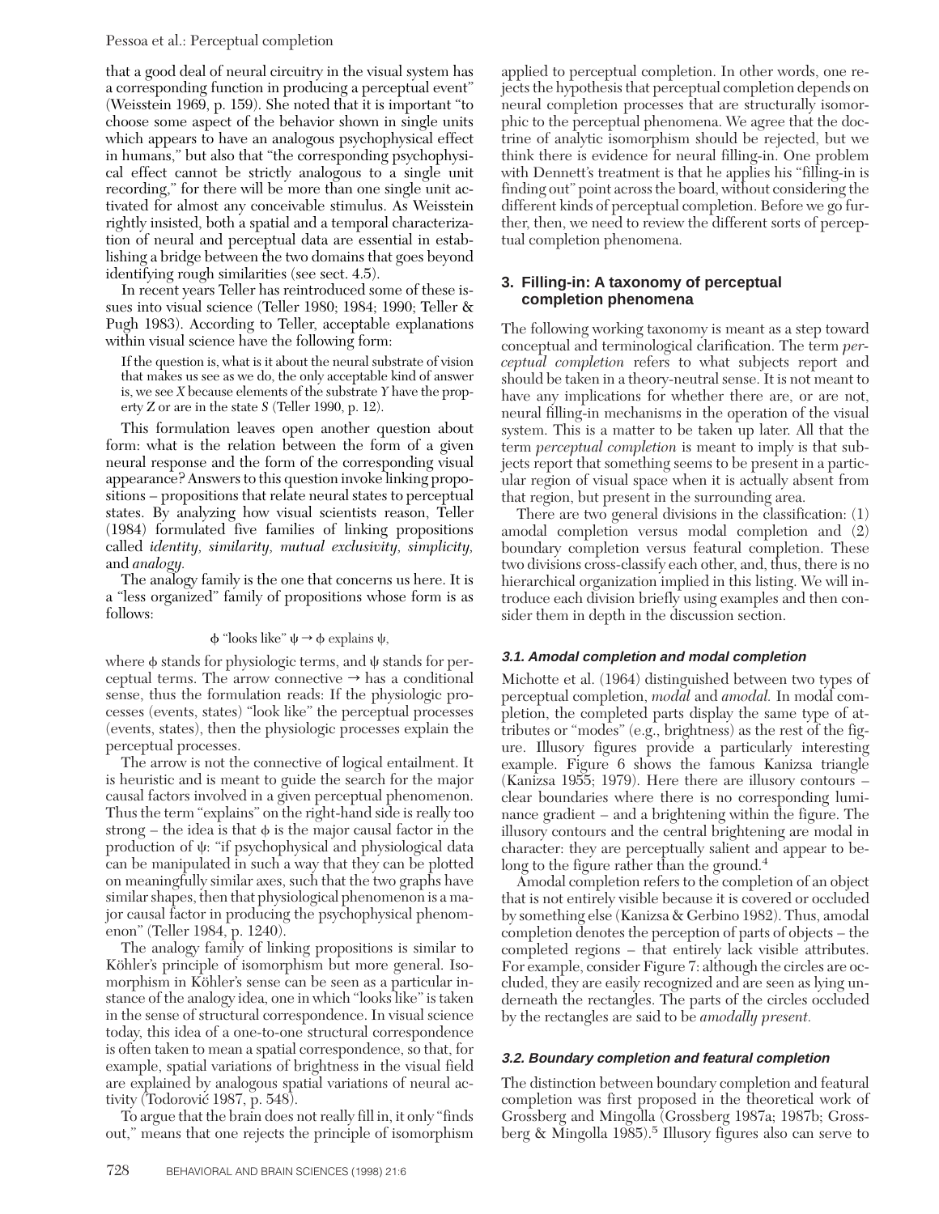that a good deal of neural circuitry in the visual system has a corresponding function in producing a perceptual event" (Weisstein 1969, p. 159). She noted that it is important "to choose some aspect of the behavior shown in single units which appears to have an analogous psychophysical effect in humans," but also that "the corresponding psychophysical effect cannot be strictly analogous to a single unit recording," for there will be more than one single unit activated for almost any conceivable stimulus. As Weisstein rightly insisted, both a spatial and a temporal characterization of neural and perceptual data are essential in establishing a bridge between the two domains that goes beyond identifying rough similarities (see sect. 4.5).

In recent years Teller has reintroduced some of these issues into visual science (Teller 1980; 1984; 1990; Teller & Pugh 1983). According to Teller, acceptable explanations within visual science have the following form:

> If the question is, what is it about the neural substrate of vision that makes us see as we do, the only acceptable kind of answer is, we see *X* because elements of the substrate *Y* have the property *Z* or are in the state *S* (Teller 1990, p. 12).

This formulation leaves open another question about form: what is the relation between the form of a given neural response and the form of the corresponding visual appearance? Answers to this question invoke linking propositions – propositions that relate neural states to perceptual states. By analyzing how visual scientists reason, Teller (1984) formulated five families of linking propositions called *identity, similarity, mutual exclusivity, simplicity,* and *analogy.*

The analogy family is the one that concerns us here. It is a "less organized" family of propositions whose form is as follows:

$$\phi \text{ "looks like" } \psi \rightarrow \phi \text{ explains } \psi,$$

where $\phi$ stands for physiologic terms, and $\psi$ stands for perceptual terms. The arrow connective $\rightarrow$ has a conditional sense, thus the formulation reads: If the physiologic processes (events, states) "look like" the perceptual processes (events, states), then the physiologic processes explain the perceptual processes.

The arrow is not the connective of logical entailment. It is heuristic and is meant to guide the search for the major causal factors involved in a given perceptual phenomenon. Thus the term "explains" on the right-hand side is really too strong – the idea is that $\phi$ is the major causal factor in the production of $\psi$: "if psychophysical and physiological data can be manipulated in such a way that they can be plotted on meaningfully similar axes, such that the two graphs have similar shapes, then that physiological phenomenon is a major causal factor in producing the psychophysical phenomenon" (Teller 1984, p. 1240).

The analogy family of linking propositions is similar to Köhler's principle of isomorphism but more general. Isomorphism in Köhler's sense can be seen as a particular instance of the analogy idea, one in which "looks like" is taken in the sense of structural correspondence. In visual science today, this idea of a one-to-one structural correspondence is often taken to mean a spatial correspondence, so that, for example, spatial variations of brightness in the visual field are explained by analogous spatial variations of neural activity (Todorović 1987, p. 548).

To argue that the brain does not really fill in, it only "finds out," means that one rejects the principle of isomorphism applied to perceptual completion. In other words, one rejects the hypothesis that perceptual completion depends on neural completion processes that are structurally isomorphic to the perceptual phenomena. We agree that the doctrine of analytic isomorphism should be rejected, but we think there is evidence for neural filling-in. One problem with Dennett's treatment is that he applies his "filling-in is finding out" point across the board, without considering the different kinds of perceptual completion. Before we go further, then, we need to review the different sorts of perceptual completion phenomena.

## 3. Filling-in: A taxonomy of perceptual completion phenomena

The following working taxonomy is meant as a step toward conceptual and terminological clarification. The term *perceptual completion* refers to what subjects report and should be taken in a theory-neutral sense. It is not meant to have any implications for whether there are, or are not, neural filling-in mechanisms in the operation of the visual system. This is a matter to be taken up later. All that the term *perceptual completion* is meant to imply is that subjects report that something seems to be present in a particular region of visual space when it is actually absent from that region, but present in the surrounding area.

There are two general divisions in the classification: (1) amodal completion versus modal completion and (2) boundary completion versus featural completion. These two divisions cross-classify each other, and, thus, there is no hierarchical organization implied in this listing. We will introduce each division briefly using examples and then consider them in depth in the discussion section.

### 3.1. Amodal completion and modal completion

Michotte et al. (1964) distinguished between two types of perceptual completion, *modal* and *amodal.* In modal completion, the completed parts display the same type of attributes or "modes" (e.g., brightness) as the rest of the figure. Illusory figures provide a particularly interesting example. Figure 6 shows the famous Kanizsa triangle (Kanizsa 1955; 1979). Here there are illusory contours – clear boundaries where there is no corresponding luminance gradient – and a brightening within the figure. The illusory contours and the central brightening are modal in character: they are perceptually salient and appear to belong to the figure rather than the ground.[4]

Amodal completion refers to the completion of an object that is not entirely visible because it is covered or occluded by something else (Kanizsa & Gerbino 1982). Thus, amodal completion denotes the perception of parts of objects – the completed regions – that entirely lack visible attributes. For example, consider Figure 7: although the circles are occluded, they are easily recognized and are seen as lying underneath the rectangles. The parts of the circles occluded by the rectangles are said to be *amodally present.*

### 3.2. Boundary completion and featural completion

The distinction between boundary completion and featural completion was first proposed in the theoretical work of Grossberg and Mingolla (Grossberg 1987a; 1987b; Grossberg & Mingolla 1985).[5] Illusory figures also can serve to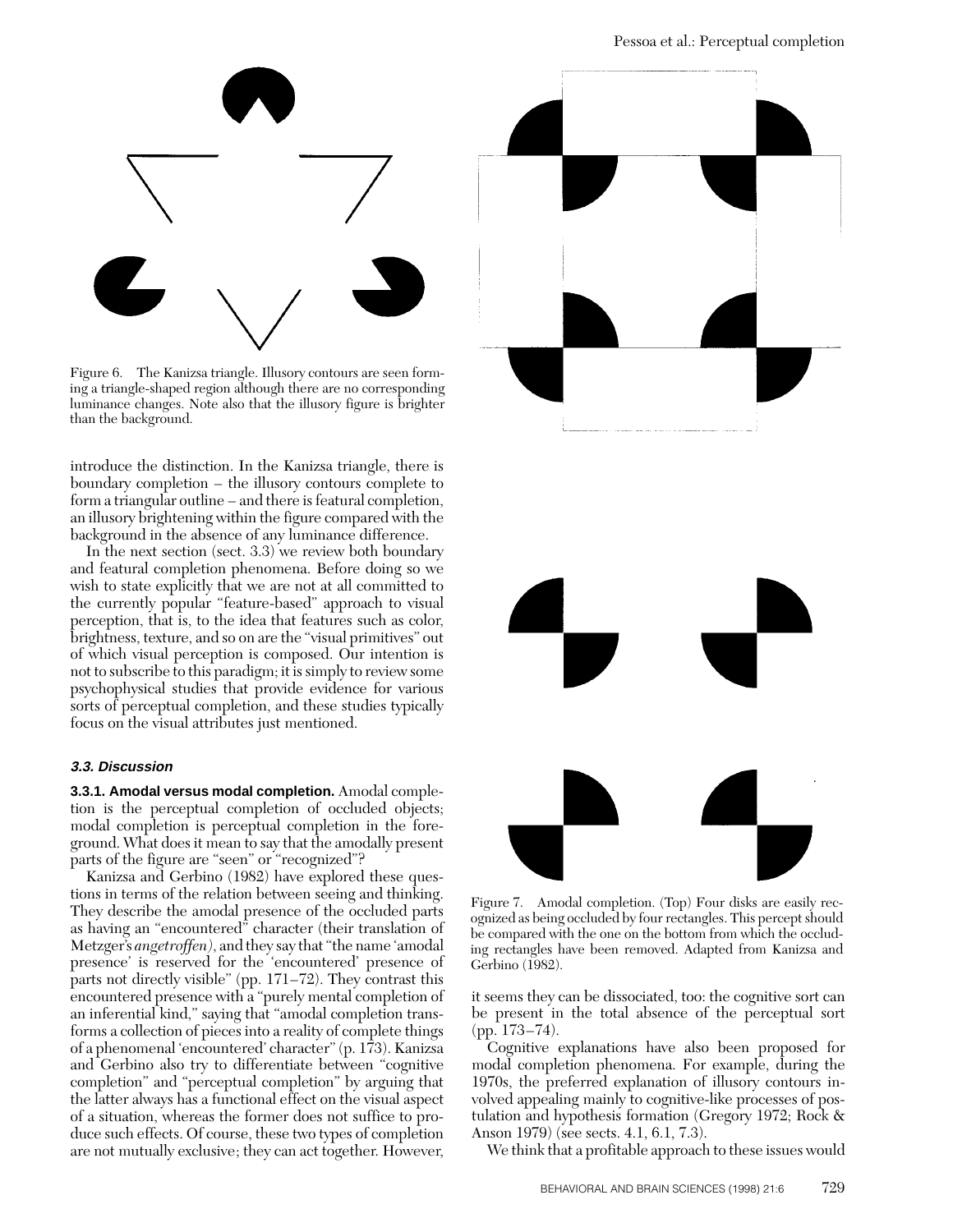Figure 6. The Kanizsa triangle. Illusory contours are seen forming a triangle-shaped region although there are no corresponding luminance changes. Note also that the illusory figure is brighter than the background.

introduce the distinction. In the Kanizsa triangle, there is boundary completion – the illusory contours complete to form a triangular outline – and there is featural completion, an illusory brightening within the figure compared with the background in the absence of any luminance difference.

In the next section (sect. 3.3) we review both boundary and featural completion phenomena. Before doing so we wish to state explicitly that we are not at all committed to the currently popular "feature-based" approach to visual perception, that is, to the idea that features such as color, brightness, texture, and so on are the "visual primitives" out of which visual perception is composed. Our intention is not to subscribe to this paradigm; it is simply to review some psychophysical studies that provide evidence for various sorts of perceptual completion, and these studies typically focus on the visual attributes just mentioned.

### *3.3. Discussion*

**3.3.1. Amodal versus modal completion.** Amodal completion is the perceptual completion of occluded objects; modal completion is perceptual completion in the foreground. What does it mean to say that the amodally present parts of the figure are "seen" or "recognized"?

Kanizsa and Gerbino (1982) have explored these questions in terms of the relation between seeing and thinking. They describe the amodal presence of the occluded parts as having an "encountered" character (their translation of Metzger's *angetroffen*), and they say that "the name 'amodal presence' is reserved for the 'encountered' presence of parts not directly visible" (pp. 171–72). They contrast this encountered presence with a "purely mental completion of an inferential kind," saying that "amodal completion transforms a collection of pieces into a reality of complete things of a phenomenal 'encountered' character" (p. 173). Kanizsa and Gerbino also try to differentiate between "cognitive completion" and "perceptual completion" by arguing that the latter always has a functional effect on the visual aspect of a situation, whereas the former does not suffice to produce such effects. Of course, these two types of completion are not mutually exclusive; they can act together. However, it seems they can be dissociated, too: the cognitive sort can be present in the total absence of the perceptual sort (pp. 173–74).

Figure 7. Amodal completion. (Top) Four disks are easily recognized as being occluded by four rectangles. This percept should be compared with the one on the bottom from which the occluding rectangles have been removed. Adapted from Kanizsa and Gerbino (1982).

Cognitive explanations have also been proposed for modal completion phenomena. For example, during the 1970s, the preferred explanation of illusory contours involved appealing mainly to cognitive-like processes of postulation and hypothesis formation (Gregory 1972; Rock & Anson 1979) (see sects. 4.1, 6.1, 7.3).

We think that a profitable approach to these issues would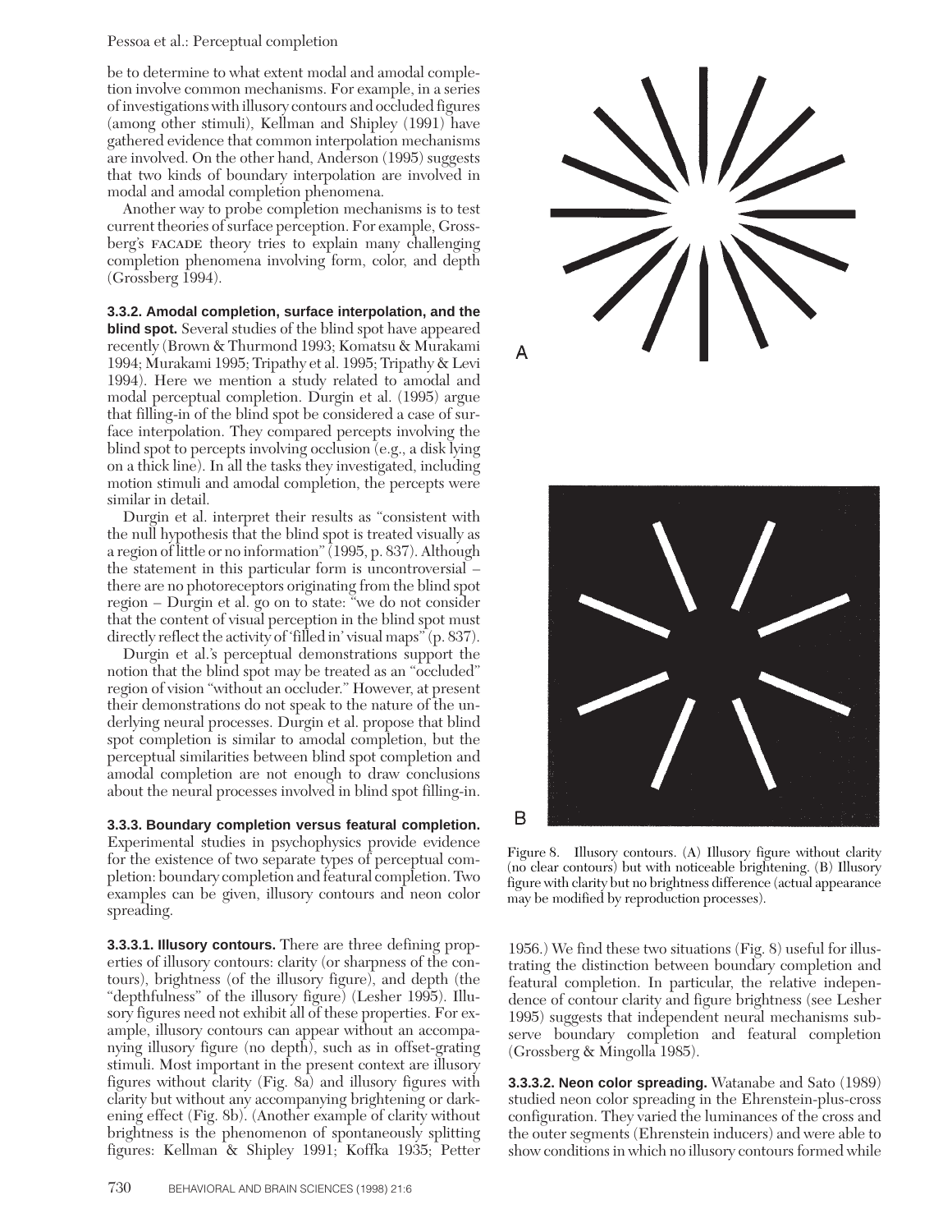be to determine to what extent modal and amodal completion involve common mechanisms. For example, in a series of investigations with illusory contours and occluded figures (among other stimuli), Kellman and Shipley (1991) have gathered evidence that common interpolation mechanisms are involved. On the other hand, Anderson (1995) suggests that two kinds of boundary interpolation are involved in modal and amodal completion phenomena.

Another way to probe completion mechanisms is to test current theories of surface perception. For example, Grossberg's FACADE theory tries to explain many challenging completion phenomena involving form, color, and depth (Grossberg 1994).

**3.3.2. Amodal completion, surface interpolation, and the blind spot.** Several studies of the blind spot have appeared recently (Brown & Thurmond 1993; Komatsu & Murakami 1994; Murakami 1995; Tripathy et al. 1995; Tripathy & Levi 1994). Here we mention a study related to amodal and modal perceptual completion. Durgin et al. (1995) argue that filling-in of the blind spot be considered a case of surface interpolation. They compared percepts involving the blind spot to percepts involving occlusion (e.g., a disk lying on a thick line). In all the tasks they investigated, including motion stimuli and amodal completion, the percepts were similar in detail.

Durgin et al. interpret their results as "consistent with the null hypothesis that the blind spot is treated visually as a region of little or no information" (1995, p. 837). Although the statement in this particular form is uncontroversial – there are no photoreceptors originating from the blind spot region – Durgin et al. go on to state: "we do not consider that the content of visual perception in the blind spot must directly reflect the activity of 'filled in' visual maps" (p. 837).

Durgin et al.'s perceptual demonstrations support the notion that the blind spot may be treated as an "occluded" region of vision "without an occluder." However, at present their demonstrations do not speak to the nature of the underlying neural processes. Durgin et al. propose that blind spot completion is similar to amodal completion, but the perceptual similarities between blind spot completion and amodal completion are not enough to draw conclusions about the neural processes involved in blind spot filling-in.

**3.3.3. Boundary completion versus featural completion.** Experimental studies in psychophysics provide evidence for the existence of two separate types of perceptual completion: boundary completion and featural completion. Two examples can be given, illusory contours and neon color spreading.

**3.3.3.1. Illusory contours.** There are three defining properties of illusory contours: clarity (or sharpness of the contours), brightness (of the illusory figure), and depth (the "depthfulness" of the illusory figure) (Lesher 1995). Illusory figures need not exhibit all of these properties. For example, illusory contours can appear without an accompanying illusory figure (no depth), such as in offset-grating stimuli. Most important in the present context are illusory figures without clarity (Fig. 8a) and illusory figures with clarity but without any accompanying brightening or darkening effect (Fig. 8b). (Another example of clarity without brightness is the phenomenon of spontaneously splitting figures: Kellman & Shipley 1991; Koffka 1935; Petter 1956.) We find these two situations (Fig. 8) useful for illustrating the distinction between boundary completion and featural completion. In particular, the relative independence of contour clarity and figure brightness (see Lesher 1995) suggests that independent neural mechanisms subserve boundary completion and featural completion (Grossberg & Mingolla 1985).

Figure 8. Illusory contours. (A) Illusory figure without clarity (no clear contours) but with noticeable brightening. (B) Illusory figure with clarity but no brightness difference (actual appearance may be modified by reproduction processes).

**3.3.3.2. Neon color spreading.** Watanabe and Sato (1989) studied neon color spreading in the Ehrenstein-plus-cross configuration. They varied the luminances of the cross and the outer segments (Ehrenstein inducers) and were able to show conditions in which no illusory contours formed while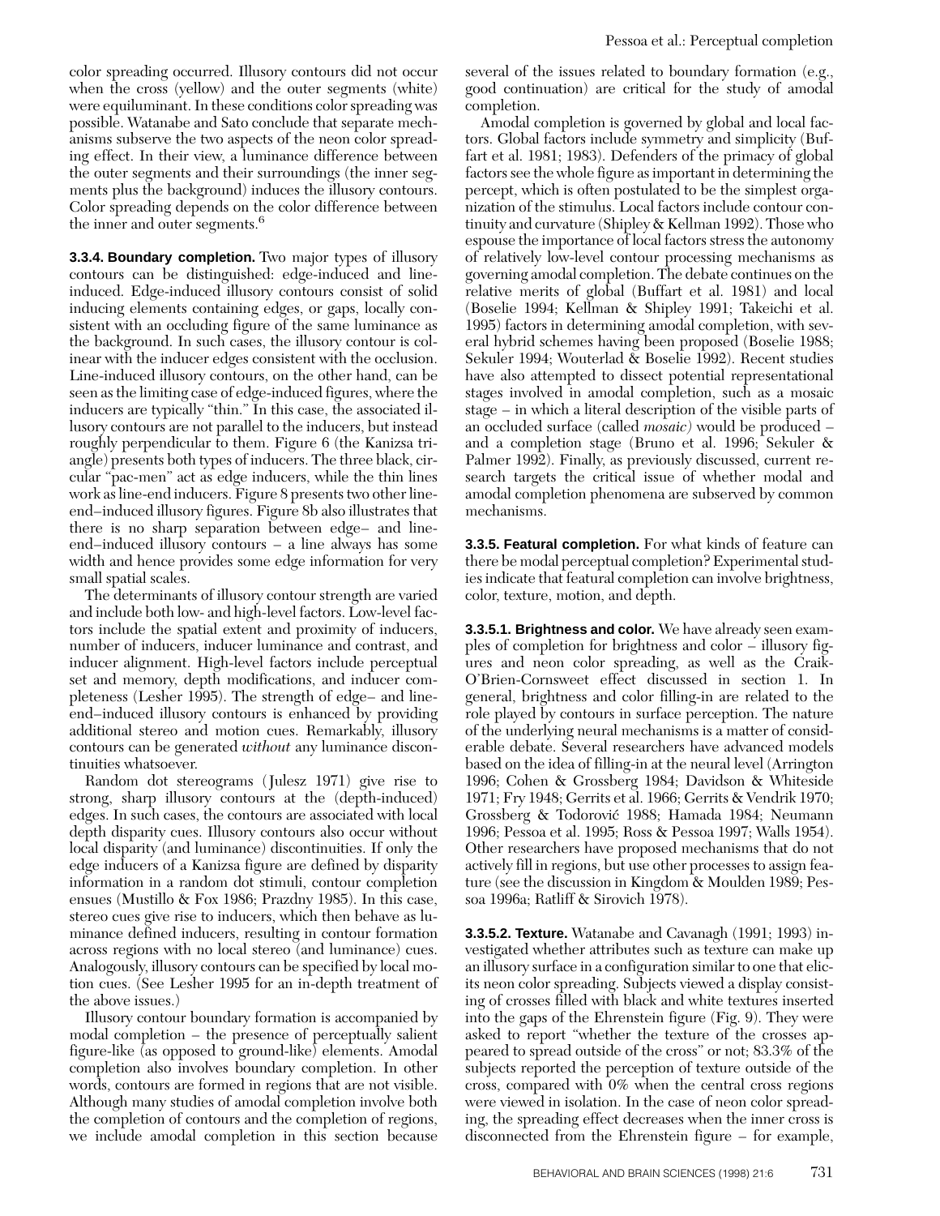color spreading occurred. Illusory contours did not occur when the cross (yellow) and the outer segments (white) were equiluminant. In these conditions color spreading was possible. Watanabe and Sato conclude that separate mechanisms subserve the two aspects of the neon color spreading effect. In their view, a luminance difference between the outer segments and their surroundings (the inner segments plus the background) induces the illusory contours. Color spreading depends on the color difference between the inner and outer segments.[6]

**3.3.4. Boundary completion.** Two major types of illusory contours can be distinguished: edge-induced and line-induced. Edge-induced illusory contours consist of solid inducing elements containing edges, or gaps, locally consistent with an occluding figure of the same luminance as the background. In such cases, the illusory contour is colinear with the inducer edges consistent with the occlusion. Line-induced illusory contours, on the other hand, can be seen as the limiting case of edge-induced figures, where the inducers are typically "thin." In this case, the associated illusory contours are not parallel to the inducers, but instead roughly perpendicular to them. Figure 6 (the Kanizsa triangle) presents both types of inducers. The three black, circular "pac-men" act as edge inducers, while the thin lines work as line-end inducers. Figure 8 presents two other line-end–induced illusory figures. Figure 8b also illustrates that there is no sharp separation between edge– and line-end–induced illusory contours – a line always has some width and hence provides some edge information for very small spatial scales.

The determinants of illusory contour strength are varied and include both low- and high-level factors. Low-level factors include the spatial extent and proximity of inducers, number of inducers, inducer luminance and contrast, and inducer alignment. High-level factors include perceptual set and memory, depth modifications, and inducer completeness (Lesher 1995). The strength of edge– and line-end–induced illusory contours is enhanced by providing additional stereo and motion cues. Remarkably, illusory contours can be generated *without* any luminance discontinuities whatsoever.

Random dot stereograms (Julesz 1971) give rise to strong, sharp illusory contours at the (depth-induced) edges. In such cases, the contours are associated with local depth disparity cues. Illusory contours also occur without local disparity (and luminance) discontinuities. If only the edge inducers of a Kanizsa figure are defined by disparity information in a random dot stimuli, contour completion ensues (Mustillo & Fox 1986; Prazdny 1985). In this case, stereo cues give rise to inducers, which then behave as luminance defined inducers, resulting in contour formation across regions with no local stereo (and luminance) cues. Analogously, illusory contours can be specified by local motion cues. (See Lesher 1995 for an in-depth treatment of the above issues.)

Illusory contour boundary formation is accompanied by modal completion – the presence of perceptually salient figure-like (as opposed to ground-like) elements. Amodal completion also involves boundary completion. In other words, contours are formed in regions that are not visible. Although many studies of amodal completion involve both the completion of contours and the completion of regions, we include amodal completion in this section because several of the issues related to boundary formation (e.g., good continuation) are critical for the study of amodal completion.

Amodal completion is governed by global and local factors. Global factors include symmetry and simplicity (Buffart et al. 1981; 1983). Defenders of the primacy of global factors see the whole figure as important in determining the percept, which is often postulated to be the simplest organization of the stimulus. Local factors include contour continuity and curvature (Shipley & Kellman 1992). Those who espouse the importance of local factors stress the autonomy of relatively low-level contour processing mechanisms as governing amodal completion. The debate continues on the relative merits of global (Buffart et al. 1981) and local (Boselie 1994; Kellman & Shipley 1991; Takeichi et al. 1995) factors in determining amodal completion, with several hybrid schemes having been proposed (Boselie 1988; Sekuler 1994; Wouterlad & Boselie 1992). Recent studies have also attempted to dissect potential representational stages involved in amodal completion, such as a mosaic stage – in which a literal description of the visible parts of an occluded surface (called *mosaic*) would be produced – and a completion stage (Bruno et al. 1996; Sekuler & Palmer 1992). Finally, as previously discussed, current research targets the critical issue of whether modal and amodal completion phenomena are subserved by common mechanisms.

**3.3.5. Featural completion.** For what kinds of feature can there be modal perceptual completion? Experimental studies indicate that featural completion can involve brightness, color, texture, motion, and depth.

**3.3.5.1. Brightness and color.** We have already seen examples of completion for brightness and color – illusory figures and neon color spreading, as well as the Craik-O'Brien-Cornsweet effect discussed in section 1. In general, brightness and color filling-in are related to the role played by contours in surface perception. The nature of the underlying neural mechanisms is a matter of considerable debate. Several researchers have advanced models based on the idea of filling-in at the neural level (Arrington 1996; Cohen & Grossberg 1984; Davidson & Whiteside 1971; Fry 1948; Gerrits et al. 1966; Gerrits & Vendrik 1970; Grossberg & Todorović 1988; Hamada 1984; Neumann 1996; Pessoa et al. 1995; Ross & Pessoa 1997; Walls 1954). Other researchers have proposed mechanisms that do not actively fill in regions, but use other processes to assign feature (see the discussion in Kingdom & Moulden 1989; Pessoa 1996a; Ratliff & Sirovich 1978).

**3.3.5.2. Texture.** Watanabe and Cavanagh (1991; 1993) investigated whether attributes such as texture can make up an illusory surface in a configuration similar to one that elicits neon color spreading. Subjects viewed a display consisting of crosses filled with black and white textures inserted into the gaps of the Ehrenstein figure (Fig. 9). They were asked to report "whether the texture of the crosses appeared to spread outside of the cross" or not; 83.3% of the subjects reported the perception of texture outside of the cross, compared with 0% when the central cross regions were viewed in isolation. In the case of neon color spreading, the spreading effect decreases when the inner cross is disconnected from the Ehrenstein figure – for example,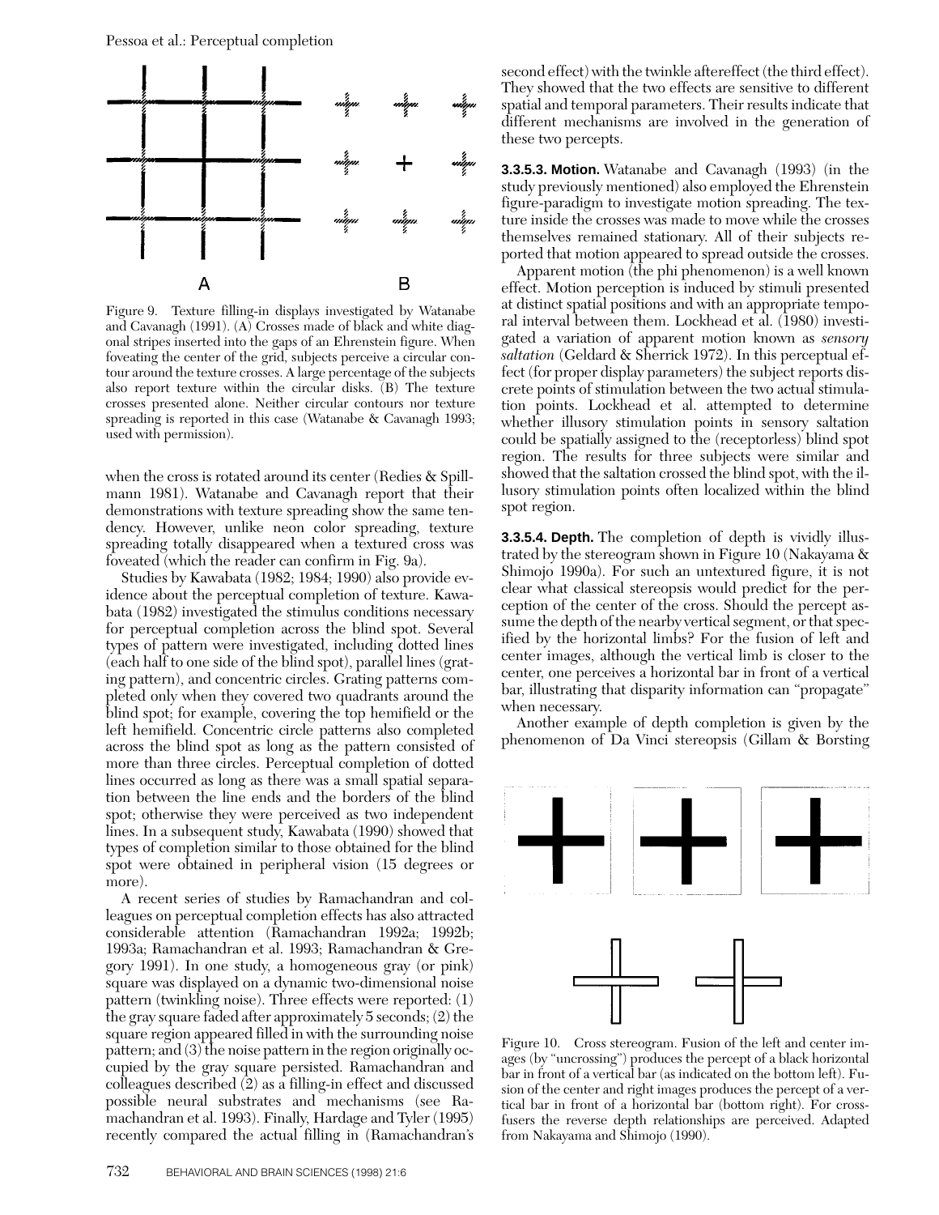Figure 9. Texture filling-in displays investigated by Watanabe and Cavanagh (1991). (A) Crosses made of black and white diagonal stripes inserted into the gaps of an Ehrenstein figure. When foveating the center of the grid, subjects perceive a circular contour around the texture crosses. A large percentage of the subjects also report texture within the circular disks. (B) The texture crosses presented alone. Neither circular contours nor texture spreading is reported in this case (Watanabe & Cavanagh 1993; used with permission).

when the cross is rotated around its center (Redies & Spillmann 1981). Watanabe and Cavanagh report that their demonstrations with texture spreading show the same tendency. However, unlike neon color spreading, texture spreading totally disappeared when a textured cross was foveated (which the reader can confirm in Fig. 9a).

Studies by Kawabata (1982; 1984; 1990) also provide evidence about the perceptual completion of texture. Kawabata (1982) investigated the stimulus conditions necessary for perceptual completion across the blind spot. Several types of pattern were investigated, including dotted lines (each half to one side of the blind spot), parallel lines (grating pattern), and concentric circles. Grating patterns completed only when they covered two quadrants around the blind spot; for example, covering the top hemifield or the left hemifield. Concentric circle patterns also completed across the blind spot as long as the pattern consisted of more than three circles. Perceptual completion of dotted lines occurred as long as there was a small spatial separation between the line ends and the borders of the blind spot; otherwise they were perceived as two independent lines. In a subsequent study, Kawabata (1990) showed that types of completion similar to those obtained for the blind spot were obtained in peripheral vision (15 degrees or more).

A recent series of studies by Ramachandran and colleagues on perceptual completion effects has also attracted considerable attention (Ramachandran 1992a; 1992b; 1993a; Ramachandran et al. 1993; Ramachandran & Gregory 1991). In one study, a homogeneous gray (or pink) square was displayed on a dynamic two-dimensional noise pattern (twinkling noise). Three effects were reported: (1) the gray square faded after approximately 5 seconds; (2) the square region appeared filled in with the surrounding noise pattern; and (3) the noise pattern in the region originally occupied by the gray square persisted. Ramachandran and colleagues described (2) as a filling-in effect and discussed possible neural substrates and mechanisms (see Ramachandran et al. 1993). Finally, Hardage and Tyler (1995) recently compared the actual filling in (Ramachandran's second effect) with the twinkle aftereffect (the third effect). They showed that the two effects are sensitive to different spatial and temporal parameters. Their results indicate that different mechanisms are involved in the generation of these two percepts.

**3.3.5.3. Motion.** Watanabe and Cavanagh (1993) (in the study previously mentioned) also employed the Ehrenstein figure-paradigm to investigate motion spreading. The texture inside the crosses was made to move while the crosses themselves remained stationary. All of their subjects reported that motion appeared to spread outside the crosses.

Apparent motion (the phi phenomenon) is a well known effect. Motion perception is induced by stimuli presented at distinct spatial positions and with an appropriate temporal interval between them. Lockhead et al. (1980) investigated a variation of apparent motion known as *sensory saltation* (Geldard & Sherrick 1972). In this perceptual effect (for proper display parameters) the subject reports discrete points of stimulation between the two actual stimulation points. Lockhead et al. attempted to determine whether illusory stimulation points in sensory saltation could be spatially assigned to the (receptorless) blind spot region. The results for three subjects were similar and showed that the saltation crossed the blind spot, with the illusory stimulation points often localized within the blind spot region.

**3.3.5.4. Depth.** The completion of depth is vividly illustrated by the stereogram shown in Figure 10 (Nakayama & Shimojo 1990a). For such an untextured figure, it is not clear what classical stereopsis would predict for the perception of the center of the cross. Should the percept assume the depth of the nearby vertical segment, or that specified by the horizontal limbs? For the fusion of left and center images, although the vertical limb is closer to the center, one perceives a horizontal bar in front of a vertical bar, illustrating that disparity information can "propagate" when necessary.

Another example of depth completion is given by the phenomenon of Da Vinci stereopsis (Gillam & Borsting

Figure 10. Cross stereogram. Fusion of the left and center images (by "uncrossing") produces the percept of a black horizontal bar in front of a vertical bar (as indicated on the bottom left). Fusion of the center and right images produces the percept of a vertical bar in front of a horizontal bar (bottom right). For cross-fusers the reverse depth relationships are perceived. Adapted from Nakayama and Shimojo (1990).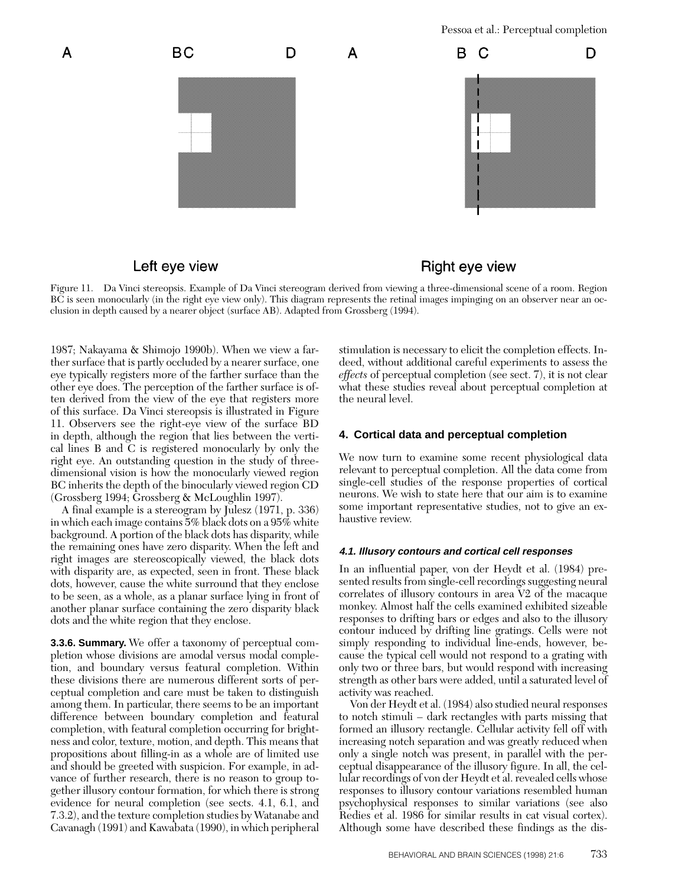Figure 11. Da Vinci stereopsis. Example of Da Vinci stereogram derived from viewing a three-dimensional scene of a room. Region BC is seen monocularly (in the right eye view only). This diagram represents the retinal images impinging on an observer near an occlusion in depth caused by a nearer object (surface AB). Adapted from Grossberg (1994).

1987; Nakayama & Shimojo 1990b). When we view a farther surface that is partly occluded by a nearer surface, one eye typically registers more of the farther surface than the other eye does. The perception of the farther surface is often derived from the view of the eye that registers more of this surface. Da Vinci stereopsis is illustrated in Figure 11. Observers see the right-eye view of the surface BD in depth, although the region that lies between the vertical lines B and C is registered monocularly by only the right eye. An outstanding question in the study of three-dimensional vision is how the monocularly viewed region BC inherits the depth of the binocularly viewed region CD (Grossberg 1994; Grossberg & McLoughlin 1997).

A final example is a stereogram by Julesz (1971, p. 336) in which each image contains 5% black dots on a 95% white background. A portion of the black dots has disparity, while the remaining ones have zero disparity. When the left and right images are stereoscopically viewed, the black dots with disparity are, as expected, seen in front. These black dots, however, cause the white surround that they enclose to be seen, as a whole, as a planar surface lying in front of another planar surface containing the zero disparity black dots and the white region that they enclose.

**3.3.6. Summary.** We offer a taxonomy of perceptual completion whose divisions are amodal versus modal completion, and boundary versus featural completion. Within these divisions there are numerous different sorts of perceptual completion and care must be taken to distinguish among them. In particular, there seems to be an important difference between boundary completion and featural completion, with featural completion occurring for brightness and color, texture, motion, and depth. This means that propositions about filling-in as a whole are of limited use and should be greeted with suspicion. For example, in advance of further research, there is no reason to group together illusory contour formation, for which there is strong evidence for neural completion (see sects. 4.1, 6.1, and 7.3.2), and the texture completion studies by Watanabe and Cavanagh (1991) and Kawabata (1990), in which peripheral stimulation is necessary to elicit the completion effects. Indeed, without additional careful experiments to assess the *effects* of perceptual completion (see sect. 7), it is not clear what these studies reveal about perceptual completion at the neural level.

## 4. Cortical data and perceptual completion

We now turn to examine some recent physiological data relevant to perceptual completion. All the data come from single-cell studies of the response properties of cortical neurons. We wish to state here that our aim is to examine some important representative studies, not to give an exhaustive review.

### 4.1. Illusory contours and cortical cell responses

In an influential paper, von der Heydt et al. (1984) presented results from single-cell recordings suggesting neural correlates of illusory contours in area V2 of the macaque monkey. Almost half the cells examined exhibited sizeable responses to drifting bars or edges and also to the illusory contour induced by drifting line gratings. Cells were not simply responding to individual line-ends, however, because the typical cell would not respond to a grating with only two or three bars, but would respond with increasing strength as other bars were added, until a saturated level of activity was reached.

Von der Heydt et al. (1984) also studied neural responses to notch stimuli – dark rectangles with parts missing that formed an illusory rectangle. Cellular activity fell off with increasing notch separation and was greatly reduced when only a single notch was present, in parallel with the perceptual disappearance of the illusory figure. In all, the cellular recordings of von der Heydt et al. revealed cells whose responses to illusory contour variations resembled human psychophysical responses to similar variations (see also Redies et al. 1986 for similar results in cat visual cortex). Although some have described these findings as the dis-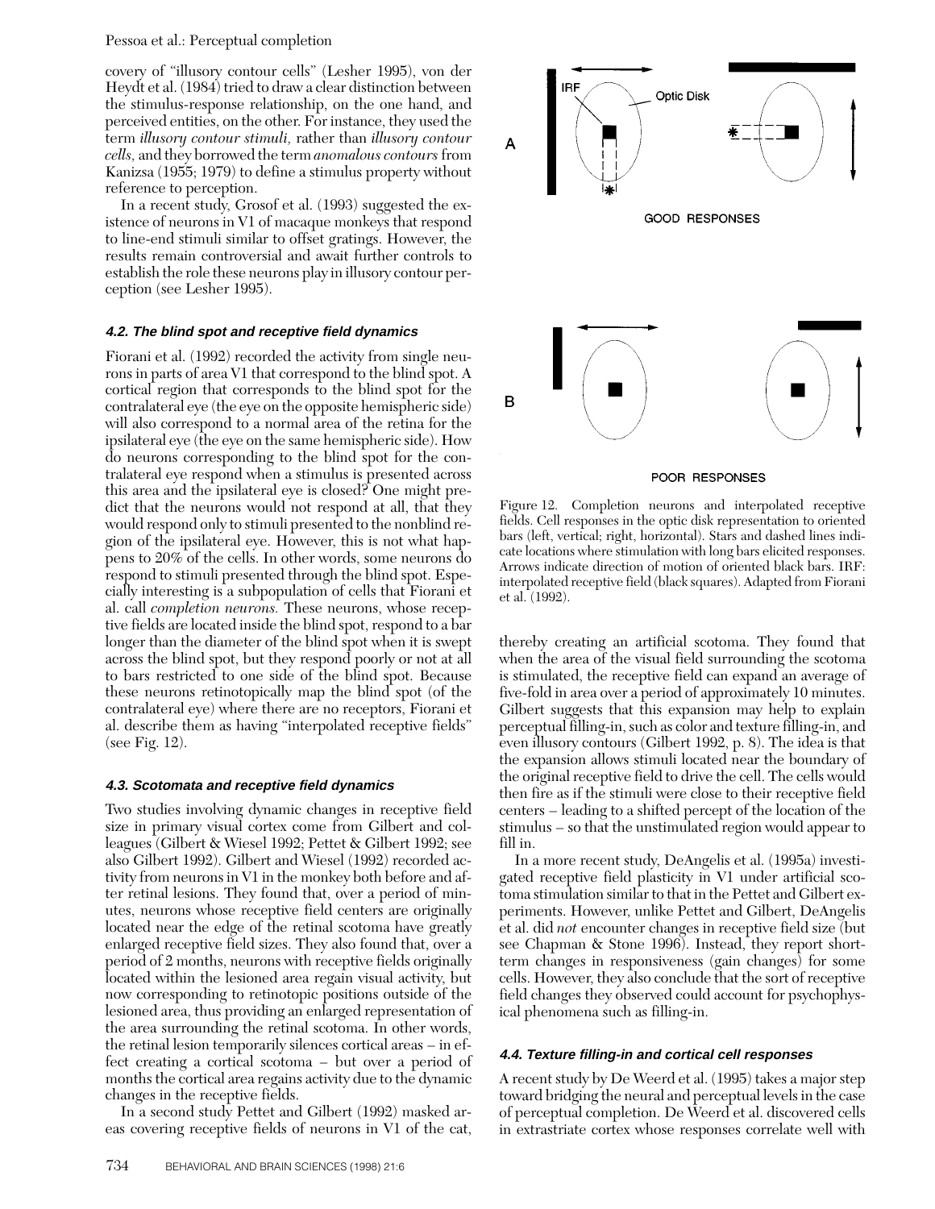covery of "illusory contour cells" (Lesher 1995), von der Heydt et al. (1984) tried to draw a clear distinction between the stimulus-response relationship, on the one hand, and perceived entities, on the other. For instance, they used the term *illusory contour stimuli,* rather than *illusory contour cells,* and they borrowed the term *anomalous contours* from Kanizsa (1955; 1979) to define a stimulus property without reference to perception.

In a recent study, Grosof et al. (1993) suggested the existence of neurons in V1 of macaque monkeys that respond to line-end stimuli similar to offset gratings. However, the results remain controversial and await further controls to establish the role these neurons play in illusory contour perception (see Lesher 1995).

#### 4.2. The blind spot and receptive field dynamics

Fiorani et al. (1992) recorded the activity from single neurons in parts of area V1 that correspond to the blind spot. A cortical region that corresponds to the blind spot for the contralateral eye (the eye on the opposite hemispheric side) will also correspond to a normal area of the retina for the ipsilateral eye (the eye on the same hemispheric side). How do neurons corresponding to the blind spot for the contralateral eye respond when a stimulus is presented across this area and the ipsilateral eye is closed? One might predict that the neurons would not respond at all, that they would respond only to stimuli presented to the nonblind region of the ipsilateral eye. However, this is not what happens to 20% of the cells. In other words, some neurons do respond to stimuli presented through the blind spot. Especially interesting is a subpopulation of cells that Fiorani et al. call *completion neurons.* These neurons, whose receptive fields are located inside the blind spot, respond to a bar longer than the diameter of the blind spot when it is swept across the blind spot, but they respond poorly or not at all to bars restricted to one side of the blind spot. Because these neurons retinotopically map the blind spot (of the contralateral eye) where there are no receptors, Fiorani et al. describe them as having "interpolated receptive fields" (see Fig. 12).

Figure 12. Completion neurons and interpolated receptive fields. Cell responses in the optic disk representation to oriented bars (left, vertical; right, horizontal). Stars and dashed lines indicate locations where stimulation with long bars elicited responses. Arrows indicate direction of motion of oriented black bars. IRF: interpolated receptive field (black squares). Adapted from Fiorani et al. (1992).

#### 4.3. Scotomata and receptive field dynamics

Two studies involving dynamic changes in receptive field size in primary visual cortex come from Gilbert and colleagues (Gilbert & Wiesel 1992; Pettet & Gilbert 1992; see also Gilbert 1992). Gilbert and Wiesel (1992) recorded activity from neurons in V1 in the monkey both before and after retinal lesions. They found that, over a period of minutes, neurons whose receptive field centers are originally located near the edge of the retinal scotoma have greatly enlarged receptive field sizes. They also found that, over a period of 2 months, neurons with receptive fields originally located within the lesioned area regain visual activity, but now corresponding to retinotopic positions outside of the lesioned area, thus providing an enlarged representation of the area surrounding the retinal scotoma. In other words, the retinal lesion temporarily silences cortical areas – in effect creating a cortical scotoma – but over a period of months the cortical area regains activity due to the dynamic changes in the receptive fields.

In a second study Pettet and Gilbert (1992) masked areas covering receptive fields of neurons in V1 of the cat, thereby creating an artificial scotoma. They found that when the area of the visual field surrounding the scotoma is stimulated, the receptive field can expand an average of five-fold in area over a period of approximately 10 minutes. Gilbert suggests that this expansion may help to explain perceptual filling-in, such as color and texture filling-in, and even illusory contours (Gilbert 1992, p. 8). The idea is that the expansion allows stimuli located near the boundary of the original receptive field to drive the cell. The cells would then fire as if the stimuli were close to their receptive field centers – leading to a shifted percept of the location of the stimulus – so that the unstimulated region would appear to fill in.

In a more recent study, DeAngelis et al. (1995a) investigated receptive field plasticity in V1 under artificial scotoma stimulation similar to that in the Pettet and Gilbert experiments. However, unlike Pettet and Gilbert, DeAngelis et al. did *not* encounter changes in receptive field size (but see Chapman & Stone 1996). Instead, they report short-term changes in responsiveness (gain changes) for some cells. However, they also conclude that the sort of receptive field changes they observed could account for psychophysical phenomena such as filling-in.

#### 4.4. Texture filling-in and cortical cell responses

A recent study by De Weerd et al. (1995) takes a major step toward bridging the neural and perceptual levels in the case of perceptual completion. De Weerd et al. discovered cells in extrastriate cortex whose responses correlate well with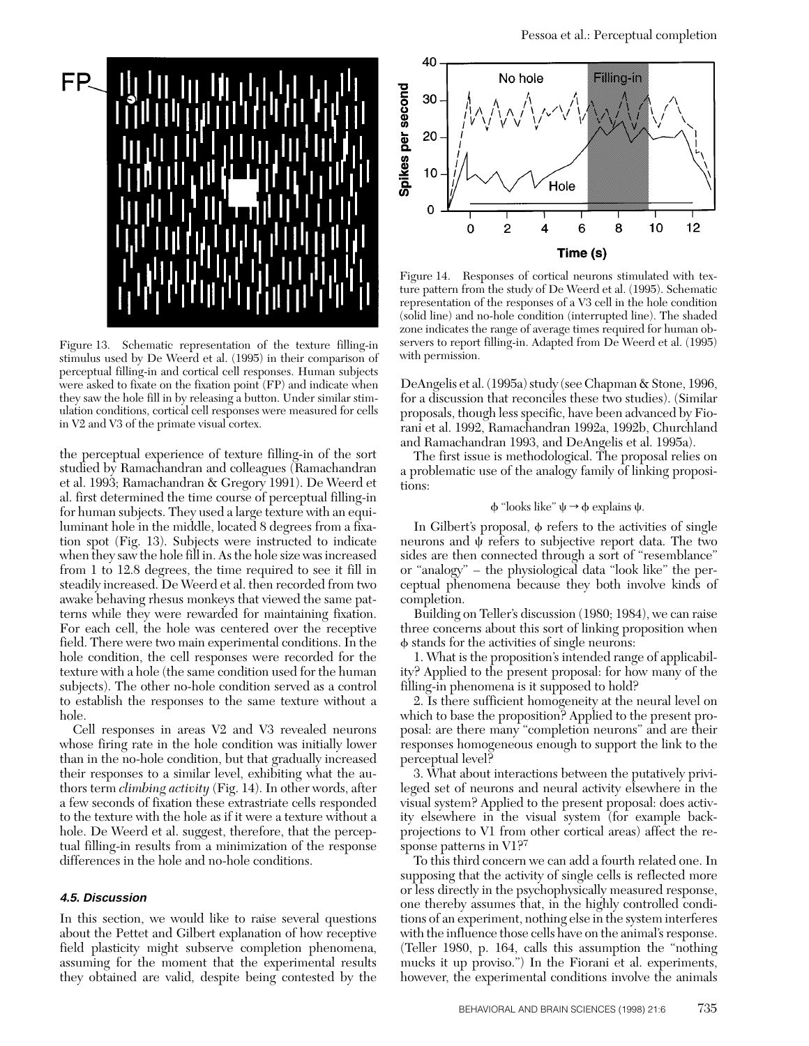Figure 13. Schematic representation of the texture filling-in stimulus used by De Weerd et al. (1995) in their comparison of perceptual filling-in and cortical cell responses. Human subjects were asked to fixate on the fixation point (FP) and indicate when they saw the hole fill in by releasing a button. Under similar stimulation conditions, cortical cell responses were measured for cells in V2 and V3 of the primate visual cortex.

the perceptual experience of texture filling-in of the sort studied by Ramachandran and colleagues (Ramachandran et al. 1993; Ramachandran & Gregory 1991). De Weerd et al. first determined the time course of perceptual filling-in for human subjects. They used a large texture with an equiluminant hole in the middle, located 8 degrees from a fixation spot (Fig. 13). Subjects were instructed to indicate when they saw the hole fill in. As the hole size was increased from 1 to 12.8 degrees, the time required to see it fill in steadily increased. De Weerd et al. then recorded from two awake behaving rhesus monkeys that viewed the same patterns while they were rewarded for maintaining fixation. For each cell, the hole was centered over the receptive field. There were two main experimental conditions. In the hole condition, the cell responses were recorded for the texture with a hole (the same condition used for the human subjects). The other no-hole condition served as a control to establish the responses to the same texture without a hole.

Cell responses in areas V2 and V3 revealed neurons whose firing rate in the hole condition was initially lower than in the no-hole condition, but that gradually increased their responses to a similar level, exhibiting what the authors term *climbing activity* (Fig. 14). In other words, after a few seconds of fixation these extrastriate cells responded to the texture with the hole as if it were a texture without a hole. De Weerd et al. suggest, therefore, that the perceptual filling-in results from a minimization of the response differences in the hole and no-hole conditions.

### 4.5. Discussion

In this section, we would like to raise several questions about the Pettet and Gilbert explanation of how receptive field plasticity might subserve completion phenomena, assuming for the moment that the experimental results they obtained are valid, despite being contested by the

Figure 14. Responses of cortical neurons stimulated with texture pattern from the study of De Weerd et al. (1995). Schematic representation of the responses of a V3 cell in the hole condition (solid line) and no-hole condition (interrupted line). The shaded zone indicates the range of average times required for human observers to report filling-in. Adapted from De Weerd et al. (1995) with permission.

DeAngelis et al. (1995a) study (see Chapman & Stone, 1996, for a discussion that reconciles these two studies). (Similar proposals, though less specific, have been advanced by Fiorani et al. 1992, Ramachandran 1992a, 1992b, Churchland and Ramachandran 1993, and DeAngelis et al. 1995a).

The first issue is methodological. The proposal relies on a problematic use of the analogy family of linking propositions:

$$\phi \text{ "looks like" } \psi \rightarrow \phi \text{ explains } \psi.$$

In Gilbert's proposal, $\phi$ refers to the activities of single neurons and $\psi$ refers to subjective report data. The two sides are then connected through a sort of "resemblance" or "analogy" – the physiological data "look like" the perceptual phenomena because they both involve kinds of completion.

Building on Teller's discussion (1980; 1984), we can raise three concerns about this sort of linking proposition when $\phi$ stands for the activities of single neurons:

1. What is the proposition's intended range of applicability? Applied to the present proposal: for how many of the filling-in phenomena is it supposed to hold?

2. Is there sufficient homogeneity at the neural level on which to base the proposition? Applied to the present proposal: are there many "completion neurons" and are their responses homogeneous enough to support the link to the perceptual level?

3. What about interactions between the putatively privileged set of neurons and neural activity elsewhere in the visual system? Applied to the present proposal: does activity elsewhere in the visual system (for example back-projections to V1 from other cortical areas) affect the response patterns in V1?[7]

To this third concern we can add a fourth related one. In supposing that the activity of single cells is reflected more or less directly in the psychophysically measured response, one thereby assumes that, in the highly controlled conditions of an experiment, nothing else in the system interferes with the influence those cells have on the animal's response. (Teller 1980, p. 164, calls this assumption the "nothing mucks it up proviso.") In the Fiorani et al. experiments, however, the experimental conditions involve the animals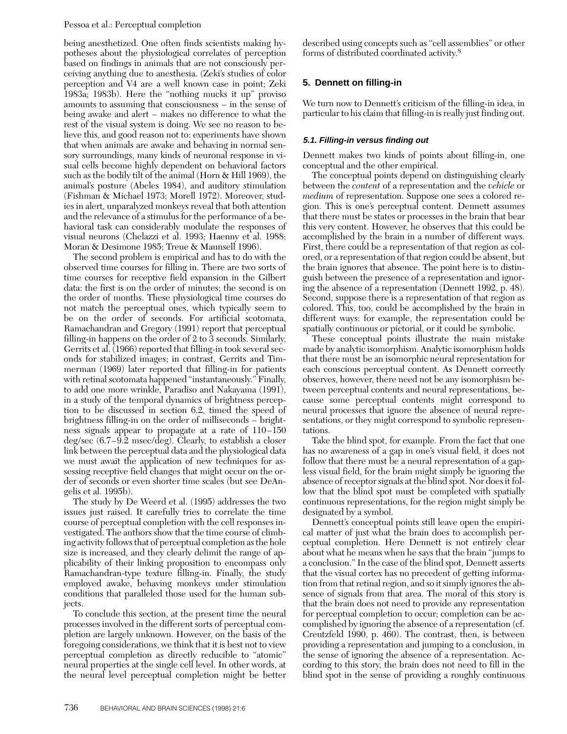being anesthetized. One often finds scientists making hypotheses about the physiological correlates of perception based on findings in animals that are not consciously perceiving anything due to anesthesia. (Zeki's studies of color perception and V4 are a well known case in point; Zeki 1983a; 1983b). Here the "nothing mucks it up" proviso amounts to assuming that consciousness – in the sense of being awake and alert – makes no difference to what the rest of the visual system is doing. We see no reason to believe this, and good reason not to: experiments have shown that when animals are awake and behaving in normal sensory surroundings, many kinds of neuronal response in visual cells become highly dependent on behavioral factors such as the bodily tilt of the animal (Horn & Hill 1969), the animal's posture (Abeles 1984), and auditory stimulation (Fishman & Michael 1973; Morell 1972). Moreover, studies in alert, unparalyzed monkeys reveal that both attention and the relevance of a stimulus for the performance of a behavioral task can considerably modulate the responses of visual neurons (Chelazzi et al. 1993; Haenny et al. 1988; Moran & Desimone 1985; Treue & Maunsell 1996).

The second problem is empirical and has to do with the observed time courses for filling in. There are two sorts of time courses for receptive field expansion in the Gilbert data: the first is on the order of minutes; the second is on the order of months. These physiological time courses do not match the perceptual ones, which typically seem to be on the order of seconds. For artificial scotomata, Ramachandran and Gregory (1991) report that perceptual filling-in happens on the order of 2 to 3 seconds. Similarly, Gerrits et al. (1966) reported that filling-in took several seconds for stabilized images; in contrast, Gerrits and Timmerman (1969) later reported that filling-in for patients with retinal scotomata happened "instantaneously." Finally, to add one more wrinkle, Paradiso and Nakayama (1991), in a study of the temporal dynamics of brightness perception to be discussed in section 6.2, timed the speed of brightness filling-in on the order of milliseconds – brightness signals appear to propagate at a rate of 110–150 deg/sec (6.7–9.2 msec/deg). Clearly, to establish a closer link between the perceptual data and the physiological data we must await the application of new techniques for assessing receptive field changes that might occur on the order of seconds or even shorter time scales (but see DeAngelis et al. 1995b).

The study by De Weerd et al. (1995) addresses the two issues just raised. It carefully tries to correlate the time course of perceptual completion with the cell responses investigated. The authors show that the time course of climbing activity follows that of perceptual completion as the hole size is increased, and they clearly delimit the range of applicability of their linking proposition to encompass only Ramachandran-type texture filling-in. Finally, the study employed awake, behaving monkeys under stimulation conditions that paralleled those used for the human subjects.

To conclude this section, at the present time the neural processes involved in the different sorts of perceptual completion are largely unknown. However, on the basis of the foregoing considerations, we think that it is best not to view perceptual completion as directly reducible to "atomic" neural properties at the single cell level. In other words, at the neural level perceptual completion might be better described using concepts such as "cell assemblies" or other forms of distributed coordinated activity.[8]

## 5. Dennett on filling-in

We turn now to Dennett's criticism of the filling-in idea, in particular to his claim that filling-in is really just finding out.

### 5.1. Filling-in versus finding out

Dennett makes two kinds of points about filling-in, one conceptual and the other empirical.

The conceptual points depend on distinguishing clearly between the *content* of a representation and the *vehicle* or *medium* of representation. Suppose one sees a colored region. This is one's perceptual content. Dennett assumes that there must be states or processes in the brain that bear this very content. However, he observes that this could be accomplished by the brain in a number of different ways. First, there could be a representation of that region as colored, or a representation of that region could be absent, but the brain ignores that absence. The point here is to distinguish between the presence of a representation and ignoring the absence of a representation (Dennett 1992, p. 48). Second, suppose there is a representation of that region as colored. This, too, could be accomplished by the brain in different ways: for example, the representation could be spatially continuous or pictorial, or it could be symbolic.

These conceptual points illustrate the main mistake made by analytic isomorphism. Analytic isomorphism holds that there must be an isomorphic neural representation for each conscious perceptual content. As Dennett correctly observes, however, there need not be any isomorphism between perceptual contents and neural representations, because some perceptual contents might correspond to neural processes that ignore the absence of neural representations, or they might correspond to symbolic representations.

Take the blind spot, for example. From the fact that one has no awareness of a gap in one's visual field, it does not follow that there must be a neural representation of a gapless visual field, for the brain might simply be ignoring the absence of receptor signals at the blind spot. Nor does it follow that the blind spot must be completed with spatially continuous representations, for the region might simply be designated by a symbol.

Dennett's conceptual points still leave open the empirical matter of just what the brain does to accomplish perceptual completion. Here Dennett is not entirely clear about what he means when he says that the brain "jumps to a conclusion." In the case of the blind spot, Dennett asserts that the visual cortex has no precedent of getting information from that retinal region, and so it simply ignores the absence of signals from that area. The moral of this story is that the brain does not need to provide any representation for perceptual completion to occur; completion can be accomplished by ignoring the absence of a representation (cf. Creutzfeld 1990, p. 460). The contrast, then, is between providing a representation and jumping to a conclusion, in the sense of ignoring the absence of a representation. According to this story, the brain does not need to fill in the blind spot in the sense of providing a roughly continuous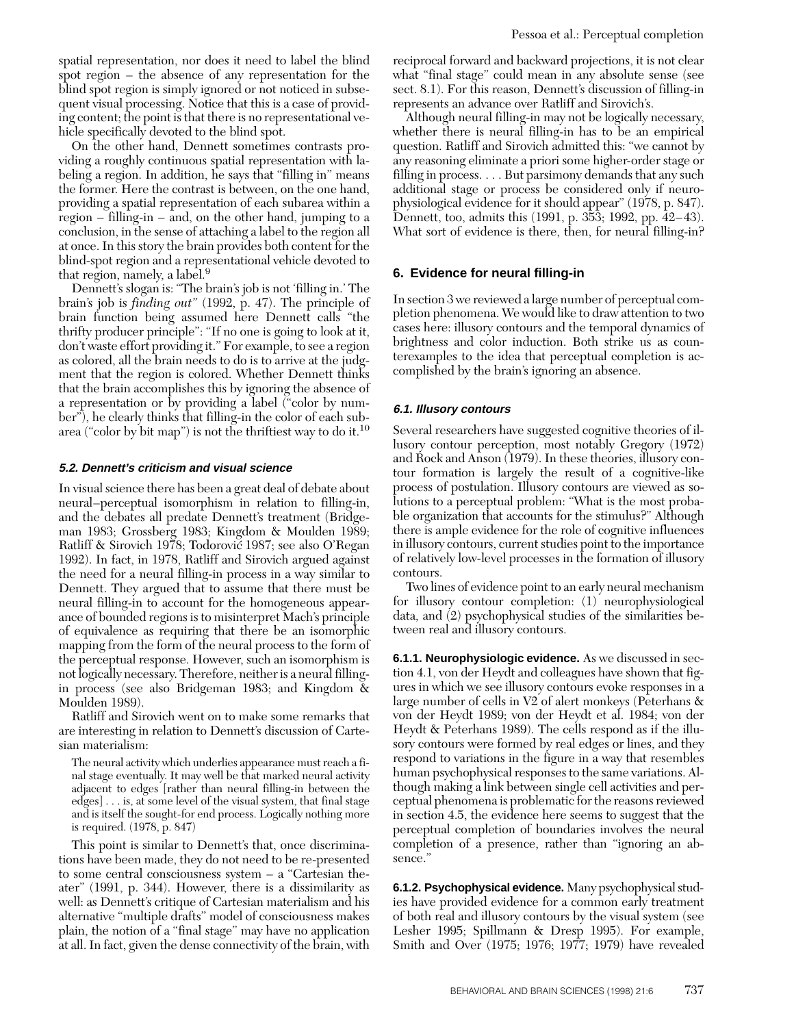spatial representation, nor does it need to label the blind spot region – the absence of any representation for the blind spot region is simply ignored or not noticed in subsequent visual processing. Notice that this is a case of providing content; the point is that there is no representational vehicle specifically devoted to the blind spot.

On the other hand, Dennett sometimes contrasts providing a roughly continuous spatial representation with labeling a region. In addition, he says that "filling in" means the former. Here the contrast is between, on the one hand, providing a spatial representation of each subarea within a region – filling-in – and, on the other hand, jumping to a conclusion, in the sense of attaching a label to the region all at once. In this story the brain provides both content for the blind-spot region and a representational vehicle devoted to that region, namely, a label.[9]

Dennett's slogan is: "The brain's job is not 'filling in.' The brain's job is *finding out*" (1992, p. 47). The principle of brain function being assumed here Dennett calls "the thrifty producer principle": "If no one is going to look at it, don't waste effort providing it." For example, to see a region as colored, all the brain needs to do is to arrive at the judgment that the region is colored. Whether Dennett thinks that the brain accomplishes this by ignoring the absence of a representation or by providing a label ("color by number"), he clearly thinks that filling-in the color of each subarea ("color by bit map") is not the thriftiest way to do it.[10]

### 5.2. Dennett's criticism and visual science

In visual science there has been a great deal of debate about neural–perceptual isomorphism in relation to filling-in, and the debates all predate Dennett's treatment (Bridgeman 1983; Grossberg 1983; Kingdom & Moulden 1989; Ratliff & Sirovich 1978; Todorović 1987; see also O'Regan 1992). In fact, in 1978, Ratliff and Sirovich argued against the need for a neural filling-in process in a way similar to Dennett. They argued that to assume that there must be neural filling-in to account for the homogeneous appearance of bounded regions is to misinterpret Mach's principle of equivalence as requiring that there be an isomorphic mapping from the form of the neural process to the form of the perceptual response. However, such an isomorphism is not logically necessary. Therefore, neither is a neural filling-in process (see also Bridgeman 1983; and Kingdom & Moulden 1989).

Ratliff and Sirovich went on to make some remarks that are interesting in relation to Dennett's discussion of Cartesian materialism:

> The neural activity which underlies appearance must reach a final stage eventually. It may well be that marked neural activity adjacent to edges [rather than neural filling-in between the edges] . . . is, at some level of the visual system, that final stage and is itself the sought-for end process. Logically nothing more is required. (1978, p. 847)

This point is similar to Dennett's that, once discriminations have been made, they do not need to be re-presented to some central consciousness system – a "Cartesian theater" (1991, p. 344). However, there is a dissimilarity as well: as Dennett's critique of Cartesian materialism and his alternative "multiple drafts" model of consciousness makes plain, the notion of a "final stage" may have no application at all. In fact, given the dense connectivity of the brain, with reciprocal forward and backward projections, it is not clear what "final stage" could mean in any absolute sense (see sect. 8.1). For this reason, Dennett's discussion of filling-in represents an advance over Ratliff and Sirovich's.

Although neural filling-in may not be logically necessary, whether there is neural filling-in has to be an empirical question. Ratliff and Sirovich admitted this: "we cannot by any reasoning eliminate a priori some higher-order stage or filling in process. . . . But parsimony demands that any such additional stage or process be considered only if neurophysiological evidence for it should appear" (1978, p. 847). Dennett, too, admits this (1991, p. 353; 1992, pp. 42–43). What sort of evidence is there, then, for neural filling-in?

## 6. Evidence for neural filling-in

In section 3 we reviewed a large number of perceptual completion phenomena. We would like to draw attention to two cases here: illusory contours and the temporal dynamics of brightness and color induction. Both strike us as counterexamples to the idea that perceptual completion is accomplished by the brain's ignoring an absence.

### 6.1. Illusory contours

Several researchers have suggested cognitive theories of illusory contour perception, most notably Gregory (1972) and Rock and Anson (1979). In these theories, illusory contour formation is largely the result of a cognitive-like process of postulation. Illusory contours are viewed as solutions to a perceptual problem: "What is the most probable organization that accounts for the stimulus?" Although there is ample evidence for the role of cognitive influences in illusory contours, current studies point to the importance of relatively low-level processes in the formation of illusory contours.

Two lines of evidence point to an early neural mechanism for illusory contour completion: (1) neurophysiological data, and (2) psychophysical studies of the similarities between real and illusory contours.

**6.1.1. Neurophysiologic evidence.** As we discussed in section 4.1, von der Heydt and colleagues have shown that figures in which we see illusory contours evoke responses in a large number of cells in V2 of alert monkeys (Peterhans & von der Heydt 1989; von der Heydt et al. 1984; von der Heydt & Peterhans 1989). The cells respond as if the illusory contours were formed by real edges or lines, and they respond to variations in the figure in a way that resembles human psychophysical responses to the same variations. Although making a link between single cell activities and perceptual phenomena is problematic for the reasons reviewed in section 4.5, the evidence here seems to suggest that the perceptual completion of boundaries involves the neural completion of a presence, rather than "ignoring an absence."

**6.1.2. Psychophysical evidence.** Many psychophysical studies have provided evidence for a common early treatment of both real and illusory contours by the visual system (see Lesher 1995; Spillmann & Dresp 1995). For example, Smith and Over (1975; 1976; 1977; 1979) have revealed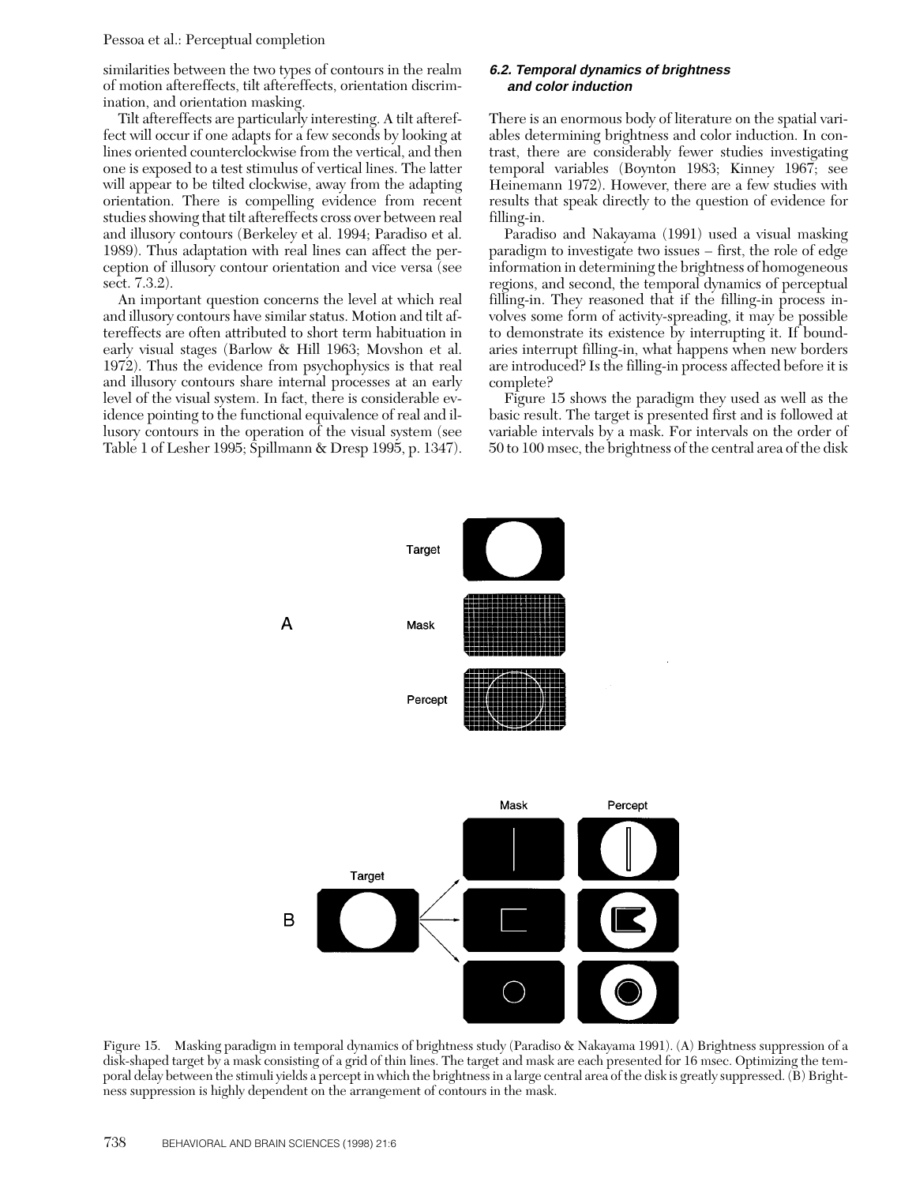similarities between the two types of contours in the realm of motion aftereffects, tilt aftereffects, orientation discrimination, and orientation masking.

Tilt aftereffects are particularly interesting. A tilt aftereffect will occur if one adapts for a few seconds by looking at lines oriented counterclockwise from the vertical, and then one is exposed to a test stimulus of vertical lines. The latter will appear to be tilted clockwise, away from the adapting orientation. There is compelling evidence from recent studies showing that tilt aftereffects cross over between real and illusory contours (Berkeley et al. 1994; Paradiso et al. 1989). Thus adaptation with real lines can affect the perception of illusory contour orientation and vice versa (see sect. 7.3.2).

An important question concerns the level at which real and illusory contours have similar status. Motion and tilt aftereffects are often attributed to short term habituation in early visual stages (Barlow & Hill 1963; Movshon et al. 1972). Thus the evidence from psychophysics is that real and illusory contours share internal processes at an early level of the visual system. In fact, there is considerable evidence pointing to the functional equivalence of real and illusory contours in the operation of the visual system (see Table 1 of Lesher 1995; Spillmann & Dresp 1995, p. 1347).

### 6.2. Temporal dynamics of brightness and color induction

There is an enormous body of literature on the spatial variables determining brightness and color induction. In contrast, there are considerably fewer studies investigating temporal variables (Boynton 1983; Kinney 1967; see Heinemann 1972). However, there are a few studies with results that speak directly to the question of evidence for filling-in.

Paradiso and Nakayama (1991) used a visual masking paradigm to investigate two issues – first, the role of edge information in determining the brightness of homogeneous regions, and second, the temporal dynamics of perceptual filling-in. They reasoned that if the filling-in process involves some form of activity-spreading, it may be possible to demonstrate its existence by interrupting it. If boundaries interrupt filling-in, what happens when new borders are introduced? Is the filling-in process affected before it is complete?

Figure 15 shows the paradigm they used as well as the basic result. The target is presented first and is followed at variable intervals by a mask. For intervals on the order of 50 to 100 msec, the brightness of the central area of the disk

Figure 15. Masking paradigm in temporal dynamics of brightness study (Paradiso & Nakayama 1991). (A) Brightness suppression of a disk-shaped target by a mask consisting of a grid of thin lines. The target and mask are each presented for 16 msec. Optimizing the temporal delay between the stimuli yields a percept in which the brightness in a large central area of the disk is greatly suppressed. (B) Brightness suppression is highly dependent on the arrangement of contours in the mask.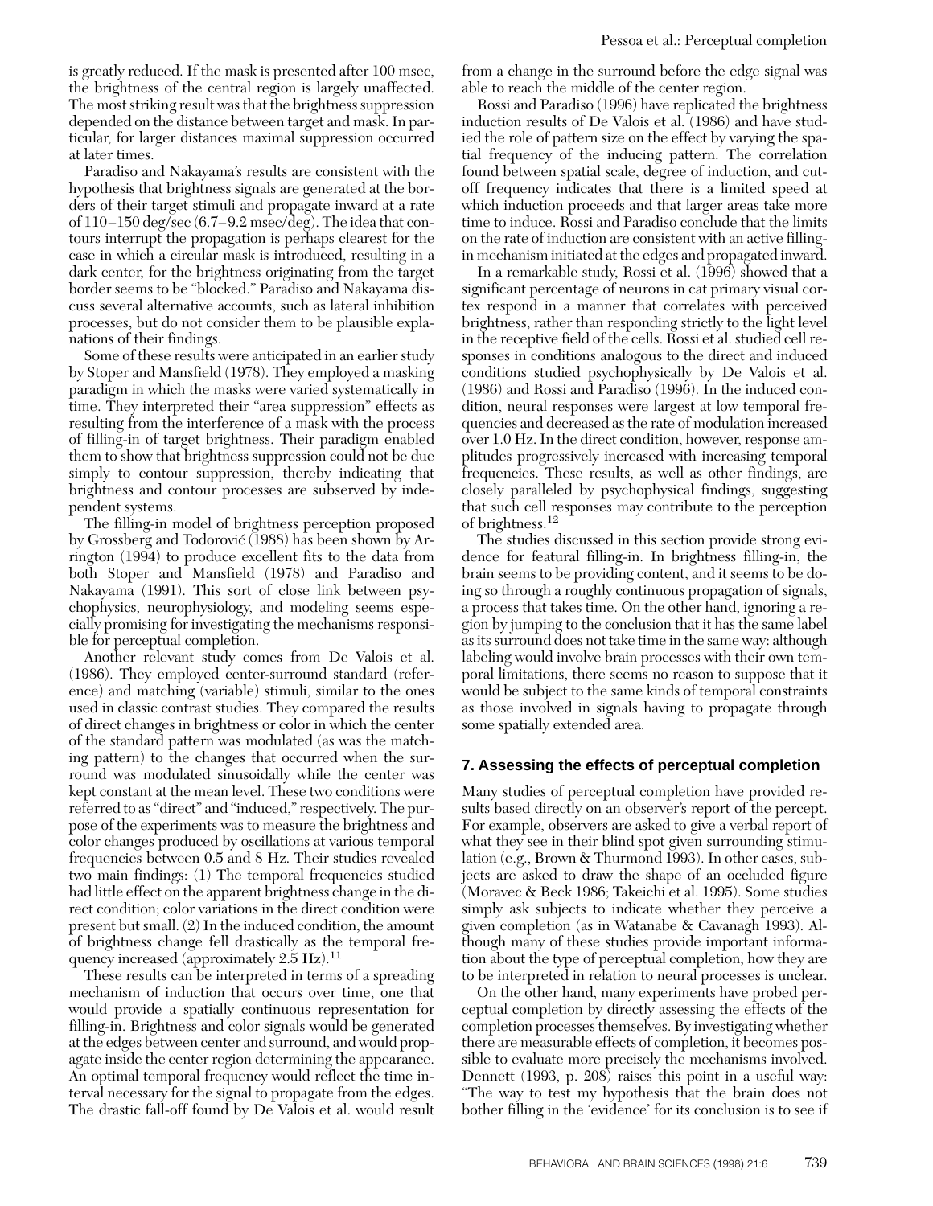is greatly reduced. If the mask is presented after 100 msec, the brightness of the central region is largely unaffected. The most striking result was that the brightness suppression depended on the distance between target and mask. In particular, for larger distances maximal suppression occurred at later times.

Paradiso and Nakayama's results are consistent with the hypothesis that brightness signals are generated at the borders of their target stimuli and propagate inward at a rate of 110–150 deg/sec (6.7–9.2 msec/deg). The idea that contours interrupt the propagation is perhaps clearest for the case in which a circular mask is introduced, resulting in a dark center, for the brightness originating from the target border seems to be "blocked." Paradiso and Nakayama discuss several alternative accounts, such as lateral inhibition processes, but do not consider them to be plausible explanations of their findings.

Some of these results were anticipated in an earlier study by Stoper and Mansfield (1978). They employed a masking paradigm in which the masks were varied systematically in time. They interpreted their "area suppression" effects as resulting from the interference of a mask with the process of filling-in of target brightness. Their paradigm enabled them to show that brightness suppression could not be due simply to contour suppression, thereby indicating that brightness and contour processes are subserved by independent systems.

The filling-in model of brightness perception proposed by Grossberg and Todorović (1988) has been shown by Arrington (1994) to produce excellent fits to the data from both Stoper and Mansfield (1978) and Paradiso and Nakayama (1991). This sort of close link between psychophysics, neurophysiology, and modeling seems especially promising for investigating the mechanisms responsible for perceptual completion.

Another relevant study comes from De Valois et al. (1986). They employed center-surround standard (reference) and matching (variable) stimuli, similar to the ones used in classic contrast studies. They compared the results of direct changes in brightness or color in which the center of the standard pattern was modulated (as was the matching pattern) to the changes that occurred when the surround was modulated sinusoidally while the center was kept constant at the mean level. These two conditions were referred to as "direct" and "induced," respectively. The purpose of the experiments was to measure the brightness and color changes produced by oscillations at various temporal frequencies between 0.5 and 8 Hz. Their studies revealed two main findings: (1) The temporal frequencies studied had little effect on the apparent brightness change in the direct condition; color variations in the direct condition were present but small. (2) In the induced condition, the amount of brightness change fell drastically as the temporal frequency increased (approximately 2.5 Hz).[11]

These results can be interpreted in terms of a spreading mechanism of induction that occurs over time, one that would provide a spatially continuous representation for filling-in. Brightness and color signals would be generated at the edges between center and surround, and would propagate inside the center region determining the appearance. An optimal temporal frequency would reflect the time interval necessary for the signal to propagate from the edges. The drastic fall-off found by De Valois et al. would result from a change in the surround before the edge signal was able to reach the middle of the center region.

Rossi and Paradiso (1996) have replicated the brightness induction results of De Valois et al. (1986) and have studied the role of pattern size on the effect by varying the spatial frequency of the inducing pattern. The correlation found between spatial scale, degree of induction, and cutoff frequency indicates that there is a limited speed at which induction proceeds and that larger areas take more time to induce. Rossi and Paradiso conclude that the limits on the rate of induction are consistent with an active filling-in mechanism initiated at the edges and propagated inward.

In a remarkable study, Rossi et al. (1996) showed that a significant percentage of neurons in cat primary visual cortex respond in a manner that correlates with perceived brightness, rather than responding strictly to the light level in the receptive field of the cells. Rossi et al. studied cell responses in conditions analogous to the direct and induced conditions studied psychophysically by De Valois et al. (1986) and Rossi and Paradiso (1996). In the induced condition, neural responses were largest at low temporal frequencies and decreased as the rate of modulation increased over 1.0 Hz. In the direct condition, however, response amplitudes progressively increased with increasing temporal frequencies. These results, as well as other findings, are closely paralleled by psychophysical findings, suggesting that such cell responses may contribute to the perception of brightness.[12]

The studies discussed in this section provide strong evidence for featural filling-in. In brightness filling-in, the brain seems to be providing content, and it seems to be doing so through a roughly continuous propagation of signals, a process that takes time. On the other hand, ignoring a region by jumping to the conclusion that it has the same label as its surround does not take time in the same way: although labeling would involve brain processes with their own temporal limitations, there seems no reason to suppose that it would be subject to the same kinds of temporal constraints as those involved in signals having to propagate through some spatially extended area.

## 7. Assessing the effects of perceptual completion

Many studies of perceptual completion have provided results based directly on an observer's report of the percept. For example, observers are asked to give a verbal report of what they see in their blind spot given surrounding stimulation (e.g., Brown & Thurmond 1993). In other cases, subjects are asked to draw the shape of an occluded figure (Moravec & Beck 1986; Takeichi et al. 1995). Some studies simply ask subjects to indicate whether they perceive a given completion (as in Watanabe & Cavanagh 1993). Although many of these studies provide important information about the type of perceptual completion, how they are to be interpreted in relation to neural processes is unclear.

On the other hand, many experiments have probed perceptual completion by directly assessing the effects of the completion processes themselves. By investigating whether there are measurable effects of completion, it becomes possible to evaluate more precisely the mechanisms involved. Dennett (1993, p. 208) raises this point in a useful way: "The way to test my hypothesis that the brain does not bother filling in the 'evidence' for its conclusion is to see if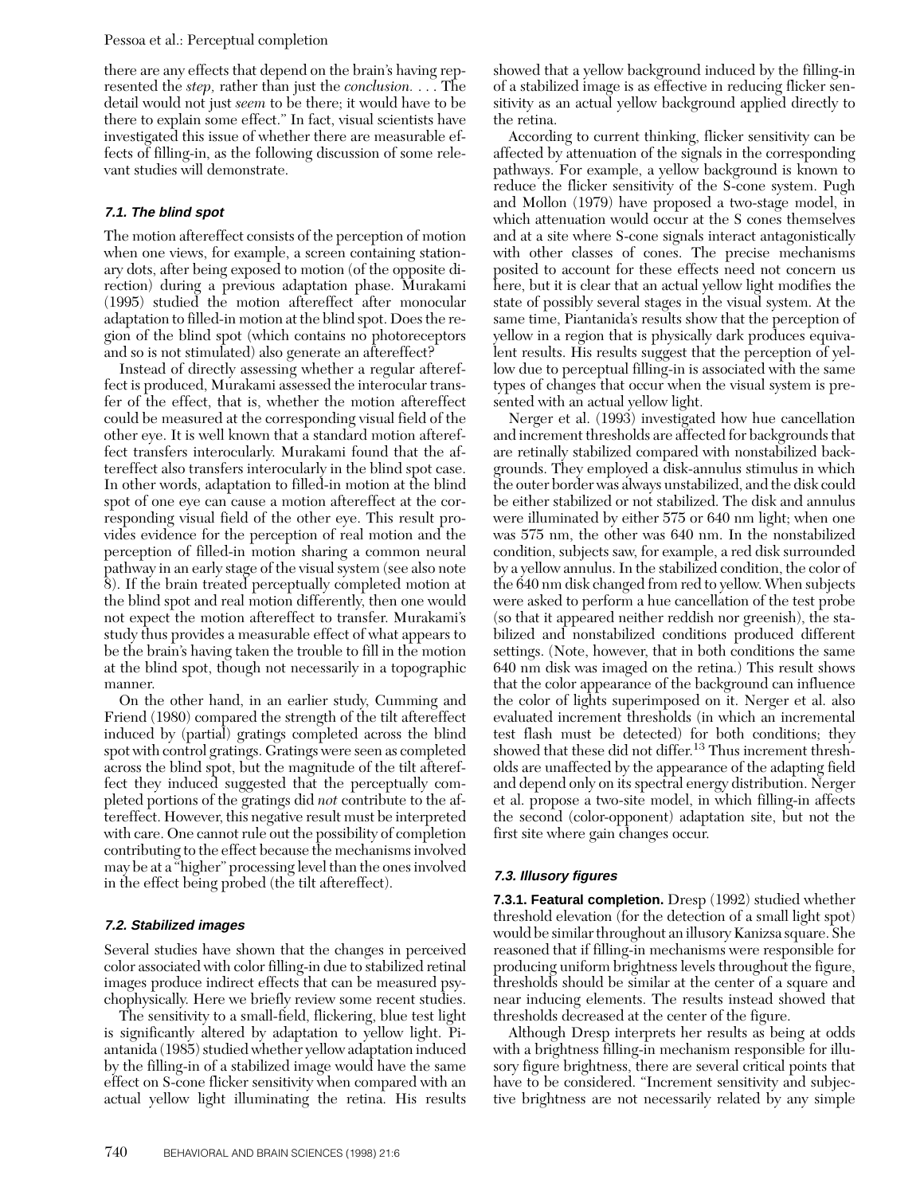there are any effects that depend on the brain's having represented the *step,* rather than just the *conclusion.* . . . The detail would not just *seem* to be there; it would have to be there to explain some effect." In fact, visual scientists have investigated this issue of whether there are measurable effects of filling-in, as the following discussion of some relevant studies will demonstrate.

### 7.1. The blind spot

The motion aftereffect consists of the perception of motion when one views, for example, a screen containing stationary dots, after being exposed to motion (of the opposite direction) during a previous adaptation phase. Murakami (1995) studied the motion aftereffect after monocular adaptation to filled-in motion at the blind spot. Does the region of the blind spot (which contains no photoreceptors and so is not stimulated) also generate an aftereffect?

Instead of directly assessing whether a regular aftereffect is produced, Murakami assessed the interocular transfer of the effect, that is, whether the motion aftereffect could be measured at the corresponding visual field of the other eye. It is well known that a standard motion aftereffect transfers interocularly. Murakami found that the aftereffect also transfers interocularly in the blind spot case. In other words, adaptation to filled-in motion at the blind spot of one eye can cause a motion aftereffect at the corresponding visual field of the other eye. This result provides evidence for the perception of real motion and the perception of filled-in motion sharing a common neural pathway in an early stage of the visual system (see also note 8). If the brain treated perceptually completed motion at the blind spot and real motion differently, then one would not expect the motion aftereffect to transfer. Murakami's study thus provides a measurable effect of what appears to be the brain's having taken the trouble to fill in the motion at the blind spot, though not necessarily in a topographic manner.

On the other hand, in an earlier study, Cumming and Friend (1980) compared the strength of the tilt aftereffect induced by (partial) gratings completed across the blind spot with control gratings. Gratings were seen as completed across the blind spot, but the magnitude of the tilt aftereffect they induced suggested that the perceptually completed portions of the gratings did *not* contribute to the aftereffect. However, this negative result must be interpreted with care. One cannot rule out the possibility of completion contributing to the effect because the mechanisms involved may be at a "higher" processing level than the ones involved in the effect being probed (the tilt aftereffect).

### 7.2. Stabilized images

Several studies have shown that the changes in perceived color associated with color filling-in due to stabilized retinal images produce indirect effects that can be measured psychophysically. Here we briefly review some recent studies.

The sensitivity to a small-field, flickering, blue test light is significantly altered by adaptation to yellow light. Piantanida (1985) studied whether yellow adaptation induced by the filling-in of a stabilized image would have the same effect on S-cone flicker sensitivity when compared with an actual yellow light illuminating the retina. His results showed that a yellow background induced by the filling-in of a stabilized image is as effective in reducing flicker sensitivity as an actual yellow background applied directly to the retina.

According to current thinking, flicker sensitivity can be affected by attenuation of the signals in the corresponding pathways. For example, a yellow background is known to reduce the flicker sensitivity of the S-cone system. Pugh and Mollon (1979) have proposed a two-stage model, in which attenuation would occur at the S cones themselves and at a site where S-cone signals interact antagonistically with other classes of cones. The precise mechanisms posited to account for these effects need not concern us here, but it is clear that an actual yellow light modifies the state of possibly several stages in the visual system. At the same time, Piantanida's results show that the perception of yellow in a region that is physically dark produces equivalent results. His results suggest that the perception of yellow due to perceptual filling-in is associated with the same types of changes that occur when the visual system is presented with an actual yellow light.

Nerger et al. (1993) investigated how hue cancellation and increment thresholds are affected for backgrounds that are retinally stabilized compared with nonstabilized backgrounds. They employed a disk-annulus stimulus in which the outer border was always unstabilized, and the disk could be either stabilized or not stabilized. The disk and annulus were illuminated by either 575 or 640 nm light; when one was 575 nm, the other was 640 nm. In the nonstabilized condition, subjects saw, for example, a red disk surrounded by a yellow annulus. In the stabilized condition, the color of the 640 nm disk changed from red to yellow. When subjects were asked to perform a hue cancellation of the test probe (so that it appeared neither reddish nor greenish), the stabilized and nonstabilized conditions produced different settings. (Note, however, that in both conditions the same 640 nm disk was imaged on the retina.) This result shows that the color appearance of the background can influence the color of lights superimposed on it. Nerger et al. also evaluated increment thresholds (in which an incremental test flash must be detected) for both conditions; they showed that these did not differ.[13] Thus increment thresholds are unaffected by the appearance of the adapting field and depend only on its spectral energy distribution. Nerger et al. propose a two-site model, in which filling-in affects the second (color-opponent) adaptation site, but not the first site where gain changes occur.

### 7.3. Illusory figures

**7.3.1. Featural completion.** Dresp (1992) studied whether threshold elevation (for the detection of a small light spot) would be similar throughout an illusory Kanizsa square. She reasoned that if filling-in mechanisms were responsible for producing uniform brightness levels throughout the figure, thresholds should be similar at the center of a square and near inducing elements. The results instead showed that thresholds decreased at the center of the figure.

Although Dresp interprets her results as being at odds with a brightness filling-in mechanism responsible for illusory figure brightness, there are several critical points that have to be considered. "Increment sensitivity and subjective brightness are not necessarily related by any simple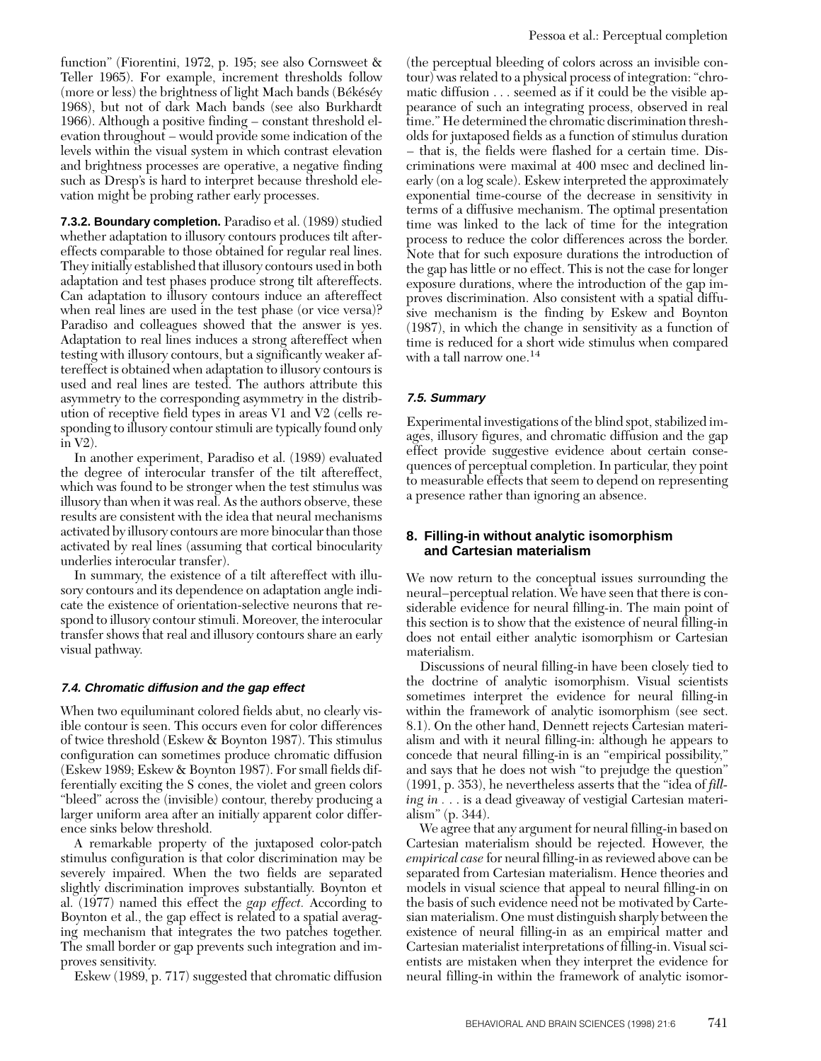function" (Fiorentini, 1972, p. 195; see also Cornsweet & Teller 1965). For example, increment thresholds follow (more or less) the brightness of light Mach bands (Békésey 1968), but not of dark Mach bands (see also Burkhardt 1966). Although a positive finding – constant threshold elevation throughout – would provide some indication of the levels within the visual system in which contrast elevation and brightness processes are operative, a negative finding such as Dresp's is hard to interpret because threshold elevation might be probing rather early processes.

**7.3.2. Boundary completion.** Paradiso et al. (1989) studied whether adaptation to illusory contours produces tilt aftereffects comparable to those obtained for regular real lines. They initially established that illusory contours used in both adaptation and test phases produce strong tilt aftereffects. Can adaptation to illusory contours induce an aftereffect when real lines are used in the test phase (or vice versa)? Paradiso and colleagues showed that the answer is yes. Adaptation to real lines induces a strong aftereffect when testing with illusory contours, but a significantly weaker aftereffect is obtained when adaptation to illusory contours is used and real lines are tested. The authors attribute this asymmetry to the corresponding asymmetry in the distribution of receptive field types in areas V1 and V2 (cells responding to illusory contour stimuli are typically found only in V2).

In another experiment, Paradiso et al. (1989) evaluated the degree of interocular transfer of the tilt aftereffect, which was found to be stronger when the test stimulus was illusory than when it was real. As the authors observe, these results are consistent with the idea that neural mechanisms activated by illusory contours are more binocular than those activated by real lines (assuming that cortical binocularity underlies interocular transfer).

In summary, the existence of a tilt aftereffect with illusory contours and its dependence on adaptation angle indicate the existence of orientation-selective neurons that respond to illusory contour stimuli. Moreover, the interocular transfer shows that real and illusory contours share an early visual pathway.

### *7.4. Chromatic diffusion and the gap effect*

When two equiluminant colored fields abut, no clearly visible contour is seen. This occurs even for color differences of twice threshold (Eskew & Boynton 1987). This stimulus configuration can sometimes produce chromatic diffusion (Eskew 1989; Eskew & Boynton 1987). For small fields differentially exciting the S cones, the violet and green colors "bleed" across the (invisible) contour, thereby producing a larger uniform area after an initially apparent color difference sinks below threshold.

A remarkable property of the juxtaposed color-patch stimulus configuration is that color discrimination may be severely impaired. When the two fields are separated slightly discrimination improves substantially. Boynton et al. (1977) named this effect the *gap effect.* According to Boynton et al., the gap effect is related to a spatial averaging mechanism that integrates the two patches together. The small border or gap prevents such integration and improves sensitivity.

Eskew (1989, p. 717) suggested that chromatic diffusion (the perceptual bleeding of colors across an invisible contour) was related to a physical process of integration: "chromatic diffusion . . . seemed as if it could be the visible appearance of such an integrating process, observed in real time." He determined the chromatic discrimination thresholds for juxtaposed fields as a function of stimulus duration – that is, the fields were flashed for a certain time. Discriminations were maximal at 400 msec and declined linearly (on a log scale). Eskew interpreted the approximately exponential time-course of the decrease in sensitivity in terms of a diffusive mechanism. The optimal presentation time was linked to the lack of time for the integration process to reduce the color differences across the border. Note that for such exposure durations the introduction of the gap has little or no effect. This is not the case for longer exposure durations, where the introduction of the gap improves discrimination. Also consistent with a spatial diffusive mechanism is the finding by Eskew and Boynton (1987), in which the change in sensitivity as a function of time is reduced for a short wide stimulus when compared with a tall narrow one.[14]

### *7.5. Summary*

Experimental investigations of the blind spot, stabilized images, illusory figures, and chromatic diffusion and the gap effect provide suggestive evidence about certain consequences of perceptual completion. In particular, they point to measurable effects that seem to depend on representing a presence rather than ignoring an absence.

## 8. Filling-in without analytic isomorphism and Cartesian materialism

We now return to the conceptual issues surrounding the neural–perceptual relation. We have seen that there is considerable evidence for neural filling-in. The main point of this section is to show that the existence of neural filling-in does not entail either analytic isomorphism or Cartesian materialism.

Discussions of neural filling-in have been closely tied to the doctrine of analytic isomorphism. Visual scientists sometimes interpret the evidence for neural filling-in within the framework of analytic isomorphism (see sect. 8.1). On the other hand, Dennett rejects Cartesian materialism and with it neural filling-in: although he appears to concede that neural filling-in is an "empirical possibility," and says that he does not wish "to prejudge the question" (1991, p. 353), he nevertheless asserts that the "idea of *filling in* . . . is a dead giveaway of vestigial Cartesian materialism" (p. 344).

We agree that any argument for neural filling-in based on Cartesian materialism should be rejected. However, the *empirical case* for neural filling-in as reviewed above can be separated from Cartesian materialism. Hence theories and models in visual science that appeal to neural filling-in on the basis of such evidence need not be motivated by Cartesian materialism. One must distinguish sharply between the existence of neural filling-in as an empirical matter and Cartesian materialist interpretations of filling-in. Visual scientists are mistaken when they interpret the evidence for neural filling-in within the framework of analytic isomor-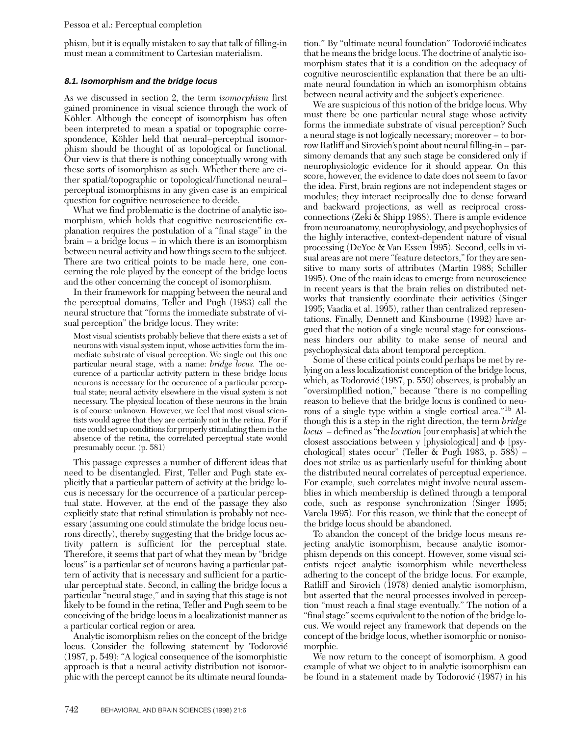phism, but it is equally mistaken to say that talk of filling-in must mean a commitment to Cartesian materialism.

### 8.1. Isomorphism and the bridge locus

As we discussed in section 2, the term *isomorphism* first gained prominence in visual science through the work of Köhler. Although the concept of isomorphism has often been interpreted to mean a spatial or topographic correspondence, Köhler held that neural–perceptual isomorphism should be thought of as topological or functional. Our view is that there is nothing conceptually wrong with these sorts of isomorphism as such. Whether there are either spatial/topographic or topological/functional neural–perceptual isomorphisms in any given case is an empirical question for cognitive neuroscience to decide.

What we find problematic is the doctrine of analytic isomorphism, which holds that cognitive neuroscientific explanation requires the postulation of a "final stage" in the brain – a bridge locus – in which there is an isomorphism between neural activity and how things seem to the subject. There are two critical points to be made here, one concerning the role played by the concept of the bridge locus and the other concerning the concept of isomorphism.

In their framework for mapping between the neural and the perceptual domains, Teller and Pugh (1983) call the neural structure that "forms the immediate substrate of visual perception" the bridge locus. They write:

> Most visual scientists probably believe that there exists a set of neurons with visual system input, whose activities form the immediate substrate of visual perception. We single out this one particular neural stage, with a name: *bridge locus.* The occurence of a particular activity pattern in these bridge locus neurons is necessary for the occurence of a particular perceptual state; neural activity elsewhere in the visual system is not necessary. The physical location of these neurons in the brain is of course unknown. However, we feel that most visual scientists would agree that they are certainly not in the retina. For if one could set up conditions for properly stimulating them in the absence of the retina, the correlated perceptual state would presumably occur. (p. 581)

This passage expresses a number of different ideas that need to be disentangled. First, Teller and Pugh state explicitly that a particular pattern of activity at the bridge locus is necessary for the occurrence of a particular perceptual state. However, at the end of the passage they also explicitly state that retinal stimulation is probably not necessary (assuming one could stimulate the bridge locus neurons directly), thereby suggesting that the bridge locus activity pattern is sufficient for the perceptual state. Therefore, it seems that part of what they mean by "bridge locus" is a particular set of neurons having a particular pattern of activity that is necessary and sufficient for a particular perceptual state. Second, in calling the bridge locus a particular "neural stage," and in saying that this stage is not likely to be found in the retina, Teller and Pugh seem to be conceiving of the bridge locus in a localizationist manner as a particular cortical region or area.

Analytic isomorphism relies on the concept of the bridge locus. Consider the following statement by Todorović (1987, p. 549): "A logical consequence of the isomorphistic approach is that a neural activity distribution not isomorphic with the percept cannot be its ultimate neural foundation." By "ultimate neural foundation" Todorović indicates that he means the bridge locus. The doctrine of analytic isomorphism states that it is a condition on the adequacy of cognitive neuroscientific explanation that there be an ultimate neural foundation in which an isomorphism obtains between neural activity and the subject's experience.

We are suspicious of this notion of the bridge locus. Why must there be one particular neural stage whose activity forms the immediate substrate of visual perception? Such a neural stage is not logically necessary; moreover – to borrow Ratliff and Sirovich's point about neural filling-in – parsimony demands that any such stage be considered only if neurophysiologic evidence for it should appear. On this score, however, the evidence to date does not seem to favor the idea. First, brain regions are not independent stages or modules; they interact reciprocally due to dense forward and backward projections, as well as reciprocal cross-connections (Zeki & Shipp 1988). There is ample evidence from neuroanatomy, neurophysiology, and psychophysics of the highly interactive, context-dependent nature of visual processing (DeYoe & Van Essen 1995). Second, cells in visual areas are not mere "feature detectors," for they are sensitive to many sorts of attributes (Martin 1988; Schiller 1995). One of the main ideas to emerge from neuroscience in recent years is that the brain relies on distributed networks that transiently coordinate their activities (Singer 1995; Vaadia et al. 1995), rather than centralized representations. Finally, Dennett and Kinsbourne (1992) have argued that the notion of a single neural stage for consciousness hinders our ability to make sense of neural and psychophysical data about temporal perception.

Some of these critical points could perhaps be met by relying on a less localizationist conception of the bridge locus, which, as Todorović (1987, p. 550) observes, is probably an "oversimplified notion," because "there is no compelling reason to believe that the bridge locus is confined to neurons of a single type within a single cortical area."[15] Although this is a step in the right direction, the term *bridge locus* – defined as "the *location* [our emphasis] at which the closest associations between y [physiological] and ϕ [psychological] states occur" (Teller & Pugh 1983, p. 588) – does not strike us as particularly useful for thinking about the distributed neural correlates of perceptual experience. For example, such correlates might involve neural assemblies in which membership is defined through a temporal code, such as response synchronization (Singer 1995; Varela 1995). For this reason, we think that the concept of the bridge locus should be abandoned.

To abandon the concept of the bridge locus means rejecting analytic isomorphism, because analytic isomorphism depends on this concept. However, some visual scientists reject analytic isomorphism while nevertheless adhering to the concept of the bridge locus. For example, Ratliff and Sirovich (1978) denied analytic isomorphism, but asserted that the neural processes involved in perception "must reach a final stage eventually." The notion of a "final stage" seems equivalent to the notion of the bridge locus. We would reject any framework that depends on the concept of the bridge locus, whether isomorphic or nonisomorphic.

We now return to the concept of isomorphism. A good example of what we object to in analytic isomorphism can be found in a statement made by Todorović (1987) in his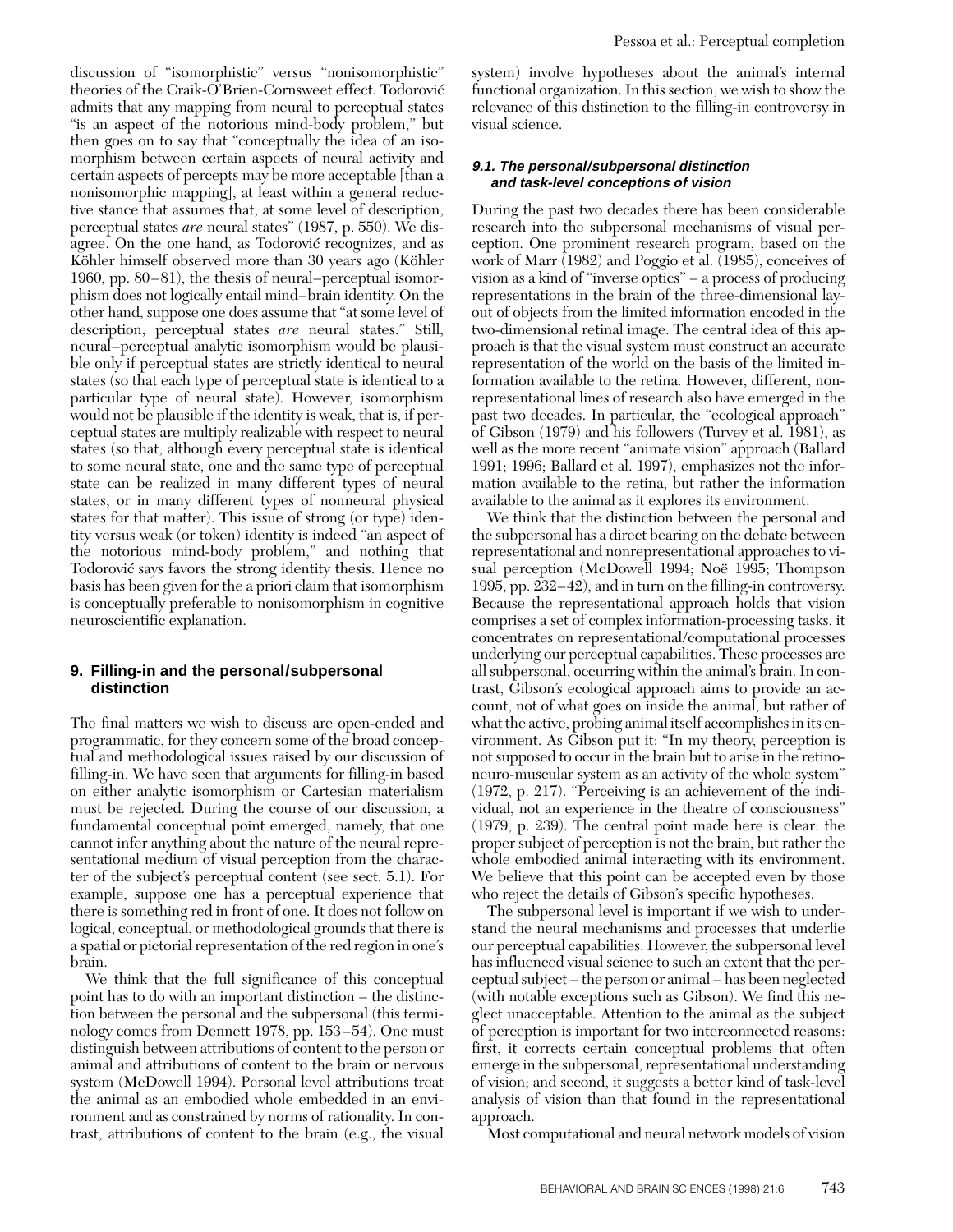discussion of "isomorphistic" versus "nonisomorphistic" theories of the Craik-O'Brien-Cornsweet effect. Todorović admits that any mapping from neural to perceptual states "is an aspect of the notorious mind-body problem," but then goes on to say that "conceptually the idea of an isomorphism between certain aspects of neural activity and certain aspects of percepts may be more acceptable [than a nonisomorphic mapping], at least within a general reductive stance that assumes that, at some level of description, perceptual states *are* neural states" (1987, p. 550). We disagree. On the one hand, as Todorović recognizes, and as Köhler himself observed more than 30 years ago (Köhler 1960, pp. 80–81), the thesis of neural–perceptual isomorphism does not logically entail mind–brain identity. On the other hand, suppose one does assume that "at some level of description, perceptual states *are* neural states." Still, neural–perceptual analytic isomorphism would be plausible only if perceptual states are strictly identical to neural states (so that each type of perceptual state is identical to a particular type of neural state). However, isomorphism would not be plausible if the identity is weak, that is, if perceptual states are multiply realizable with respect to neural states (so that, although every perceptual state is identical to some neural state, one and the same type of perceptual state can be realized in many different types of neural states, or in many different types of nonneural physical states for that matter). This issue of strong (or type) identity versus weak (or token) identity is indeed "an aspect of the notorious mind-body problem," and nothing that Todorović says favors the strong identity thesis. Hence no basis has been given for the a priori claim that isomorphism is conceptually preferable to nonisomorphism in cognitive neuroscientific explanation.

## 9. Filling-in and the personal/subpersonal distinction

The final matters we wish to discuss are open-ended and programmatic, for they concern some of the broad conceptual and methodological issues raised by our discussion of filling-in. We have seen that arguments for filling-in based on either analytic isomorphism or Cartesian materialism must be rejected. During the course of our discussion, a fundamental conceptual point emerged, namely, that one cannot infer anything about the nature of the neural representational medium of visual perception from the character of the subject's perceptual content (see sect. 5.1). For example, suppose one has a perceptual experience that there is something red in front of one. It does not follow on logical, conceptual, or methodological grounds that there is a spatial or pictorial representation of the red region in one's brain.

We think that the full significance of this conceptual point has to do with an important distinction – the distinction between the personal and the subpersonal (this terminology comes from Dennett 1978, pp. 153–54). One must distinguish between attributions of content to the person or animal and attributions of content to the brain or nervous system (McDowell 1994). Personal level attributions treat the animal as an embodied whole embedded in an environment and as constrained by norms of rationality. In contrast, attributions of content to the brain (e.g., the visual system) involve hypotheses about the animal's internal functional organization. In this section, we wish to show the relevance of this distinction to the filling-in controversy in visual science.

### 9.1. The personal/subpersonal distinction and task-level conceptions of vision

During the past two decades there has been considerable research into the subpersonal mechanisms of visual perception. One prominent research program, based on the work of Marr (1982) and Poggio et al. (1985), conceives of vision as a kind of "inverse optics" – a process of producing representations in the brain of the three-dimensional layout of objects from the limited information encoded in the two-dimensional retinal image. The central idea of this approach is that the visual system must construct an accurate representation of the world on the basis of the limited information available to the retina. However, different, nonrepresentational lines of research also have emerged in the past two decades. In particular, the "ecological approach" of Gibson (1979) and his followers (Turvey et al. 1981), as well as the more recent "animate vision" approach (Ballard 1991; 1996; Ballard et al. 1997), emphasizes not the information available to the retina, but rather the information available to the animal as it explores its environment.

We think that the distinction between the personal and the subpersonal has a direct bearing on the debate between representational and nonrepresentational approaches to visual perception (McDowell 1994; Noë 1995; Thompson 1995, pp. 232–42), and in turn on the filling-in controversy. Because the representational approach holds that vision comprises a set of complex information-processing tasks, it concentrates on representational/computational processes underlying our perceptual capabilities. These processes are all subpersonal, occurring within the animal's brain. In contrast, Gibson's ecological approach aims to provide an account, not of what goes on inside the animal, but rather of what the active, probing animal itself accomplishes in its environment. As Gibson put it: "In my theory, perception is not supposed to occur in the brain but to arise in the retino-neuro-muscular system as an activity of the whole system" (1972, p. 217). "Perceiving is an achievement of the individual, not an experience in the theatre of consciousness" (1979, p. 239). The central point made here is clear: the proper subject of perception is not the brain, but rather the whole embodied animal interacting with its environment. We believe that this point can be accepted even by those who reject the details of Gibson's specific hypotheses.

The subpersonal level is important if we wish to understand the neural mechanisms and processes that underlie our perceptual capabilities. However, the subpersonal level has influenced visual science to such an extent that the perceptual subject – the person or animal – has been neglected (with notable exceptions such as Gibson). We find this neglect unacceptable. Attention to the animal as the subject of perception is important for two interconnected reasons: first, it corrects certain conceptual problems that often emerge in the subpersonal, representational understanding of vision; and second, it suggests a better kind of task-level analysis of vision than that found in the representational approach.

Most computational and neural network models of vision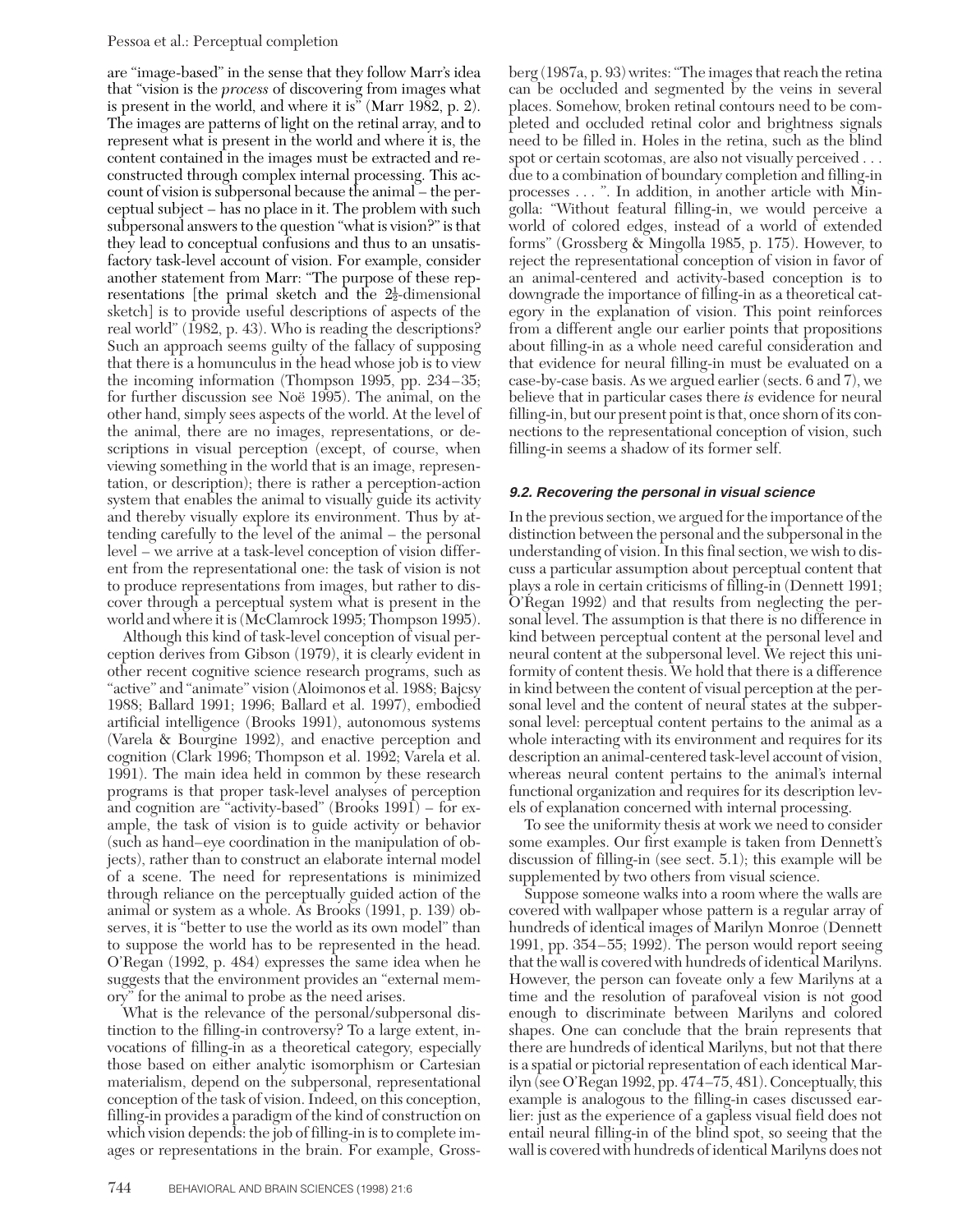are "image-based" in the sense that they follow Marr's idea that "vision is the *process* of discovering from images what is present in the world, and where it is" (Marr 1982, p. 2). The images are patterns of light on the retinal array, and to represent what is present in the world and where it is, the content contained in the images must be extracted and reconstructed through complex internal processing. This account of vision is subpersonal because the animal – the perceptual subject – has no place in it. The problem with such subpersonal answers to the question "what is vision?" is that they lead to conceptual confusions and thus to an unsatisfactory task-level account of vision. For example, consider another statement from Marr: "The purpose of these representations [the primal sketch and the $2\frac{1}{2}$-dimensional sketch] is to provide useful descriptions of aspects of the real world" (1982, p. 43). Who is reading the descriptions? Such an approach seems guilty of the fallacy of supposing that there is a homunculus in the head whose job is to view the incoming information (Thompson 1995, pp. 234–35; for further discussion see Noë 1995). The animal, on the other hand, simply sees aspects of the world. At the level of the animal, there are no images, representations, or descriptions in visual perception (except, of course, when viewing something in the world that is an image, representation, or description); there is rather a perception-action system that enables the animal to visually guide its activity and thereby visually explore its environment. Thus by attending carefully to the level of the animal – the personal level – we arrive at a task-level conception of vision different from the representational one: the task of vision is not to produce representations from images, but rather to discover through a perceptual system what is present in the world and where it is (McClamrock 1995; Thompson 1995).

Although this kind of task-level conception of visual perception derives from Gibson (1979), it is clearly evident in other recent cognitive science research programs, such as "active" and "animate" vision (Aloimonos et al. 1988; Bajcsy 1988; Ballard 1991; 1996; Ballard et al. 1997), embodied artificial intelligence (Brooks 1991), autonomous systems (Varela & Bourgine 1992), and enactive perception and cognition (Clark 1996; Thompson et al. 1992; Varela et al. 1991). The main idea held in common by these research programs is that proper task-level analyses of perception and cognition are "activity-based" (Brooks 1991) – for example, the task of vision is to guide activity or behavior (such as hand–eye coordination in the manipulation of objects), rather than to construct an elaborate internal model of a scene. The need for representations is minimized through reliance on the perceptually guided action of the animal or system as a whole. As Brooks (1991, p. 139) observes, it is "better to use the world as its own model" than to suppose the world has to be represented in the head. O'Regan (1992, p. 484) expresses the same idea when he suggests that the environment provides an "external memory" for the animal to probe as the need arises.

What is the relevance of the personal/subpersonal distinction to the filling-in controversy? To a large extent, invocations of filling-in as a theoretical category, especially those based on either analytic isomorphism or Cartesian materialism, depend on the subpersonal, representational conception of the task of vision. Indeed, on this conception, filling-in provides a paradigm of the kind of construction on which vision depends: the job of filling-in is to complete images or representations in the brain. For example, Grossberg (1987a, p. 93) writes: "The images that reach the retina can be occluded and segmented by the veins in several places. Somehow, broken retinal contours need to be completed and occluded retinal color and brightness signals need to be filled in. Holes in the retina, such as the blind spot or certain scotomas, are also not visually perceived . . . due to a combination of boundary completion and filling-in processes . . . ". In addition, in another article with Mingolla: "Without featural filling-in, we would perceive a world of colored edges, instead of a world of extended forms" (Grossberg & Mingolla 1985, p. 175). However, to reject the representational conception of vision in favor of an animal-centered and activity-based conception is to downgrade the importance of filling-in as a theoretical category in the explanation of vision. This point reinforces from a different angle our earlier points that propositions about filling-in as a whole need careful consideration and that evidence for neural filling-in must be evaluated on a case-by-case basis. As we argued earlier (sects. 6 and 7), we believe that in particular cases there *is* evidence for neural filling-in, but our present point is that, once shorn of its connections to the representational conception of vision, such filling-in seems a shadow of its former self.

### 9.2. Recovering the personal in visual science

In the previous section, we argued for the importance of the distinction between the personal and the subpersonal in the understanding of vision. In this final section, we wish to discuss a particular assumption about perceptual content that plays a role in certain criticisms of filling-in (Dennett 1991; O'Regan 1992) and that results from neglecting the personal level. The assumption is that there is no difference in kind between perceptual content at the personal level and neural content at the subpersonal level. We reject this uniformity of content thesis. We hold that there is a difference in kind between the content of visual perception at the personal level and the content of neural states at the subpersonal level: perceptual content pertains to the animal as a whole interacting with its environment and requires for its description an animal-centered task-level account of vision, whereas neural content pertains to the animal's internal functional organization and requires for its description levels of explanation concerned with internal processing.

To see the uniformity thesis at work we need to consider some examples. Our first example is taken from Dennett's discussion of filling-in (see sect. 5.1); this example will be supplemented by two others from visual science.

Suppose someone walks into a room where the walls are covered with wallpaper whose pattern is a regular array of hundreds of identical images of Marilyn Monroe (Dennett 1991, pp. 354–55; 1992). The person would report seeing that the wall is covered with hundreds of identical Marilyns. However, the person can foveate only a few Marilyns at a time and the resolution of parafoveal vision is not good enough to discriminate between Marilyns and colored shapes. One can conclude that the brain represents that there are hundreds of identical Marilyns, but not that there is a spatial or pictorial representation of each identical Marilyn (see O'Regan 1992, pp. 474–75, 481). Conceptually, this example is analogous to the filling-in cases discussed earlier: just as the experience of a gapless visual field does not entail neural filling-in of the blind spot, so seeing that the wall is covered with hundreds of identical Marilyns does not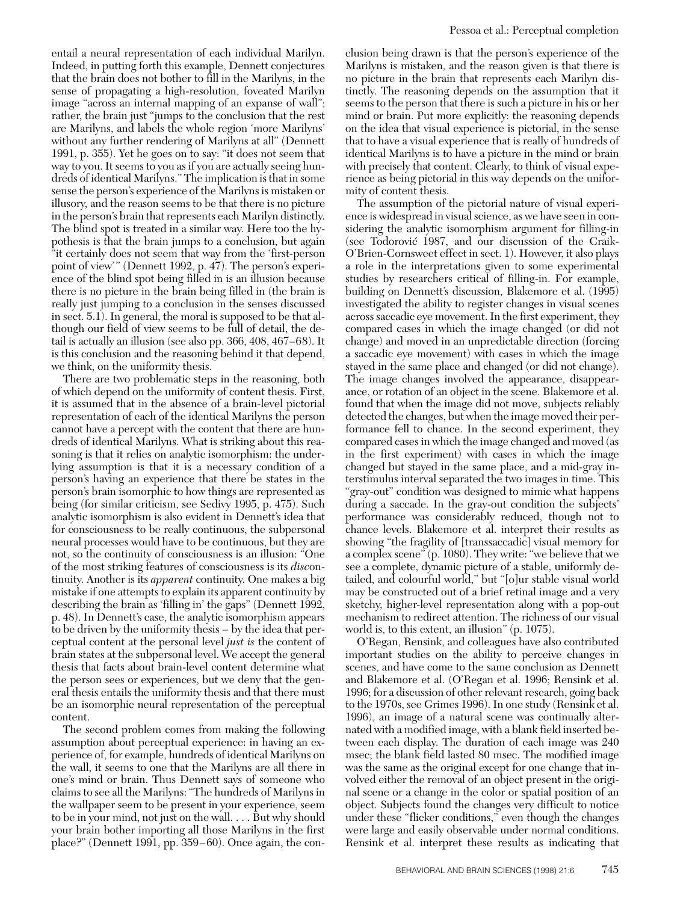entail a neural representation of each individual Marilyn. Indeed, in putting forth this example, Dennett conjectures that the brain does not bother to fill in the Marilyns, in the sense of propagating a high-resolution, foveated Marilyn image "across an internal mapping of an expanse of wall"; rather, the brain just "jumps to the conclusion that the rest are Marilyns, and labels the whole region 'more Marilyns' without any further rendering of Marilyns at all" (Dennett 1991, p. 355). Yet he goes on to say: "it does not seem that way to you. It seems to you as if you are actually seeing hundreds of identical Marilyns." The implication is that in some sense the person's experience of the Marilyns is mistaken or illusory, and the reason seems to be that there is no picture in the person's brain that represents each Marilyn distinctly. The blind spot is treated in a similar way. Here too the hypothesis is that the brain jumps to a conclusion, but again "it certainly does not seem that way from the 'first-person point of view'" (Dennett 1992, p. 47). The person's experience of the blind spot being filled in is an illusion because there is no picture in the brain being filled in (the brain is really just jumping to a conclusion in the senses discussed in sect. 5.1). In general, the moral is supposed to be that although our field of view seems to be full of detail, the detail is actually an illusion (see also pp. 366, 408, 467–68). It is this conclusion and the reasoning behind it that depend, we think, on the uniformity thesis.

There are two problematic steps in the reasoning, both of which depend on the uniformity of content thesis. First, it is assumed that in the absence of a brain-level pictorial representation of each of the identical Marilyns the person cannot have a percept with the content that there are hundreds of identical Marilyns. What is striking about this reasoning is that it relies on analytic isomorphism: the underlying assumption is that it is a necessary condition of a person's having an experience that there be states in the person's brain isomorphic to how things are represented as being (for similar criticism, see Sedivy 1995, p. 475). Such analytic isomorphism is also evident in Dennett's idea that for consciousness to be really continuous, the subpersonal neural processes would have to be continuous, but they are not, so the continuity of consciousness is an illusion: "One of the most striking features of consciousness is its *dis*continuity. Another is its *apparent* continuity. One makes a big mistake if one attempts to explain its apparent continuity by describing the brain as 'filling in' the gaps" (Dennett 1992, p. 48). In Dennett's case, the analytic isomorphism appears to be driven by the uniformity thesis – by the idea that perceptual content at the personal level *just is* the content of brain states at the subpersonal level. We accept the general thesis that facts about brain-level content determine what the person sees or experiences, but we deny that the general thesis entails the uniformity thesis and that there must be an isomorphic neural representation of the perceptual content.

The second problem comes from making the following assumption about perceptual experience: in having an experience of, for example, hundreds of identical Marilyns on the wall, it seems to one that the Marilyns are all there in one's mind or brain. Thus Dennett says of someone who claims to see all the Marilyns: "The hundreds of Marilyns in the wallpaper seem to be present in your experience, seem to be in your mind, not just on the wall. . . . But why should your brain bother importing all those Marilyns in the first place?" (Dennett 1991, pp. 359–60). Once again, the conclusion being drawn is that the person's experience of the Marilyns is mistaken, and the reason given is that there is no picture in the brain that represents each Marilyn distinctly. The reasoning depends on the assumption that it seems to the person that there is such a picture in his or her mind or brain. Put more explicitly: the reasoning depends on the idea that visual experience is pictorial, in the sense that to have a visual experience that is really of hundreds of identical Marilyns is to have a picture in the mind or brain with precisely that content. Clearly, to think of visual experience as being pictorial in this way depends on the uniformity of content thesis.

The assumption of the pictorial nature of visual experience is widespread in visual science, as we have seen in considering the analytic isomorphism argument for filling-in (see Todorović 1987, and our discussion of the Craik-O'Brien-Cornsweet effect in sect. 1). However, it also plays a role in the interpretations given to some experimental studies by researchers critical of filling-in. For example, building on Dennett's discussion, Blakemore et al. (1995) investigated the ability to register changes in visual scenes across saccadic eye movement. In the first experiment, they compared cases in which the image changed (or did not change) and moved in an unpredictable direction (forcing a saccadic eye movement) with cases in which the image stayed in the same place and changed (or did not change). The image changes involved the appearance, disappearance, or rotation of an object in the scene. Blakemore et al. found that when the image did not move, subjects reliably detected the changes, but when the image moved their performance fell to chance. In the second experiment, they compared cases in which the image changed and moved (as in the first experiment) with cases in which the image changed but stayed in the same place, and a mid-gray interstimulus interval separated the two images in time. This "gray-out" condition was designed to mimic what happens during a saccade. In the gray-out condition the subjects' performance was considerably reduced, though not to chance levels. Blakemore et al. interpret their results as showing "the fragility of [transsaccadic] visual memory for a complex scene" (p. 1080). They write: "we believe that we see a complete, dynamic picture of a stable, uniformly detailed, and colourful world," but "[o]ur stable visual world may be constructed out of a brief retinal image and a very sketchy, higher-level representation along with a pop-out mechanism to redirect attention. The richness of our visual world is, to this extent, an illusion" (p. 1075).

O'Regan, Rensink, and colleagues have also contributed important studies on the ability to perceive changes in scenes, and have come to the same conclusion as Dennett and Blakemore et al. (O'Regan et al. 1996; Rensink et al. 1996; for a discussion of other relevant research, going back to the 1970s, see Grimes 1996). In one study (Rensink et al. 1996), an image of a natural scene was continually alternated with a modified image, with a blank field inserted between each display. The duration of each image was 240 msec; the blank field lasted 80 msec. The modified image was the same as the original except for one change that involved either the removal of an object present in the original scene or a change in the color or spatial position of an object. Subjects found the changes very difficult to notice under these "flicker conditions," even though the changes were large and easily observable under normal conditions. Rensink et al. interpret these results as indicating that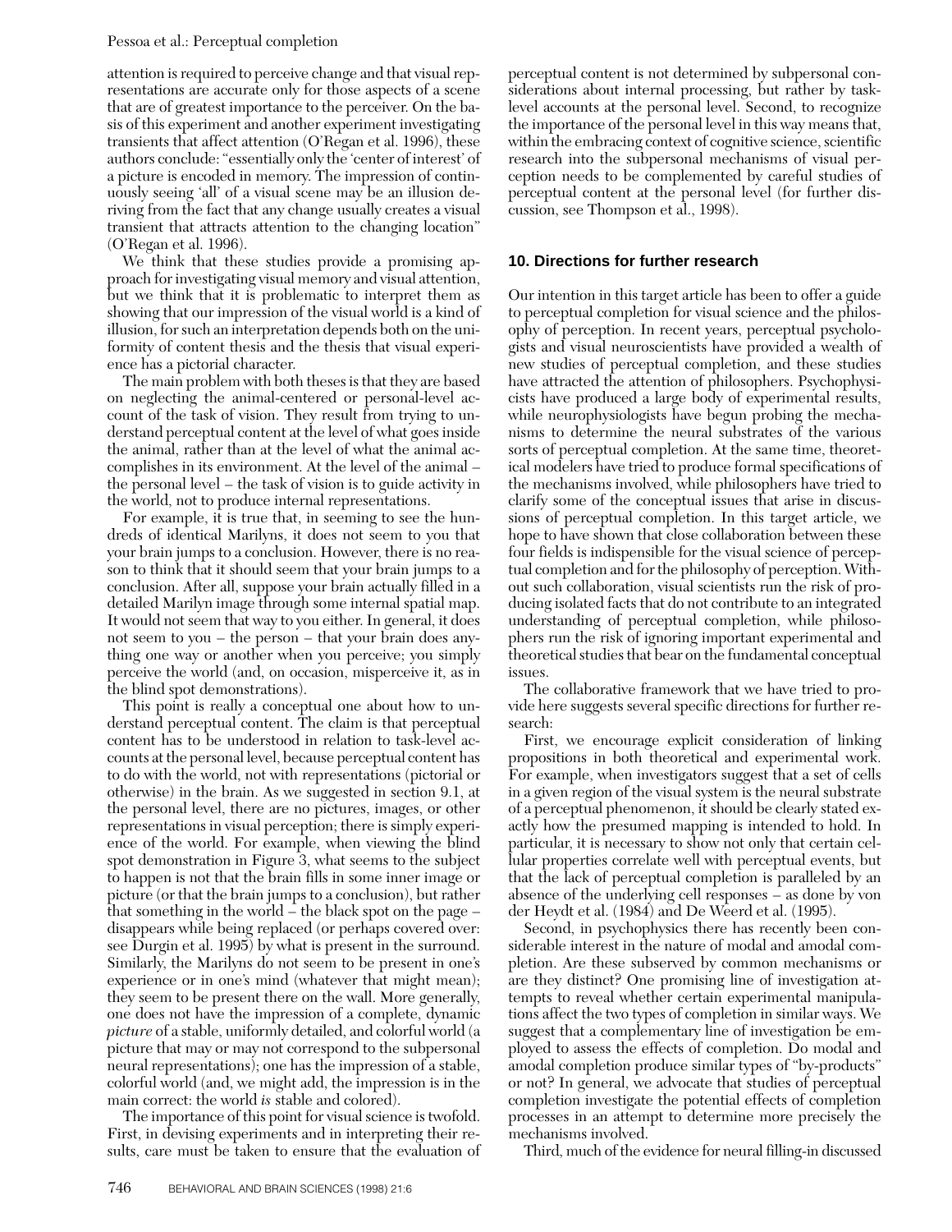attention is required to perceive change and that visual representations are accurate only for those aspects of a scene that are of greatest importance to the perceiver. On the basis of this experiment and another experiment investigating transients that affect attention (O'Regan et al. 1996), these authors conclude: "essentially only the 'center of interest' of a picture is encoded in memory. The impression of continuously seeing 'all' of a visual scene may be an illusion deriving from the fact that any change usually creates a visual transient that attracts attention to the changing location" (O'Regan et al. 1996).

We think that these studies provide a promising approach for investigating visual memory and visual attention, but we think that it is problematic to interpret them as showing that our impression of the visual world is a kind of illusion, for such an interpretation depends both on the uniformity of content thesis and the thesis that visual experience has a pictorial character.

The main problem with both theses is that they are based on neglecting the animal-centered or personal-level account of the task of vision. They result from trying to understand perceptual content at the level of what goes inside the animal, rather than at the level of what the animal accomplishes in its environment. At the level of the animal – the personal level – the task of vision is to guide activity in the world, not to produce internal representations.

For example, it is true that, in seeming to see the hundreds of identical Marilyns, it does not seem to you that your brain jumps to a conclusion. However, there is no reason to think that it should seem that your brain jumps to a conclusion. After all, suppose your brain actually filled in a detailed Marilyn image through some internal spatial map. It would not seem that way to you either. In general, it does not seem to you – the person – that your brain does anything one way or another when you perceive; you simply perceive the world (and, on occasion, misperceive it, as in the blind spot demonstrations).

This point is really a conceptual one about how to understand perceptual content. The claim is that perceptual content has to be understood in relation to task-level accounts at the personal level, because perceptual content has to do with the world, not with representations (pictorial or otherwise) in the brain. As we suggested in section 9.1, at the personal level, there are no pictures, images, or other representations in visual perception; there is simply experience of the world. For example, when viewing the blind spot demonstration in Figure 3, what seems to the subject to happen is not that the brain fills in some inner image or picture (or that the brain jumps to a conclusion), but rather that something in the world – the black spot on the page – disappears while being replaced (or perhaps covered over: see Durgin et al. 1995) by what is present in the surround. Similarly, the Marilyns do not seem to be present in one's experience or in one's mind (whatever that might mean); they seem to be present there on the wall. More generally, one does not have the impression of a complete, dynamic *picture* of a stable, uniformly detailed, and colorful world (a picture that may or may not correspond to the subpersonal neural representations); one has the impression of a stable, colorful world (and, we might add, the impression is in the main correct: the world *is* stable and colored).

The importance of this point for visual science is twofold. First, in devising experiments and in interpreting their results, care must be taken to ensure that the evaluation of perceptual content is not determined by subpersonal considerations about internal processing, but rather by task-level accounts at the personal level. Second, to recognize the importance of the personal level in this way means that, within the embracing context of cognitive science, scientific research into the subpersonal mechanisms of visual perception needs to be complemented by careful studies of perceptual content at the personal level (for further discussion, see Thompson et al., 1998).

## 10. Directions for further research

Our intention in this target article has been to offer a guide to perceptual completion for visual science and the philosophy of perception. In recent years, perceptual psychologists and visual neuroscientists have provided a wealth of new studies of perceptual completion, and these studies have attracted the attention of philosophers. Psychophysicists have produced a large body of experimental results, while neurophysiologists have begun probing the mechanisms to determine the neural substrates of the various sorts of perceptual completion. At the same time, theoretical modelers have tried to produce formal specifications of the mechanisms involved, while philosophers have tried to clarify some of the conceptual issues that arise in discussions of perceptual completion. In this target article, we hope to have shown that close collaboration between these four fields is indispensible for the visual science of perceptual completion and for the philosophy of perception. Without such collaboration, visual scientists run the risk of producing isolated facts that do not contribute to an integrated understanding of perceptual completion, while philosophers run the risk of ignoring important experimental and theoretical studies that bear on the fundamental conceptual issues.

The collaborative framework that we have tried to provide here suggests several specific directions for further research:

First, we encourage explicit consideration of linking propositions in both theoretical and experimental work. For example, when investigators suggest that a set of cells in a given region of the visual system is the neural substrate of a perceptual phenomenon, it should be clearly stated exactly how the presumed mapping is intended to hold. In particular, it is necessary to show not only that certain cellular properties correlate well with perceptual events, but that the lack of perceptual completion is paralleled by an absence of the underlying cell responses – as done by von der Heydt et al. (1984) and De Weerd et al. (1995).

Second, in psychophysics there has recently been considerable interest in the nature of modal and amodal completion. Are these subserved by common mechanisms or are they distinct? One promising line of investigation attempts to reveal whether certain experimental manipulations affect the two types of completion in similar ways. We suggest that a complementary line of investigation be employed to assess the effects of completion. Do modal and amodal completion produce similar types of "by-products" or not? In general, we advocate that studies of perceptual completion investigate the potential effects of completion processes in an attempt to determine more precisely the mechanisms involved.

Third, much of the evidence for neural filling-in discussed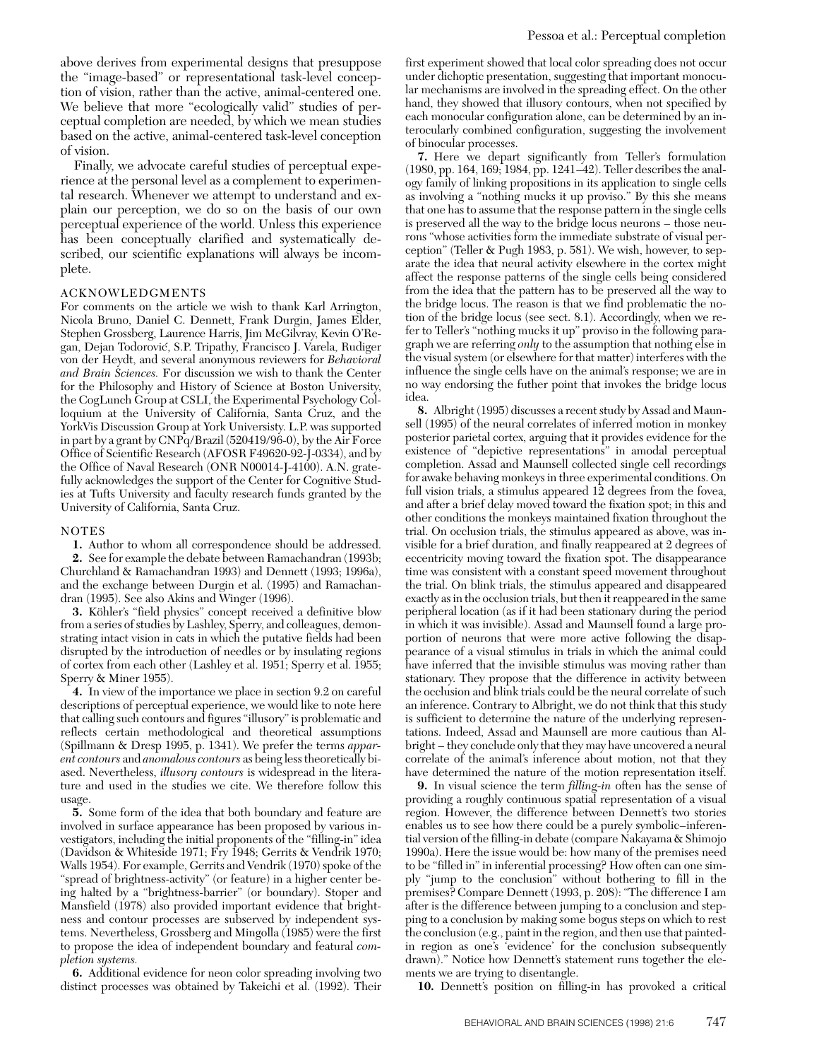above derives from experimental designs that presuppose the "image-based" or representational task-level conception of vision, rather than the active, animal-centered one. We believe that more "ecologically valid" studies of perceptual completion are needed, by which we mean studies based on the active, animal-centered task-level conception of vision.

Finally, we advocate careful studies of perceptual experience at the personal level as a complement to experimental research. Whenever we attempt to understand and explain our perception, we do so on the basis of our own perceptual experience of the world. Unless this experience has been conceptually clarified and systematically described, our scientific explanations will always be incomplete.

## ACKNOWLEDGMENTS

For comments on the article we wish to thank Karl Arrington, Nicola Bruno, Daniel C. Dennett, Frank Durgin, James Elder, Stephen Grossberg, Laurence Harris, Jim McGilvray, Kevin O'Regan, Dejan Todorović, S.P. Tripathy, Francisco J. Varela, Rudiger von der Heydt, and several anonymous reviewers for *Behavioral and Brain Sciences.* For discussion we wish to thank the Center for the Philosophy and History of Science at Boston University, the CogLunch Group at CSLI, the Experimental Psychology Colloquium at the University of California, Santa Cruz, and the YorkVis Discussion Group at York Universisty. L.P. was supported in part by a grant by CNPq/Brazil (520419/96-0), by the Air Force Office of Scientific Research (AFOSR F49620-92-J-0334), and by the Office of Naval Research (ONR N00014-J-4100). A.N. gratefully acknowledges the support of the Center for Cognitive Studies at Tufts University and faculty research funds granted by the University of California, Santa Cruz.

## NOTES

**1.** Author to whom all correspondence should be addressed.

**2.** See for example the debate between Ramachandran (1993b; Churchland & Ramachandran 1993) and Dennett (1993; 1996a), and the exchange between Durgin et al. (1995) and Ramachandran (1995). See also Akins and Winger (1996).

**3.** Köhler's "field physics" concept received a definitive blow from a series of studies by Lashley, Sperry, and colleagues, demonstrating intact vision in cats in which the putative fields had been disrupted by the introduction of needles or by insulating regions of cortex from each other (Lashley et al. 1951; Sperry et al. 1955; Sperry & Miner 1955).

**4.** In view of the importance we place in section 9.2 on careful descriptions of perceptual experience, we would like to note here that calling such contours and figures "illusory" is problematic and reflects certain methodological and theoretical assumptions (Spillmann & Dresp 1995, p. 1341). We prefer the terms *apparent contours* and *anomalous contours* as being less theoretically biased. Nevertheless, *illusory contours* is widespread in the literature and used in the studies we cite. We therefore follow this usage.

**5.** Some form of the idea that both boundary and feature are involved in surface appearance has been proposed by various investigators, including the initial proponents of the "filling-in" idea (Davidson & Whiteside 1971; Fry 1948; Gerrits & Vendrik 1970; Walls 1954). For example, Gerrits and Vendrik (1970) spoke of the "spread of brightness-activity" (or feature) in a higher center being halted by a "brightness-barrier" (or boundary). Stoper and Mansfield (1978) also provided important evidence that brightness and contour processes are subserved by independent systems. Nevertheless, Grossberg and Mingolla (1985) were the first to propose the idea of independent boundary and featural *completion systems.*

**6.** Additional evidence for neon color spreading involving two distinct processes was obtained by Takeichi et al. (1992). Their first experiment showed that local color spreading does not occur under dichoptic presentation, suggesting that important monocular mechanisms are involved in the spreading effect. On the other hand, they showed that illusory contours, when not specified by each monocular configuration alone, can be determined by an interocularly combined configuration, suggesting the involvement of binocular processes.

**7.** Here we depart significantly from Teller's formulation (1980, pp. 164, 169; 1984, pp. 1241–42). Teller describes the analogy family of linking propositions in its application to single cells as involving a "nothing mucks it up proviso." By this she means that one has to assume that the response pattern in the single cells is preserved all the way to the bridge locus neurons – those neurons "whose activities form the immediate substrate of visual perception" (Teller & Pugh 1983, p. 581). We wish, however, to separate the idea that neural activity elsewhere in the cortex might affect the response patterns of the single cells being considered from the idea that the pattern has to be preserved all the way to the bridge locus. The reason is that we find problematic the notion of the bridge locus (see sect. 8.1). Accordingly, when we refer to Teller's "nothing mucks it up" proviso in the following paragraph we are referring *only* to the assumption that nothing else in the visual system (or elsewhere for that matter) interferes with the influence the single cells have on the animal's response; we are in no way endorsing the futher point that invokes the bridge locus idea.

**8.** Albright (1995) discusses a recent study by Assad and Maunsell (1995) of the neural correlates of inferred motion in monkey posterior parietal cortex, arguing that it provides evidence for the existence of "depictive representations" in amodal perceptual completion. Assad and Maunsell collected single cell recordings for awake behaving monkeys in three experimental conditions. On full vision trials, a stimulus appeared 12 degrees from the fovea, and after a brief delay moved toward the fixation spot; in this and other conditions the monkeys maintained fixation throughout the trial. On occlusion trials, the stimulus appeared as above, was invisible for a brief duration, and finally reappeared at 2 degrees of eccentricity moving toward the fixation spot. The disappearance time was consistent with a constant speed movement throughout the trial. On blink trials, the stimulus appeared and disappeared exactly as in the occlusion trials, but then it reappeared in the same peripheral location (as if it had been stationary during the period in which it was invisible). Assad and Maunsell found a large proportion of neurons that were more active following the disappearance of a visual stimulus in trials in which the animal could have inferred that the invisible stimulus was moving rather than stationary. They propose that the difference in activity between the occlusion and blink trials could be the neural correlate of such an inference. Contrary to Albright, we do not think that this study is sufficient to determine the nature of the underlying representations. Indeed, Assad and Maunsell are more cautious than Albright – they conclude only that they may have uncovered a neural correlate of the animal's inference about motion, not that they have determined the nature of the motion representation itself.

**9.** In visual science the term *filling-in* often has the sense of providing a roughly continuous spatial representation of a visual region. However, the difference between Dennett's two stories enables us to see how there could be a purely symbolic–inferential version of the filling-in debate (compare Nakayama & Shimojo 1990a). Here the issue would be: how many of the premises need to be "filled in" in inferential processing? How often can one simply "jump to the conclusion" without bothering to fill in the premises? Compare Dennett (1993, p. 208): "The difference I am after is the difference between jumping to a conclusion and stepping to a conclusion by making some bogus steps on which to rest the conclusion (e.g., paint in the region, and then use that painted-in region as one's 'evidence' for the conclusion subsequently drawn)." Notice how Dennett's statement runs together the elements we are trying to disentangle.

**10.** Dennett's position on filling-in has provoked a critical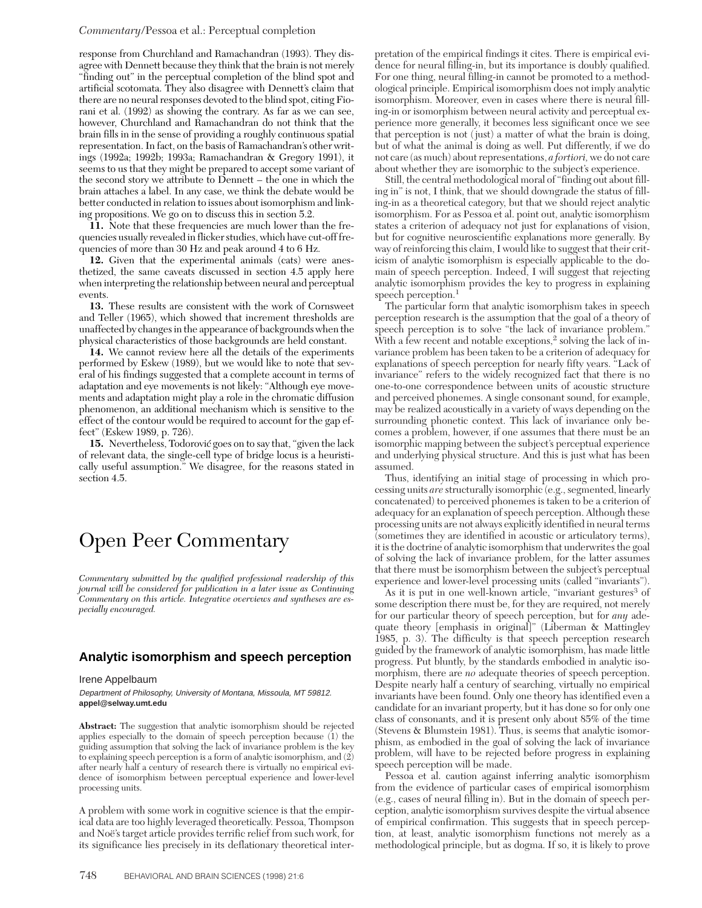response from Churchland and Ramachandran (1993). They disagree with Dennett because they think that the brain is not merely "finding out" in the perceptual completion of the blind spot and artificial scotomata. They also disagree with Dennett's claim that there are no neural responses devoted to the blind spot, citing Fiorani et al. (1992) as showing the contrary. As far as we can see, however, Churchland and Ramachandran do not think that the brain fills in in the sense of providing a roughly continuous spatial representation. In fact, on the basis of Ramachandran's other writings (1992a; 1992b; 1993a; Ramachandran & Gregory 1991), it seems to us that they might be prepared to accept some variant of the second story we attribute to Dennett – the one in which the brain attaches a label. In any case, we think the debate would be better conducted in relation to issues about isomorphism and linking propositions. We go on to discuss this in section 5.2.

**11.** Note that these frequencies are much lower than the frequencies usually revealed in flicker studies, which have cut-off frequencies of more than 30 Hz and peak around 4 to 6 Hz.

**12.** Given that the experimental animals (cats) were anesthetized, the same caveats discussed in section 4.5 apply here when interpreting the relationship between neural and perceptual events.

**13.** These results are consistent with the work of Cornsweet and Teller (1965), which showed that increment thresholds are unaffected by changes in the appearance of backgrounds when the physical characteristics of those backgrounds are held constant.

**14.** We cannot review here all the details of the experiments performed by Eskew (1989), but we would like to note that several of his findings suggested that a complete account in terms of adaptation and eye movements is not likely: "Although eye movements and adaptation might play a role in the chromatic diffusion phenomenon, an additional mechanism which is sensitive to the effect of the contour would be required to account for the gap effect" (Eskew 1989, p. 726).

**15.** Nevertheless, Todorović goes on to say that, "given the lack of relevant data, the single-cell type of bridge locus is a heuristically useful assumption." We disagree, for the reasons stated in section 4.5.

# Open Peer Commentary

*Commentary submitted by the qualified professional readership of this journal will be considered for publication in a later issue as Continuing Commentary on this article. Integrative overviews and syntheses are especially encouraged.*

## Analytic isomorphism and speech perception

Irene Appelbaum

*Department of Philosophy, University of Montana, Missoula, MT 59812.*
**appel@selway.umt.edu**

**Abstract:** The suggestion that analytic isomorphism should be rejected applies especially to the domain of speech perception because (1) the guiding assumption that solving the lack of invariance problem is the key to explaining speech perception is a form of analytic isomorphism, and (2) after nearly half a century of research there is virtually no empirical evidence of isomorphism between perceptual experience and lower-level processing units.

A problem with some work in cognitive science is that the empirical data are too highly leveraged theoretically. Pessoa, Thompson and Noë's target article provides terrific relief from such work, for its significance lies precisely in its deflationary theoretical interpretation of the empirical findings it cites. There is empirical evidence for neural filling-in, but its importance is doubly qualified. For one thing, neural filling-in cannot be promoted to a methodological principle. Empirical isomorphism does not imply analytic isomorphism. Moreover, even in cases where there is neural filling-in or isomorphism between neural activity and perceptual experience more generally, it becomes less significant once we see that perception is not (just) a matter of what the brain is doing, but of what the animal is doing as well. Put differently, if we do not care (as much) about representations, *a fortiori*, we do not care about whether they are isomorphic to the subject's experience.

Still, the central methodological moral of "finding out about filling in" is not, I think, that we should downgrade the status of filling-in as a theoretical category, but that we should reject analytic isomorphism. For as Pessoa et al. point out, analytic isomorphism states a criterion of adequacy not just for explanations of vision, but for cognitive neuroscientific explanations more generally. By way of reinforcing this claim, I would like to suggest that their criticism of analytic isomorphism is especially applicable to the domain of speech perception. Indeed, I will suggest that rejecting analytic isomorphism provides the key to progress in explaining speech perception.[1]

The particular form that analytic isomorphism takes in speech perception research is the assumption that the goal of a theory of speech perception is to solve "the lack of invariance problem." With a few recent and notable exceptions,[2] solving the lack of invariance problem has been taken to be a criterion of adequacy for explanations of speech perception for nearly fifty years. "Lack of invariance" refers to the widely recognized fact that there is no one-to-one correspondence between units of acoustic structure and perceived phonemes. A single consonant sound, for example, may be realized acoustically in a variety of ways depending on the surrounding phonetic context. This lack of invariance only becomes a problem, however, if one assumes that there must be an isomorphic mapping between the subject's perceptual experience and underlying physical structure. And this is just what has been assumed.

Thus, identifying an initial stage of processing in which processing units *are* structurally isomorphic (e.g., segmented, linearly concatenated) to perceived phonemes is taken to be a criterion of adequacy for an explanation of speech perception. Although these processing units are not always explicitly identified in neural terms (sometimes they are identified in acoustic or articulatory terms), it is the doctrine of analytic isomorphism that underwrites the goal of solving the lack of invariance problem, for the latter assumes that there must be isomorphism between the subject's perceptual experience and lower-level processing units (called "invariants").

As it is put in one well-known article, "invariant gestures[3] of some description there must be, for they are required, not merely for our particular theory of speech perception, but for *any* adequate theory [emphasis in original]" (Liberman & Mattingley 1985, p. 3). The difficulty is that speech perception research guided by the framework of analytic isomorphism, has made little progress. Put bluntly, by the standards embodied in analytic isomorphism, there are *no* adequate theories of speech perception. Despite nearly half a century of searching, virtually no empirical invariants have been found. Only one theory has identified even a candidate for an invariant property, but it has done so for only one class of consonants, and it is present only about 85% of the time (Stevens & Blumstein 1981). Thus, is seems that analytic isomorphism, as embodied in the goal of solving the lack of invariance problem, will have to be rejected before progress in explaining speech perception will be made.

Pessoa et al. caution against inferring analytic isomorphism from the evidence of particular cases of empirical isomorphism (e.g., cases of neural filling in). But in the domain of speech perception, analytic isomorphism survives despite the virtual absence of empirical confirmation. This suggests that in speech perception, at least, analytic isomorphism functions not merely as a methodological principle, but as dogma. If so, it is likely to prove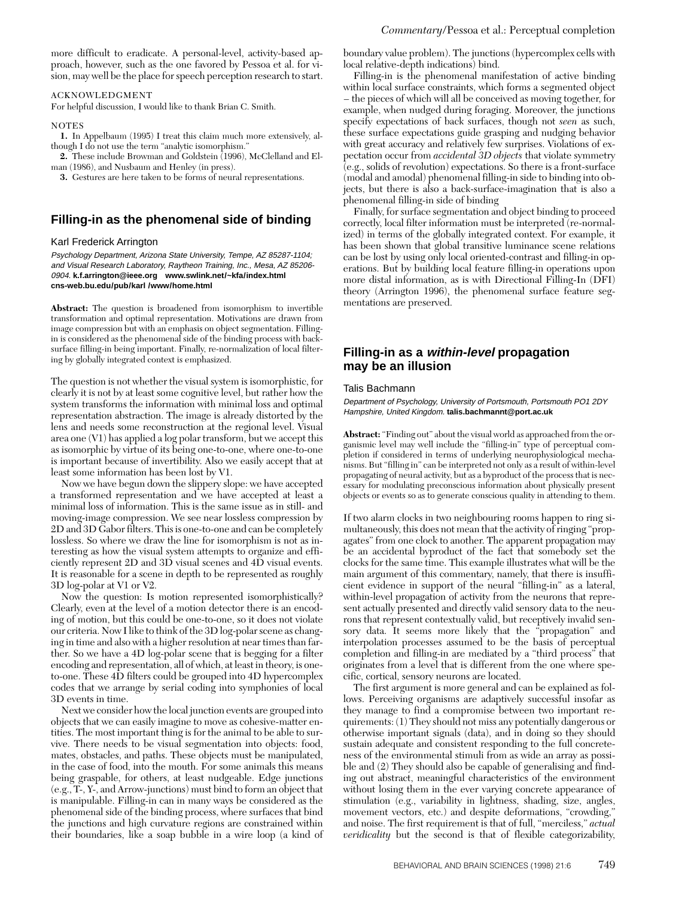more difficult to eradicate. A personal-level, activity-based approach, however, such as the one favored by Pessoa et al. for vision, may well be the place for speech perception research to start.

ACKNOWLEDGMENT

For helpful discussion, I would like to thank Brian C. Smith.

NOTES

**1.** In Appelbaum (1995) I treat this claim much more extensively, although I do not use the term "analytic isomorphism."

**2.** These include Browman and Goldstein (1996), McClelland and Elman (1986), and Nusbaum and Henley (in press).

**3.** Gestures are here taken to be forms of neural representations.

## Filling-in as the phenomenal side of binding

Karl Frederick Arrington

*Psychology Department, Arizona State University, Tempe, AZ 85287-1104; and Visual Research Laboratory, Raytheon Training, Inc., Mesa, AZ 85206-0904.* **k.f.arrington@ieee.org www.swlink.net/~kfa/index.html cns-web.bu.edu/pub/karl /www/home.html**

**Abstract:** The question is broadened from isomorphism to invertible transformation and optimal representation. Motivations are drawn from image compression but with an emphasis on object segmentation. Filling-in is considered as the phenomenal side of the binding process with back-surface filling-in being important. Finally, re-normalization of local filtering by globally integrated context is emphasized.

The question is not whether the visual system is isomorphistic, for clearly it is not by at least some cognitive level, but rather how the system transforms the information with minimal loss and optimal representation abstraction. The image is already distorted by the lens and needs some reconstruction at the regional level. Visual area one (V1) has applied a log polar transform, but we accept this as isomorphic by virtue of its being one-to-one, where one-to-one is important because of invertibility. Also we easily accept that at least some information has been lost by V1.

Now we have begun down the slippery slope: we have accepted a transformed representation and we have accepted at least a minimal loss of information. This is the same issue as in still- and moving-image compression. We see near lossless compression by 2D and 3D Gabor filters. This is one-to-one and can be completely lossless. So where we draw the line for isomorphism is not as interesting as how the visual system attempts to organize and efficiently represent 2D and 3D visual scenes and 4D visual events. It is reasonable for a scene in depth to be represented as roughly 3D log-polar at V1 or V2.

Now the question: Is motion represented isomorphistically? Clearly, even at the level of a motion detector there is an encoding of motion, but this could be one-to-one, so it does not violate our criteria. Now I like to think of the 3D log-polar scene as changing in time and also with a higher resolution at near times than farther. So we have a 4D log-polar scene that is begging for a filter encoding and representation, all of which, at least in theory, is one-to-one. These 4D filters could be grouped into 4D hypercomplex codes that we arrange by serial coding into symphonies of local 3D events in time.

Next we consider how the local junction events are grouped into objects that we can easily imagine to move as cohesive-matter entities. The most important thing is for the animal to be able to survive. There needs to be visual segmentation into objects: food, mates, obstacles, and paths. These objects must be manipulated, in the case of food, into the mouth. For some animals this means being graspable, for others, at least nudgeable. Edge junctions (e.g., T-, Y-, and Arrow-junctions) must bind to form an object that is manipulable. Filling-in can in many ways be considered as the phenomenal side of the binding process, where surfaces that bind the junctions and high curvature regions are constrained within their boundaries, like a soap bubble in a wire loop (a kind of boundary value problem). The junctions (hypercomplex cells with local relative-depth indications) bind.

Filling-in is the phenomenal manifestation of active binding within local surface constraints, which forms a segmented object – the pieces of which will all be conceived as moving together, for example, when nudged during foraging. Moreover, the junctions specify expectations of back surfaces, though not *seen* as such, these surface expectations guide grasping and nudging behavior with great accuracy and relatively few surprises. Violations of expectation occur from *accidental 3D objects* that violate symmetry (e.g., solids of revolution) expectations. So there is a front-surface (modal and amodal) phenomenal filling-in side to binding into objects, but there is also a back-surface-imagination that is also a phenomenal filling-in side of binding

Finally, for surface segmentation and object binding to proceed correctly, local filter information must be interpreted (re-normalized) in terms of the globally integrated context. For example, it has been shown that global transitive luminance scene relations can be lost by using only local oriented-contrast and filling-in operations. But by building local feature filling-in operations upon more distal information, as is with Directional Filling-In (DFI) theory (Arrington 1996), the phenomenal surface feature segmentations are preserved.

## Filling-in as a *within-level* propagation may be an illusion

Talis Bachmann

*Department of Psychology, University of Portsmouth, Portsmouth PO1 2DY Hampshire, United Kingdom.* **talis.bachmannt@port.ac.uk**

**Abstract:** "Finding out" about the visual world as approached from the organismic level may well include the "filling-in" type of perceptual completion if considered in terms of underlying neurophysiological mechanisms. But "filling in" can be interpreted not only as a result of within-level propagating of neural activity, but as a byproduct of the process that is necessary for modulating preconscious information about physically present objects or events so as to generate conscious quality in attending to them.

If two alarm clocks in two neighbouring rooms happen to ring simultaneously, this does not mean that the activity of ringing "propagates" from one clock to another. The apparent propagation may be an accidental byproduct of the fact that somebody set the clocks for the same time. This example illustrates what will be the main argument of this commentary, namely, that there is insufficient evidence in support of the neural "filling-in" as a lateral, within-level propagation of activity from the neurons that represent actually presented and directly valid sensory data to the neurons that represent contextually valid, but receptively invalid sensory data. It seems more likely that the "propagation" and interpolation processes assumed to be the basis of perceptual completion and filling-in are mediated by a "third process" that originates from a level that is different from the one where specific, cortical, sensory neurons are located.

The first argument is more general and can be explained as follows. Perceiving organisms are adaptively successful insofar as they manage to find a compromise between two important requirements: (1) They should not miss any potentially dangerous or otherwise important signals (data), and in doing so they should sustain adequate and consistent responding to the full concreteness of the environmental stimuli from as wide an array as possible and (2) They should also be capable of generalising and finding out abstract, meaningful characteristics of the environment without losing them in the ever varying concrete appearance of stimulation (e.g., variability in lightness, shading, size, angles, movement vectors, etc.) and despite deformations, "crowding," and noise. The first requirement is that of full, "merciless," *actual veridicality* but the second is that of flexible categorizability,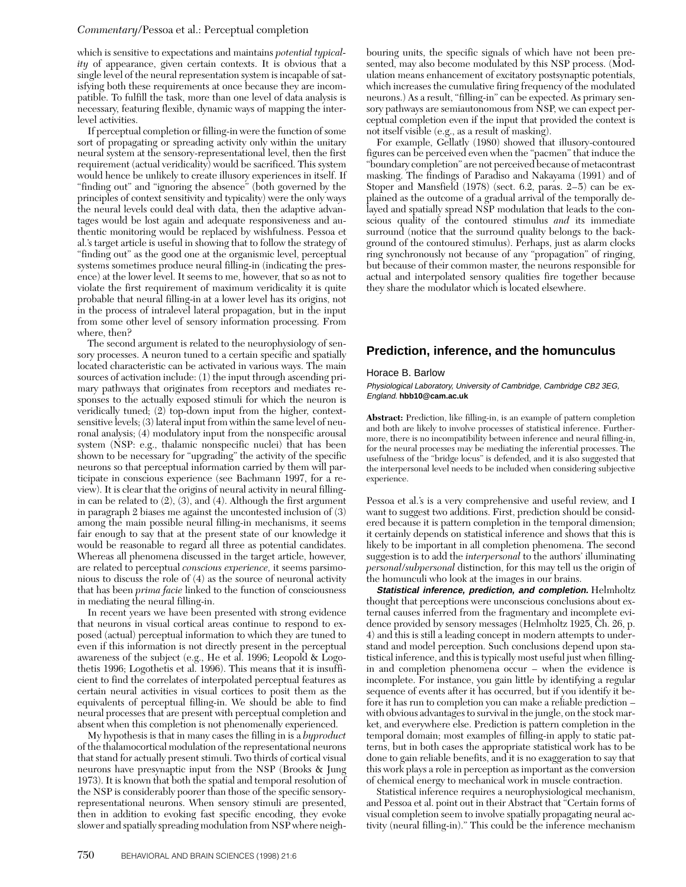which is sensitive to expectations and maintains *potential typicality* of appearance, given certain contexts. It is obvious that a single level of the neural representation system is incapable of satisfying both these requirements at once because they are incompatible. To fulfill the task, more than one level of data analysis is necessary, featuring flexible, dynamic ways of mapping the interlevel activities.

If perceptual completion or filling-in were the function of some sort of propagating or spreading activity only within the unitary neural system at the sensory-representational level, then the first requirement (actual veridicality) would be sacrificed. This system would hence be unlikely to create illusory experiences in itself. If "finding out" and "ignoring the absence" (both governed by the principles of context sensitivity and typicality) were the only ways the neural levels could deal with data, then the adaptive advantages would be lost again and adequate responsiveness and authentic monitoring would be replaced by wishfulness. Pessoa et al.'s target article is useful in showing that to follow the strategy of "finding out" as the good one at the organismic level, perceptual systems sometimes produce neural filling-in (indicating the presence) at the lower level. It seems to me, however, that so as not to violate the first requirement of maximum veridicality it is quite probable that neural filling-in at a lower level has its origins, not in the process of intralevel lateral propagation, but in the input from some other level of sensory information processing. From where, then?

The second argument is related to the neurophysiology of sensory processes. A neuron tuned to a certain specific and spatially located characteristic can be activated in various ways. The main sources of activation include: (1) the input through ascending primary pathways that originates from receptors and mediates responses to the actually exposed stimuli for which the neuron is veridically tuned; (2) top-down input from the higher, context-sensitive levels; (3) lateral input from within the same level of neuronal analysis; (4) modulatory input from the nonspecific arousal system (NSP: e.g., thalamic nonspecific nuclei) that has been shown to be necessary for "upgrading" the activity of the specific neurons so that perceptual information carried by them will participate in conscious experience (see Bachmann 1997, for a review). It is clear that the origins of neural activity in neural filling-in can be related to (2), (3), and (4). Although the first argument in paragraph 2 biases me against the uncontested inclusion of (3) among the main possible neural filling-in mechanisms, it seems fair enough to say that at the present state of our knowledge it would be reasonable to regard all three as potential candidates. Whereas all phenomena discussed in the target article, however, are related to perceptual *conscious experience,* it seems parsimonious to discuss the role of (4) as the source of neuronal activity that has been *prima facie* linked to the function of consciousness in mediating the neural filling-in.

In recent years we have been presented with strong evidence that neurons in visual cortical areas continue to respond to exposed (actual) perceptual information to which they are tuned to even if this information is not directly present in the perceptual awareness of the subject (e.g., He et al. 1996; Leopold & Logothetis 1996; Logothetis et al. 1996). This means that it is insufficient to find the correlates of interpolated perceptual features as certain neural activities in visual cortices to posit them as the equivalents of perceptual filling-in. We should be able to find neural processes that are present with perceptual completion and absent when this completion is not phenomenally experienced.

My hypothesis is that in many cases the filling in is a *byproduct* of the thalamocortical modulation of the representational neurons that stand for actually present stimuli. Two thirds of cortical visual neurons have presynaptic input from the NSP (Brooks & Jung 1973). It is known that both the spatial and temporal resolution of the NSP is considerably poorer than those of the specific sensory-representational neurons. When sensory stimuli are presented, then in addition to evoking fast specific encoding, they evoke slower and spatially spreading modulation from NSP where neighbouring units, the specific signals of which have not been presented, may also become modulated by this NSP process. (Modulation means enhancement of excitatory postsynaptic potentials, which increases the cumulative firing frequency of the modulated neurons.) As a result, "filling-in" can be expected. As primary sensory pathways are semiautonomous from NSP, we can expect perceptual completion even if the input that provided the context is not itself visible (e.g., as a result of masking).

For example, Gellatly (1980) showed that illusory-contoured figures can be perceived even when the "pacmen" that induce the "boundary completion" are not perceived because of metacontrast masking. The findings of Paradiso and Nakayama (1991) and of Stoper and Mansfield (1978) (sect. 6.2, paras. 2–5) can be explained as the outcome of a gradual arrival of the temporally delayed and spatially spread NSP modulation that leads to the conscious quality of the contoured stimulus *and* its immediate surround (notice that the surround quality belongs to the background of the contoured stimulus). Perhaps, just as alarm clocks ring synchronously not because of any "propagation" of ringing, but because of their common master, the neurons responsible for actual and interpolated sensory qualities fire together because they share the modulator which is located elsewhere.

## Prediction, inference, and the homunculus

Horace B. Barlow

*Physiological Laboratory, University of Cambridge, Cambridge CB2 3EG, England.* **hbb10@cam.ac.uk**

**Abstract:** Prediction, like filling-in, is an example of pattern completion and both are likely to involve processes of statistical inference. Furthermore, there is no incompatibility between inference and neural filling-in, for the neural processes may be mediating the inferential processes. The usefulness of the "bridge locus" is defended, and it is also suggested that the interpersonal level needs to be included when considering subjective experience.

Pessoa et al.'s is a very comprehensive and useful review, and I want to suggest two additions. First, prediction should be considered because it is pattern completion in the temporal dimension; it certainly depends on statistical inference and shows that this is likely to be important in all completion phenomena. The second suggestion is to add the *interpersonal* to the authors' illuminating *personal/subpersonal* distinction, for this may tell us the origin of the homunculi who look at the images in our brains.

***Statistical inference, prediction, and completion.*** Helmholtz thought that perceptions were unconscious conclusions about external causes inferred from the fragmentary and incomplete evidence provided by sensory messages (Helmholtz 1925, Ch. 26, p. 4) and this is still a leading concept in modern attempts to understand and model perception. Such conclusions depend upon statistical inference, and this is typically most useful just when filling-in and completion phenomena occur – when the evidence is incomplete. For instance, you gain little by identifying a regular sequence of events after it has occurred, but if you identify it before it has run to completion you can make a reliable prediction – with obvious advantages to survival in the jungle, on the stock market, and everywhere else. Prediction is pattern completion in the temporal domain; most examples of filling-in apply to static patterns, but in both cases the appropriate statistical work has to be done to gain reliable benefits, and it is no exaggeration to say that this work plays a role in perception as important as the conversion of chemical energy to mechanical work in muscle contraction.

Statistical inference requires a neurophysiological mechanism, and Pessoa et al. point out in their Abstract that "Certain forms of visual completion seem to involve spatially propagating neural activity (neural filling-in)." This could be the inference mechanism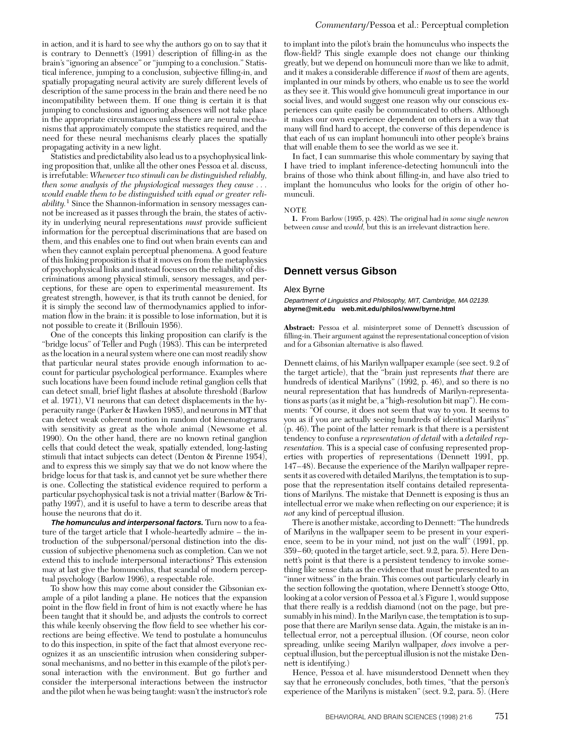in action, and it is hard to see why the authors go on to say that it is contrary to Dennett's (1991) description of filling-in as the brain's "ignoring an absence" or "jumping to a conclusion." Statistical inference, jumping to a conclusion, subjective filling-in, and spatially propagating neural activity are surely different levels of description of the same process in the brain and there need be no incompatibility between them. If one thing is certain it is that jumping to conclusions and ignoring absences will not take place in the appropriate circumstances unless there are neural mechanisms that approximately compute the statistics required, and the need for these neural mechanisms clearly places the spatially propagating activity in a new light.

Statistics and predictability also lead us to a psychophysical linking proposition that, unlike all the other ones Pessoa et al. discuss, is irrefutable: *Whenever two stimuli can be distinguished reliably, then some analysis of the physiological messages they cause . . . would enable them to be distinguished with equal or greater reliability.*[1] Since the Shannon-information in sensory messages cannot be increased as it passes through the brain, the states of activity in underlying neural representations *must* provide sufficient information for the perceptual discriminations that are based on them, and this enables one to find out when brain events can and when they cannot explain perceptual phenomena. A good feature of this linking proposition is that it moves on from the metaphysics of psychophysical links and instead focuses on the reliability of discriminations among physical stimuli, sensory messages, and perceptions, for these are open to experimental measurement. Its greatest strength, however, is that its truth cannot be denied, for it is simply the second law of thermodynamics applied to information flow in the brain: it is possible to lose information, but it is not possible to create it (Brillouin 1956).

One of the concepts this linking proposition can clarify is the "bridge locus" of Teller and Pugh (1983). This can be interpreted as the location in a neural system where one can most readily show that particular neural states provide enough information to account for particular psychological performance. Examples where such locations have been found include retinal ganglion cells that can detect small, brief light flashes at absolute threshold (Barlow et al. 1971), V1 neurons that can detect displacements in the hyperacuity range (Parker & Hawken 1985), and neurons in MT that can detect weak coherent motion in random dot kinematograms with sensitivity as great as the whole animal (Newsome et al. 1990). On the other hand, there are no known retinal ganglion cells that could detect the weak, spatially extended, long-lasting stimuli that intact subjects can detect (Denton & Pirenne 1954), and to express this we simply say that we do not know where the bridge locus for that task is, and cannot yet be sure whether there is one. Collecting the statistical evidence required to perform a particular psychophysical task is not a trivial matter (Barlow & Tripathy 1997), and it is useful to have a term to describe areas that house the neurons that do it.

***The homunculus and interpersonal factors.*** Turn now to a feature of the target article that I whole-heartedly admire – the introduction of the subpersonal/personal distinction into the discussion of subjective phenomena such as completion. Can we not extend this to include interpersonal interactions? This extension may at last give the homunculus, that scandal of modern perceptual psychology (Barlow 1996), a respectable role.

To show how this may come about consider the Gibsonian example of a pilot landing a plane. He notices that the expansion point in the flow field in front of him is not exactly where he has been taught that it should be, and adjusts the controls to correct this while keenly observing the flow field to see whether his corrections are being effective. We tend to postulate a homunculus to do this inspection, in spite of the fact that almost everyone recognizes it as an unscientific intrusion when considering subpersonal mechanisms, and no better in this example of the pilot's personal interaction with the environment. But go further and consider the interpersonal interactions between the instructor and the pilot when he was being taught: wasn't the instructor's role to implant into the pilot's brain the homunculus who inspects the flow-field? This single example does not change our thinking greatly, but we depend on homunculi more than we like to admit, and it makes a considerable difference if *most* of them are agents, implanted in our minds by others, who enable us to see the world as they see it. This would give homunculi great importance in our social lives, and would suggest one reason why our conscious experiences can quite easily be communicated to others. Although it makes our own experience dependent on others in a way that many will find hard to accept, the converse of this dependence is that each of us can implant homunculi into other people's brains that will enable them to see the world as we see it.

In fact, I can summarise this whole commentary by saying that I have tried to implant inference-detecting homunculi into the brains of those who think about filling-in, and have also tried to implant the homunculus who looks for the origin of other homunculi.

NOTE

**1.** From Barlow (1995, p. 428). The original had *in some single neuron* between *cause* and *would,* but this is an irrelevant distraction here.

## Dennett versus Gibson

Alex Byrne

*Department of Linguistics and Philosophy, MIT, Cambridge, MA 02139.*
**abyrne@mit.edu web.mit.edu/philos/www/byrne.html**

**Abstract:** Pessoa et al. misinterpret some of Dennett's discussion of filling-in. Their argument against the representational conception of vision and for a Gibsonian alternative is also flawed.

Dennett claims, of his Marilyn wallpaper example (see sect. 9.2 of the target article), that the "brain just represents *that* there are hundreds of identical Marilyns" (1992, p. 46), and so there is no neural representation that has hundreds of Marilyn-representations as parts (as it might be, a "high-resolution bit map"). He comments: "Of course, it does not seem that way to you. It seems to you as if you are actually seeing hundreds of identical Marilyns" (p. 46). The point of the latter remark is that there is a persistent tendency to confuse a *representation of detail* with a *detailed representation.* This is a special case of confusing represented properties with properties of representations (Dennett 1991, pp. 147–48). Because the experience of the Marilyn wallpaper represents it as covered with detailed Marilyns, the temptation is to suppose that the representation itself contains detailed representations of Marilyns. The mistake that Dennett is exposing is thus an intellectual error we make when reflecting on our experience; it is *not* any kind of perceptual illusion.

There is another mistake, according to Dennett: "The hundreds of Marilyns in the wallpaper seem to be present in your experience, seem to be in your mind, not just on the wall" (1991, pp. 359–60; quoted in the target article, sect. 9.2, para. 5). Here Dennett's point is that there is a persistent tendency to invoke something like sense data as the evidence that must be presented to an "inner witness" in the brain. This comes out particularly clearly in the section following the quotation, where Dennett's stooge Otto, looking at a color version of Pessoa et al.'s Figure 1, would suppose that there really is a reddish diamond (not on the page, but presumably in his mind). In the Marilyn case, the temptation is to suppose that there are Marilyn sense data. Again, the mistake is an intellectual error, not a perceptual illusion. (Of course, neon color spreading, unlike seeing Marilyn wallpaper, *does* involve a perceptual illusion, but the perceptual illusion is not the mistake Dennett is identifying.)

Hence, Pessoa et al. have misunderstood Dennett when they say that he erroneously concludes, both times, "that the person's experience of the Marilyns is mistaken" (sect. 9.2, para. 5). (Here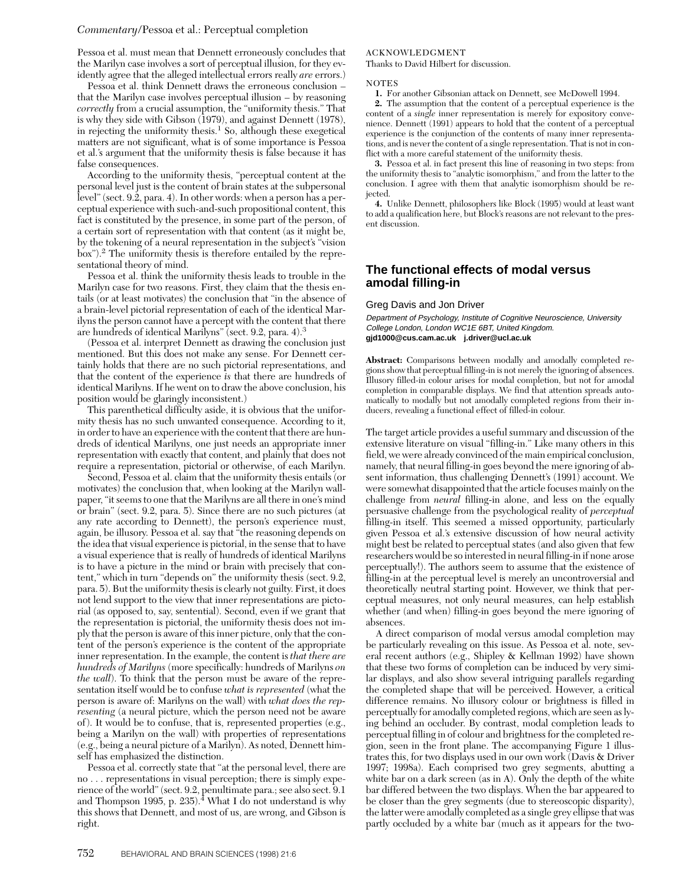Pessoa et al. must mean that Dennett erroneously concludes that the Marilyn case involves a sort of perceptual illusion, for they evidently agree that the alleged intellectual errors really *are* errors.)

Pessoa et al. think Dennett draws the erroneous conclusion – that the Marilyn case involves perceptual illusion – by reasoning *correctly* from a crucial assumption, the "uniformity thesis." That is why they side with Gibson (1979), and against Dennett (1978), in rejecting the uniformity thesis.[1] So, although these exegetical matters are not significant, what is of some importance is Pessoa et al.'s argument that the uniformity thesis is false because it has false consequences.

According to the uniformity thesis, "perceptual content at the personal level just is the content of brain states at the subpersonal level" (sect. 9.2, para. 4). In other words: when a person has a perceptual experience with such-and-such propositional content, this fact is constituted by the presence, in some part of the person, of a certain sort of representation with that content (as it might be, by the tokening of a neural representation in the subject's "vision box").[2] The uniformity thesis is therefore entailed by the representational theory of mind.

Pessoa et al. think the uniformity thesis leads to trouble in the Marilyn case for two reasons. First, they claim that the thesis entails (or at least motivates) the conclusion that "in the absence of a brain-level pictorial representation of each of the identical Marilyns the person cannot have a percept with the content that there are hundreds of identical Marilyns" (sect. 9.2, para. 4).[3]

(Pessoa et al. interpret Dennett as drawing the conclusion just mentioned. But this does not make any sense. For Dennett certainly holds that there are no such pictorial representations, and that the content of the experience *is* that there are hundreds of identical Marilyns. If he went on to draw the above conclusion, his position would be glaringly inconsistent.)

This parenthetical difficulty aside, it is obvious that the uniformity thesis has no such unwanted consequence. According to it, in order to have an experience with the content that there are hundreds of identical Marilyns, one just needs an appropriate inner representation with exactly that content, and plainly that does not require a representation, pictorial or otherwise, of each Marilyn.

Second, Pessoa et al. claim that the uniformity thesis entails (or motivates) the conclusion that, when looking at the Marilyn wallpaper, "it seems to one that the Marilyns are all there in one's mind or brain" (sect. 9.2, para. 5). Since there are no such pictures (at any rate according to Dennett), the person's experience must, again, be illusory. Pessoa et al. say that "the reasoning depends on the idea that visual experience is pictorial, in the sense that to have a visual experience that is really of hundreds of identical Marilyns is to have a picture in the mind or brain with precisely that content," which in turn "depends on" the uniformity thesis (sect. 9.2, para. 5). But the uniformity thesis is clearly not guilty. First, it does not lend support to the view that inner representations are pictorial (as opposed to, say, sentential). Second, even if we grant that the representation is pictorial, the uniformity thesis does not imply that the person is aware of this inner picture, only that the content of the person's experience is the content of the appropriate inner representation. In the example, the content is *that there are hundreds of Marilyns* (more specifically: hundreds of Marilyns *on the wall*). To think that the person must be aware of the representation itself would be to confuse *what is represented* (what the person is aware of: Marilyns on the wall) with *what does the representing* (a neural picture, which the person need not be aware of). It would be to confuse, that is, represented properties (e.g., being a Marilyn on the wall) with properties of representations (e.g., being a neural picture of a Marilyn). As noted, Dennett himself has emphasized the distinction.

Pessoa et al. correctly state that "at the personal level, there are no . . . representations in visual perception; there is simply experience of the world" (sect. 9.2, penultimate para.; see also sect. 9.1 and Thompson 1995, p. 235).[4] What I do not understand is why this shows that Dennett, and most of us, are wrong, and Gibson is right.

ACKNOWLEDGMENT

Thanks to David Hilbert for discussion.

NOTES

1. For another Gibsonian attack on Dennett, see McDowell 1994.

2. The assumption that the content of a perceptual experience is the content of a *single* inner representation is merely for expository convenience. Dennett (1991) appears to hold that the content of a perceptual experience is the conjunction of the contents of many inner representations, and is never the content of a single representation. That is not in conflict with a more careful statement of the uniformity thesis.

3. Pessoa et al. in fact present this line of reasoning in two steps: from the uniformity thesis to "analytic isomorphism," and from the latter to the conclusion. I agree with them that analytic isomorphism should be rejected.

4. Unlike Dennett, philosophers like Block (1995) would at least want to add a qualification here, but Block's reasons are not relevant to the present discussion.

## The functional effects of modal versus amodal filling-in

Greg Davis and Jon Driver

*Department of Psychology, Institute of Cognitive Neuroscience, University College London, London WC1E 6BT, United Kingdom.*
**gjd1000@cus.cam.ac.uk j.driver@ucl.ac.uk**

**Abstract:** Comparisons between modally and amodally completed regions show that perceptual filling-in is not merely the ignoring of absences. Illusory filled-in colour arises for modal completion, but not for amodal completion in comparable displays. We find that attention spreads automatically to modally but not amodally completed regions from their inducers, revealing a functional effect of filled-in colour.

The target article provides a useful summary and discussion of the extensive literature on visual "filling-in." Like many others in this field, we were already convinced of the main empirical conclusion, namely, that neural filling-in goes beyond the mere ignoring of absent information, thus challenging Dennett's (1991) account. We were somewhat disappointed that the article focuses mainly on the challenge from *neural* filling-in alone, and less on the equally persuasive challenge from the psychological reality of *perceptual* filling-in itself. This seemed a missed opportunity, particularly given Pessoa et al.'s extensive discussion of how neural activity might best be related to perceptual states (and also given that few researchers would be so interested in neural filling-in if none arose perceptually!). The authors seem to assume that the existence of filling-in at the perceptual level is merely an uncontroversial and theoretically neutral starting point. However, we think that perceptual measures, not only neural measures, can help establish whether (and when) filling-in goes beyond the mere ignoring of absences.

A direct comparison of modal versus amodal completion may be particularly revealing on this issue. As Pessoa et al. note, several recent authors (e.g., Shipley & Kellman 1992) have shown that these two forms of completion can be induced by very similar displays, and also show several intriguing parallels regarding the completed shape that will be perceived. However, a critical difference remains. No illusory colour or brightness is filled in perceptually for amodally completed regions, which are seen as lying behind an occluder. By contrast, modal completion leads to perceptual filling in of colour and brightness for the completed region, seen in the front plane. The accompanying Figure 1 illustrates this, for two displays used in our own work (Davis & Driver 1997; 1998a). Each comprised two grey segments, abutting a white bar on a dark screen (as in A). Only the depth of the white bar differed between the two displays. When the bar appeared to be closer than the grey segments (due to stereoscopic disparity), the latter were amodally completed as a single grey ellipse that was partly occluded by a white bar (much as it appears for the two-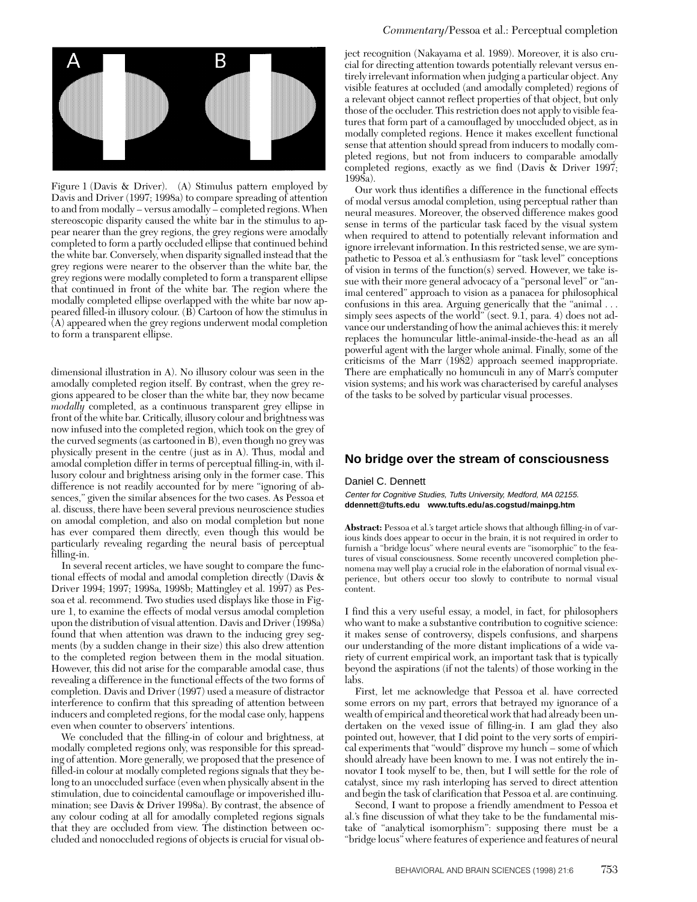Figure 1 (Davis & Driver). (A) Stimulus pattern employed by Davis and Driver (1997; 1998a) to compare spreading of attention to and from modally – versus amodally – completed regions. When stereoscopic disparity caused the white bar in the stimulus to appear nearer than the grey regions, the grey regions were amodally completed to form a partly occluded ellipse that continued behind the white bar. Conversely, when disparity signalled instead that the grey regions were nearer to the observer than the white bar, the grey regions were modally completed to form a transparent ellipse that continued in front of the white bar. The region where the modally completed ellipse overlapped with the white bar now appeared filled-in illusory colour. (B) Cartoon of how the stimulus in (A) appeared when the grey regions underwent modal completion to form a transparent ellipse.

dimensional illustration in A). No illusory colour was seen in the amodally completed region itself. By contrast, when the grey regions appeared to be closer than the white bar, they now became *modally* completed, as a continuous transparent grey ellipse in front of the white bar. Critically, illusory colour and brightness was now infused into the completed region, which took on the grey of the curved segments (as cartooned in B), even though no grey was physically present in the centre (just as in A). Thus, modal and amodal completion differ in terms of perceptual filling-in, with illusory colour and brightness arising only in the former case. This difference is not readily accounted for by mere "ignoring of absences," given the similar absences for the two cases. As Pessoa et al. discuss, there have been several previous neuroscience studies on amodal completion, and also on modal completion but none has ever compared them directly, even though this would be particularly revealing regarding the neural basis of perceptual filling-in.

In several recent articles, we have sought to compare the functional effects of modal and amodal completion directly (Davis & Driver 1994; 1997; 1998a, 1998b; Mattingley et al. 1997) as Pessoa et al. recommend. Two studies used displays like those in Figure 1, to examine the effects of modal versus amodal completion upon the distribution of visual attention. Davis and Driver (1998a) found that when attention was drawn to the inducing grey segments (by a sudden change in their size) this also drew attention to the completed region between them in the modal situation. However, this did not arise for the comparable amodal case, thus revealing a difference in the functional effects of the two forms of completion. Davis and Driver (1997) used a measure of distractor interference to confirm that this spreading of attention between inducers and completed regions, for the modal case only, happens even when counter to observers' intentions.

We concluded that the filling-in of colour and brightness, at modally completed regions only, was responsible for this spreading of attention. More generally, we proposed that the presence of filled-in colour at modally completed regions signals that they belong to an unoccluded surface (even when physically absent in the stimulation, due to coincidental camouflage or impoverished illumination; see Davis & Driver 1998a). By contrast, the absence of any colour coding at all for amodally completed regions signals that they are occluded from view. The distinction between occluded and nonoccluded regions of objects is crucial for visual object recognition (Nakayama et al. 1989). Moreover, it is also crucial for directing attention towards potentially relevant versus entirely irrelevant information when judging a particular object. Any visible features at occluded (and amodally completed) regions of a relevant object cannot reflect properties of that object, but only those of the occluder. This restriction does not apply to visible features that form part of a camouflaged by unoccluded object, as in modally completed regions. Hence it makes excellent functional sense that attention should spread from inducers to modally completed regions, but not from inducers to comparable amodally completed regions, exactly as we find (Davis & Driver 1997; 1998a).

Our work thus identifies a difference in the functional effects of modal versus amodal completion, using perceptual rather than neural measures. Moreover, the observed difference makes good sense in terms of the particular task faced by the visual system when required to attend to potentially relevant information and ignore irrelevant information. In this restricted sense, we are sympathetic to Pessoa et al.'s enthusiasm for "task level" conceptions of vision in terms of the function(s) served. However, we take issue with their more general advocacy of a "personal level" or "animal centered" approach to vision as a panacea for philosophical confusions in this area. Arguing generically that the "animal . . . simply sees aspects of the world" (sect. 9.1, para. 4) does not advance our understanding of how the animal achieves this: it merely replaces the homuncular little-animal-inside-the-head as an all powerful agent with the larger whole animal. Finally, some of the criticisms of the Marr (1982) approach seemed inappropriate. There are emphatically no homunculi in any of Marr's computer vision systems; and his work was characterised by careful analyses of the tasks to be solved by particular visual processes.

## No bridge over the stream of consciousness

Daniel C. Dennett

*Center for Cognitive Studies, Tufts University, Medford, MA 02155.*
**ddennett@tufts.edu www.tufts.edu/as.cogstud/mainpg.htm**

**Abstract:** Pessoa et al.'s target article shows that although filling-in of various kinds does appear to occur in the brain, it is not required in order to furnish a "bridge locus" where neural events are "isomorphic" to the features of visual consciousness. Some recently uncovered completion phenomena may well play a crucial role in the elaboration of normal visual experience, but others occur too slowly to contribute to normal visual content.

I find this a very useful essay, a model, in fact, for philosophers who want to make a substantive contribution to cognitive science: it makes sense of controversy, dispels confusions, and sharpens our understanding of the more distant implications of a wide variety of current empirical work, an important task that is typically beyond the aspirations (if not the talents) of those working in the labs.

First, let me acknowledge that Pessoa et al. have corrected some errors on my part, errors that betrayed my ignorance of a wealth of empirical and theoretical work that had already been undertaken on the vexed issue of filling-in. I am glad they also pointed out, however, that I did point to the very sorts of empirical experiments that "would" disprove my hunch – some of which should already have been known to me. I was not entirely the innovator I took myself to be, then, but I will settle for the role of catalyst, since my rash interloping has served to direct attention and begin the task of clarification that Pessoa et al. are continuing.

Second, I want to propose a friendly amendment to Pessoa et al.'s fine discussion of what they take to be the fundamental mistake of "analytical isomorphism": supposing there must be a "bridge locus" where features of experience and features of neural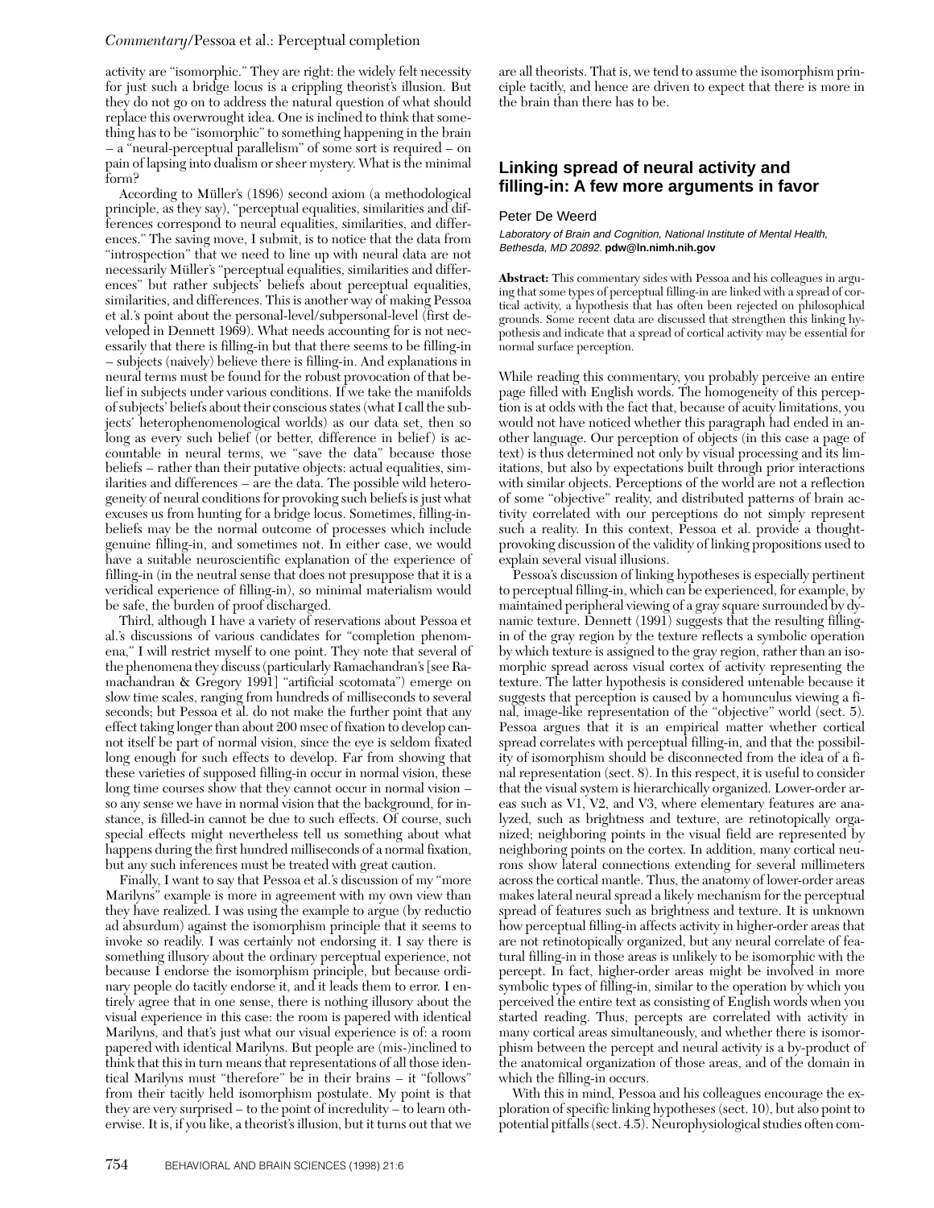activity are "isomorphic." They are right: the widely felt necessity for just such a bridge locus is a crippling theorist's illusion. But they do not go on to address the natural question of what should replace this overwrought idea. One is inclined to think that something has to be "isomorphic" to something happening in the brain – a "neural-perceptual parallelism" of some sort is required – on pain of lapsing into dualism or sheer mystery. What is the minimal form?

According to Müller's (1896) second axiom (a methodological principle, as they say), "perceptual equalities, similarities and differences correspond to neural equalities, similarities, and differences." The saving move, I submit, is to notice that the data from "introspection" that we need to line up with neural data are not necessarily Müller's "perceptual equalities, similarities and differences" but rather subjects' beliefs about perceptual equalities, similarities, and differences. This is another way of making Pessoa et al.'s point about the personal-level/subpersonal-level (first developed in Dennett 1969). What needs accounting for is not necessarily that there is filling-in but that there seems to be filling-in – subjects (naively) believe there is filling-in. And explanations in neural terms must be found for the robust provocation of that belief in subjects under various conditions. If we take the manifolds of subjects' beliefs about their conscious states (what I call the subjects' heterophenomenological worlds) as our data set, then so long as every such belief (or better, difference in belief) is accountable in neural terms, we "save the data" because those beliefs – rather than their putative objects: actual equalities, similarities and differences – are the data. The possible wild heterogeneity of neural conditions for provoking such beliefs is just what excuses us from hunting for a bridge locus. Sometimes, filling-in-beliefs may be the normal outcome of processes which include genuine filling-in, and sometimes not. In either case, we would have a suitable neuroscientific explanation of the experience of filling-in (in the neutral sense that does not presuppose that it is a veridical experience of filling-in), so minimal materialism would be safe, the burden of proof discharged.

Third, although I have a variety of reservations about Pessoa et al.'s discussions of various candidates for "completion phenomena," I will restrict myself to one point. They note that several of the phenomena they discuss (particularly Ramachandran's [see Ramachandran & Gregory 1991] "artificial scotomata") emerge on slow time scales, ranging from hundreds of milliseconds to several seconds; but Pessoa et al. do not make the further point that any effect taking longer than about 200 msec of fixation to develop cannot itself be part of normal vision, since the eye is seldom fixated long enough for such effects to develop. Far from showing that these varieties of supposed filling-in occur in normal vision, these long time courses show that they cannot occur in normal vision – so any sense we have in normal vision that the background, for instance, is filled-in cannot be due to such effects. Of course, such special effects might nevertheless tell us something about what happens during the first hundred milliseconds of a normal fixation, but any such inferences must be treated with great caution.

Finally, I want to say that Pessoa et al.'s discussion of my "more Marilyns" example is more in agreement with my own view than they have realized. I was using the example to argue (by reductio ad absurdum) against the isomorphism principle that it seems to invoke so readily. I was certainly not endorsing it. I say there is something illusory about the ordinary perceptual experience, not because I endorse the isomorphism principle, but because ordinary people do tacitly endorse it, and it leads them to error. I entirely agree that in one sense, there is nothing illusory about the visual experience in this case: the room is papered with identical Marilyns, and that's just what our visual experience is of: a room papered with identical Marilyns. But people are (mis-)inclined to think that this in turn means that representations of all those identical Marilyns must "therefore" be in their brains – it "follows" from their tacitly held isomorphism postulate. My point is that they are very surprised – to the point of incredulity – to learn otherwise. It is, if you like, a theorist's illusion, but it turns out that we are all theorists. That is, we tend to assume the isomorphism principle tacitly, and hence are driven to expect that there is more in the brain than there has to be.

## Linking spread of neural activity and filling-in: A few more arguments in favor

Peter De Weerd

*Laboratory of Brain and Cognition, National Institute of Mental Health, Bethesda, MD 20892.* **pdw@ln.nimh.nih.gov**

**Abstract:** This commentary sides with Pessoa and his colleagues in arguing that some types of perceptual filling-in are linked with a spread of cortical activity, a hypothesis that has often been rejected on philosophical grounds. Some recent data are discussed that strengthen this linking hypothesis and indicate that a spread of cortical activity may be essential for normal surface perception.

While reading this commentary, you probably perceive an entire page filled with English words. The homogeneity of this perception is at odds with the fact that, because of acuity limitations, you would not have noticed whether this paragraph had ended in another language. Our perception of objects (in this case a page of text) is thus determined not only by visual processing and its limitations, but also by expectations built through prior interactions with similar objects. Perceptions of the world are not a reflection of some "objective" reality, and distributed patterns of brain activity correlated with our perceptions do not simply represent such a reality. In this context, Pessoa et al. provide a thought-provoking discussion of the validity of linking propositions used to explain several visual illusions.

Pessoa's discussion of linking hypotheses is especially pertinent to perceptual filling-in, which can be experienced, for example, by maintained peripheral viewing of a gray square surrounded by dynamic texture. Dennett (1991) suggests that the resulting filling-in of the gray region by the texture reflects a symbolic operation by which texture is assigned to the gray region, rather than an isomorphic spread across visual cortex of activity representing the texture. The latter hypothesis is considered untenable because it suggests that perception is caused by a homunculus viewing a final, image-like representation of the "objective" world (sect. 5). Pessoa argues that it is an empirical matter whether cortical spread correlates with perceptual filling-in, and that the possibility of isomorphism should be disconnected from the idea of a final representation (sect. 8). In this respect, it is useful to consider that the visual system is hierarchically organized. Lower-order areas such as V1, V2, and V3, where elementary features are analyzed, such as brightness and texture, are retinotopically organized; neighboring points in the visual field are represented by neighboring points on the cortex. In addition, many cortical neurons show lateral connections extending for several millimeters across the cortical mantle. Thus, the anatomy of lower-order areas makes lateral neural spread a likely mechanism for the perceptual spread of features such as brightness and texture. It is unknown how perceptual filling-in affects activity in higher-order areas that are not retinotopically organized, but any neural correlate of featural filling-in in those areas is unlikely to be isomorphic with the percept. In fact, higher-order areas might be involved in more symbolic types of filling-in, similar to the operation by which you perceived the entire text as consisting of English words when you started reading. Thus, percepts are correlated with activity in many cortical areas simultaneously, and whether there is isomorphism between the percept and neural activity is a by-product of the anatomical organization of those areas, and of the domain in which the filling-in occurs.

With this in mind, Pessoa and his colleagues encourage the exploration of specific linking hypotheses (sect. 10), but also point to potential pitfalls (sect. 4.5). Neurophysiological studies often com-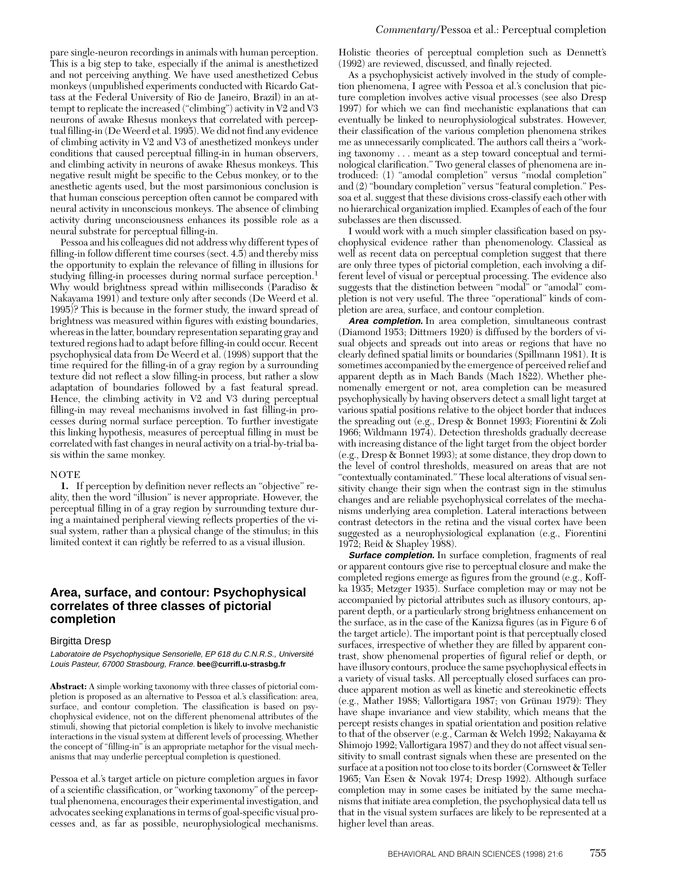pare single-neuron recordings in animals with human perception. This is a big step to take, especially if the animal is anesthetized and not perceiving anything. We have used anesthetized Cebus monkeys (unpublished experiments conducted with Ricardo Gattass at the Federal University of Rio de Janeiro, Brazil) in an attempt to replicate the increased ("climbing") activity in V2 and V3 neurons of awake Rhesus monkeys that correlated with perceptual filling-in (De Weerd et al. 1995). We did not find any evidence of climbing activity in V2 and V3 of anesthetized monkeys under conditions that caused perceptual filling-in in human observers, and climbing activity in neurons of awake Rhesus monkeys. This negative result might be specific to the Cebus monkey, or to the anesthetic agents used, but the most parsimonious conclusion is that human conscious perception often cannot be compared with neural activity in unconscious monkeys. The absence of climbing activity during unconsciousness enhances its possible role as a neural substrate for perceptual filling-in.

Pessoa and his colleagues did not address why different types of filling-in follow different time courses (sect. 4.5) and thereby miss the opportunity to explain the relevance of filling in illusions for studying filling-in processes during normal surface perception.[1] Why would brightness spread within milliseconds (Paradiso & Nakayama 1991) and texture only after seconds (De Weerd et al. 1995)? This is because in the former study, the inward spread of brightness was measured within figures with existing boundaries, whereas in the latter, boundary representation separating gray and textured regions had to adapt before filling-in could occur. Recent psychophysical data from De Weerd et al. (1998) support that the time required for the filling-in of a gray region by a surrounding texture did not reflect a slow filling-in process, but rather a slow adaptation of boundaries followed by a fast featural spread. Hence, the climbing activity in V2 and V3 during perceptual filling-in may reveal mechanisms involved in fast filling-in processes during normal surface perception. To further investigate this linking hypothesis, measures of perceptual filling in must be correlated with fast changes in neural activity on a trial-by-trial basis within the same monkey.

NOTE

**1.** If perception by definition never reflects an "objective" reality, then the word "illusion" is never appropriate. However, the perceptual filling in of a gray region by surrounding texture during a maintained peripheral viewing reflects properties of the visual system, rather than a physical change of the stimulus; in this limited context it can rightly be referred to as a visual illusion.

## Area, surface, and contour: Psychophysical correlates of three classes of pictorial completion

Birgitta Dresp

*Laboratoire de Psychophysique Sensorielle, EP 618 du C.N.R.S., Université Louis Pasteur, 67000 Strasbourg, France.* **bee@currifl.u-strasbg.fr**

**Abstract:** A simple working taxonomy with three classes of pictorial completion is proposed as an alternative to Pessoa et al.'s classification: area, surface, and contour completion. The classification is based on psychophysical evidence, not on the different phenomenal attributes of the stimuli, showing that pictorial completion is likely to involve mechanistic interactions in the visual system at different levels of processing. Whether the concept of "filling-in" is an appropriate metaphor for the visual mechanisms that may underlie perceptual completion is questioned.

Pessoa et al.'s target article on picture completion argues in favor of a scientific classification, or "working taxonomy" of the perceptual phenomena, encourages their experimental investigation, and advocates seeking explanations in terms of goal-specific visual processes and, as far as possible, neurophysiological mechanisms. Holistic theories of perceptual completion such as Dennett's (1992) are reviewed, discussed, and finally rejected.

As a psychophysicist actively involved in the study of completion phenomena, I agree with Pessoa et al.'s conclusion that picture completion involves active visual processes (see also Dresp 1997) for which we can find mechanistic explanations that can eventually be linked to neurophysiological substrates. However, their classification of the various completion phenomena strikes me as unnecessarily complicated. The authors call theirs a "working taxonomy . . . meant as a step toward conceptual and terminological clarification." Two general classes of phenomena are introduced: (1) "amodal completion" versus "modal completion" and (2) "boundary completion" versus "featural completion." Pessoa et al. suggest that these divisions cross-classify each other with no hierarchical organization implied. Examples of each of the four subclasses are then discussed.

I would work with a much simpler classification based on psychophysical evidence rather than phenomenology. Classical as well as recent data on perceptual completion suggest that there are only three types of pictorial completion, each involving a different level of visual or perceptual processing. The evidence also suggests that the distinction between "modal" or "amodal" completion is not very useful. The three "operational" kinds of completion are area, surface, and contour completion.

***Area completion.*** In area completion, simultaneous contrast (Diamond 1953; Dittmers 1920) is diffused by the borders of visual objects and spreads out into areas or regions that have no clearly defined spatial limits or boundaries (Spillmann 1981). It is sometimes accompanied by the emergence of perceived relief and apparent depth as in Mach Bands (Mach 1822). Whether phenomenally emergent or not, area completion can be measured psychophysically by having observers detect a small light target at various spatial positions relative to the object border that induces the spreading out (e.g., Dresp & Bonnet 1993; Fiorentini & Zoli 1966; Wildmann 1974). Detection thresholds gradually decrease with increasing distance of the light target from the object border (e.g., Dresp & Bonnet 1993); at some distance, they drop down to the level of control thresholds, measured on areas that are not "contextually contaminated." These local alterations of visual sensitivity change their sign when the contrast sign in the stimulus changes and are reliable psychophysical correlates of the mechanisms underlying area completion. Lateral interactions between contrast detectors in the retina and the visual cortex have been suggested as a neurophysiological explanation (e.g., Fiorentini 1972; Reid & Shapley 1988).

***Surface completion.*** In surface completion, fragments of real or apparent contours give rise to perceptual closure and make the completed regions emerge as figures from the ground (e.g., Koffka 1935; Metzger 1935). Surface completion may or may not be accompanied by pictorial attributes such as illusory contours, apparent depth, or a particularly strong brightness enhancement on the surface, as in the case of the Kanizsa figures (as in Figure 6 of the target article). The important point is that perceptually closed surfaces, irrespective of whether they are filled by apparent contrast, show phenomenal properties of figural relief or depth, or have illusory contours, produce the same psychophysical effects in a variety of visual tasks. All perceptually closed surfaces can produce apparent motion as well as kinetic and stereokinetic effects (e.g., Mather 1988; Vallortigara 1987; von Grünau 1979): They have shape invariance and view stability, which means that the percept resists changes in spatial orientation and position relative to that of the observer (e.g., Carman & Welch 1992; Nakayama & Shimojo 1992; Vallortigara 1987) and they do not affect visual sensitivity to small contrast signals when these are presented on the surface at a position not too close to its border (Cornsweet & Teller 1965; Van Esen & Novak 1974; Dresp 1992). Although surface completion may in some cases be initiated by the same mechanisms that initiate area completion, the psychophysical data tell us that in the visual system surfaces are likely to be represented at a higher level than areas.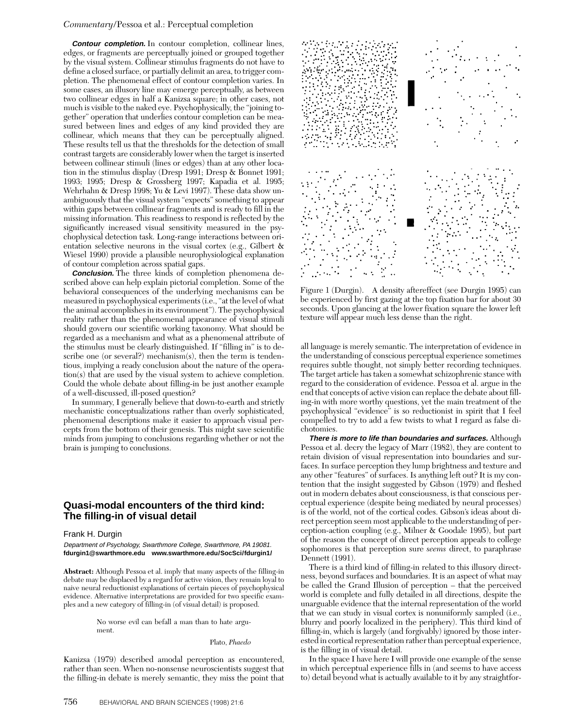**Contour completion.** In contour completion, collinear lines, edges, or fragments are perceptually joined or grouped together by the visual system. Collinear stimulus fragments do not have to define a closed surface, or partially delimit an area, to trigger completion. The phenomenal effect of contour completion varies. In some cases, an illusory line may emerge perceptually, as between two collinear edges in half a Kanizsa square; in other cases, not much is visible to the naked eye. Psychophysically, the "joining together" operation that underlies contour completion can be measured between lines and edges of any kind provided they are collinear, which means that they can be perceptually aligned. These results tell us that the thresholds for the detection of small contrast targets are considerably lower when the target is inserted between collinear stimuli (lines or edges) than at any other location in the stimulus display (Dresp 1991; Dresp & Bonnet 1991; 1993; 1995; Dresp & Grossberg 1997; Kapadia et al. 1995; Wehrhahn & Dresp 1998; Yu & Levi 1997). These data show unambiguously that the visual system "expects" something to appear within gaps between collinear fragments and is ready to fill in the missing information. This readiness to respond is reflected by the significantly increased visual sensitivity measured in the psychophysical detection task. Long-range interactions between orientation selective neurons in the visual cortex (e.g., Gilbert & Wiesel 1990) provide a plausible neurophysiological explanation of contour completion across spatial gaps.

**Conclusion.** The three kinds of completion phenomena described above can help explain pictorial completion. Some of the behavioral consequences of the underlying mechanisms can be measured in psychophysical experiments (i.e., "at the level of what the animal accomplishes in its environment"). The psychophysical reality rather than the phenomenal appearance of visual stimuli should govern our scientific working taxonomy. What should be regarded as a mechanism and what as a phenomenal attribute of the stimulus must be clearly distinguished. If "filling in" is to describe one (or several?) mechanism(s), then the term is tendentious, implying a ready conclusion about the nature of the operation(s) that are used by the visual system to achieve completion. Could the whole debate about filling-in be just another example of a well-discussed, ill-posed question?

In summary, I generally believe that down-to-earth and strictly mechanistic conceptualizations rather than overly sophisticated, phenomenal descriptions make it easier to approach visual percepts from the bottom of their genesis. This might save scientific minds from jumping to conclusions regarding whether or not the brain is jumping to conclusions.

## Quasi-modal encounters of the third kind: The filling-in of visual detail

Frank H. Durgin

*Department of Psychology, Swarthmore College, Swarthmore, PA 19081.*
**fdurgin1@swarthmore.edu www.swarthmore.edu/SocSci/fdurgin1/**

**Abstract:** Although Pessoa et al. imply that many aspects of the filling-in debate may be displaced by a regard for active vision, they remain loyal to naive neural reductionist explanations of certain pieces of psychophysical evidence. Alternative interpretations are provided for two specific examples and a new category of filling-in (of visual detail) is proposed.

> No worse evil can befall a man than to hate argument.
>
> Plato, *Phaedo*

Kanizsa (1979) described amodal perception as encountered, rather than seen. When no-nonsense neuroscientists suggest that the filling-in debate is merely semantic, they miss the point that all language is merely semantic. The interpretation of evidence in the understanding of conscious perceptual experience sometimes requires subtle thought, not simply better recording techniques. The target article has taken a somewhat schizophrenic stance with regard to the consideration of evidence. Pessoa et al. argue in the end that concepts of active vision can replace the debate about filling-in with more worthy questions, yet the main treatment of the psychophysical "evidence" is so reductionist in spirit that I feel compelled to try to add a few twists to what I regard as false dichotomies.

Figure 1 (Durgin). A density aftereffect (see Durgin 1995) can be experienced by first gazing at the top fixation bar for about 30 seconds. Upon glancing at the lower fixation square the lower left texture will appear much less dense than the right.

**There is more to life than boundaries and surfaces.** Although Pessoa et al. decry the legacy of Marr (1982), they are content to retain division of visual representation into boundaries and surfaces. In surface perception they lump brightness and texture and any other "features" of surfaces. Is anything left out? It is my contention that the insight suggested by Gibson (1979) and fleshed out in modern debates about consciousness, is that conscious perceptual experience (despite being mediated by neural processes) is of the world, not of the cortical codes. Gibson's ideas about direct perception seem most applicable to the understanding of perception-action coupling (e.g., Milner & Goodale 1995), but part of the reason the concept of direct perception appeals to college sophomores is that perception sure *seems* direct, to paraphrase Dennett (1991).

There is a third kind of filling-in related to this illusory directness, beyond surfaces and boundaries. It is an aspect of what may be called the Grand Illusion of perception – that the perceived world is complete and fully detailed in all directions, despite the unarguable evidence that the internal representation of the world that we can study in visual cortex is nonuniformly sampled (i.e., blurry and poorly localized in the periphery). This third kind of filling-in, which is largely (and forgivably) ignored by those interested in cortical representation rather than perceptual experience, is the filling in of visual detail.

In the space I have here I will provide one example of the sense in which perceptual experience fills in (and seems to have access to) detail beyond what is actually available to it by any straightfor-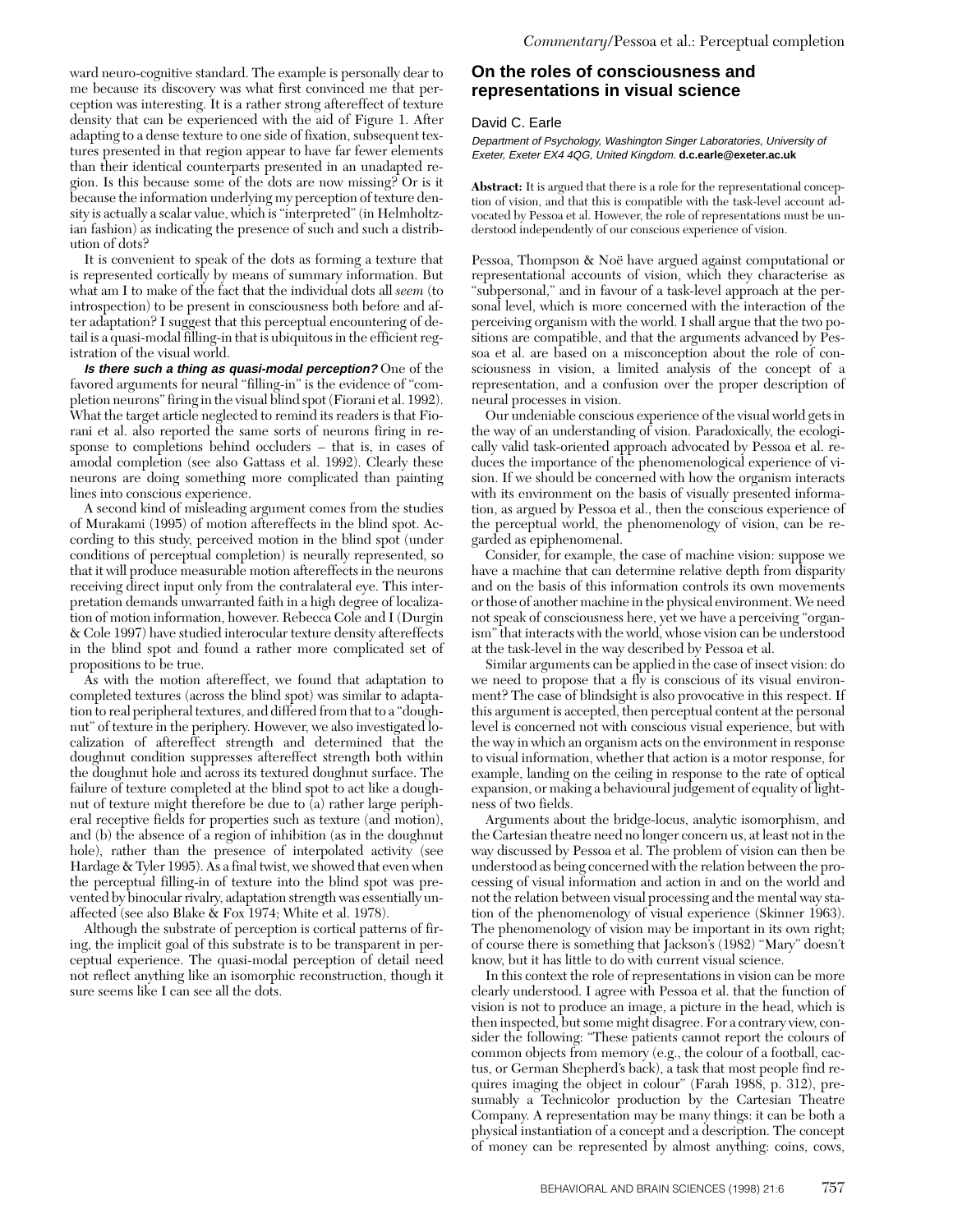ward neuro-cognitive standard. The example is personally dear to me because its discovery was what first convinced me that perception was interesting. It is a rather strong aftereffect of texture density that can be experienced with the aid of Figure 1. After adapting to a dense texture to one side of fixation, subsequent textures presented in that region appear to have far fewer elements than their identical counterparts presented in an unadapted region. Is this because some of the dots are now missing? Or is it because the information underlying my perception of texture density is actually a scalar value, which is "interpreted" (in Helmholtzian fashion) as indicating the presence of such and such a distribution of dots?

It is convenient to speak of the dots as forming a texture that is represented cortically by means of summary information. But what am I to make of the fact that the individual dots all *seem* (to introspection) to be present in consciousness both before and after adaptation? I suggest that this perceptual encountering of detail is a quasi-modal filling-in that is ubiquitous in the efficient registration of the visual world.

***Is there such a thing as quasi-modal perception?*** One of the favored arguments for neural "filling-in" is the evidence of "completion neurons" firing in the visual blind spot (Fiorani et al. 1992). What the target article neglected to remind its readers is that Fiorani et al. also reported the same sorts of neurons firing in response to completions behind occluders – that is, in cases of amodal completion (see also Gattass et al. 1992). Clearly these neurons are doing something more complicated than painting lines into conscious experience.

A second kind of misleading argument comes from the studies of Murakami (1995) of motion aftereffects in the blind spot. According to this study, perceived motion in the blind spot (under conditions of perceptual completion) is neurally represented, so that it will produce measurable motion aftereffects in the neurons receiving direct input only from the contralateral eye. This interpretation demands unwarranted faith in a high degree of localization of motion information, however. Rebecca Cole and I (Durgin & Cole 1997) have studied interocular texture density aftereffects in the blind spot and found a rather more complicated set of propositions to be true.

As with the motion aftereffect, we found that adaptation to completed textures (across the blind spot) was similar to adaptation to real peripheral textures, and differed from that to a "doughnut" of texture in the periphery. However, we also investigated localization of aftereffect strength and determined that the doughnut condition suppresses aftereffect strength both within the doughnut hole and across its textured doughnut surface. The failure of texture completed at the blind spot to act like a doughnut of texture might therefore be due to (a) rather large peripheral receptive fields for properties such as texture (and motion), and (b) the absence of a region of inhibition (as in the doughnut hole), rather than the presence of interpolated activity (see Hardage & Tyler 1995). As a final twist, we showed that even when the perceptual filling-in of texture into the blind spot was prevented by binocular rivalry, adaptation strength was essentially unaffected (see also Blake & Fox 1974; White et al. 1978).

Although the substrate of perception is cortical patterns of firing, the implicit goal of this substrate is to be transparent in perceptual experience. The quasi-modal perception of detail need not reflect anything like an isomorphic reconstruction, though it sure seems like I can see all the dots.

## On the roles of consciousness and representations in visual science

David C. Earle

*Department of Psychology, Washington Singer Laboratories, University of Exeter, Exeter EX4 4QG, United Kingdom.* **d.c.earle@exeter.ac.uk**

**Abstract:** It is argued that there is a role for the representational conception of vision, and that this is compatible with the task-level account advocated by Pessoa et al. However, the role of representations must be understood independently of our conscious experience of vision.

Pessoa, Thompson & Noë have argued against computational or representational accounts of vision, which they characterise as "subpersonal," and in favour of a task-level approach at the personal level, which is more concerned with the interaction of the perceiving organism with the world. I shall argue that the two positions are compatible, and that the arguments advanced by Pessoa et al. are based on a misconception about the role of consciousness in vision, a limited analysis of the concept of a representation, and a confusion over the proper description of neural processes in vision.

Our undeniable conscious experience of the visual world gets in the way of an understanding of vision. Paradoxically, the ecologically valid task-oriented approach advocated by Pessoa et al. reduces the importance of the phenomenological experience of vision. If we should be concerned with how the organism interacts with its environment on the basis of visually presented information, as argued by Pessoa et al., then the conscious experience of the perceptual world, the phenomenology of vision, can be regarded as epiphenomenal.

Consider, for example, the case of machine vision: suppose we have a machine that can determine relative depth from disparity and on the basis of this information controls its own movements or those of another machine in the physical environment. We need not speak of consciousness here, yet we have a perceiving "organism" that interacts with the world, whose vision can be understood at the task-level in the way described by Pessoa et al.

Similar arguments can be applied in the case of insect vision: do we need to propose that a fly is conscious of its visual environment? The case of blindsight is also provocative in this respect. If this argument is accepted, then perceptual content at the personal level is concerned not with conscious visual experience, but with the way in which an organism acts on the environment in response to visual information, whether that action is a motor response, for example, landing on the ceiling in response to the rate of optical expansion, or making a behavioural judgement of equality of lightness of two fields.

Arguments about the bridge-locus, analytic isomorphism, and the Cartesian theatre need no longer concern us, at least not in the way discussed by Pessoa et al. The problem of vision can then be understood as being concerned with the relation between the processing of visual information and action in and on the world and not the relation between visual processing and the mental way station of the phenomenology of visual experience (Skinner 1963). The phenomenology of vision may be important in its own right; of course there is something that Jackson's (1982) "Mary" doesn't know, but it has little to do with current visual science.

In this context the role of representations in vision can be more clearly understood. I agree with Pessoa et al. that the function of vision is not to produce an image, a picture in the head, which is then inspected, but some might disagree. For a contrary view, consider the following: "These patients cannot report the colours of common objects from memory (e.g., the colour of a football, cactus, or German Shepherd's back), a task that most people find requires imaging the object in colour" (Farah 1988, p. 312), presumably a Technicolor production by the Cartesian Theatre Company. A representation may be many things: it can be both a physical instantiation of a concept and a description. The concept of money can be represented by almost anything: coins, cows,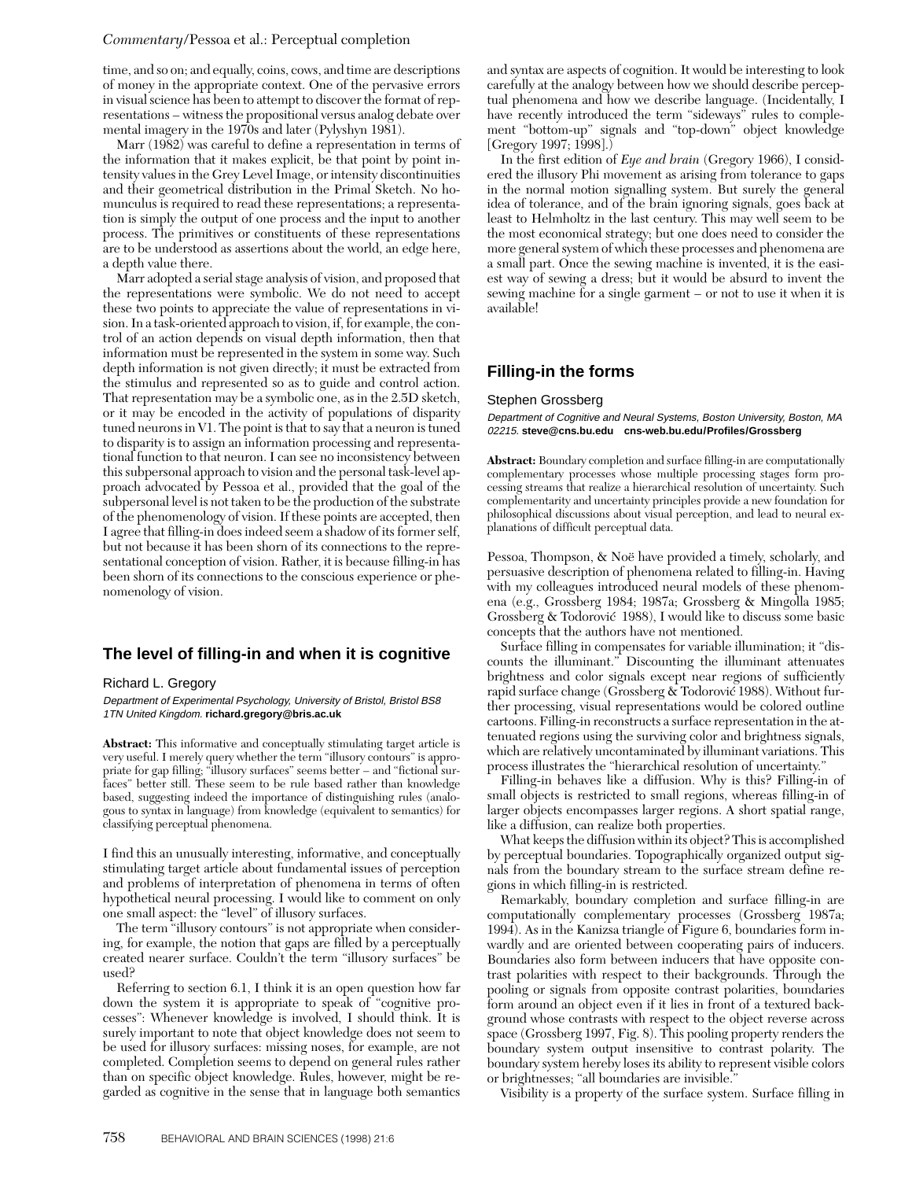time, and so on; and equally, coins, cows, and time are descriptions of money in the appropriate context. One of the pervasive errors in visual science has been to attempt to discover the format of representations – witness the propositional versus analog debate over mental imagery in the 1970s and later (Pylyshyn 1981).

Marr (1982) was careful to define a representation in terms of the information that it makes explicit, be that point by point intensity values in the Grey Level Image, or intensity discontinuities and their geometrical distribution in the Primal Sketch. No homunculus is required to read these representations; a representation is simply the output of one process and the input to another process. The primitives or constituents of these representations are to be understood as assertions about the world, an edge here, a depth value there.

Marr adopted a serial stage analysis of vision, and proposed that the representations were symbolic. We do not need to accept these two points to appreciate the value of representations in vision. In a task-oriented approach to vision, if, for example, the control of an action depends on visual depth information, then that information must be represented in the system in some way. Such depth information is not given directly; it must be extracted from the stimulus and represented so as to guide and control action. That representation may be a symbolic one, as in the 2.5D sketch, or it may be encoded in the activity of populations of disparity tuned neurons in V1. The point is that to say that a neuron is tuned to disparity is to assign an information processing and representational function to that neuron. I can see no inconsistency between this subpersonal approach to vision and the personal task-level approach advocated by Pessoa et al., provided that the goal of the subpersonal level is not taken to be the production of the substrate of the phenomenology of vision. If these points are accepted, then I agree that filling-in does indeed seem a shadow of its former self, but not because it has been shorn of its connections to the representational conception of vision. Rather, it is because filling-in has been shorn of its connections to the conscious experience or phenomenology of vision.

## The level of filling-in and when it is cognitive

Richard L. Gregory

*Department of Experimental Psychology, University of Bristol, Bristol BS8 1TN United Kingdom.* **richard.gregory@bris.ac.uk**

**Abstract:** This informative and conceptually stimulating target article is very useful. I merely query whether the term "illusory contours" is appropriate for gap filling; "illusory surfaces" seems better – and "fictional surfaces" better still. These seem to be rule based rather than knowledge based, suggesting indeed the importance of distinguishing rules (analogous to syntax in language) from knowledge (equivalent to semantics) for classifying perceptual phenomena.

I find this an unusually interesting, informative, and conceptually stimulating target article about fundamental issues of perception and problems of interpretation of phenomena in terms of often hypothetical neural processing. I would like to comment on only one small aspect: the "level" of illusory surfaces.

The term "illusory contours" is not appropriate when considering, for example, the notion that gaps are filled by a perceptually created nearer surface. Couldn't the term "illusory surfaces" be used?

Referring to section 6.1, I think it is an open question how far down the system it is appropriate to speak of "cognitive processes": Whenever knowledge is involved, I should think. It is surely important to note that object knowledge does not seem to be used for illusory surfaces: missing noses, for example, are not completed. Completion seems to depend on general rules rather than on specific object knowledge. Rules, however, might be regarded as cognitive in the sense that in language both semantics and syntax are aspects of cognition. It would be interesting to look carefully at the analogy between how we should describe perceptual phenomena and how we describe language. (Incidentally, I have recently introduced the term "sideways" rules to complement "bottom-up" signals and "top-down" object knowledge [Gregory 1997; 1998].)

In the first edition of *Eye and brain* (Gregory 1966), I considered the illusory Phi movement as arising from tolerance to gaps in the normal motion signalling system. But surely the general idea of tolerance, and of the brain ignoring signals, goes back at least to Helmholtz in the last century. This may well seem to be the most economical strategy; but one does need to consider the more general system of which these processes and phenomena are a small part. Once the sewing machine is invented, it is the easiest way of sewing a dress; but it would be absurd to invent the sewing machine for a single garment – or not to use it when it is available!

## Filling-in the forms

Stephen Grossberg

*Department of Cognitive and Neural Systems, Boston University, Boston, MA 02215.* **steve@cns.bu.edu cns-web.bu.edu/Profiles/Grossberg**

**Abstract:** Boundary completion and surface filling-in are computationally complementary processes whose multiple processing stages form processing streams that realize a hierarchical resolution of uncertainty. Such complementarity and uncertainty principles provide a new foundation for philosophical discussions about visual perception, and lead to neural explanations of difficult perceptual data.

Pessoa, Thompson, & Noë have provided a timely, scholarly, and persuasive description of phenomena related to filling-in. Having with my colleagues introduced neural models of these phenomena (e.g., Grossberg 1984; 1987a; Grossberg & Mingolla 1985; Grossberg & Todorović 1988), I would like to discuss some basic concepts that the authors have not mentioned.

Surface filling in compensates for variable illumination; it "discounts the illuminant." Discounting the illuminant attenuates brightness and color signals except near regions of sufficiently rapid surface change (Grossberg & Todorović 1988). Without further processing, visual representations would be colored outline cartoons. Filling-in reconstructs a surface representation in the attenuated regions using the surviving color and brightness signals, which are relatively uncontaminated by illuminant variations. This process illustrates the "hierarchical resolution of uncertainty."

Filling-in behaves like a diffusion. Why is this? Filling-in of small objects is restricted to small regions, whereas filling-in of larger objects encompasses larger regions. A short spatial range, like a diffusion, can realize both properties.

What keeps the diffusion within its object? This is accomplished by perceptual boundaries. Topographically organized output signals from the boundary stream to the surface stream define regions in which filling-in is restricted.

Remarkably, boundary completion and surface filling-in are computationally complementary processes (Grossberg 1987a; 1994). As in the Kanizsa triangle of Figure 6, boundaries form inwardly and are oriented between cooperating pairs of inducers. Boundaries also form between inducers that have opposite contrast polarities with respect to their backgrounds. Through the pooling or signals from opposite contrast polarities, boundaries form around an object even if it lies in front of a textured background whose contrasts with respect to the object reverse across space (Grossberg 1997, Fig. 8). This pooling property renders the boundary system output insensitive to contrast polarity. The boundary system hereby loses its ability to represent visible colors or brightnesses; "all boundaries are invisible."

Visibility is a property of the surface system. Surface filling in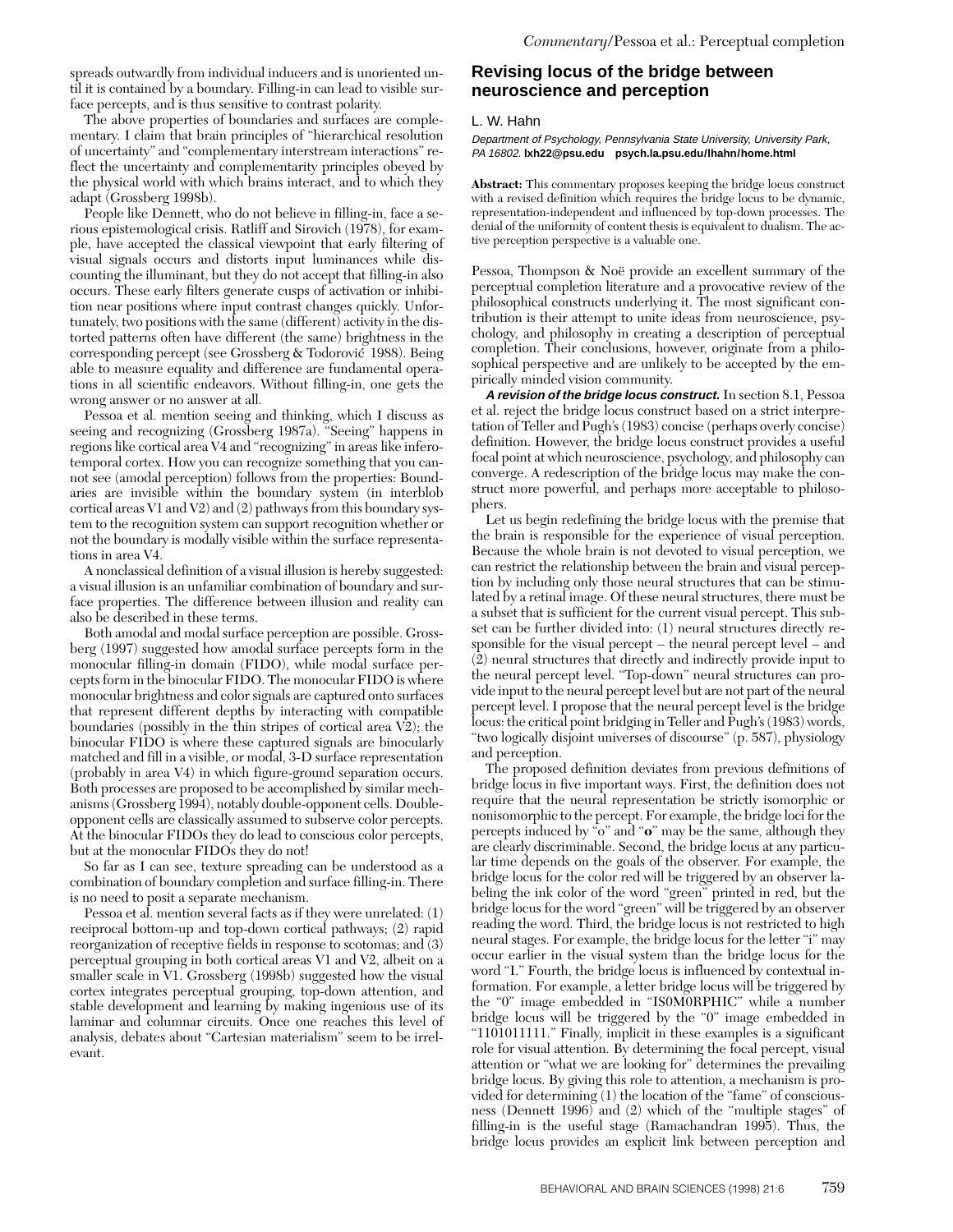spreads outwardly from individual inducers and is unoriented until it is contained by a boundary. Filling-in can lead to visible surface percepts, and is thus sensitive to contrast polarity.

The above properties of boundaries and surfaces are complementary. I claim that brain principles of "hierarchical resolution of uncertainty" and "complementary interstream interactions" reflect the uncertainty and complementarity principles obeyed by the physical world with which brains interact, and to which they adapt (Grossberg 1998b).

People like Dennett, who do not believe in filling-in, face a serious epistemological crisis. Ratliff and Sirovich (1978), for example, have accepted the classical viewpoint that early filtering of visual signals occurs and distorts input luminances while discounting the illuminant, but they do not accept that filling-in also occurs. These early filters generate cusps of activation or inhibition near positions where input contrast changes quickly. Unfortunately, two positions with the same (different) activity in the distorted patterns often have different (the same) brightness in the corresponding percept (see Grossberg & Todorović 1988). Being able to measure equality and difference are fundamental operations in all scientific endeavors. Without filling-in, one gets the wrong answer or no answer at all.

Pessoa et al. mention seeing and thinking, which I discuss as seeing and recognizing (Grossberg 1987a). "Seeing" happens in regions like cortical area V4 and "recognizing" in areas like inferotemporal cortex. How you can recognize something that you cannot see (amodal perception) follows from the properties: Boundaries are invisible within the boundary system (in interblob cortical areas V1 and V2) and (2) pathways from this boundary system to the recognition system can support recognition whether or not the boundary is modally visible within the surface representations in area V4.

A nonclassical definition of a visual illusion is hereby suggested: a visual illusion is an unfamiliar combination of boundary and surface properties. The difference between illusion and reality can also be described in these terms.

Both amodal and modal surface perception are possible. Grossberg (1997) suggested how amodal surface percepts form in the monocular filling-in domain (FIDO), while modal surface percepts form in the binocular FIDO. The monocular FIDO is where monocular brightness and color signals are captured onto surfaces that represent different depths by interacting with compatible boundaries (possibly in the thin stripes of cortical area V2); the binocular FIDO is where these captured signals are binocularly matched and fill in a visible, or modal, 3-D surface representation (probably in area V4) in which figure-ground separation occurs. Both processes are proposed to be accomplished by similar mechanisms (Grossberg 1994), notably double-opponent cells. Double-opponent cells are classically assumed to subserve color percepts. At the binocular FIDOs they do lead to conscious color percepts, but at the monocular FIDOs they do not!

So far as I can see, texture spreading can be understood as a combination of boundary completion and surface filling-in. There is no need to posit a separate mechanism.

Pessoa et al. mention several facts as if they were unrelated: (1) reciprocal bottom-up and top-down cortical pathways; (2) rapid reorganization of receptive fields in response to scotomas; and (3) perceptual grouping in both cortical areas V1 and V2, albeit on a smaller scale in V1. Grossberg (1998b) suggested how the visual cortex integrates perceptual grouping, top-down attention, and stable development and learning by making ingenious use of its laminar and columnar circuits. Once one reaches this level of analysis, debates about "Cartesian materialism" seem to be irrelevant.

## Revising locus of the bridge between neuroscience and perception

L. W. Hahn

*Department of Psychology, Pennsylvania State University, University Park, PA 16802.* **lxh22@psu.edu psych.la.psu.edu/lhahn/home.html**

**Abstract:** This commentary proposes keeping the bridge locus construct with a revised definition which requires the bridge locus to be dynamic, representation-independent and influenced by top-down processes. The denial of the uniformity of content thesis is equivalent to dualism. The active perception perspective is a valuable one.

Pessoa, Thompson & Noë provide an excellent summary of the perceptual completion literature and a provocative review of the philosophical constructs underlying it. The most significant contribution is their attempt to unite ideas from neuroscience, psychology, and philosophy in creating a description of perceptual completion. Their conclusions, however, originate from a philosophical perspective and are unlikely to be accepted by the empirically minded vision community.

***A revision of the bridge locus construct.*** In section 8.1, Pessoa et al. reject the bridge locus construct based on a strict interpretation of Teller and Pugh's (1983) concise (perhaps overly concise) definition. However, the bridge locus construct provides a useful focal point at which neuroscience, psychology, and philosophy can converge. A redescription of the bridge locus may make the construct more powerful, and perhaps more acceptable to philosophers.

Let us begin redefining the bridge locus with the premise that the brain is responsible for the experience of visual perception. Because the whole brain is not devoted to visual perception, we can restrict the relationship between the brain and visual perception by including only those neural structures that can be stimulated by a retinal image. Of these neural structures, there must be a subset that is sufficient for the current visual percept. This subset can be further divided into: (1) neural structures directly responsible for the visual percept – the neural percept level – and (2) neural structures that directly and indirectly provide input to the neural percept level. "Top-down" neural structures can provide input to the neural percept level but are not part of the neural percept level. I propose that the neural percept level is the bridge locus: the critical point bridging in Teller and Pugh's (1983) words, "two logically disjoint universes of discourse" (p. 587), physiology and perception.

The proposed definition deviates from previous definitions of bridge locus in five important ways. First, the definition does not require that the neural representation be strictly isomorphic or nonisomorphic to the percept. For example, the bridge loci for the percepts induced by "o" and "**o**" may be the same, although they are clearly discriminable. Second, the bridge locus at any particular time depends on the goals of the observer. For example, the bridge locus for the color red will be triggered by an observer labeling the ink color of the word "green" printed in red, but the bridge locus for the word "green" will be triggered by an observer reading the word. Third, the bridge locus is not restricted to high neural stages. For example, the bridge locus for the letter "i" may occur earlier in the visual system than the bridge locus for the word "I." Fourth, the bridge locus is influenced by contextual information. For example, a letter bridge locus will be triggered by the "0" image embedded in "IS0M0RPHIC" while a number bridge locus will be triggered by the "0" image embedded in "1101011111." Finally, implicit in these examples is a significant role for visual attention. By determining the focal percept, visual attention or "what we are looking for" determines the prevailing bridge locus. By giving this role to attention, a mechanism is provided for determining (1) the location of the "fame" of consciousness (Dennett 1996) and (2) which of the "multiple stages" of filling-in is the useful stage (Ramachandran 1995). Thus, the bridge locus provides an explicit link between perception and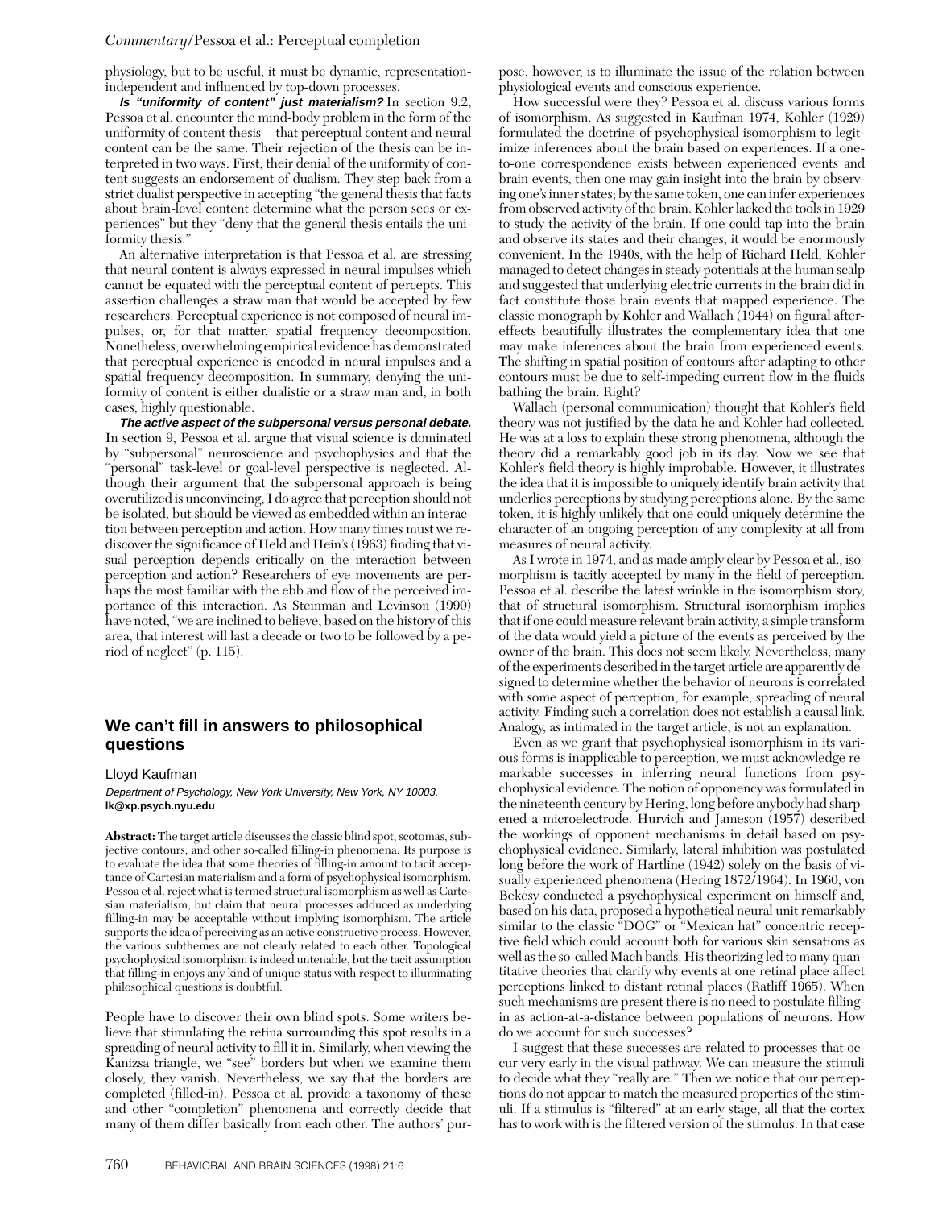physiology, but to be useful, it must be dynamic, representation-independent and influenced by top-down processes.

***Is "uniformity of content" just materialism?*** In section 9.2, Pessoa et al. encounter the mind-body problem in the form of the uniformity of content thesis – that perceptual content and neural content can be the same. Their rejection of the thesis can be interpreted in two ways. First, their denial of the uniformity of content suggests an endorsement of dualism. They step back from a strict dualist perspective in accepting "the general thesis that facts about brain-level content determine what the person sees or experiences" but they "deny that the general thesis entails the uniformity thesis."

An alternative interpretation is that Pessoa et al. are stressing that neural content is always expressed in neural impulses which cannot be equated with the perceptual content of percepts. This assertion challenges a straw man that would be accepted by few researchers. Perceptual experience is not composed of neural impulses, or, for that matter, spatial frequency decomposition. Nonetheless, overwhelming empirical evidence has demonstrated that perceptual experience is encoded in neural impulses and a spatial frequency decomposition. In summary, denying the uniformity of content is either dualistic or a straw man and, in both cases, highly questionable.

***The active aspect of the subpersonal versus personal debate.*** In section 9, Pessoa et al. argue that visual science is dominated by "subpersonal" neuroscience and psychophysics and that the "personal" task-level or goal-level perspective is neglected. Although their argument that the subpersonal approach is being overutilized is unconvincing, I do agree that perception should not be isolated, but should be viewed as embedded within an interaction between perception and action. How many times must we rediscover the significance of Held and Hein's (1963) finding that visual perception depends critically on the interaction between perception and action? Researchers of eye movements are perhaps the most familiar with the ebb and flow of the perceived importance of this interaction. As Steinman and Levinson (1990) have noted, "we are inclined to believe, based on the history of this area, that interest will last a decade or two to be followed by a period of neglect" (p. 115).

## We can't fill in answers to philosophical questions

Lloyd Kaufman

*Department of Psychology, New York University, New York, NY 10003.*
**lk@xp.psych.nyu.edu**

**Abstract:** The target article discusses the classic blind spot, scotomas, subjective contours, and other so-called filling-in phenomena. Its purpose is to evaluate the idea that some theories of filling-in amount to tacit acceptance of Cartesian materialism and a form of psychophysical isomorphism. Pessoa et al. reject what is termed structural isomorphism as well as Cartesian materialism, but claim that neural processes adduced as underlying filling-in may be acceptable without implying isomorphism. The article supports the idea of perceiving as an active constructive process. However, the various subthemes are not clearly related to each other. Topological psychophysical isomorphism is indeed untenable, but the tacit assumption that filling-in enjoys any kind of unique status with respect to illuminating philosophical questions is doubtful.

People have to discover their own blind spots. Some writers believe that stimulating the retina surrounding this spot results in a spreading of neural activity to fill it in. Similarly, when viewing the Kanizsa triangle, we "see" borders but when we examine them closely, they vanish. Nevertheless, we say that the borders are completed (filled-in). Pessoa et al. provide a taxonomy of these and other "completion" phenomena and correctly decide that many of them differ basically from each other. The authors' purpose, however, is to illuminate the issue of the relation between physiological events and conscious experience.

How successful were they? Pessoa et al. discuss various forms of isomorphism. As suggested in Kaufman 1974, Kohler (1929) formulated the doctrine of psychophysical isomorphism to legitimize inferences about the brain based on experiences. If a one-to-one correspondence exists between experienced events and brain events, then one may gain insight into the brain by observing one's inner states; by the same token, one can infer experiences from observed activity of the brain. Kohler lacked the tools in 1929 to study the activity of the brain. If one could tap into the brain and observe its states and their changes, it would be enormously convenient. In the 1940s, with the help of Richard Held, Kohler managed to detect changes in steady potentials at the human scalp and suggested that underlying electric currents in the brain did in fact constitute those brain events that mapped experience. The classic monograph by Kohler and Wallach (1944) on figural aftereffects beautifully illustrates the complementary idea that one may make inferences about the brain from experienced events. The shifting in spatial position of contours after adapting to other contours must be due to self-impeding current flow in the fluids bathing the brain. Right?

Wallach (personal communication) thought that Kohler's field theory was not justified by the data he and Kohler had collected. He was at a loss to explain these strong phenomena, although the theory did a remarkably good job in its day. Now we see that Kohler's field theory is highly improbable. However, it illustrates the idea that it is impossible to uniquely identify brain activity that underlies perceptions by studying perceptions alone. By the same token, it is highly unlikely that one could uniquely determine the character of an ongoing perception of any complexity at all from measures of neural activity.

As I wrote in 1974, and as made amply clear by Pessoa et al., isomorphism is tacitly accepted by many in the field of perception. Pessoa et al. describe the latest wrinkle in the isomorphism story, that of structural isomorphism. Structural isomorphism implies that if one could measure relevant brain activity, a simple transform of the data would yield a picture of the events as perceived by the owner of the brain. This does not seem likely. Nevertheless, many of the experiments described in the target article are apparently designed to determine whether the behavior of neurons is correlated with some aspect of perception, for example, spreading of neural activity. Finding such a correlation does not establish a causal link. Analogy, as intimated in the target article, is not an explanation.

Even as we grant that psychophysical isomorphism in its various forms is inapplicable to perception, we must acknowledge remarkable successes in inferring neural functions from psychophysical evidence. The notion of opponency was formulated in the nineteenth century by Hering, long before anybody had sharpened a microelectrode. Hurvich and Jameson (1957) described the workings of opponent mechanisms in detail based on psychophysical evidence. Similarly, lateral inhibition was postulated long before the work of Hartline (1942) solely on the basis of visually experienced phenomena (Hering 1872/1964). In 1960, von Bekesy conducted a psychophysical experiment on himself and, based on his data, proposed a hypothetical neural unit remarkably similar to the classic "DOG" or "Mexican hat" concentric receptive field which could account both for various skin sensations as well as the so-called Mach bands. His theorizing led to many quantitative theories that clarify why events at one retinal place affect perceptions linked to distant retinal places (Ratliff 1965). When such mechanisms are present there is no need to postulate filling-in as action-at-a-distance between populations of neurons. How do we account for such successes?

I suggest that these successes are related to processes that occur very early in the visual pathway. We can measure the stimuli to decide what they "really are." Then we notice that our perceptions do not appear to match the measured properties of the stimuli. If a stimulus is "filtered" at an early stage, all that the cortex has to work with is the filtered version of the stimulus. In that case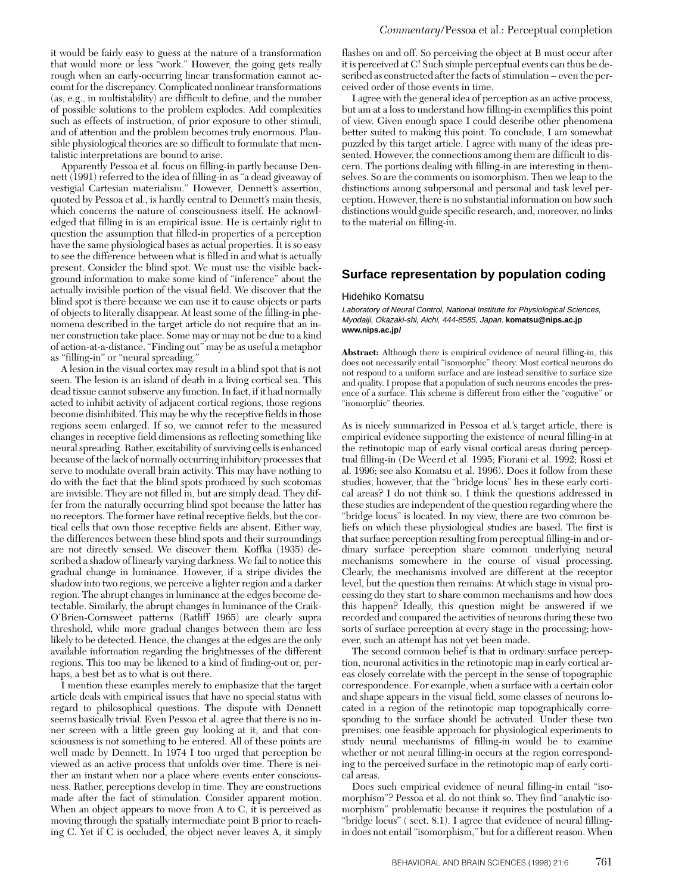it would be fairly easy to guess at the nature of a transformation that would more or less "work." However, the going gets really rough when an early-occurring linear transformation cannot account for the discrepancy. Complicated nonlinear transformations (as, e.g., in multistability) are difficult to define, and the number of possible solutions to the problem explodes. Add complexities such as effects of instruction, of prior exposure to other stimuli, and of attention and the problem becomes truly enormous. Plausible physiological theories are so difficult to formulate that mentalistic interpretations are bound to arise.

Apparently Pessoa et al. focus on filling-in partly because Dennett (1991) referred to the idea of filling-in as "a dead giveaway of vestigial Cartesian materialism." However, Dennett's assertion, quoted by Pessoa et al., is hardly central to Dennett's main thesis, which concerns the nature of consciousness itself. He acknowledged that filling in is an empirical issue. He is certainly right to question the assumption that filled-in properties of a perception have the same physiological bases as actual properties. It is so easy to see the difference between what is filled in and what is actually present. Consider the blind spot. We must use the visible background information to make some kind of "inference" about the actually invisible portion of the visual field. We discover that the blind spot is there because we can use it to cause objects or parts of objects to literally disappear. At least some of the filling-in phenomena described in the target article do not require that an inner construction take place. Some may or may not be due to a kind of action-at-a-distance. "Finding out" may be as useful a metaphor as "filling-in" or "neural spreading."

A lesion in the visual cortex may result in a blind spot that is not seen. The lesion is an island of death in a living cortical sea. This dead tissue cannot subserve any function. In fact, if it had normally acted to inhibit activity of adjacent cortical regions, those regions become disinhibited. This may be why the receptive fields in those regions seem enlarged. If so, we cannot refer to the measured changes in receptive field dimensions as reflecting something like neural spreading. Rather, excitability of surviving cells is enhanced because of the lack of normally occurring inhibitory processes that serve to modulate overall brain activity. This may have nothing to do with the fact that the blind spots produced by such scotomas are invisible. They are not filled in, but are simply dead. They differ from the naturally occurring blind spot because the latter has no receptors. The former have retinal receptive fields, but the cortical cells that own those receptive fields are absent. Either way, the differences between these blind spots and their surroundings are not directly sensed. We discover them. Koffka (1935) described a shadow of linearly varying darkness. We fail to notice this gradual change in luminance. However, if a stripe divides the shadow into two regions, we perceive a lighter region and a darker region. The abrupt changes in luminance at the edges become detectable. Similarly, the abrupt changes in luminance of the Craik-O'Brien-Cornsweet patterns (Ratliff 1965) are clearly supra threshold, while more gradual changes between them are less likely to be detected. Hence, the changes at the edges are the only available information regarding the brightnesses of the different regions. This too may be likened to a kind of finding-out or, perhaps, a best bet as to what is out there.

I mention these examples merely to emphasize that the target article deals with empirical issues that have no special status with regard to philosophical questions. The dispute with Dennett seems basically trivial. Even Pessoa et al. agree that there is no inner screen with a little green guy looking at it, and that consciousness is not something to be entered. All of these points are well made by Dennett. In 1974 I too urged that perception be viewed as an active process that unfolds over time. There is neither an instant when nor a place where events enter consciousness. Rather, perceptions develop in time. They are constructions made after the fact of stimulation. Consider apparent motion. When an object appears to move from A to C, it is perceived as moving through the spatially intermediate point B prior to reaching C. Yet if C is occluded, the object never leaves A, it simply flashes on and off. So perceiving the object at B must occur after it is perceived at C! Such simple perceptual events can thus be described as constructed after the facts of stimulation – even the perceived order of those events in time.

I agree with the general idea of perception as an active process, but am at a loss to understand how filling-in exemplifies this point of view. Given enough space I could describe other phenomena better suited to making this point. To conclude, I am somewhat puzzled by this target article. I agree with many of the ideas presented. However, the connections among them are difficult to discern. The portions dealing with filling-in are interesting in themselves. So are the comments on isomorphism. Then we leap to the distinctions among subpersonal and personal and task level perception. However, there is no substantial information on how such distinctions would guide specific research, and, moreover, no links to the material on filling-in.

## Surface representation by population coding

Hidehiko Komatsu

*Laboratory of Neural Control, National Institute for Physiological Sciences, Myodaiji, Okazaki-shi, Aichi, 444-8585, Japan.* **komatsu@nips.ac.jp** **www.nips.ac.jp/**

**Abstract:** Although there is empirical evidence of neural filling-in, this does not necessarily entail "isomorphic" theory. Most cortical neurons do not respond to a uniform surface and are instead sensitive to surface size and quality. I propose that a population of such neurons encodes the presence of a surface. This scheme is different from either the "cognitive" or "isomorphic" theories.

As is nicely summarized in Pessoa et al.'s target article, there is empirical evidence supporting the existence of neural filling-in at the retinotopic map of early visual cortical areas during perceptual filling-in (De Weerd et al. 1995; Fiorani et al. 1992; Rossi et al. 1996; see also Komatsu et al. 1996). Does it follow from these studies, however, that the "bridge locus" lies in these early cortical areas? I do not think so. I think the questions addressed in these studies are independent of the question regarding where the "bridge locus" is located. In my view, there are two common beliefs on which these physiological studies are based. The first is that surface perception resulting from perceptual filling-in and ordinary surface perception share common underlying neural mechanisms somewhere in the course of visual processing. Clearly, the mechanisms involved are different at the receptor level, but the question then remains: At which stage in visual processing do they start to share common mechanisms and how does this happen? Ideally, this question might be answered if we recorded and compared the activities of neurons during these two sorts of surface perception at every stage in the processing; however, such an attempt has not yet been made.

The second common belief is that in ordinary surface perception, neuronal activities in the retinotopic map in early cortical areas closely correlate with the percept in the sense of topographic correspondence. For example, when a surface with a certain color and shape appears in the visual field, some classes of neurons located in a region of the retinotopic map topographically corresponding to the surface should be activated. Under these two premises, one feasible approach for physiological experiments to study neural mechanisms of filling-in would be to examine whether or not neural filling-in occurs at the region corresponding to the perceived surface in the retinotopic map of early cortical areas.

Does such empirical evidence of neural filling-in entail "isomorphism"? Pessoa et al. do not think so. They find "analytic isomorphism" problematic because it requires the postulation of a "bridge locus" ( sect. 8.1). I agree that evidence of neural filling-in does not entail "isomorphism," but for a different reason. When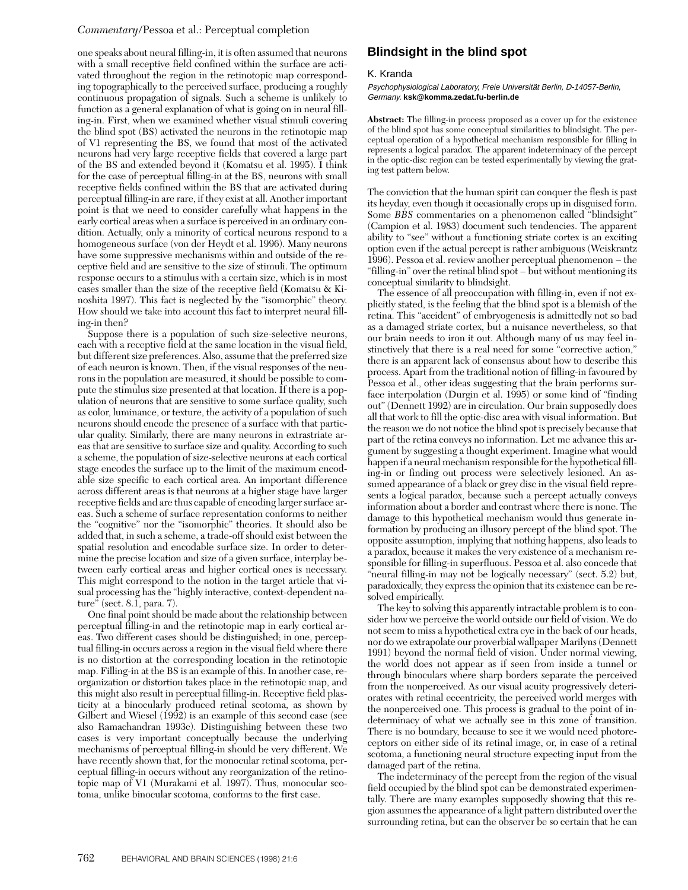one speaks about neural filling-in, it is often assumed that neurons with a small receptive field confined within the surface are activated throughout the region in the retinotopic map corresponding topographically to the perceived surface, producing a roughly continuous propagation of signals. Such a scheme is unlikely to function as a general explanation of what is going on in neural filling-in. First, when we examined whether visual stimuli covering the blind spot (BS) activated the neurons in the retinotopic map of V1 representing the BS, we found that most of the activated neurons had very large receptive fields that covered a large part of the BS and extended beyond it (Komatsu et al. 1995). I think for the case of perceptual filling-in at the BS, neurons with small receptive fields confined within the BS that are activated during perceptual filling-in are rare, if they exist at all. Another important point is that we need to consider carefully what happens in the early cortical areas when a surface is perceived in an ordinary condition. Actually, only a minority of cortical neurons respond to a homogeneous surface (von der Heydt et al. 1996). Many neurons have some suppressive mechanisms within and outside of the receptive field and are sensitive to the size of stimuli. The optimum response occurs to a stimulus with a certain size, which is in most cases smaller than the size of the receptive field (Komatsu & Kinoshita 1997). This fact is neglected by the "isomorphic" theory. How should we take into account this fact to interpret neural filling-in then?

Suppose there is a population of such size-selective neurons, each with a receptive field at the same location in the visual field, but different size preferences. Also, assume that the preferred size of each neuron is known. Then, if the visual responses of the neurons in the population are measured, it should be possible to compute the stimulus size presented at that location. If there is a population of neurons that are sensitive to some surface quality, such as color, luminance, or texture, the activity of a population of such neurons should encode the presence of a surface with that particular quality. Similarly, there are many neurons in extrastriate areas that are sensitive to surface size and quality. According to such a scheme, the population of size-selective neurons at each cortical stage encodes the surface up to the limit of the maximum encodable size specific to each cortical area. An important difference across different areas is that neurons at a higher stage have larger receptive fields and are thus capable of encoding larger surface areas. Such a scheme of surface representation conforms to neither the "cognitive" nor the "isomorphic" theories. It should also be added that, in such a scheme, a trade-off should exist between the spatial resolution and encodable surface size. In order to determine the precise location and size of a given surface, interplay between early cortical areas and higher cortical ones is necessary. This might correspond to the notion in the target article that visual processing has the "highly interactive, context-dependent nature" (sect. 8.1, para. 7).

One final point should be made about the relationship between perceptual filling-in and the retinotopic map in early cortical areas. Two different cases should be distinguished; in one, perceptual filling-in occurs across a region in the visual field where there is no distortion at the corresponding location in the retinotopic map. Filling-in at the BS is an example of this. In another case, reorganization or distortion takes place in the retinotopic map, and this might also result in perceptual filling-in. Receptive field plasticity at a binocularly produced retinal scotoma, as shown by Gilbert and Wiesel (1992) is an example of this second case (see also Ramachandran 1993c). Distinguishing between these two cases is very important conceptually because the underlying mechanisms of perceptual filling-in should be very different. We have recently shown that, for the monocular retinal scotoma, perceptual filling-in occurs without any reorganization of the retinotopic map of V1 (Murakami et al. 1997). Thus, monocular scotoma, unlike binocular scotoma, conforms to the first case.

## Blindsight in the blind spot

K. Kranda

*Psychophysiological Laboratory, Freie Universität Berlin, D-14057-Berlin, Germany.* **ksk@komma.zedat.fu-berlin.de**

**Abstract:** The filling-in process proposed as a cover up for the existence of the blind spot has some conceptual similarities to blindsight. The perceptual operation of a hypothetical mechanism responsible for filling in represents a logical paradox. The apparent indeterminacy of the percept in the optic-disc region can be tested experimentally by viewing the grating test pattern below.

The conviction that the human spirit can conquer the flesh is past its heyday, even though it occasionally crops up in disguised form. Some *BBS* commentaries on a phenomenon called "blindsight" (Campion et al. 1983) document such tendencies. The apparent ability to "see" without a functioning striate cortex is an exciting option even if the actual percept is rather ambiguous (Weiskrantz 1996). Pessoa et al. review another perceptual phenomenon – the "filling-in" over the retinal blind spot – but without mentioning its conceptual similarity to blindsight.

The essence of all preoccupation with filling-in, even if not explicitly stated, is the feeling that the blind spot is a blemish of the retina. This "accident" of embryogenesis is admittedly not so bad as a damaged striate cortex, but a nuisance nevertheless, so that our brain needs to iron it out. Although many of us may feel instinctively that there is a real need for some "corrective action," there is an apparent lack of consensus about how to describe this process. Apart from the traditional notion of filling-in favoured by Pessoa et al., other ideas suggesting that the brain performs surface interpolation (Durgin et al. 1995) or some kind of "finding out" (Dennett 1992) are in circulation. Our brain supposedly does all that work to fill the optic-disc area with visual information. But the reason we do not notice the blind spot is precisely because that part of the retina conveys no information. Let me advance this argument by suggesting a thought experiment. Imagine what would happen if a neural mechanism responsible for the hypothetical filling-in or finding out process were selectively lesioned. An assumed appearance of a black or grey disc in the visual field represents a logical paradox, because such a percept actually conveys information about a border and contrast where there is none. The damage to this hypothetical mechanism would thus generate information by producing an illusory percept of the blind spot. The opposite assumption, implying that nothing happens, also leads to a paradox, because it makes the very existence of a mechanism responsible for filling-in superfluous. Pessoa et al. also concede that "neural filling-in may not be logically necessary" (sect. 5.2) but, paradoxically, they express the opinion that its existence can be resolved empirically.

The key to solving this apparently intractable problem is to consider how we perceive the world outside our field of vision. We do not seem to miss a hypothetical extra eye in the back of our heads, nor do we extrapolate our proverbial wallpaper Marilyns (Dennett 1991) beyond the normal field of vision. Under normal viewing, the world does not appear as if seen from inside a tunnel or through binoculars where sharp borders separate the perceived from the nonperceived. As our visual acuity progressively deteriorates with retinal eccentricity, the perceived world merges with the nonperceived one. This process is gradual to the point of indeterminacy of what we actually see in this zone of transition. There is no boundary, because to see it we would need photoreceptors on either side of its retinal image, or, in case of a retinal scotoma, a functioning neural structure expecting input from the damaged part of the retina.

The indeterminacy of the percept from the region of the visual field occupied by the blind spot can be demonstrated experimentally. There are many examples supposedly showing that this region assumes the appearance of a light pattern distributed over the surrounding retina, but can the observer be so certain that he can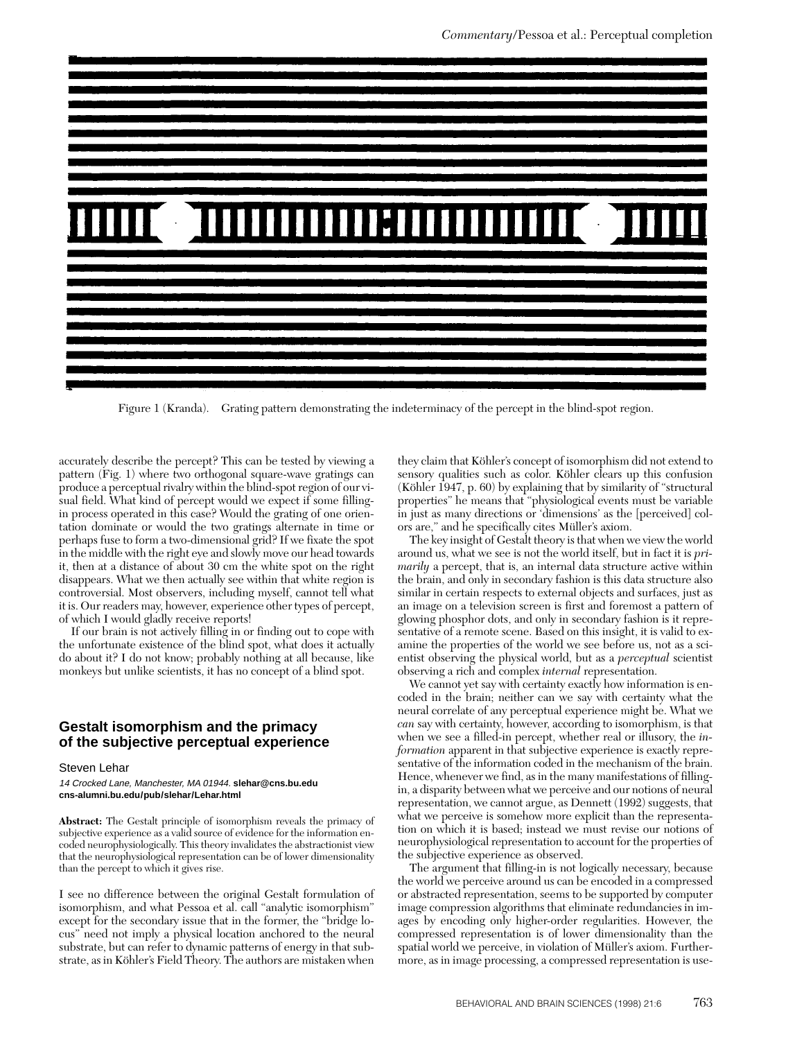Figure 1 (Kranda). Grating pattern demonstrating the indeterminacy of the percept in the blind-spot region.

accurately describe the percept? This can be tested by viewing a pattern (Fig. 1) where two orthogonal square-wave gratings can produce a perceptual rivalry within the blind-spot region of our visual field. What kind of percept would we expect if some filling-in process operated in this case? Would the grating of one orientation dominate or would the two gratings alternate in time or perhaps fuse to form a two-dimensional grid? If we fixate the spot in the middle with the right eye and slowly move our head towards it, then at a distance of about 30 cm the white spot on the right disappears. What we then actually see within that white region is controversial. Most observers, including myself, cannot tell what it is. Our readers may, however, experience other types of percept, of which I would gladly receive reports!

If our brain is not actively filling in or finding out to cope with the unfortunate existence of the blind spot, what does it actually do about it? I do not know; probably nothing at all because, like monkeys but unlike scientists, it has no concept of a blind spot.

## Gestalt isomorphism and the primacy of the subjective perceptual experience

Steven Lehar

*14 Crocked Lane, Manchester, MA 01944.* **slehar@cns.bu.edu cns-alumni.bu.edu/pub/slehar/Lehar.html**

**Abstract:** The Gestalt principle of isomorphism reveals the primacy of subjective experience as a valid source of evidence for the information encoded neurophysiologically. This theory invalidates the abstractionist view that the neurophysiological representation can be of lower dimensionality than the percept to which it gives rise.

I see no difference between the original Gestalt formulation of isomorphism, and what Pessoa et al. call "analytic isomorphism" except for the secondary issue that in the former, the "bridge locus" need not imply a physical location anchored to the neural substrate, but can refer to dynamic patterns of energy in that substrate, as in Köhler's Field Theory. The authors are mistaken when they claim that Köhler's concept of isomorphism did not extend to sensory qualities such as color. Köhler clears up this confusion (Köhler 1947, p. 60) by explaining that by similarity of "structural properties" he means that "physiological events must be variable in just as many directions or 'dimensions' as the [perceived] colors are," and he specifically cites Müller's axiom.

The key insight of Gestalt theory is that when we view the world around us, what we see is not the world itself, but in fact it is *primarily* a percept, that is, an internal data structure active within the brain, and only in secondary fashion is this data structure also similar in certain respects to external objects and surfaces, just as an image on a television screen is first and foremost a pattern of glowing phosphor dots, and only in secondary fashion is it representative of a remote scene. Based on this insight, it is valid to examine the properties of the world we see before us, not as a scientist observing the physical world, but as a *perceptual* scientist observing a rich and complex *internal* representation.

We cannot yet say with certainty exactly how information is encoded in the brain; neither can we say with certainty what the neural correlate of any perceptual experience might be. What we *can* say with certainty, however, according to isomorphism, is that when we see a filled-in percept, whether real or illusory, the *information* apparent in that subjective experience is exactly representative of the information coded in the mechanism of the brain. Hence, whenever we find, as in the many manifestations of filling-in, a disparity between what we perceive and our notions of neural representation, we cannot argue, as Dennett (1992) suggests, that what we perceive is somehow more explicit than the representation on which it is based; instead we must revise our notions of neurophysiological representation to account for the properties of the subjective experience as observed.

The argument that filling-in is not logically necessary, because the world we perceive around us can be encoded in a compressed or abstracted representation, seems to be supported by computer image compression algorithms that eliminate redundancies in images by encoding only higher-order regularities. However, the compressed representation is of lower dimensionality than the spatial world we perceive, in violation of Müller's axiom. Furthermore, as in image processing, a compressed representation is use-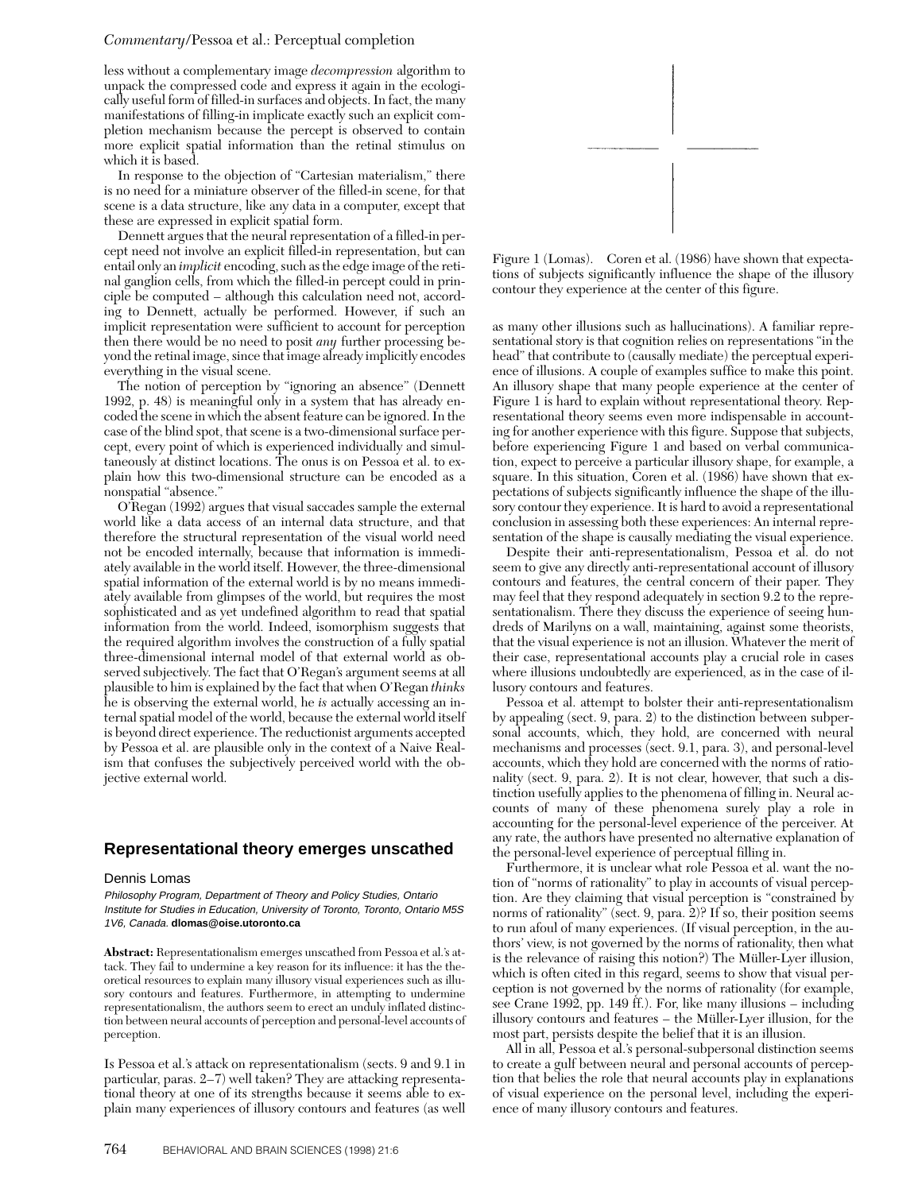less without a complementary image *decompression* algorithm to unpack the compressed code and express it again in the ecologically useful form of filled-in surfaces and objects. In fact, the many manifestations of filling-in implicate exactly such an explicit completion mechanism because the percept is observed to contain more explicit spatial information than the retinal stimulus on which it is based.

In response to the objection of "Cartesian materialism," there is no need for a miniature observer of the filled-in scene, for that scene is a data structure, like any data in a computer, except that these are expressed in explicit spatial form.

Dennett argues that the neural representation of a filled-in percept need not involve an explicit filled-in representation, but can entail only an *implicit* encoding, such as the edge image of the retinal ganglion cells, from which the filled-in percept could in principle be computed – although this calculation need not, according to Dennett, actually be performed. However, if such an implicit representation were sufficient to account for perception then there would be no need to posit *any* further processing beyond the retinal image, since that image already implicitly encodes everything in the visual scene.

The notion of perception by "ignoring an absence" (Dennett 1992, p. 48) is meaningful only in a system that has already encoded the scene in which the absent feature can be ignored. In the case of the blind spot, that scene is a two-dimensional surface percept, every point of which is experienced individually and simultaneously at distinct locations. The onus is on Pessoa et al. to explain how this two-dimensional structure can be encoded as a nonspatial "absence."

O'Regan (1992) argues that visual saccades sample the external world like a data access of an internal data structure, and that therefore the structural representation of the visual world need not be encoded internally, because that information is immediately available in the world itself. However, the three-dimensional spatial information of the external world is by no means immediately available from glimpses of the world, but requires the most sophisticated and as yet undefined algorithm to read that spatial information from the world. Indeed, isomorphism suggests that the required algorithm involves the construction of a fully spatial three-dimensional internal model of that external world as observed subjectively. The fact that O'Regan's argument seems at all plausible to him is explained by the fact that when O'Regan *thinks* he is observing the external world, he *is* actually accessing an internal spatial model of the world, because the external world itself is beyond direct experience. The reductionist arguments accepted by Pessoa et al. are plausible only in the context of a Naive Realism that confuses the subjectively perceived world with the objective external world.

## Representational theory emerges unscathed

Dennis Lomas

*Philosophy Program, Department of Theory and Policy Studies, Ontario Institute for Studies in Education, University of Toronto, Toronto, Ontario M5S 1V6, Canada.* **dlomas@oise.utoronto.ca**

**Abstract:** Representationalism emerges unscathed from Pessoa et al.'s attack. They fail to undermine a key reason for its influence: it has the theoretical resources to explain many illusory visual experiences such as illusory contours and features. Furthermore, in attempting to undermine representationalism, the authors seem to erect an unduly inflated distinction between neural accounts of perception and personal-level accounts of perception.

Is Pessoa et al.'s attack on representationalism (sects. 9 and 9.1 in particular, paras. 2–7) well taken? They are attacking representational theory at one of its strengths because it seems able to explain many experiences of illusory contours and features (as well as many other illusions such as hallucinations). A familiar representational story is that cognition relies on representations "in the head" that contribute to (causally mediate) the perceptual experience of illusions. A couple of examples suffice to make this point. An illusory shape that many people experience at the center of Figure 1 is hard to explain without representational theory. Representational theory seems even more indispensable in accounting for another experience with this figure. Suppose that subjects, before experiencing Figure 1 and based on verbal communication, expect to perceive a particular illusory shape, for example, a square. In this situation, Coren et al. (1986) have shown that expectations of subjects significantly influence the shape of the illusory contour they experience. It is hard to avoid a representational conclusion in assessing both these experiences: An internal representation of the shape is causally mediating the visual experience.

Figure 1 (Lomas). Coren et al. (1986) have shown that expectations of subjects significantly influence the shape of the illusory contour they experience at the center of this figure.

Despite their anti-representationalism, Pessoa et al. do not seem to give any directly anti-representational account of illusory contours and features, the central concern of their paper. They may feel that they respond adequately in section 9.2 to the representationalism. There they discuss the experience of seeing hundreds of Marilyns on a wall, maintaining, against some theorists, that the visual experience is not an illusion. Whatever the merit of their case, representational accounts play a crucial role in cases where illusions undoubtedly are experienced, as in the case of illusory contours and features.

Pessoa et al. attempt to bolster their anti-representationalism by appealing (sect. 9, para. 2) to the distinction between subpersonal accounts, which, they hold, are concerned with neural mechanisms and processes (sect. 9.1, para. 3), and personal-level accounts, which they hold are concerned with the norms of rationality (sect. 9, para. 2). It is not clear, however, that such a distinction usefully applies to the phenomena of filling in. Neural accounts of many of these phenomena surely play a role in accounting for the personal-level experience of the perceiver. At any rate, the authors have presented no alternative explanation of the personal-level experience of perceptual filling in.

Furthermore, it is unclear what role Pessoa et al. want the notion of "norms of rationality" to play in accounts of visual perception. Are they claiming that visual perception is "constrained by norms of rationality" (sect. 9, para. 2)? If so, their position seems to run afoul of many experiences. (If visual perception, in the authors' view, is not governed by the norms of rationality, then what is the relevance of raising this notion?) The Müller-Lyer illusion, which is often cited in this regard, seems to show that visual perception is not governed by the norms of rationality (for example, see Crane 1992, pp. 149 ff.). For, like many illusions – including illusory contours and features – the Müller-Lyer illusion, for the most part, persists despite the belief that it is an illusion.

All in all, Pessoa et al.'s personal-subpersonal distinction seems to create a gulf between neural and personal accounts of perception that belies the role that neural accounts play in explanations of visual experience on the personal level, including the experience of many illusory contours and features.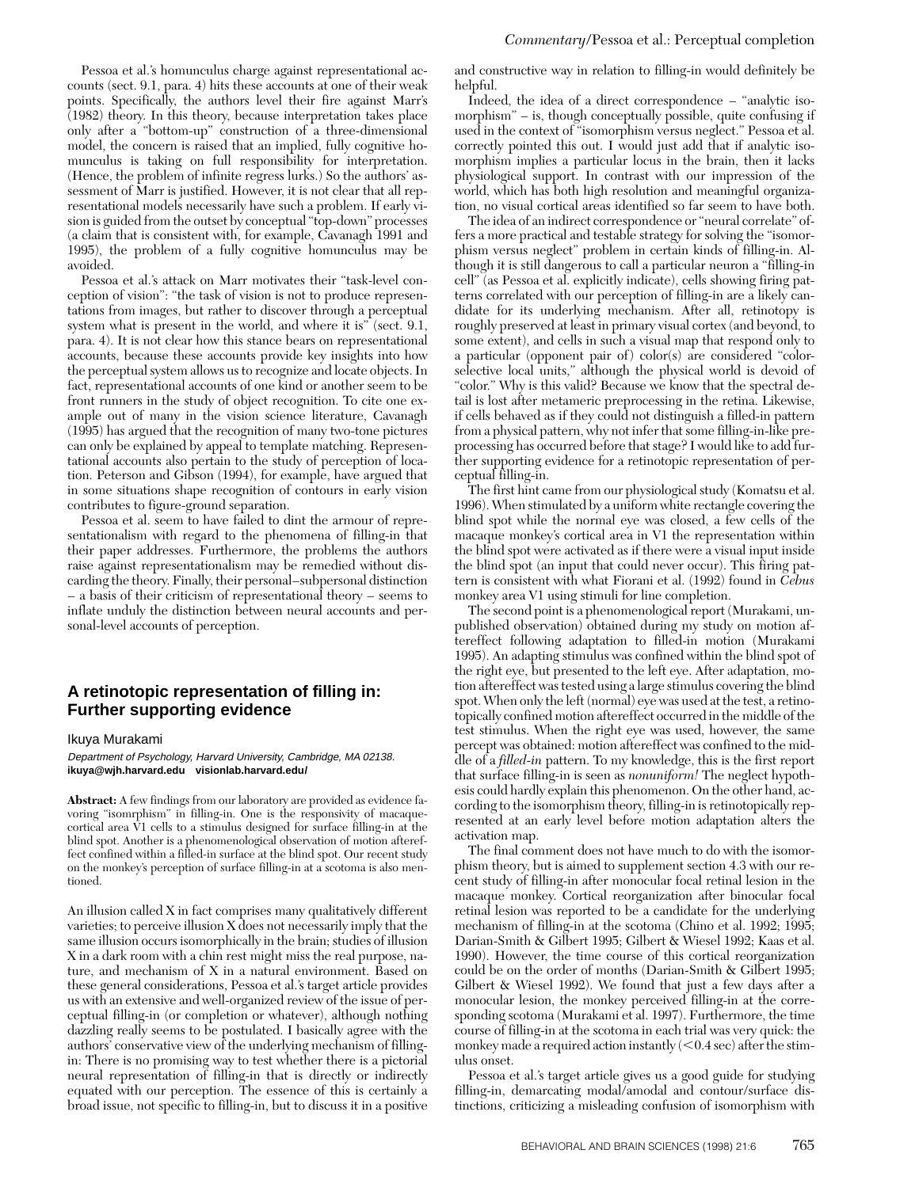Pessoa et al.'s homunculus charge against representational accounts (sect. 9.1, para. 4) hits these accounts at one of their weak points. Specifically, the authors level their fire against Marr's (1982) theory. In this theory, because interpretation takes place only after a "bottom-up" construction of a three-dimensional model, the concern is raised that an implied, fully cognitive homunculus is taking on full responsibility for interpretation. (Hence, the problem of infinite regress lurks.) So the authors' assessment of Marr is justified. However, it is not clear that all representational models necessarily have such a problem. If early vision is guided from the outset by conceptual "top-down" processes (a claim that is consistent with, for example, Cavanagh 1991 and 1995), the problem of a fully cognitive homunculus may be avoided.

Pessoa et al.'s attack on Marr motivates their "task-level conception of vision": "the task of vision is not to produce representations from images, but rather to discover through a perceptual system what is present in the world, and where it is" (sect. 9.1, para. 4). It is not clear how this stance bears on representational accounts, because these accounts provide key insights into how the perceptual system allows us to recognize and locate objects. In fact, representational accounts of one kind or another seem to be front runners in the study of object recognition. To cite one example out of many in the vision science literature, Cavanagh (1995) has argued that the recognition of many two-tone pictures can only be explained by appeal to template matching. Representational accounts also pertain to the study of perception of location. Peterson and Gibson (1994), for example, have argued that in some situations shape recognition of contours in early vision contributes to figure-ground separation.

Pessoa et al. seem to have failed to dint the armour of representationalism with regard to the phenomena of filling-in that their paper addresses. Furthermore, the problems the authors raise against representationalism may be remedied without discarding the theory. Finally, their personal–subpersonal distinction – a basis of their criticism of representational theory – seems to inflate unduly the distinction between neural accounts and personal-level accounts of perception.

## A retinotopic representation of filling in: Further supporting evidence

Ikuya Murakami

*Department of Psychology, Harvard University, Cambridge, MA 02138.* **ikuya@wjh.harvard.edu visionlab.harvard.edu/**

**Abstract:** A few findings from our laboratory are provided as evidence favoring "isomrphism" in filling-in. One is the responsivity of macaque-cortical area V1 cells to a stimulus designed for surface filling-in at the blind spot. Another is a phenomenological observation of motion aftereffect confined within a filled-in surface at the blind spot. Our recent study on the monkey's perception of surface filling-in at a scotoma is also mentioned.

An illusion called X in fact comprises many qualitatively different varieties; to perceive illusion X does not necessarily imply that the same illusion occurs isomorphically in the brain; studies of illusion X in a dark room with a chin rest might miss the real purpose, nature, and mechanism of X in a natural environment. Based on these general considerations, Pessoa et al.'s target article provides us with an extensive and well-organized review of the issue of perceptual filling-in (or completion or whatever), although nothing dazzling really seems to be postulated. I basically agree with the authors' conservative view of the underlying mechanism of filling-in: There is no promising way to test whether there is a pictorial neural representation of filling-in that is directly or indirectly equated with our perception. The essence of this is certainly a broad issue, not specific to filling-in, but to discuss it in a positive and constructive way in relation to filling-in would definitely be helpful.

Indeed, the idea of a direct correspondence – "analytic isomorphism" – is, though conceptually possible, quite confusing if used in the context of "isomorphism versus neglect." Pessoa et al. correctly pointed this out. I would just add that if analytic isomorphism implies a particular locus in the brain, then it lacks physiological support. In contrast with our impression of the world, which has both high resolution and meaningful organization, no visual cortical areas identified so far seem to have both.

The idea of an indirect correspondence or "neural correlate" offers a more practical and testable strategy for solving the "isomorphism versus neglect" problem in certain kinds of filling-in. Although it is still dangerous to call a particular neuron a "filling-in cell" (as Pessoa et al. explicitly indicate), cells showing firing patterns correlated with our perception of filling-in are a likely candidate for its underlying mechanism. After all, retinotopy is roughly preserved at least in primary visual cortex (and beyond, to some extent), and cells in such a visual map that respond only to a particular (opponent pair of) color(s) are considered "color-selective local units," although the physical world is devoid of "color." Why is this valid? Because we know that the spectral detail is lost after metameric preprocessing in the retina. Likewise, if cells behaved as if they could not distinguish a filled-in pattern from a physical pattern, why not infer that some filling-in-like preprocessing has occurred before that stage? I would like to add further supporting evidence for a retinotopic representation of perceptual filling-in.

The first hint came from our physiological study (Komatsu et al. 1996). When stimulated by a uniform white rectangle covering the blind spot while the normal eye was closed, a few cells of the macaque monkey's cortical area in V1 the representation within the blind spot were activated as if there were a visual input inside the blind spot (an input that could never occur). This firing pattern is consistent with what Fiorani et al. (1992) found in *Cebus* monkey area V1 using stimuli for line completion.

The second point is a phenomenological report (Murakami, unpublished observation) obtained during my study on motion aftereffect following adaptation to filled-in motion (Murakami 1995). An adapting stimulus was confined within the blind spot of the right eye, but presented to the left eye. After adaptation, motion aftereffect was tested using a large stimulus covering the blind spot. When only the left (normal) eye was used at the test, a retinotopically confined motion aftereffect occurred in the middle of the test stimulus. When the right eye was used, however, the same percept was obtained: motion aftereffect was confined to the middle of a *filled-in* pattern. To my knowledge, this is the first report that surface filling-in is seen as *nonuniform!* The neglect hypothesis could hardly explain this phenomenon. On the other hand, according to the isomorphism theory, filling-in is retinotopically represented at an early level before motion adaptation alters the activation map.

The final comment does not have much to do with the isomorphism theory, but is aimed to supplement section 4.3 with our recent study of filling-in after monocular focal retinal lesion in the macaque monkey. Cortical reorganization after binocular focal retinal lesion was reported to be a candidate for the underlying mechanism of filling-in at the scotoma (Chino et al. 1992; 1995; Darian-Smith & Gilbert 1995; Gilbert & Wiesel 1992; Kaas et al. 1990). However, the time course of this cortical reorganization could be on the order of months (Darian-Smith & Gilbert 1995; Gilbert & Wiesel 1992). We found that just a few days after a monocular lesion, the monkey perceived filling-in at the corresponding scotoma (Murakami et al. 1997). Furthermore, the time course of filling-in at the scotoma in each trial was very quick: the monkey made a required action instantly ($<0.4$ sec) after the stimulus onset.

Pessoa et al.'s target article gives us a good guide for studying filling-in, demarcating modal/amodal and contour/surface distinctions, criticizing a misleading confusion of isomorphism with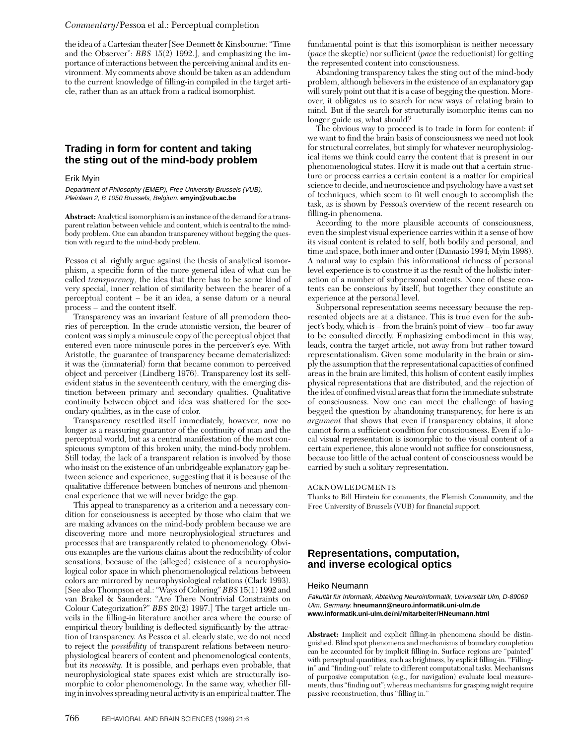the idea of a Cartesian theater [See Dennett & Kinsbourne: "Time and the Observer": *BBS* 15(2) 1992.], and emphasizing the importance of interactions between the perceiving animal and its environment. My comments above should be taken as an addendum to the current knowledge of filling-in compiled in the target article, rather than as an attack from a radical isomorphist.

## Trading in form for content and taking the sting out of the mind-body problem

Erik Myin

*Department of Philosophy (EMEP), Free University Brussels (VUB), Pleinlaan 2, B 1050 Brussels, Belgium.* **emyin@vub.ac.be**

**Abstract:** Analytical isomorphism is an instance of the demand for a transparent relation between vehicle and content, which is central to the mind-body problem. One can abandon transparency without begging the question with regard to the mind-body problem.

Pessoa et al. rightly argue against the thesis of analytical isomorphism, a specific form of the more general idea of what can be called *transparency*, the idea that there has to be some kind of very special, inner relation of similarity between the bearer of a perceptual content – be it an idea, a sense datum or a neural process – and the content itself.

Transparency was an invariant feature of all premodern theories of perception. In the crude atomistic version, the bearer of content was simply a minuscule copy of the perceptual object that entered even more minuscule pores in the perceiver's eye. With Aristotle, the guarantee of transparency became dematerialized: it was the (immaterial) form that became common to perceived object and perceiver (Lindberg 1976). Transparency lost its self-evident status in the seventeenth century, with the emerging distinction between primary and secondary qualities. Qualitative continuity between object and idea was shattered for the secondary qualities, as in the case of color.

Transparency resettled itself immediately, however, now no longer as a reassuring guarantor of the continuity of man and the perceptual world, but as a central manifestation of the most conspicuous symptom of this broken unity, the mind-body problem. Still today, the lack of a transparent relation is involved by those who insist on the existence of an unbridgeable explanatory gap between science and experience, suggesting that it is because of the qualitative difference between bunches of neurons and phenomenal experience that we will never bridge the gap.

This appeal to transparency as a criterion and a necessary condition for consciousness is accepted by those who claim that we are making advances on the mind-body problem because we are discovering more and more neurophysiological structures and processes that are transparently related to phenomenology. Obvious examples are the various claims about the reducibility of color sensations, because of the (alleged) existence of a neurophysiological color space in which phenomenological relations between colors are mirrored by neurophysiological relations (Clark 1993). [See also Thompson et al.: "Ways of Coloring" *BBS* 15(1) 1992 and van Brakel & Saunders: "Are There Nontrivial Constraints on Colour Categorization?" *BBS* 20(2) 1997.] The target article unveils in the filling-in literature another area where the course of empirical theory building is deflected significantly by the attraction of transparency. As Pessoa et al. clearly state, we do not need to reject the *possibility* of transparent relations between neurophysiological bearers of content and phenomenological contents, but its *necessity.* It is possible, and perhaps even probable, that neurophysiological state spaces exist which are structurally isomorphic to color phenomenology. In the same way, whether filling in involves spreading neural activity is an empirical matter. The fundamental point is that this isomorphism is neither necessary (*pace* the skeptic) nor sufficient (*pace* the reductionist) for getting the represented content into consciousness.

Abandoning transparency takes the sting out of the mind-body problem, although believers in the existence of an explanatory gap will surely point out that it is a case of begging the question. Moreover, it obligates us to search for new ways of relating brain to mind. But if the search for structurally isomorphic items can no longer guide us, what should?

The obvious way to proceed is to trade in form for content: if we want to find the brain basis of consciousness we need not look for structural correlates, but simply for whatever neurophysiological items we think could carry the content that is present in our phenomenological states. How it is made out that a certain structure or process carries a certain content is a matter for empirical science to decide, and neuroscience and psychology have a vast set of techniques, which seem to fit well enough to accomplish the task, as is shown by Pessoa's overview of the recent research on filling-in phenomena.

According to the more plausible accounts of consciousness, even the simplest visual experience carries within it a sense of how its visual content is related to self, both bodily and personal, and time and space, both inner and outer (Damasio 1994; Myin 1998). A natural way to explain this informational richness of personal level experience is to construe it as the result of the holistic interaction of a number of subpersonal contents. None of these contents can be conscious by itself, but together they constitute an experience at the personal level.

Subpersonal representation seems necessary because the represented objects are at a distance. This is true even for the subject's body, which is – from the brain's point of view – too far away to be consulted directly. Emphasizing embodiment in this way, leads, contra the target article, not away from but rather toward representationalism. Given some modularity in the brain or simply the assumption that the representational capacities of confined areas in the brain are limited, this holism of content easily implies physical representations that are distributed, and the rejection of the idea of confined visual areas that form the immediate substrate of consciousness. Now one can meet the challenge of having begged the question by abandoning transparency, for here is an *argument* that shows that even if transparency obtains, it alone cannot form a sufficient condition for consciousness. Even if a local visual representation is isomorphic to the visual content of a certain experience, this alone would not suffice for consciousness, because too little of the actual content of consciousness would be carried by such a solitary representation.

#### ACKNOWLEDGMENTS

Thanks to Bill Hirstein for comments, the Flemish Community, and the Free University of Brussels (VUB) for financial support.

## Representations, computation, and inverse ecological optics

Heiko Neumann

*Fakultät für Informatik, Abteilung Neuroinformatik, Universität Ulm, D-89069 Ulm, Germany.* **hneumann@neuro.informatik.uni-ulm.de**
**www.informatik.uni-ulm.de/ni/mitarbeiter/HNeumann.html**

**Abstract:** Implicit and explicit filling-in phenomena should be distinguished. Blind spot phenomena and mechanisms of boundary completion can be accounted for by implicit filling-in. Surface regions are "painted" with perceptual quantities, such as brightness, by explicit filling-in. "Filling-in" and "finding-out" relate to different computational tasks. Mechanisms of purposive computation (e.g., for navigation) evaluate local measurements, thus "finding out"; whereas mechanisms for grasping might require passive reconstruction, thus "filling in."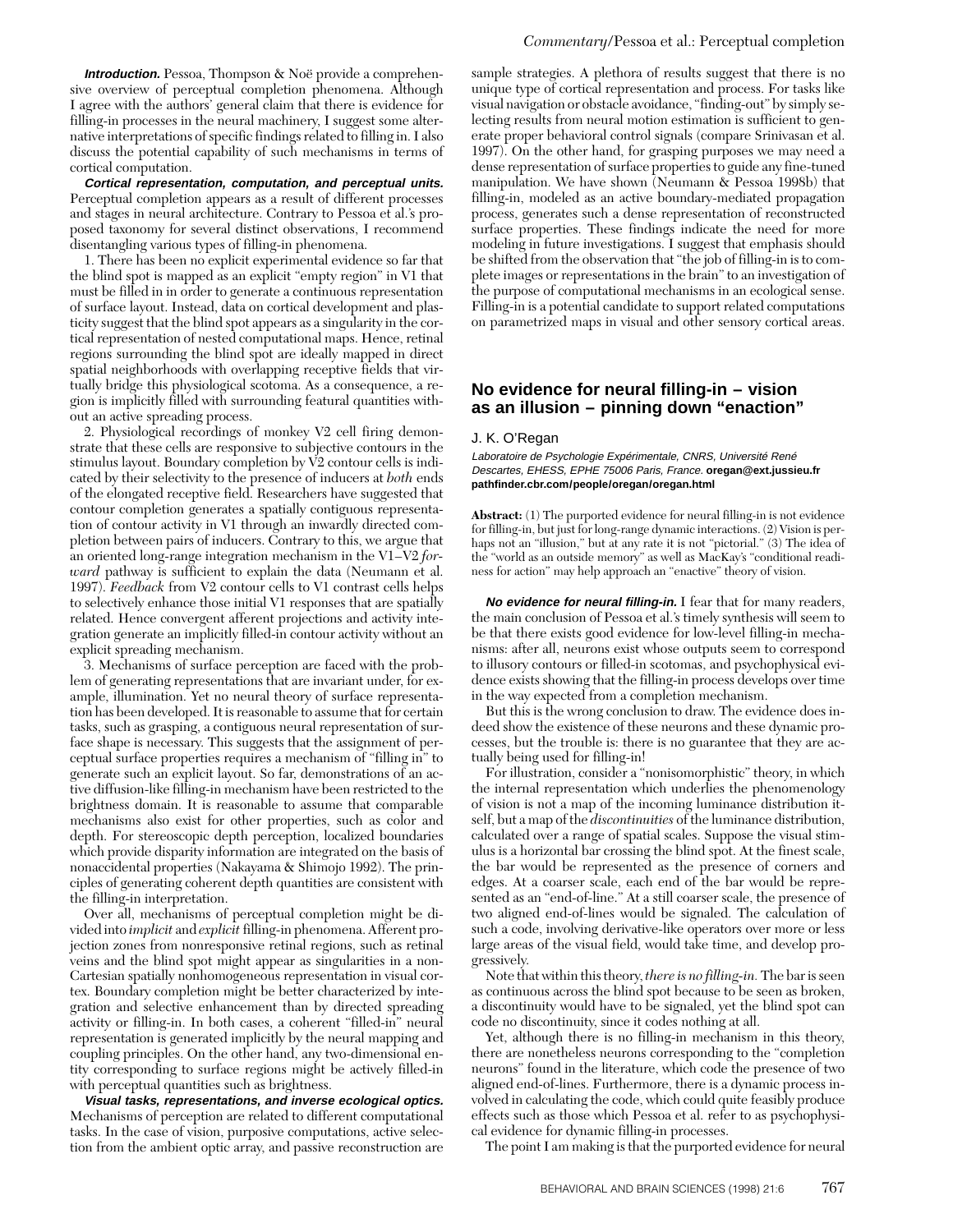**Introduction.** Pessoa, Thompson & Noë provide a comprehensive overview of perceptual completion phenomena. Although I agree with the authors' general claim that there is evidence for filling-in processes in the neural machinery, I suggest some alternative interpretations of specific findings related to filling in. I also discuss the potential capability of such mechanisms in terms of cortical computation.

**Cortical representation, computation, and perceptual units.** Perceptual completion appears as a result of different processes and stages in neural architecture. Contrary to Pessoa et al.'s proposed taxonomy for several distinct observations, I recommend disentangling various types of filling-in phenomena.

1. There has been no explicit experimental evidence so far that the blind spot is mapped as an explicit "empty region" in V1 that must be filled in in order to generate a continuous representation of surface layout. Instead, data on cortical development and plasticity suggest that the blind spot appears as a singularity in the cortical representation of nested computational maps. Hence, retinal regions surrounding the blind spot are ideally mapped in direct spatial neighborhoods with overlapping receptive fields that virtually bridge this physiological scotoma. As a consequence, a region is implicitly filled with surrounding featural quantities without an active spreading process.

2. Physiological recordings of monkey V2 cell firing demonstrate that these cells are responsive to subjective contours in the stimulus layout. Boundary completion by V2 contour cells is indicated by their selectivity to the presence of inducers at *both* ends of the elongated receptive field. Researchers have suggested that contour completion generates a spatially contiguous representation of contour activity in V1 through an inwardly directed completion between pairs of inducers. Contrary to this, we argue that an oriented long-range integration mechanism in the V1–V2 *forward* pathway is sufficient to explain the data (Neumann et al. 1997). *Feedback* from V2 contour cells to V1 contrast cells helps to selectively enhance those initial V1 responses that are spatially related. Hence convergent afferent projections and activity integration generate an implicitly filled-in contour activity without an explicit spreading mechanism.

3. Mechanisms of surface perception are faced with the problem of generating representations that are invariant under, for example, illumination. Yet no neural theory of surface representation has been developed. It is reasonable to assume that for certain tasks, such as grasping, a contiguous neural representation of surface shape is necessary. This suggests that the assignment of perceptual surface properties requires a mechanism of "filling in" to generate such an explicit layout. So far, demonstrations of an active diffusion-like filling-in mechanism have been restricted to the brightness domain. It is reasonable to assume that comparable mechanisms also exist for other properties, such as color and depth. For stereoscopic depth perception, localized boundaries which provide disparity information are integrated on the basis of nonaccidental features (Nakayama & Shimojo 1992). The principles of generating coherent depth quantities are consistent with the filling-in interpretation.

Over all, mechanisms of perceptual completion might be divided into *implicit* and *explicit* filling-in phenomena. Afferent projection zones from nonresponsive retinal regions, such as retinal veins and the blind spot might appear as singularities in a non-Cartesian spatially nonhomogeneous representation in visual cortex. Boundary completion might be better characterized by integration and selective enhancement than by directed spreading activity or filling-in. In both cases, a coherent "filled-in" neural representation is generated implicitly by the neural mapping and coupling principles. On the other hand, any two-dimensional entity corresponding to surface regions might be actively filled-in with perceptual quantities such as brightness.

**Visual tasks, representations, and inverse ecological optics.** Mechanisms of perception are related to different computational tasks. In the case of vision, purposive computations, active selection from the ambient optic array, and passive reconstruction are sample strategies. A plethora of results suggest that there is no unique type of cortical representation and process. For tasks like visual navigation or obstacle avoidance, "finding-out" by simply selecting results from neural motion estimation is sufficient to generate proper behavioral control signals (compare Srinivasan et al. 1997). On the other hand, for grasping purposes we may need a dense representation of surface properties to guide any fine-tuned manipulation. We have shown (Neumann & Pessoa 1998b) that filling-in, modeled as an active boundary-mediated propagation process, generates such a dense representation of reconstructed surface properties. These findings indicate the need for more modeling in future investigations. I suggest that emphasis should be shifted from the observation that "the job of filling-in is to complete images or representations in the brain" to an investigation of the purpose of computational mechanisms in an ecological sense. Filling-in is a potential candidate to support related computations on parametrized maps in visual and other sensory cortical areas.

## No evidence for neural filling-in – vision as an illusion – pinning down "enaction"

J. K. O'Regan

*Laboratoire de Psychologie Expérimentale, CNRS, Université René Descartes, EHESS, EPHE 75006 Paris, France.* **oregan@ext.jussieu.fr pathfinder.cbr.com/people/oregan/oregan.html**

**Abstract:** (1) The purported evidence for neural filling-in is not evidence for filling-in, but just for long-range dynamic interactions. (2) Vision is perhaps not an "illusion," but at any rate it is not "pictorial." (3) The idea of the "world as an outside memory" as well as MacKay's "conditional readiness for action" may help approach an "enactive" theory of vision.

**No evidence for neural filling-in.** I fear that for many readers, the main conclusion of Pessoa et al.'s timely synthesis will seem to be that there exists good evidence for low-level filling-in mechanisms: after all, neurons exist whose outputs seem to correspond to illusory contours or filled-in scotomas, and psychophysical evidence exists showing that the filling-in process develops over time in the way expected from a completion mechanism.

But this is the wrong conclusion to draw. The evidence does indeed show the existence of these neurons and these dynamic processes, but the trouble is: there is no guarantee that they are actually being used for filling-in!

For illustration, consider a "nonisomorphistic" theory, in which the internal representation which underlies the phenomenology of vision is not a map of the incoming luminance distribution itself, but a map of the *discontinuities* of the luminance distribution, calculated over a range of spatial scales. Suppose the visual stimulus is a horizontal bar crossing the blind spot. At the finest scale, the bar would be represented as the presence of corners and edges. At a coarser scale, each end of the bar would be represented as an "end-of-line." At a still coarser scale, the presence of two aligned end-of-lines would be signaled. The calculation of such a code, involving derivative-like operators over more or less large areas of the visual field, would take time, and develop progressively.

Note that within this theory, *there is no filling-in.* The bar is seen as continuous across the blind spot because to be seen as broken, a discontinuity would have to be signaled, yet the blind spot can code no discontinuity, since it codes nothing at all.

Yet, although there is no filling-in mechanism in this theory, there are nonetheless neurons corresponding to the "completion neurons" found in the literature, which code the presence of two aligned end-of-lines. Furthermore, there is a dynamic process involved in calculating the code, which could quite feasibly produce effects such as those which Pessoa et al. refer to as psychophysical evidence for dynamic filling-in processes.

The point I am making is that the purported evidence for neural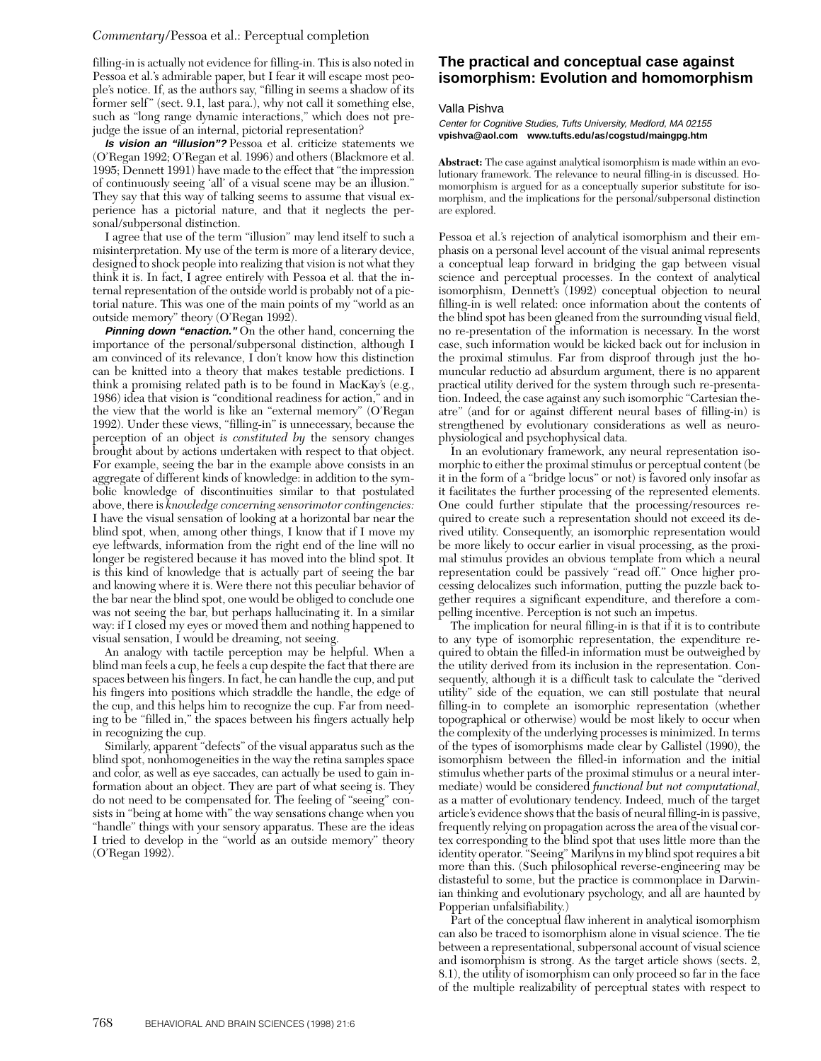filling-in is actually not evidence for filling-in. This is also noted in Pessoa et al.'s admirable paper, but I fear it will escape most people's notice. If, as the authors say, "filling in seems a shadow of its former self" (sect. 9.1, last para.), why not call it something else, such as "long range dynamic interactions," which does not prejudge the issue of an internal, pictorial representation?

***Is vision an "illusion"?*** Pessoa et al. criticize statements we (O'Regan 1992; O'Regan et al. 1996) and others (Blackmore et al. 1995; Dennett 1991) have made to the effect that "the impression of continuously seeing 'all' of a visual scene may be an illusion." They say that this way of talking seems to assume that visual experience has a pictorial nature, and that it neglects the personal/subpersonal distinction.

I agree that use of the term "illusion" may lend itself to such a misinterpretation. My use of the term is more of a literary device, designed to shock people into realizing that vision is not what they think it is. In fact, I agree entirely with Pessoa et al. that the internal representation of the outside world is probably not of a pictorial nature. This was one of the main points of my "world as an outside memory" theory (O'Regan 1992).

***Pinning down "enaction."*** On the other hand, concerning the importance of the personal/subpersonal distinction, although I am convinced of its relevance, I don't know how this distinction can be knitted into a theory that makes testable predictions. I think a promising related path is to be found in MacKay's (e.g., 1986) idea that vision is "conditional readiness for action," and in the view that the world is like an "external memory" (O'Regan 1992). Under these views, "filling-in" is unnecessary, because the perception of an object *is constituted by* the sensory changes brought about by actions undertaken with respect to that object. For example, seeing the bar in the example above consists in an aggregate of different kinds of knowledge: in addition to the symbolic knowledge of discontinuities similar to that postulated above, there is *knowledge concerning sensorimotor contingencies:* I have the visual sensation of looking at a horizontal bar near the blind spot, when, among other things, I know that if I move my eye leftwards, information from the right end of the line will no longer be registered because it has moved into the blind spot. It is this kind of knowledge that is actually part of seeing the bar and knowing where it is. Were there not this peculiar behavior of the bar near the blind spot, one would be obliged to conclude one was not seeing the bar, but perhaps hallucinating it. In a similar way: if I closed my eyes or moved them and nothing happened to visual sensation, I would be dreaming, not seeing.

An analogy with tactile perception may be helpful. When a blind man feels a cup, he feels a cup despite the fact that there are spaces between his fingers. In fact, he can handle the cup, and put his fingers into positions which straddle the handle, the edge of the cup, and this helps him to recognize the cup. Far from needing to be "filled in," the spaces between his fingers actually help in recognizing the cup.

Similarly, apparent "defects" of the visual apparatus such as the blind spot, nonhomogeneities in the way the retina samples space and color, as well as eye saccades, can actually be used to gain information about an object. They are part of what seeing is. They do not need to be compensated for. The feeling of "seeing" consists in "being at home with" the way sensations change when you "handle" things with your sensory apparatus. These are the ideas I tried to develop in the "world as an outside memory" theory (O'Regan 1992).

## The practical and conceptual case against isomorphism: Evolution and homomorphism

Valla Pishva

*Center for Cognitive Studies, Tufts University, Medford, MA 02155*
**vpishva@aol.com www.tufts.edu/as/cogstud/maingpg.htm**

**Abstract:** The case against analytical isomorphism is made within an evolutionary framework. The relevance to neural filling-in is discussed. Homomorphism is argued for as a conceptually superior substitute for isomorphism, and the implications for the personal/subpersonal distinction are explored.

Pessoa et al.'s rejection of analytical isomorphism and their emphasis on a personal level account of the visual animal represents a conceptual leap forward in bridging the gap between visual science and perceptual processes. In the context of analytical isomorphism, Dennett's (1992) conceptual objection to neural filling-in is well related: once information about the contents of the blind spot has been gleaned from the surrounding visual field, no re-presentation of the information is necessary. In the worst case, such information would be kicked back out for inclusion in the proximal stimulus. Far from disproof through just the homuncular reductio ad absurdum argument, there is no apparent practical utility derived for the system through such re-presentation. Indeed, the case against any such isomorphic "Cartesian theatre" (and for or against different neural bases of filling-in) is strengthened by evolutionary considerations as well as neurophysiological and psychophysical data.

In an evolutionary framework, any neural representation isomorphic to either the proximal stimulus or perceptual content (be it in the form of a "bridge locus" or not) is favored only insofar as it facilitates the further processing of the represented elements. One could further stipulate that the processing/resources required to create such a representation should not exceed its derived utility. Consequently, an isomorphic representation would be more likely to occur earlier in visual processing, as the proximal stimulus provides an obvious template from which a neural representation could be passively "read off." Once higher processing delocalizes such information, putting the puzzle back together requires a significant expenditure, and therefore a compelling incentive. Perception is not such an impetus.

The implication for neural filling-in is that if it is to contribute to any type of isomorphic representation, the expenditure required to obtain the filled-in information must be outweighed by the utility derived from its inclusion in the representation. Consequently, although it is a difficult task to calculate the "derived utility" side of the equation, we can still postulate that neural filling-in to complete an isomorphic representation (whether topographical or otherwise) would be most likely to occur when the complexity of the underlying processes is minimized. In terms of the types of isomorphisms made clear by Gallistel (1990), the isomorphism between the filled-in information and the initial stimulus whether parts of the proximal stimulus or a neural intermediate) would be considered *functional but not computational,* as a matter of evolutionary tendency. Indeed, much of the target article's evidence shows that the basis of neural filling-in is passive, frequently relying on propagation across the area of the visual cortex corresponding to the blind spot that uses little more than the identity operator. "Seeing" Marilyns in my blind spot requires a bit more than this. (Such philosophical reverse-engineering may be distasteful to some, but the practice is commonplace in Darwinian thinking and evolutionary psychology, and all are haunted by Popperian unfalsifiability.)

Part of the conceptual flaw inherent in analytical isomorphism can also be traced to isomorphism alone in visual science. The tie between a representational, subpersonal account of visual science and isomorphism is strong. As the target article shows (sects. 2, 8.1), the utility of isomorphism can only proceed so far in the face of the multiple realizability of perceptual states with respect to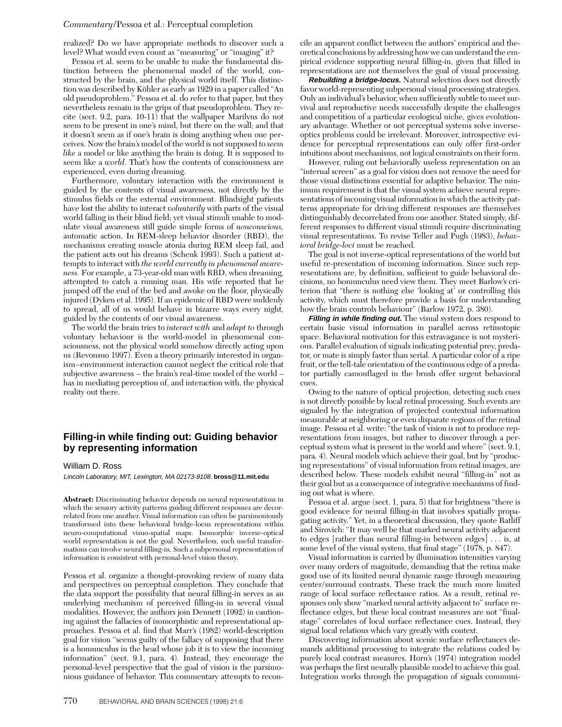realized? Do we have appropriate methods to discover such a level? What would even count as "measuring" or "imaging" it?

Pessoa et al. seem to be unable to make the fundamental distinction between the phenomenal model of the world, constructed by the brain, and the physical world itself. This distinction was described by Köhler as early as 1929 in a paper called "An old pseudoproblem." Pessoa et al. do refer to that paper, but they nevertheless remain in the grips of that pseudoproblem. They recite (sect. 9.2, para. 10-11) that the wallpaper Marilyns do not seem to be present in one's mind, but there on the wall; and that it doesn't seem as if one's brain is doing anything when one perceives. Now the brain's model of the world is not supposed to *seem like* a model or like anything the brain is doing. It is supposed to seem like a *world.* That's how the contents of consciousness are experienced, even during dreaming.

Furthermore, voluntary interaction with the environment is guided by the contents of visual awareness, not directly by the stimulus fields or the external environment. Blindsight patients have lost the ability to interact *voluntarily* with parts of the visual world falling in their blind field; yet visual stimuli unable to modulate visual awareness still guide simple forms of *nonconscious,* automatic action. In REM-sleep behavior disorder (RBD), the mechanisms creating muscle atonia during REM sleep fail, and the patient acts out his dreams (Schenk 1993). Such a patient attempts to interact with *the world currently in phenomenal awareness.* For example, a 73-year-old man with RBD, when dreaming, attempted to catch a running man. His wife reported that he jumped off the end of the bed and awoke on the floor, physically injured (Dyken et al. 1995). If an epidemic of RBD were suddenly to spread, all of us would behave in bizarre ways every night, guided by the contents of our visual awareness.

The world the brain tries to *interact with* and *adapt to* through voluntary behaviour is the world-model in phenomenal consciousness, not the physical world somehow directly acting upon us (Revonsuo 1997). Even a theory primarily interested in organism–environment interaction cannot neglect the critical role that subjective awareness – the brain's real-time model of the world – has in mediating perception of, and interaction with, the physical reality out there.

## Filling-in while finding out: Guiding behavior by representing information

William D. Ross

*Lincoln Laboratory, MIT, Lexington, MA 02173-9108.* **bross@11.mit.edu**

**Abstract:** Discriminating behavior depends on neural representations in which the sensory activity patterns guiding different responses are decorrelated from one another. Visual information can often be parsimoniously transformed into these behavioral bridge-locus representations within neuro-computational visuo-spatial maps. Isomorphic inverse-optical world representation is not the goal. Nevertheless, such useful transformations can involve neural filling-in. Such a subpersonal representation of information is consistent with personal-level vision theory.

Pessoa et al. organize a thought-provoking review of many data and perspectives on perceptual completion. They conclude that the data support the possibility that neural filling-in serves as an underlying mechanism of perceived filling-in in several visual modalities. However, the authors join Dennett (1992) in cautioning against the fallacies of isomorphistic and representational approaches. Pessoa et al. find that Marr's (1982) world-description goal for vision "seems guilty of the fallacy of supposing that there is a homunculus in the head whose job it is to view the incoming information" (sect. 9.1, para. 4). Instead, they encourage the personal-level perspective that the goal of vision is the parsimonious guidance of behavior. This commentary attempts to reconcile an apparent conflict between the authors' empirical and theoretical conclusions by addressing how we can understand the empirical evidence supporting neural filling-in, given that filled in representations are not themselves the goal of visual processing.

***Rebuilding a bridge-locus.*** Natural selection does not directly favor world-representing subpersonal visual processing strategies. Only an individual's behavior, when sufficiently subtle to meet survival and reproductive needs successfully despite the challenges and competition of a particular ecological niche, gives evolutionary advantage. Whether or not perceptual systems solve inverse-optics problems could be irrelevant. Moreover, introspective evidence for perceptual representations can only offer first-order intuitions about mechanisms, not logical constraints on their form.

However, ruling out behaviorally useless representation on an "internal screen" as a goal for vision does not remove the need for those visual distinctions essential for adaptive behavior. The minimum requirement is that the visual system achieve neural representations of incoming visual information in which the activity patterns appropriate for driving different responses are themselves distinguishably decorrelated from one another. Stated simply, different responses to different visual stimuli require discriminating visual representations. To revise Teller and Pugh (1983), *behavioral bridge-loci* must be reached.

The goal is not inverse-optical representations of the world but useful re-presentation of incoming information. Since such representations are, by definition, sufficient to guide behavioral decisions, no homunculus need view them. They meet Barlow's criterion that "there is nothing else 'looking at' or controlling this activity, which must therefore provide a basis for understanding how the brain controls behaviour" (Barlow 1972, p. 380).

***Filling in while finding out.*** The visual system does respond to certain basic visual information in parallel across retinotopic space. Behavioral motivation for this extravagance is not mysterious. Parallel evaluation of signals indicating potential prey, predator, or mate is simply faster than serial. A particular color of a ripe fruit, or the tell-tale orientation of the continuous edge of a predator partially camouflaged in the brush offer urgent behavioral cues.

Owing to the nature of optical projection, detecting such cues is not directly possible by local retinal processing. Such events are signaled by the integration of projected contextual information measurable at neighboring or even disparate regions of the retinal image. Pessoa et al. write: "the task of vision is not to produce representations from images, but rather to discover through a perceptual system what is present in the world and where" (sect. 9.1, para. 4). Neural models which achieve their goal, but by "producing representations" of visual information from retinal images, are described below. These models exhibit neural "filling-in" not as their goal but as a consequence of integrative mechanisms of finding out what is where.

Pessoa et al. argue (sect. 1, para. 5) that for brightness "there is good evidence for neural filling-in that involves spatially propagating activity." Yet, in a theoretical discussion, they quote Ratliff and Sirovich: "It may well be that marked neural activity adjacent to edges [rather than neural filling-in between edges] . . . is, at some level of the visual system, that final stage" (1978, p. 847).

Visual information is carried by illumination intensities varying over many orders of magnitude, demanding that the retina make good use of its limited neural dynamic range through measuring center/surround contrasts. These track the much more limited range of local surface reflectance ratios. As a result, retinal responses only show "marked neural activity adjacent to" surface reflectance edges, but these local contrast measures are not "final-stage" correlates of local surface reflectance cues. Instead, they signal local relations which vary greatly with context.

Discovering information about scenic surface reflectances demands additional processing to integrate the relations coded by purely local contrast measures. Horn's (1974) integration model was perhaps the first neurally plausible model to achieve this goal. Integration works through the propagation of signals communi-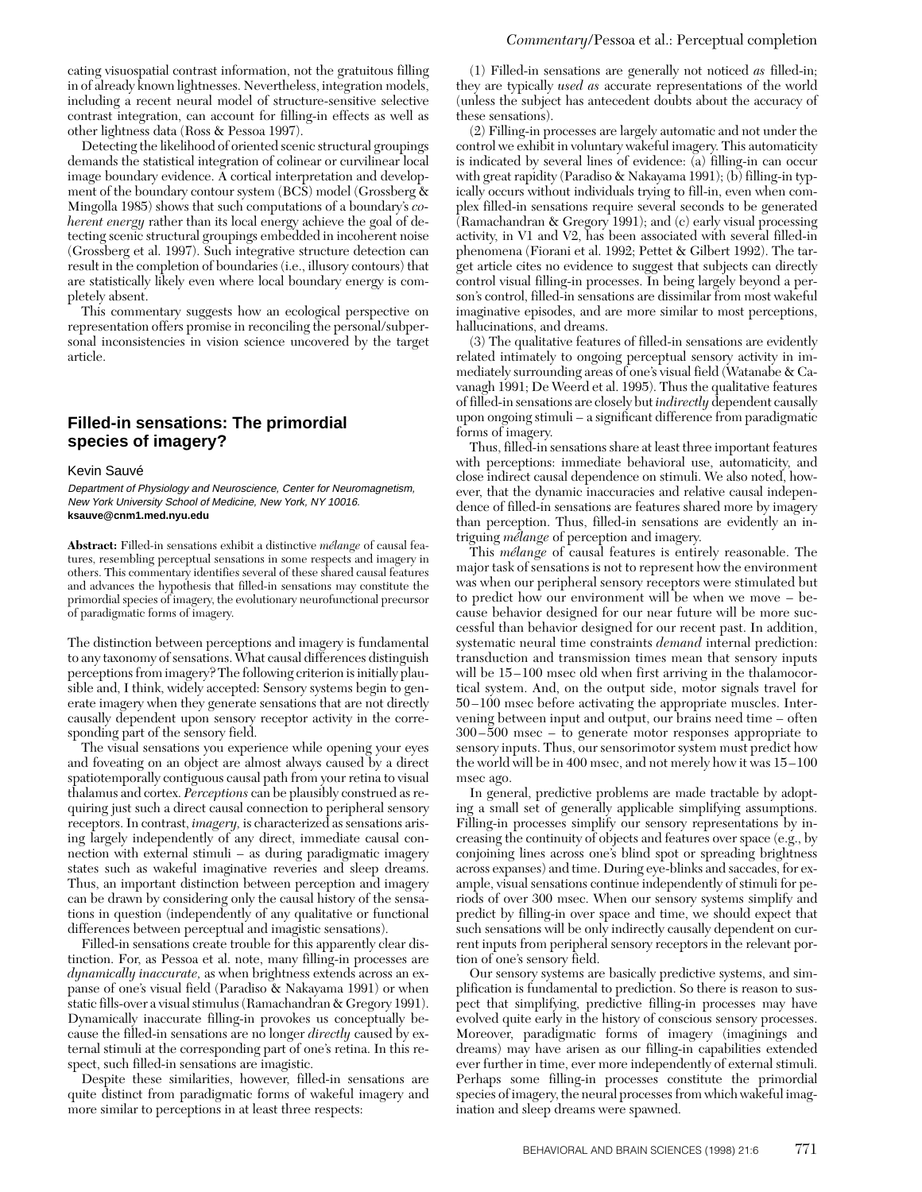cating visuospatial contrast information, not the gratuitous filling in of already known lightnesses. Nevertheless, integration models, including a recent neural model of structure-sensitive selective contrast integration, can account for filling-in effects as well as other lightness data (Ross & Pessoa 1997).

Detecting the likelihood of oriented scenic structural groupings demands the statistical integration of colinear or curvilinear local image boundary evidence. A cortical interpretation and development of the boundary contour system (BCS) model (Grossberg & Mingolla 1985) shows that such computations of a boundary's *coherent energy* rather than its local energy achieve the goal of detecting scenic structural groupings embedded in incoherent noise (Grossberg et al. 1997). Such integrative structure detection can result in the completion of boundaries (i.e., illusory contours) that are statistically likely even where local boundary energy is completely absent.

This commentary suggests how an ecological perspective on representation offers promise in reconciling the personal/subpersonal inconsistencies in vision science uncovered by the target article.

## Filled-in sensations: The primordial species of imagery?

Kevin Sauvé

*Department of Physiology and Neuroscience, Center for Neuromagnetism, New York University School of Medicine, New York, NY 10016.*
**ksauve@cnm1.med.nyu.edu**

**Abstract:** Filled-in sensations exhibit a distinctive *mélange* of causal features, resembling perceptual sensations in some respects and imagery in others. This commentary identifies several of these shared causal features and advances the hypothesis that filled-in sensations may constitute the primordial species of imagery, the evolutionary neurofunctional precursor of paradigmatic forms of imagery.

The distinction between perceptions and imagery is fundamental to any taxonomy of sensations. What causal differences distinguish perceptions from imagery? The following criterion is initially plausible and, I think, widely accepted: Sensory systems begin to generate imagery when they generate sensations that are not directly causally dependent upon sensory receptor activity in the corresponding part of the sensory field.

The visual sensations you experience while opening your eyes and foveating on an object are almost always caused by a direct spatiotemporally contiguous causal path from your retina to visual thalamus and cortex. *Perceptions* can be plausibly construed as requiring just such a direct causal connection to peripheral sensory receptors. In contrast, *imagery,* is characterized as sensations arising largely independently of any direct, immediate causal connection with external stimuli – as during paradigmatic imagery states such as wakeful imaginative reveries and sleep dreams. Thus, an important distinction between perception and imagery can be drawn by considering only the causal history of the sensations in question (independently of any qualitative or functional differences between perceptual and imagistic sensations).

Filled-in sensations create trouble for this apparently clear distinction. For, as Pessoa et al. note, many filling-in processes are *dynamically inaccurate,* as when brightness extends across an expanse of one's visual field (Paradiso & Nakayama 1991) or when static fills-over a visual stimulus (Ramachandran & Gregory 1991). Dynamically inaccurate filling-in provokes us conceptually because the filled-in sensations are no longer *directly* caused by external stimuli at the corresponding part of one's retina. In this respect, such filled-in sensations are imagistic.

Despite these similarities, however, filled-in sensations are quite distinct from paradigmatic forms of wakeful imagery and more similar to perceptions in at least three respects:

(1) Filled-in sensations are generally not noticed *as* filled-in; they are typically *used as* accurate representations of the world (unless the subject has antecedent doubts about the accuracy of these sensations).

(2) Filling-in processes are largely automatic and not under the control we exhibit in voluntary wakeful imagery. This automaticity is indicated by several lines of evidence: (a) filling-in can occur with great rapidity (Paradiso & Nakayama 1991); (b) filling-in typically occurs without individuals trying to fill-in, even when complex filled-in sensations require several seconds to be generated (Ramachandran & Gregory 1991); and (c) early visual processing activity, in V1 and V2, has been associated with several filled-in phenomena (Fiorani et al. 1992; Pettet & Gilbert 1992). The target article cites no evidence to suggest that subjects can directly control visual filling-in processes. In being largely beyond a person's control, filled-in sensations are dissimilar from most wakeful imaginative episodes, and are more similar to most perceptions, hallucinations, and dreams.

(3) The qualitative features of filled-in sensations are evidently related intimately to ongoing perceptual sensory activity in immediately surrounding areas of one's visual field (Watanabe & Cavanagh 1991; De Weerd et al. 1995). Thus the qualitative features of filled-in sensations are closely but *indirectly* dependent causally upon ongoing stimuli – a significant difference from paradigmatic forms of imagery.

Thus, filled-in sensations share at least three important features with perceptions: immediate behavioral use, automaticity, and close indirect causal dependence on stimuli. We also noted, however, that the dynamic inaccuracies and relative causal independence of filled-in sensations are features shared more by imagery than perception. Thus, filled-in sensations are evidently an intriguing *mélange* of perception and imagery.

This *mélange* of causal features is entirely reasonable. The major task of sensations is not to represent how the environment was when our peripheral sensory receptors were stimulated but to predict how our environment will be when we move – because behavior designed for our near future will be more successful than behavior designed for our recent past. In addition, systematic neural time constraints *demand* internal prediction: transduction and transmission times mean that sensory inputs will be 15–100 msec old when first arriving in the thalamocortical system. And, on the output side, motor signals travel for 50–100 msec before activating the appropriate muscles. Intervening between input and output, our brains need time – often 300–500 msec – to generate motor responses appropriate to sensory inputs. Thus, our sensorimotor system must predict how the world will be in 400 msec, and not merely how it was 15–100 msec ago.

In general, predictive problems are made tractable by adopting a small set of generally applicable simplifying assumptions. Filling-in processes simplify our sensory representations by increasing the continuity of objects and features over space (e.g., by conjoining lines across one's blind spot or spreading brightness across expanses) and time. During eye-blinks and saccades, for example, visual sensations continue independently of stimuli for periods of over 300 msec. When our sensory systems simplify and predict by filling-in over space and time, we should expect that such sensations will be only indirectly causally dependent on current inputs from peripheral sensory receptors in the relevant portion of one's sensory field.

Our sensory systems are basically predictive systems, and simplification is fundamental to prediction. So there is reason to suspect that simplifying, predictive filling-in processes may have evolved quite early in the history of conscious sensory processes. Moreover, paradigmatic forms of imagery (imaginings and dreams) may have arisen as our filling-in capabilities extended ever further in time, ever more independently of external stimuli. Perhaps some filling-in processes constitute the primordial species of imagery, the neural processes from which wakeful imagination and sleep dreams were spawned.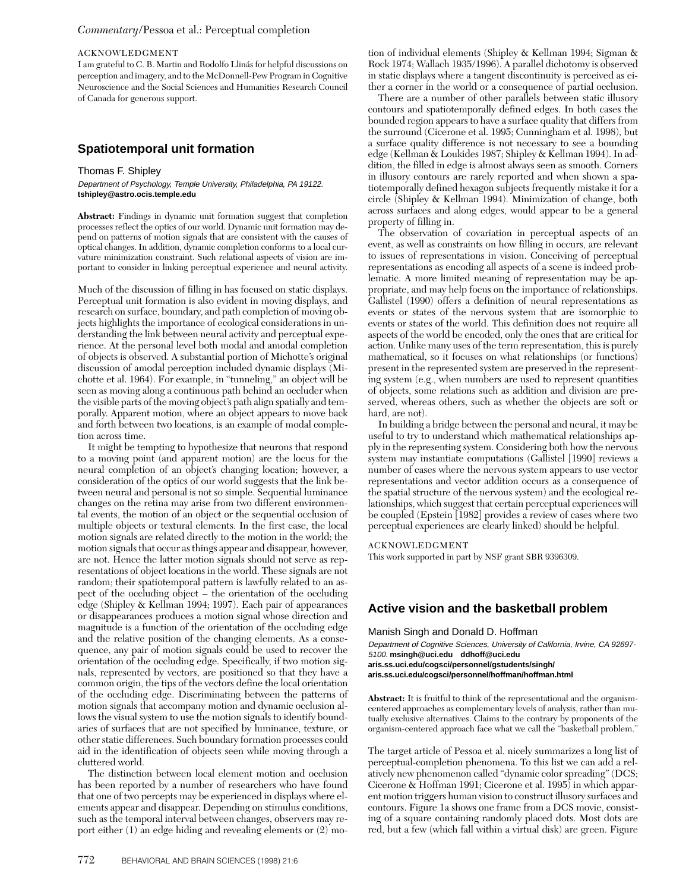ACKNOWLEDGMENT

I am grateful to C. B. Martin and Rodolfo Llinás for helpful discussions on perception and imagery, and to the McDonnell-Pew Program in Cognitive Neuroscience and the Social Sciences and Humanities Research Council of Canada for generous support.

## Spatiotemporal unit formation

Thomas F. Shipley

*Department of Psychology, Temple University, Philadelphia, PA 19122.*
**tshipley@astro.ocis.temple.edu**

**Abstract:** Findings in dynamic unit formation suggest that completion processes reflect the optics of our world. Dynamic unit formation may depend on patterns of motion signals that are consistent with the causes of optical changes. In addition, dynamic completion conforms to a local curvature minimization constraint. Such relational aspects of vision are important to consider in linking perceptual experience and neural activity.

Much of the discussion of filling in has focused on static displays. Perceptual unit formation is also evident in moving displays, and research on surface, boundary, and path completion of moving objects highlights the importance of ecological considerations in understanding the link between neural activity and perceptual experience. At the personal level both modal and amodal completion of objects is observed. A substantial portion of Michotte's original discussion of amodal perception included dynamic displays (Michotte et al. 1964). For example, in "tunneling," an object will be seen as moving along a continuous path behind an occluder when the visible parts of the moving object's path align spatially and temporally. Apparent motion, where an object appears to move back and forth between two locations, is an example of modal completion across time.

It might be tempting to hypothesize that neurons that respond to a moving point (and apparent motion) are the locus for the neural completion of an object's changing location; however, a consideration of the optics of our world suggests that the link between neural and personal is not so simple. Sequential luminance changes on the retina may arise from two different environmental events, the motion of an object or the sequential occlusion of multiple objects or textural elements. In the first case, the local motion signals are related directly to the motion in the world; the motion signals that occur as things appear and disappear, however, are not. Hence the latter motion signals should not serve as representations of object locations in the world. These signals are not random; their spatiotemporal pattern is lawfully related to an aspect of the occluding object – the orientation of the occluding edge (Shipley & Kellman 1994; 1997). Each pair of appearances or disappearances produces a motion signal whose direction and magnitude is a function of the orientation of the occluding edge and the relative position of the changing elements. As a consequence, any pair of motion signals could be used to recover the orientation of the occluding edge. Specifically, if two motion signals, represented by vectors, are positioned so that they have a common origin, the tips of the vectors define the local orientation of the occluding edge. Discriminating between the patterns of motion signals that accompany motion and dynamic occlusion allows the visual system to use the motion signals to identify boundaries of surfaces that are not specified by luminance, texture, or other static differences. Such boundary formation processes could aid in the identification of objects seen while moving through a cluttered world.

The distinction between local element motion and occlusion has been reported by a number of researchers who have found that one of two percepts may be experienced in displays where elements appear and disappear. Depending on stimulus conditions, such as the temporal interval between changes, observers may report either (1) an edge hiding and revealing elements or (2) motion of individual elements (Shipley & Kellman 1994; Sigman & Rock 1974; Wallach 1935/1996). A parallel dichotomy is observed in static displays where a tangent discontinuity is perceived as either a corner in the world or a consequence of partial occlusion.

There are a number of other parallels between static illusory contours and spatiotemporally defined edges. In both cases the bounded region appears to have a surface quality that differs from the surround (Cicerone et al. 1995; Cunningham et al. 1998), but a surface quality difference is not necessary to see a bounding edge (Kellman & Loukides 1987; Shipley & Kellman 1994). In addition, the filled in edge is almost always seen as smooth. Corners in illusory contours are rarely reported and when shown a spatiotemporally defined hexagon subjects frequently mistake it for a circle (Shipley & Kellman 1994). Minimization of change, both across surfaces and along edges, would appear to be a general property of filling in.

The observation of covariation in perceptual aspects of an event, as well as constraints on how filling in occurs, are relevant to issues of representations in vision. Conceiving of perceptual representations as encoding all aspects of a scene is indeed problematic. A more limited meaning of representation may be appropriate, and may help focus on the importance of relationships. Gallistel (1990) offers a definition of neural representations as events or states of the nervous system that are isomorphic to events or states of the world. This definition does not require all aspects of the world be encoded, only the ones that are critical for action. Unlike many uses of the term representation, this is purely mathematical, so it focuses on what relationships (or functions) present in the represented system are preserved in the representing system (e.g., when numbers are used to represent quantities of objects, some relations such as addition and division are preserved, whereas others, such as whether the objects are soft or hard, are not).

In building a bridge between the personal and neural, it may be useful to try to understand which mathematical relationships apply in the representing system. Considering both how the nervous system may instantiate computations (Gallistel [1990] reviews a number of cases where the nervous system appears to use vector representations and vector addition occurs as a consequence of the spatial structure of the nervous system) and the ecological relationships, which suggest that certain perceptual experiences will be coupled (Epstein [1982] provides a review of cases where two perceptual experiences are clearly linked) should be helpful.

ACKNOWLEDGMENT

This work supported in part by NSF grant SBR 9396309.

## Active vision and the basketball problem

Manish Singh and Donald D. Hoffman

*Department of Cognitive Sciences, University of California, Irvine, CA 92697-5100.* **msingh@uci.edu ddhoff@uci.edu**
**aris.ss.uci.edu/cogsci/personnel/gstudents/singh/**
**aris.ss.uci.edu/cogsci/personnel/hoffman/hoffman.html**

**Abstract:** It is fruitful to think of the representational and the organism-centered approaches as complementary levels of analysis, rather than mutually exclusive alternatives. Claims to the contrary by proponents of the organism-centered approach face what we call the "basketball problem."

The target article of Pessoa et al. nicely summarizes a long list of perceptual-completion phenomena. To this list we can add a relatively new phenomenon called "dynamic color spreading" (DCS; Cicerone & Hoffman 1991; Cicerone et al. 1995) in which apparent motion triggers human vision to construct illusory surfaces and contours. Figure 1a shows one frame from a DCS movie, consisting of a square containing randomly placed dots. Most dots are red, but a few (which fall within a virtual disk) are green. Figure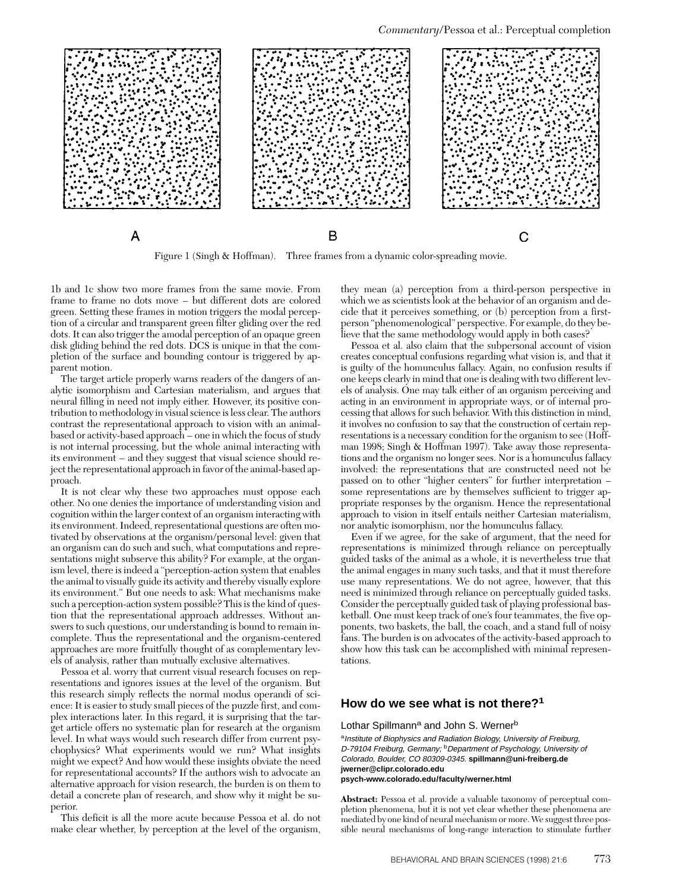A B C

Figure 1 (Singh & Hoffman). Three frames from a dynamic color-spreading movie.

1b and 1c show two more frames from the same movie. From frame to frame no dots move – but different dots are colored green. Setting these frames in motion triggers the modal perception of a circular and transparent green filter gliding over the red dots. It can also trigger the amodal perception of an opaque green disk gliding behind the red dots. DCS is unique in that the completion of the surface and bounding contour is triggered by apparent motion.

The target article properly warns readers of the dangers of analytic isomorphism and Cartesian materialism, and argues that neural filling in need not imply either. However, its positive contribution to methodology in visual science is less clear. The authors contrast the representational approach to vision with an animal-based or activity-based approach – one in which the focus of study is not internal processing, but the whole animal interacting with its environment – and they suggest that visual science should reject the representational approach in favor of the animal-based approach.

It is not clear why these two approaches must oppose each other. No one denies the importance of understanding vision and cognition within the larger context of an organism interacting with its environment. Indeed, representational questions are often motivated by observations at the organism/personal level: given that an organism can do such and such, what computations and representations might subserve this ability? For example, at the organism level, there is indeed a "perception-action system that enables the animal to visually guide its activity and thereby visually explore its environment." But one needs to ask: What mechanisms make such a perception-action system possible? This is the kind of question that the representational approach addresses. Without answers to such questions, our understanding is bound to remain incomplete. Thus the representational and the organism-centered approaches are more fruitfully thought of as complementary levels of analysis, rather than mutually exclusive alternatives.

Pessoa et al. worry that current visual research focuses on representations and ignores issues at the level of the organism. But this research simply reflects the normal modus operandi of science: It is easier to study small pieces of the puzzle first, and complex interactions later. In this regard, it is surprising that the target article offers no systematic plan for research at the organism level. In what ways would such research differ from current psychophysics? What experiments would we run? What insights might we expect? And how would these insights obviate the need for representational accounts? If the authors wish to advocate an alternative approach for vision research, the burden is on them to detail a concrete plan of research, and show why it might be superior.

This deficit is all the more acute because Pessoa et al. do not make clear whether, by perception at the level of the organism, they mean (a) perception from a third-person perspective in which we as scientists look at the behavior of an organism and decide that it perceives something, or (b) perception from a first-person "phenomenological" perspective. For example, do they believe that the same methodology would apply in both cases?

Pessoa et al. also claim that the subpersonal account of vision creates conceptual confusions regarding what vision is, and that it is guilty of the homunculus fallacy. Again, no confusion results if one keeps clearly in mind that one is dealing with two different levels of analysis. One may talk either of an organism perceiving and acting in an environment in appropriate ways, or of internal processing that allows for such behavior. With this distinction in mind, it involves no confusion to say that the construction of certain representations is a necessary condition for the organism to see (Hoffman 1998; Singh & Hoffman 1997). Take away those representations and the organism no longer sees. Nor is a homunculus fallacy involved: the representations that are constructed need not be passed on to other "higher centers" for further interpretation – some representations are by themselves sufficient to trigger appropriate responses by the organism. Hence the representational approach to vision in itself entails neither Cartesian materialism, nor analytic isomorphism, nor the homunculus fallacy.

Even if we agree, for the sake of argument, that the need for representations is minimized through reliance on perceptually guided tasks of the animal as a whole, it is nevertheless true that the animal engages in many such tasks, and that it must therefore use many representations. We do not agree, however, that this need is minimized through reliance on perceptually guided tasks. Consider the perceptually guided task of playing professional basketball. One must keep track of one's four teammates, the five opponents, two baskets, the ball, the coach, and a stand full of noisy fans. The burden is on advocates of the activity-based approach to show how this task can be accomplished with minimal representations.

## How do we see what is not there?[1]

Lothar Spillmann[a] and John S. Werner[b]

[a]*Institute of Biophysics and Radiation Biology, University of Freiburg, D-79104 Freiburg, Germany;* [b]*Department of Psychology, University of Colorado, Boulder, CO 80309-0345.* **spillmann@uni-freiberg.de jwerner@clipr.colorado.edu psych-www.colorado.edu/faculty/werner.html**

**Abstract:** Pessoa et al. provide a valuable taxonomy of perceptual completion phenomena, but it is not yet clear whether these phenomena are mediated by one kind of neural mechanism or more. We suggest three possible neural mechanisms of long-range interaction to stimulate further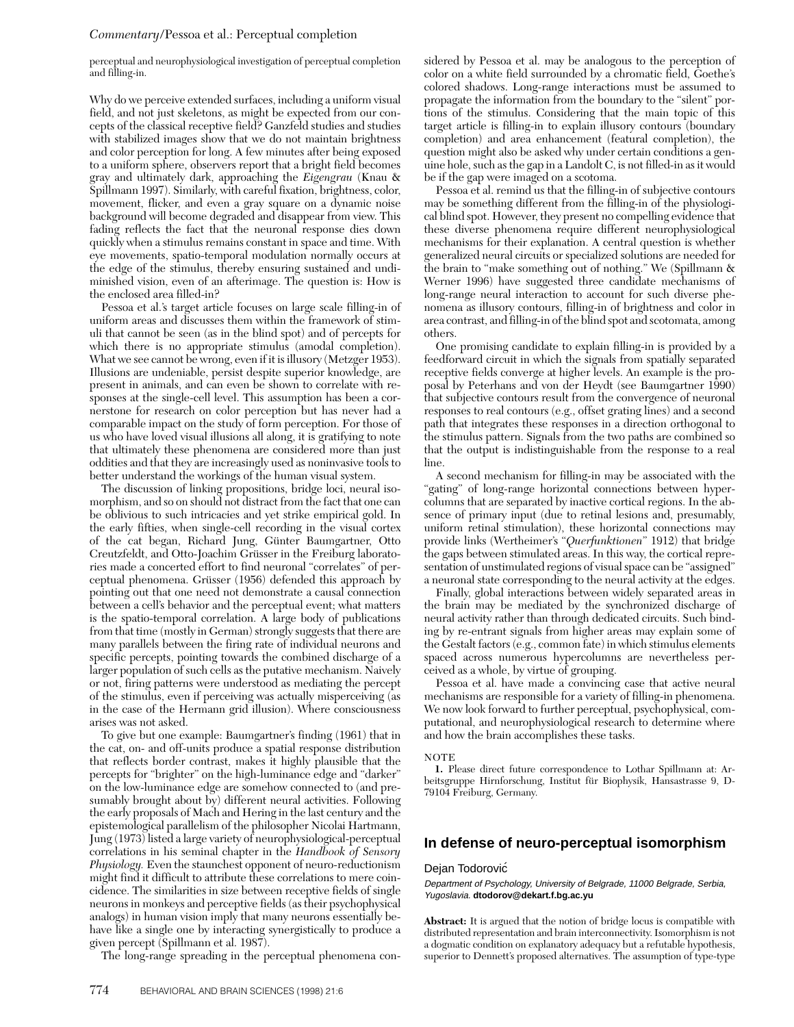perceptual and neurophysiological investigation of perceptual completion and filling-in.

Why do we perceive extended surfaces, including a uniform visual field, and not just skeletons, as might be expected from our concepts of the classical receptive field? Ganzfeld studies and studies with stabilized images show that we do not maintain brightness and color perception for long. A few minutes after being exposed to a uniform sphere, observers report that a bright field becomes gray and ultimately dark, approaching the *Eigengrau* (Knau & Spillmann 1997). Similarly, with careful fixation, brightness, color, movement, flicker, and even a gray square on a dynamic noise background will become degraded and disappear from view. This fading reflects the fact that the neuronal response dies down quickly when a stimulus remains constant in space and time. With eye movements, spatio-temporal modulation normally occurs at the edge of the stimulus, thereby ensuring sustained and undiminished vision, even of an afterimage. The question is: How is the enclosed area filled-in?

Pessoa et al.'s target article focuses on large scale filling-in of uniform areas and discusses them within the framework of stimuli that cannot be seen (as in the blind spot) and of percepts for which there is no appropriate stimulus (amodal completion). What we see cannot be wrong, even if it is illusory (Metzger 1953). Illusions are undeniable, persist despite superior knowledge, are present in animals, and can even be shown to correlate with responses at the single-cell level. This assumption has been a cornerstone for research on color perception but has never had a comparable impact on the study of form perception. For those of us who have loved visual illusions all along, it is gratifying to note that ultimately these phenomena are considered more than just oddities and that they are increasingly used as noninvasive tools to better understand the workings of the human visual system.

The discussion of linking propositions, bridge loci, neural isomorphism, and so on should not distract from the fact that one can be oblivious to such intricacies and yet strike empirical gold. In the early fifties, when single-cell recording in the visual cortex of the cat began, Richard Jung, Günter Baumgartner, Otto Creutzfeldt, and Otto-Joachim Grüsser in the Freiburg laboratories made a concerted effort to find neuronal "correlates" of perceptual phenomena. Grüsser (1956) defended this approach by pointing out that one need not demonstrate a causal connection between a cell's behavior and the perceptual event; what matters is the spatio-temporal correlation. A large body of publications from that time (mostly in German) strongly suggests that there are many parallels between the firing rate of individual neurons and specific percepts, pointing towards the combined discharge of a larger population of such cells as the putative mechanism. Naively or not, firing patterns were understood as mediating the percept of the stimulus, even if perceiving was actually misperceiving (as in the case of the Hermann grid illusion). Where consciousness arises was not asked.

To give but one example: Baumgartner's finding (1961) that in the cat, on- and off-units produce a spatial response distribution that reflects border contrast, makes it highly plausible that the percepts for "brighter" on the high-luminance edge and "darker" on the low-luminance edge are somehow connected to (and presumably brought about by) different neural activities. Following the early proposals of Mach and Hering in the last century and the epistemological parallelism of the philosopher Nicolai Hartmann, Jung (1973) listed a large variety of neurophysiological-perceptual correlations in his seminal chapter in the *Handbook of Sensory Physiology.* Even the staunchest opponent of neuro-reductionism might find it difficult to attribute these correlations to mere coincidence. The similarities in size between receptive fields of single neurons in monkeys and perceptive fields (as their psychophysical analogs) in human vision imply that many neurons essentially behave like a single one by interacting synergistically to produce a given percept (Spillmann et al. 1987).

The long-range spreading in the perceptual phenomena considered by Pessoa et al. may be analogous to the perception of color on a white field surrounded by a chromatic field, Goethe's colored shadows. Long-range interactions must be assumed to propagate the information from the boundary to the "silent" portions of the stimulus. Considering that the main topic of this target article is filling-in to explain illusory contours (boundary completion) and area enhancement (featural completion), the question might also be asked why under certain conditions a genuine hole, such as the gap in a Landolt C, is not filled-in as it would be if the gap were imaged on a scotoma.

Pessoa et al. remind us that the filling-in of subjective contours may be something different from the filling-in of the physiological blind spot. However, they present no compelling evidence that these diverse phenomena require different neurophysiological mechanisms for their explanation. A central question is whether generalized neural circuits or specialized solutions are needed for the brain to "make something out of nothing." We (Spillmann & Werner 1996) have suggested three candidate mechanisms of long-range neural interaction to account for such diverse phenomena as illusory contours, filling-in of brightness and color in area contrast, and filling-in of the blind spot and scotomata, among others.

One promising candidate to explain filling-in is provided by a feedforward circuit in which the signals from spatially separated receptive fields converge at higher levels. An example is the proposal by Peterhans and von der Heydt (see Baumgartner 1990) that subjective contours result from the convergence of neuronal responses to real contours (e.g., offset grating lines) and a second path that integrates these responses in a direction orthogonal to the stimulus pattern. Signals from the two paths are combined so that the output is indistinguishable from the response to a real line.

A second mechanism for filling-in may be associated with the "gating" of long-range horizontal connections between hypercolumns that are separated by inactive cortical regions. In the absence of primary input (due to retinal lesions and, presumably, uniform retinal stimulation), these horizontal connections may provide links (Wertheimer's "*Querfunktionen*" 1912) that bridge the gaps between stimulated areas. In this way, the cortical representation of unstimulated regions of visual space can be "assigned" a neuronal state corresponding to the neural activity at the edges.

Finally, global interactions between widely separated areas in the brain may be mediated by the synchronized discharge of neural activity rather than through dedicated circuits. Such binding by re-entrant signals from higher areas may explain some of the Gestalt factors (e.g., common fate) in which stimulus elements spaced across numerous hypercolumns are nevertheless perceived as a whole, by virtue of grouping.

Pessoa et al. have made a convincing case that active neural mechanisms are responsible for a variety of filling-in phenomena. We now look forward to further perceptual, psychophysical, computational, and neurophysiological research to determine where and how the brain accomplishes these tasks.

NOTE

1. Please direct future correspondence to Lothar Spillmann at: Arbeitsgruppe Hirnforschung, Institut für Biophysik, Hansastrasse 9, D-79104 Freiburg, Germany.

## In defense of neuro-perceptual isomorphism

Dejan Todorović

*Department of Psychology, University of Belgrade, 11000 Belgrade, Serbia, Yugoslavia.* **dtodorov@dekart.f.bg.ac.yu**

**Abstract:** It is argued that the notion of bridge locus is compatible with distributed representation and brain interconnectivity. Isomorphism is not a dogmatic condition on explanatory adequacy but a refutable hypothesis, superior to Dennett's proposed alternatives. The assumption of type-type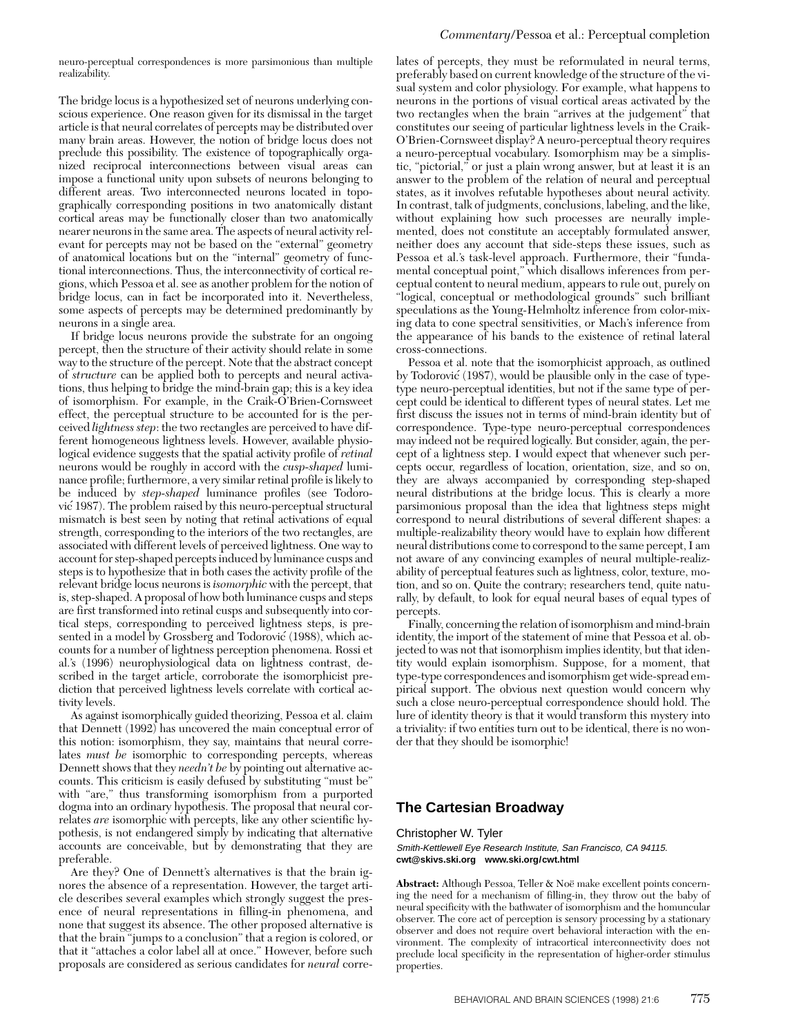neuro-perceptual correspondences is more parsimonious than multiple realizability.

The bridge locus is a hypothesized set of neurons underlying conscious experience. One reason given for its dismissal in the target article is that neural correlates of percepts may be distributed over many brain areas. However, the notion of bridge locus does not preclude this possibility. The existence of topographically organized reciprocal interconnections between visual areas can impose a functional unity upon subsets of neurons belonging to different areas. Two interconnected neurons located in topographically corresponding positions in two anatomically distant cortical areas may be functionally closer than two anatomically nearer neurons in the same area. The aspects of neural activity relevant for percepts may not be based on the "external" geometry of anatomical locations but on the "internal" geometry of functional interconnections. Thus, the interconnectivity of cortical regions, which Pessoa et al. see as another problem for the notion of bridge locus, can in fact be incorporated into it. Nevertheless, some aspects of percepts may be determined predominantly by neurons in a single area.

If bridge locus neurons provide the substrate for an ongoing percept, then the structure of their activity should relate in some way to the structure of the percept. Note that the abstract concept of *structure* can be applied both to percepts and neural activations, thus helping to bridge the mind-brain gap; this is a key idea of isomorphism. For example, in the Craik-O'Brien-Cornsweet effect, the perceptual structure to be accounted for is the perceived *lightness step*: the two rectangles are perceived to have different homogeneous lightness levels. However, available physiological evidence suggests that the spatial activity profile of *retinal* neurons would be roughly in accord with the *cusp-shaped* luminance profile; furthermore, a very similar retinal profile is likely to be induced by *step-shaped* luminance profiles (see Todorović 1987). The problem raised by this neuro-perceptual structural mismatch is best seen by noting that retinal activations of equal strength, corresponding to the interiors of the two rectangles, are associated with different levels of perceived lightness. One way to account for step-shaped percepts induced by luminance cusps and steps is to hypothesize that in both cases the activity profile of the relevant bridge locus neurons is *isomorphic* with the percept, that is, step-shaped. A proposal of how both luminance cusps and steps are first transformed into retinal cusps and subsequently into cortical steps, corresponding to perceived lightness steps, is presented in a model by Grossberg and Todorović (1988), which accounts for a number of lightness perception phenomena. Rossi et al.'s (1996) neurophysiological data on lightness contrast, described in the target article, corroborate the isomorphicist prediction that perceived lightness levels correlate with cortical activity levels.

As against isomorphically guided theorizing, Pessoa et al. claim that Dennett (1992) has uncovered the main conceptual error of this notion: isomorphism, they say, maintains that neural correlates *must be* isomorphic to corresponding percepts, whereas Dennett shows that they *needn't be* by pointing out alternative accounts. This criticism is easily defused by substituting "must be" with "are," thus transforming isomorphism from a purported dogma into an ordinary hypothesis. The proposal that neural correlates *are* isomorphic with percepts, like any other scientific hypothesis, is not endangered simply by indicating that alternative accounts are conceivable, but by demonstrating that they are preferable.

Are they? One of Dennett's alternatives is that the brain ignores the absence of a representation. However, the target article describes several examples which strongly suggest the presence of neural representations in filling-in phenomena, and none that suggest its absence. The other proposed alternative is that the brain "jumps to a conclusion" that a region is colored, or that it "attaches a color label all at once." However, before such proposals are considered as serious candidates for *neural* correlates of percepts, they must be reformulated in neural terms, preferably based on current knowledge of the structure of the visual system and color physiology. For example, what happens to neurons in the portions of visual cortical areas activated by the two rectangles when the brain "arrives at the judgement" that constitutes our seeing of particular lightness levels in the Craik-O'Brien-Cornsweet display? A neuro-perceptual theory requires a neuro-perceptual vocabulary. Isomorphism may be a simplistic, "pictorial," or just a plain wrong answer, but at least it is an answer to the problem of the relation of neural and perceptual states, as it involves refutable hypotheses about neural activity. In contrast, talk of judgments, conclusions, labeling, and the like, without explaining how such processes are neurally implemented, does not constitute an acceptably formulated answer, neither does any account that side-steps these issues, such as Pessoa et al.'s task-level approach. Furthermore, their "fundamental conceptual point," which disallows inferences from perceptual content to neural medium, appears to rule out, purely on "logical, conceptual or methodological grounds" such brilliant speculations as the Young-Helmholtz inference from color-mixing data to cone spectral sensitivities, or Mach's inference from the appearance of his bands to the existence of retinal lateral cross-connections.

Pessoa et al. note that the isomorphicist approach, as outlined by Todorović (1987), would be plausible only in the case of type-type neuro-perceptual identities, but not if the same type of percept could be identical to different types of neural states. Let me first discuss the issues not in terms of mind-brain identity but of correspondence. Type-type neuro-perceptual correspondences may indeed not be required logically. But consider, again, the percept of a lightness step. I would expect that whenever such percepts occur, regardless of location, orientation, size, and so on, they are always accompanied by corresponding step-shaped neural distributions at the bridge locus. This is clearly a more parsimonious proposal than the idea that lightness steps might correspond to neural distributions of several different shapes: a multiple-realizability theory would have to explain how different neural distributions come to correspond to the same percept, I am not aware of any convincing examples of neural multiple-realizability of perceptual features such as lightness, color, texture, motion, and so on. Quite the contrary; researchers tend, quite naturally, by default, to look for equal neural bases of equal types of percepts.

Finally, concerning the relation of isomorphism and mind-brain identity, the import of the statement of mine that Pessoa et al. objected to was not that isomorphism implies identity, but that identity would explain isomorphism. Suppose, for a moment, that type-type correspondences and isomorphism get wide-spread empirical support. The obvious next question would concern why such a close neuro-perceptual correspondence should hold. The lure of identity theory is that it would transform this mystery into a triviality: if two entities turn out to be identical, there is no wonder that they should be isomorphic!

## The Cartesian Broadway

Christopher W. Tyler

*Smith-Kettlewell Eye Research Institute, San Francisco, CA 94115.*
**cwt@skivs.ski.org www.ski.org/cwt.html**

**Abstract:** Although Pessoa, Teller & Noë make excellent points concerning the need for a mechanism of filling-in, they throw out the baby of neural specificity with the bathwater of isomorphism and the homuncular observer. The core act of perception is sensory processing by a stationary observer and does not require overt behavioral interaction with the environment. The complexity of intracortical interconnectivity does not preclude local specificity in the representation of higher-order stimulus properties.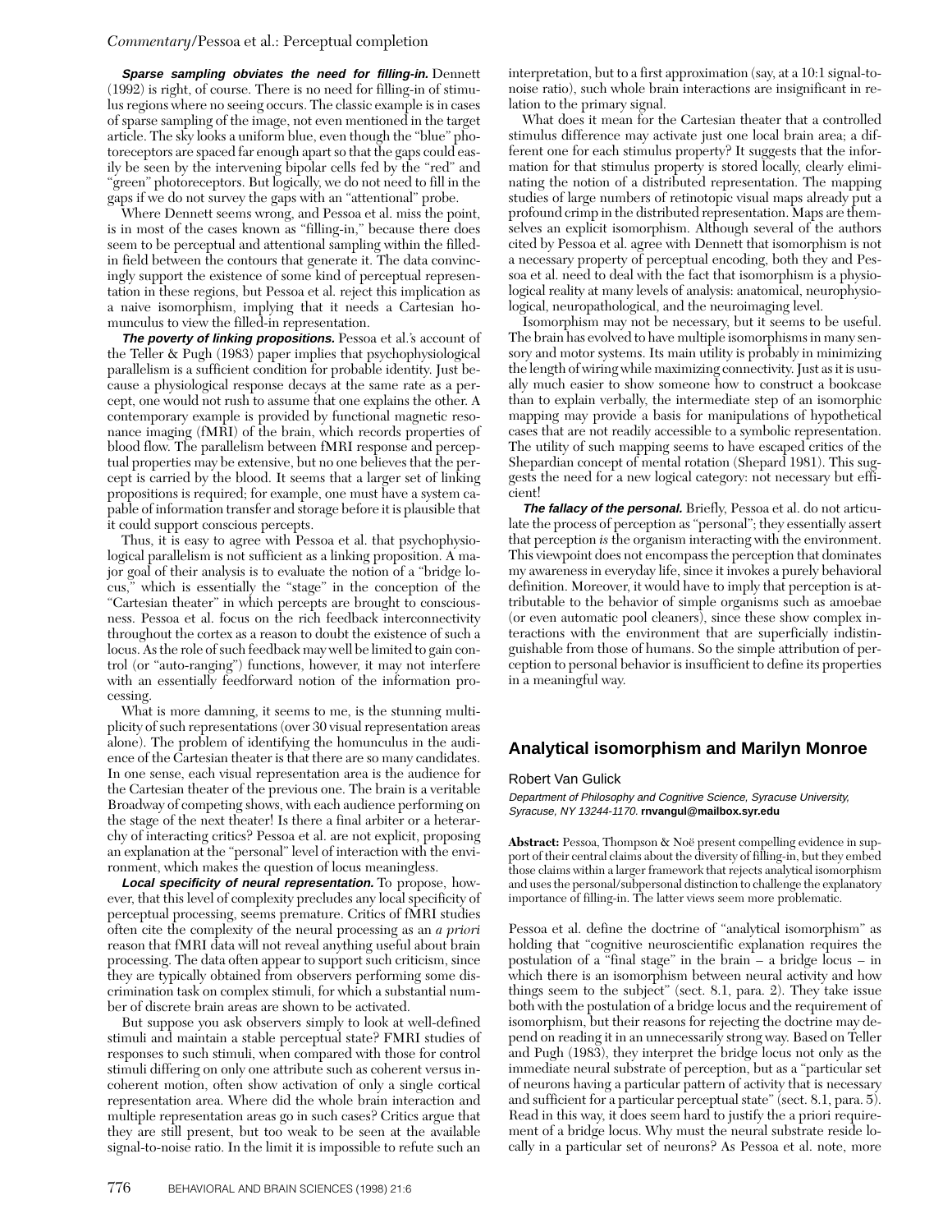**Sparse sampling obviates the need for filling-in.** Dennett (1992) is right, of course. There is no need for filling-in of stimulus regions where no seeing occurs. The classic example is in cases of sparse sampling of the image, not even mentioned in the target article. The sky looks a uniform blue, even though the "blue" photoreceptors are spaced far enough apart so that the gaps could easily be seen by the intervening bipolar cells fed by the "red" and "green" photoreceptors. But logically, we do not need to fill in the gaps if we do not survey the gaps with an "attentional" probe.

Where Dennett seems wrong, and Pessoa et al. miss the point, is in most of the cases known as "filling-in," because there does seem to be perceptual and attentional sampling within the filled-in field between the contours that generate it. The data convincingly support the existence of some kind of perceptual representation in these regions, but Pessoa et al. reject this implication as a naive isomorphism, implying that it needs a Cartesian homunculus to view the filled-in representation.

**The poverty of linking propositions.** Pessoa et al.'s account of the Teller & Pugh (1983) paper implies that psychophysiological parallelism is a sufficient condition for probable identity. Just because a physiological response decays at the same rate as a percept, one would not rush to assume that one explains the other. A contemporary example is provided by functional magnetic resonance imaging (fMRI) of the brain, which records properties of blood flow. The parallelism between fMRI response and perceptual properties may be extensive, but no one believes that the percept is carried by the blood. It seems that a larger set of linking propositions is required; for example, one must have a system capable of information transfer and storage before it is plausible that it could support conscious percepts.

Thus, it is easy to agree with Pessoa et al. that psychophysiological parallelism is not sufficient as a linking proposition. A major goal of their analysis is to evaluate the notion of a "bridge locus," which is essentially the "stage" in the conception of the "Cartesian theater" in which percepts are brought to consciousness. Pessoa et al. focus on the rich feedback interconnectivity throughout the cortex as a reason to doubt the existence of such a locus. As the role of such feedback may well be limited to gain control (or "auto-ranging") functions, however, it may not interfere with an essentially feedforward notion of the information processing.

What is more damning, it seems to me, is the stunning multiplicity of such representations (over 30 visual representation areas alone). The problem of identifying the homunculus in the audience of the Cartesian theater is that there are so many candidates. In one sense, each visual representation area is the audience for the Cartesian theater of the previous one. The brain is a veritable Broadway of competing shows, with each audience performing on the stage of the next theater! Is there a final arbiter or a heterarchy of interacting critics? Pessoa et al. are not explicit, proposing an explanation at the "personal" level of interaction with the environment, which makes the question of locus meaningless.

**Local specificity of neural representation.** To propose, however, that this level of complexity precludes any local specificity of perceptual processing, seems premature. Critics of fMRI studies often cite the complexity of the neural processing as an *a priori* reason that fMRI data will not reveal anything useful about brain processing. The data often appear to support such criticism, since they are typically obtained from observers performing some discrimination task on complex stimuli, for which a substantial number of discrete brain areas are shown to be activated.

But suppose you ask observers simply to look at well-defined stimuli and maintain a stable perceptual state? FMRI studies of responses to such stimuli, when compared with those for control stimuli differing on only one attribute such as coherent versus incoherent motion, often show activation of only a single cortical representation area. Where did the whole brain interaction and multiple representation areas go in such cases? Critics argue that they are still present, but too weak to be seen at the available signal-to-noise ratio. In the limit it is impossible to refute such an interpretation, but to a first approximation (say, at a 10:1 signal-to-noise ratio), such whole brain interactions are insignificant in relation to the primary signal.

What does it mean for the Cartesian theater that a controlled stimulus difference may activate just one local brain area; a different one for each stimulus property? It suggests that the information for that stimulus property is stored locally, clearly eliminating the notion of a distributed representation. The mapping studies of large numbers of retinotopic visual maps already put a profound crimp in the distributed representation. Maps are themselves an explicit isomorphism. Although several of the authors cited by Pessoa et al. agree with Dennett that isomorphism is not a necessary property of perceptual encoding, both they and Pessoa et al. need to deal with the fact that isomorphism is a physiological reality at many levels of analysis: anatomical, neurophysiological, neuropathological, and the neuroimaging level.

Isomorphism may not be necessary, but it seems to be useful. The brain has evolved to have multiple isomorphisms in many sensory and motor systems. Its main utility is probably in minimizing the length of wiring while maximizing connectivity. Just as it is usually much easier to show someone how to construct a bookcase than to explain verbally, the intermediate step of an isomorphic mapping may provide a basis for manipulations of hypothetical cases that are not readily accessible to a symbolic representation. The utility of such mapping seems to have escaped critics of the Shepardian concept of mental rotation (Shepard 1981). This suggests the need for a new logical category: not necessary but efficient!

**The fallacy of the personal.** Briefly, Pessoa et al. do not articulate the process of perception as "personal"; they essentially assert that perception *is* the organism interacting with the environment. This viewpoint does not encompass the perception that dominates my awareness in everyday life, since it invokes a purely behavioral definition. Moreover, it would have to imply that perception is attributable to the behavior of simple organisms such as amoebae (or even automatic pool cleaners), since these show complex interactions with the environment that are superficially indistinguishable from those of humans. So the simple attribution of perception to personal behavior is insufficient to define its properties in a meaningful way.

## Analytical isomorphism and Marilyn Monroe

Robert Van Gulick

*Department of Philosophy and Cognitive Science, Syracuse University, Syracuse, NY 13244-1170.* **rnvangul@mailbox.syr.edu**

**Abstract:** Pessoa, Thompson & Noë present compelling evidence in support of their central claims about the diversity of filling-in, but they embed those claims within a larger framework that rejects analytical isomorphism and uses the personal/subpersonal distinction to challenge the explanatory importance of filling-in. The latter views seem more problematic.

Pessoa et al. define the doctrine of "analytical isomorphism" as holding that "cognitive neuroscientific explanation requires the postulation of a "final stage" in the brain – a bridge locus – in which there is an isomorphism between neural activity and how things seem to the subject" (sect. 8.1, para. 2). They take issue both with the postulation of a bridge locus and the requirement of isomorphism, but their reasons for rejecting the doctrine may depend on reading it in an unnecessarily strong way. Based on Teller and Pugh (1983), they interpret the bridge locus not only as the immediate neural substrate of perception, but as a "particular set of neurons having a particular pattern of activity that is necessary and sufficient for a particular perceptual state" (sect. 8.1, para. 5). Read in this way, it does seem hard to justify the a priori requirement of a bridge locus. Why must the neural substrate reside locally in a particular set of neurons? As Pessoa et al. note, more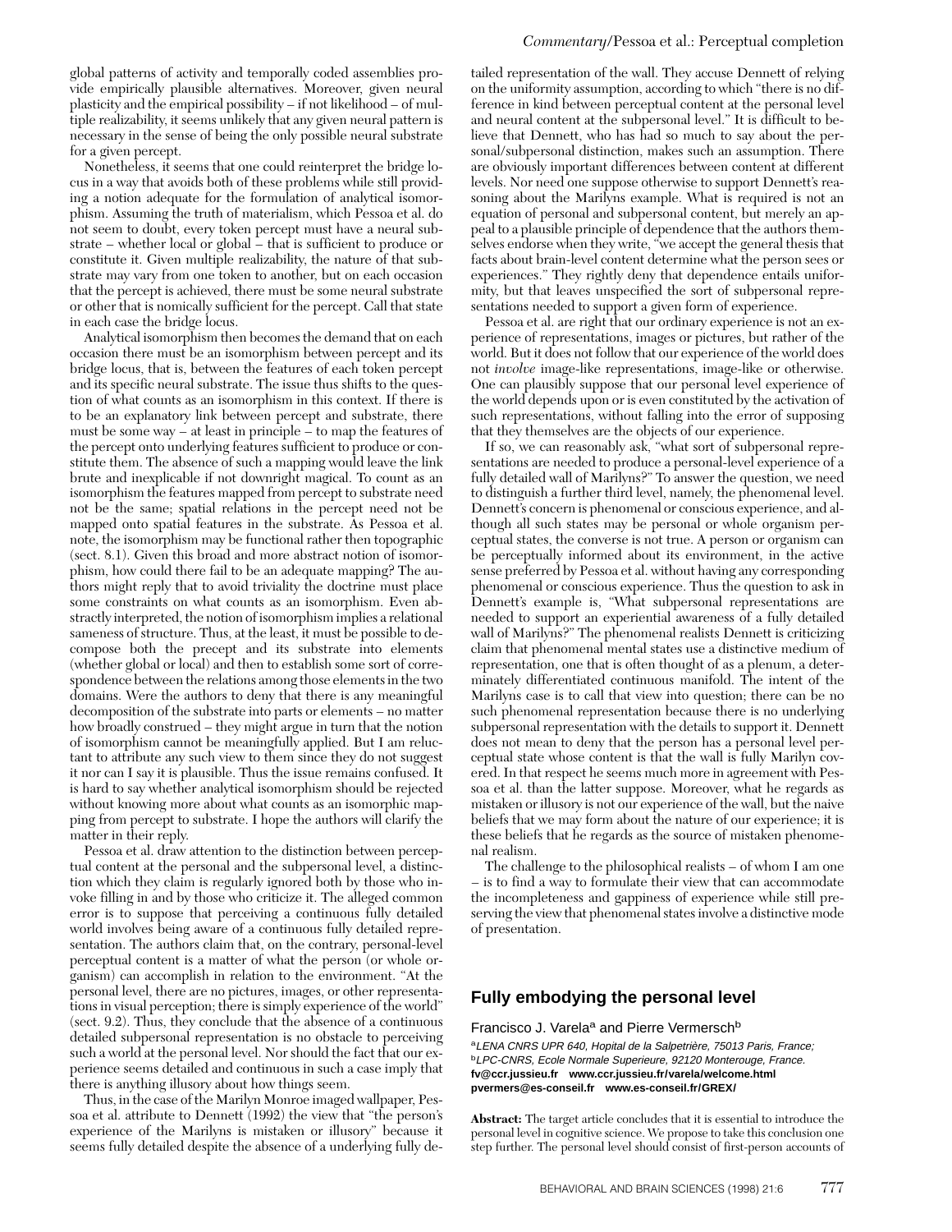global patterns of activity and temporally coded assemblies provide empirically plausible alternatives. Moreover, given neural plasticity and the empirical possibility – if not likelihood – of multiple realizability, it seems unlikely that any given neural pattern is necessary in the sense of being the only possible neural substrate for a given percept.

Nonetheless, it seems that one could reinterpret the bridge locus in a way that avoids both of these problems while still providing a notion adequate for the formulation of analytical isomorphism. Assuming the truth of materialism, which Pessoa et al. do not seem to doubt, every token percept must have a neural substrate – whether local or global – that is sufficient to produce or constitute it. Given multiple realizability, the nature of that substrate may vary from one token to another, but on each occasion that the percept is achieved, there must be some neural substrate or other that is nomically sufficient for the percept. Call that state in each case the bridge locus.

Analytical isomorphism then becomes the demand that on each occasion there must be an isomorphism between percept and its bridge locus, that is, between the features of each token percept and its specific neural substrate. The issue thus shifts to the question of what counts as an isomorphism in this context. If there is to be an explanatory link between percept and substrate, there must be some way – at least in principle – to map the features of the percept onto underlying features sufficient to produce or constitute them. The absence of such a mapping would leave the link brute and inexplicable if not downright magical. To count as an isomorphism the features mapped from percept to substrate need not be the same; spatial relations in the percept need not be mapped onto spatial features in the substrate. As Pessoa et al. note, the isomorphism may be functional rather then topographic (sect. 8.1). Given this broad and more abstract notion of isomorphism, how could there fail to be an adequate mapping? The authors might reply that to avoid triviality the doctrine must place some constraints on what counts as an isomorphism. Even abstractly interpreted, the notion of isomorphism implies a relational sameness of structure. Thus, at the least, it must be possible to decompose both the precept and its substrate into elements (whether global or local) and then to establish some sort of correspondence between the relations among those elements in the two domains. Were the authors to deny that there is any meaningful decomposition of the substrate into parts or elements – no matter how broadly construed – they might argue in turn that the notion of isomorphism cannot be meaningfully applied. But I am reluctant to attribute any such view to them since they do not suggest it nor can I say it is plausible. Thus the issue remains confused. It is hard to say whether analytical isomorphism should be rejected without knowing more about what counts as an isomorphic mapping from percept to substrate. I hope the authors will clarify the matter in their reply.

Pessoa et al. draw attention to the distinction between perceptual content at the personal and the subpersonal level, a distinction which they claim is regularly ignored both by those who invoke filling in and by those who criticize it. The alleged common error is to suppose that perceiving a continuous fully detailed world involves being aware of a continuous fully detailed representation. The authors claim that, on the contrary, personal-level perceptual content is a matter of what the person (or whole organism) can accomplish in relation to the environment. "At the personal level, there are no pictures, images, or other representations in visual perception; there is simply experience of the world" (sect. 9.2). Thus, they conclude that the absence of a continuous detailed subpersonal representation is no obstacle to perceiving such a world at the personal level. Nor should the fact that our experience seems detailed and continuous in such a case imply that there is anything illusory about how things seem.

Thus, in the case of the Marilyn Monroe imaged wallpaper, Pessoa et al. attribute to Dennett (1992) the view that "the person's experience of the Marilyns is mistaken or illusory" because it seems fully detailed despite the absence of a underlying fully detailed representation of the wall. They accuse Dennett of relying on the uniformity assumption, according to which "there is no difference in kind between perceptual content at the personal level and neural content at the subpersonal level." It is difficult to believe that Dennett, who has had so much to say about the personal/subpersonal distinction, makes such an assumption. There are obviously important differences between content at different levels. Nor need one suppose otherwise to support Dennett's reasoning about the Marilyns example. What is required is not an equation of personal and subpersonal content, but merely an appeal to a plausible principle of dependence that the authors themselves endorse when they write, "we accept the general thesis that facts about brain-level content determine what the person sees or experiences." They rightly deny that dependence entails uniformity, but that leaves unspecified the sort of subpersonal representations needed to support a given form of experience.

Pessoa et al. are right that our ordinary experience is not an experience of representations, images or pictures, but rather of the world. But it does not follow that our experience of the world does not *involve* image-like representations, image-like or otherwise. One can plausibly suppose that our personal level experience of the world depends upon or is even constituted by the activation of such representations, without falling into the error of supposing that they themselves are the objects of our experience.

If so, we can reasonably ask, "what sort of subpersonal representations are needed to produce a personal-level experience of a fully detailed wall of Marilyns?" To answer the question, we need to distinguish a further third level, namely, the phenomenal level. Dennett's concern is phenomenal or conscious experience, and although all such states may be personal or whole organism perceptual states, the converse is not true. A person or organism can be perceptually informed about its environment, in the active sense preferred by Pessoa et al. without having any corresponding phenomenal or conscious experience. Thus the question to ask in Dennett's example is, "What subpersonal representations are needed to support an experiential awareness of a fully detailed wall of Marilyns?" The phenomenal realists Dennett is criticizing claim that phenomenal mental states use a distinctive medium of representation, one that is often thought of as a plenum, a determinately differentiated continuous manifold. The intent of the Marilyns case is to call that view into question; there can be no such phenomenal representation because there is no underlying subpersonal representation with the details to support it. Dennett does not mean to deny that the person has a personal level perceptual state whose content is that the wall is fully Marilyn covered. In that respect he seems much more in agreement with Pessoa et al. than the latter suppose. Moreover, what he regards as mistaken or illusory is not our experience of the wall, but the naive beliefs that we may form about the nature of our experience; it is these beliefs that he regards as the source of mistaken phenomenal realism.

The challenge to the philosophical realists – of whom I am one – is to find a way to formulate their view that can accommodate the incompleteness and gappiness of experience while still preserving the view that phenomenal states involve a distinctive mode of presentation.

## Fully embodying the personal level

Francisco J. Varela[a] and Pierre Vermersch[b]

[a]*LENA CNRS UPR 640, Hopital de la Salpetrière, 75013 Paris, France;* [b]*LPC-CNRS, Ecole Normale Superieure, 92120 Monterouge, France.*
**fv@ccr.jussieu.fr www.ccr.jussieu.fr/varela/welcome.html**
**pvermers@es-conseil.fr www.es-conseil.fr/GREX/**

**Abstract:** The target article concludes that it is essential to introduce the personal level in cognitive science. We propose to take this conclusion one step further. The personal level should consist of first-person accounts of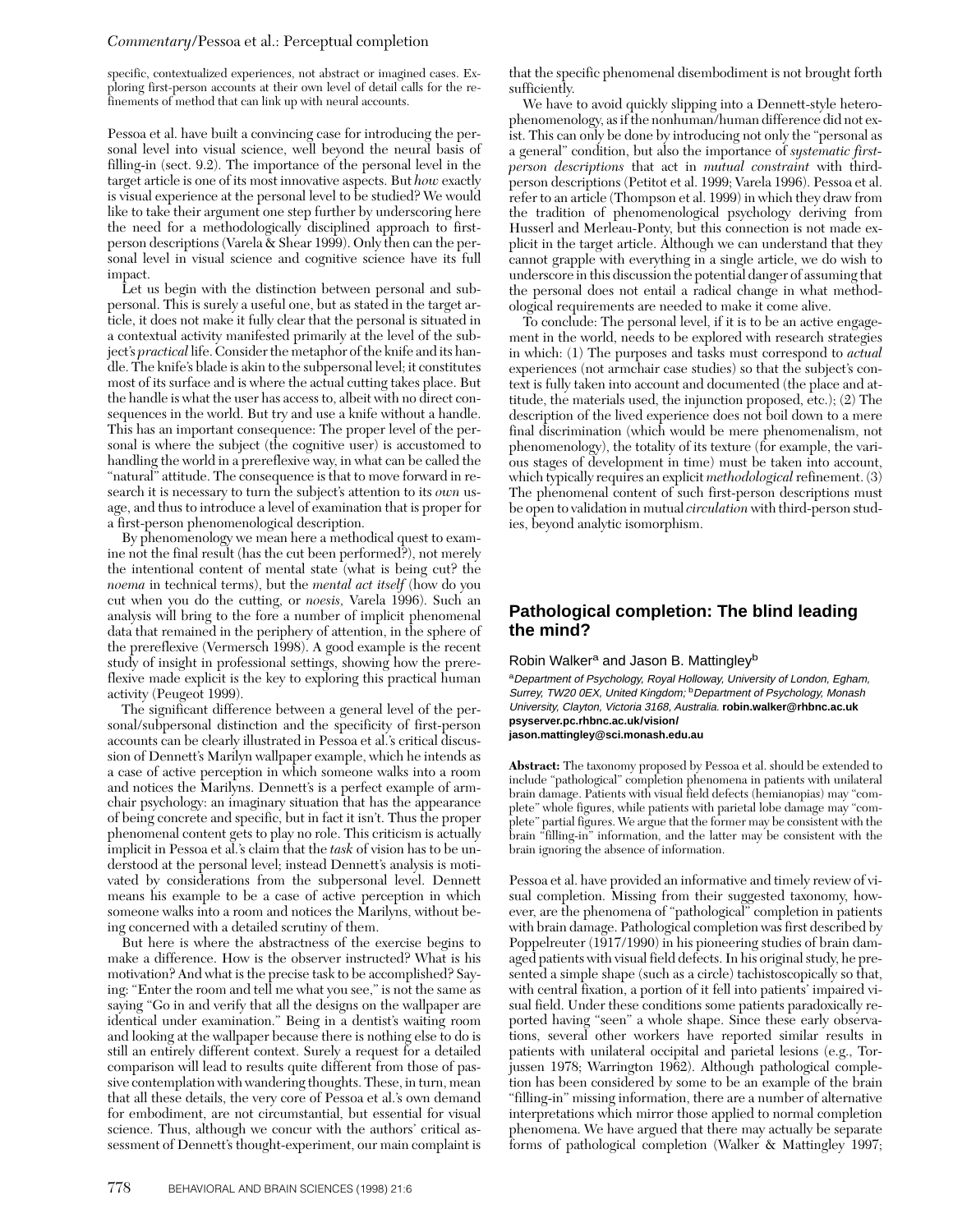specific, contextualized experiences, not abstract or imagined cases. Exploring first-person accounts at their own level of detail calls for the refinements of method that can link up with neural accounts.

Pessoa et al. have built a convincing case for introducing the personal level into visual science, well beyond the neural basis of filling-in (sect. 9.2). The importance of the personal level in the target article is one of its most innovative aspects. But *how* exactly is visual experience at the personal level to be studied? We would like to take their argument one step further by underscoring here the need for a methodologically disciplined approach to first-person descriptions (Varela & Shear 1999). Only then can the personal level in visual science and cognitive science have its full impact.

Let us begin with the distinction between personal and subpersonal. This is surely a useful one, but as stated in the target article, it does not make it fully clear that the personal is situated in a contextual activity manifested primarily at the level of the subject's *practical* life. Consider the metaphor of the knife and its handle. The knife's blade is akin to the subpersonal level; it constitutes most of its surface and is where the actual cutting takes place. But the handle is what the user has access to, albeit with no direct consequences in the world. But try and use a knife without a handle. This has an important consequence: The proper level of the personal is where the subject (the cognitive user) is accustomed to handling the world in a prereflexive way, in what can be called the "natural" attitude. The consequence is that to move forward in research it is necessary to turn the subject's attention to its *own* usage, and thus to introduce a level of examination that is proper for a first-person phenomenological description.

By phenomenology we mean here a methodical quest to examine not the final result (has the cut been performed?), not merely the intentional content of mental state (what is being cut? the *noema* in technical terms), but the *mental act itself* (how do you cut when you do the cutting, or *noesis*, Varela 1996). Such an analysis will bring to the fore a number of implicit phenomenal data that remained in the periphery of attention, in the sphere of the prereflexive (Vermersch 1998). A good example is the recent study of insight in professional settings, showing how the prereflexive made explicit is the key to exploring this practical human activity (Peugeot 1999).

The significant difference between a general level of the personal/subpersonal distinction and the specificity of first-person accounts can be clearly illustrated in Pessoa et al.'s critical discussion of Dennett's Marilyn wallpaper example, which he intends as a case of active perception in which someone walks into a room and notices the Marilyns. Dennett's is a perfect example of armchair psychology: an imaginary situation that has the appearance of being concrete and specific, but in fact it isn't. Thus the proper phenomenal content gets to play no role. This criticism is actually implicit in Pessoa et al.'s claim that the *task* of vision has to be understood at the personal level; instead Dennett's analysis is motivated by considerations from the subpersonal level. Dennett means his example to be a case of active perception in which someone walks into a room and notices the Marilyns, without being concerned with a detailed scrutiny of them.

But here is where the abstractness of the exercise begins to make a difference. How is the observer instructed? What is his motivation? And what is the precise task to be accomplished? Saying: "Enter the room and tell me what you see," is not the same as saying "Go in and verify that all the designs on the wallpaper are identical under examination." Being in a dentist's waiting room and looking at the wallpaper because there is nothing else to do is still an entirely different context. Surely a request for a detailed comparison will lead to results quite different from those of passive contemplation with wandering thoughts. These, in turn, mean that all these details, the very core of Pessoa et al.'s own demand for embodiment, are not circumstantial, but essential for visual science. Thus, although we concur with the authors' critical assessment of Dennett's thought-experiment, our main complaint is that the specific phenomenal disembodiment is not brought forth sufficiently.

We have to avoid quickly slipping into a Dennett-style heterophenomenology, as if the nonhuman/human difference did not exist. This can only be done by introducing not only the "personal as a general" condition, but also the importance of *systematic first-person descriptions* that act in *mutual constraint* with third-person descriptions (Petitot et al. 1999; Varela 1996). Pessoa et al. refer to an article (Thompson et al. 1999) in which they draw from the tradition of phenomenological psychology deriving from Husserl and Merleau-Ponty, but this connection is not made explicit in the target article. Although we can understand that they cannot grapple with everything in a single article, we do wish to underscore in this discussion the potential danger of assuming that the personal does not entail a radical change in what methodological requirements are needed to make it come alive.

To conclude: The personal level, if it is to be an active engagement in the world, needs to be explored with research strategies in which: (1) The purposes and tasks must correspond to *actual* experiences (not armchair case studies) so that the subject's context is fully taken into account and documented (the place and attitude, the materials used, the injunction proposed, etc.); (2) The description of the lived experience does not boil down to a mere final discrimination (which would be mere phenomenalism, not phenomenology), the totality of its texture (for example, the various stages of development in time) must be taken into account, which typically requires an explicit *methodological* refinement. (3) The phenomenal content of such first-person descriptions must be open to validation in mutual *circulation* with third-person studies, beyond analytic isomorphism.

## Pathological completion: The blind leading the mind?

Robin Walker[a] and Jason B. Mattingley[b]

[a]*Department of Psychology, Royal Holloway, University of London, Egham, Surrey, TW20 0EX, United Kingdom;* [b]*Department of Psychology, Monash University, Clayton, Victoria 3168, Australia.* **robin.walker@rhbnc.ac.uk psyserver.pc.rhbnc.ac.uk/vision/ jason.mattingley@sci.monash.edu.au**

**Abstract:** The taxonomy proposed by Pessoa et al. should be extended to include "pathological" completion phenomena in patients with unilateral brain damage. Patients with visual field defects (hemianopias) may "complete" whole figures, while patients with parietal lobe damage may "complete" partial figures. We argue that the former may be consistent with the brain "filling-in" information, and the latter may be consistent with the brain ignoring the absence of information.

Pessoa et al. have provided an informative and timely review of visual completion. Missing from their suggested taxonomy, however, are the phenomena of "pathological" completion in patients with brain damage. Pathological completion was first described by Poppelreuter (1917/1990) in his pioneering studies of brain damaged patients with visual field defects. In his original study, he presented a simple shape (such as a circle) tachistoscopically so that, with central fixation, a portion of it fell into patients' impaired visual field. Under these conditions some patients paradoxically reported having "seen" a whole shape. Since these early observations, several other workers have reported similar results in patients with unilateral occipital and parietal lesions (e.g., Torjussen 1978; Warrington 1962). Although pathological completion has been considered by some to be an example of the brain "filling-in" missing information, there are a number of alternative interpretations which mirror those applied to normal completion phenomena. We have argued that there may actually be separate forms of pathological completion (Walker & Mattingley 1997;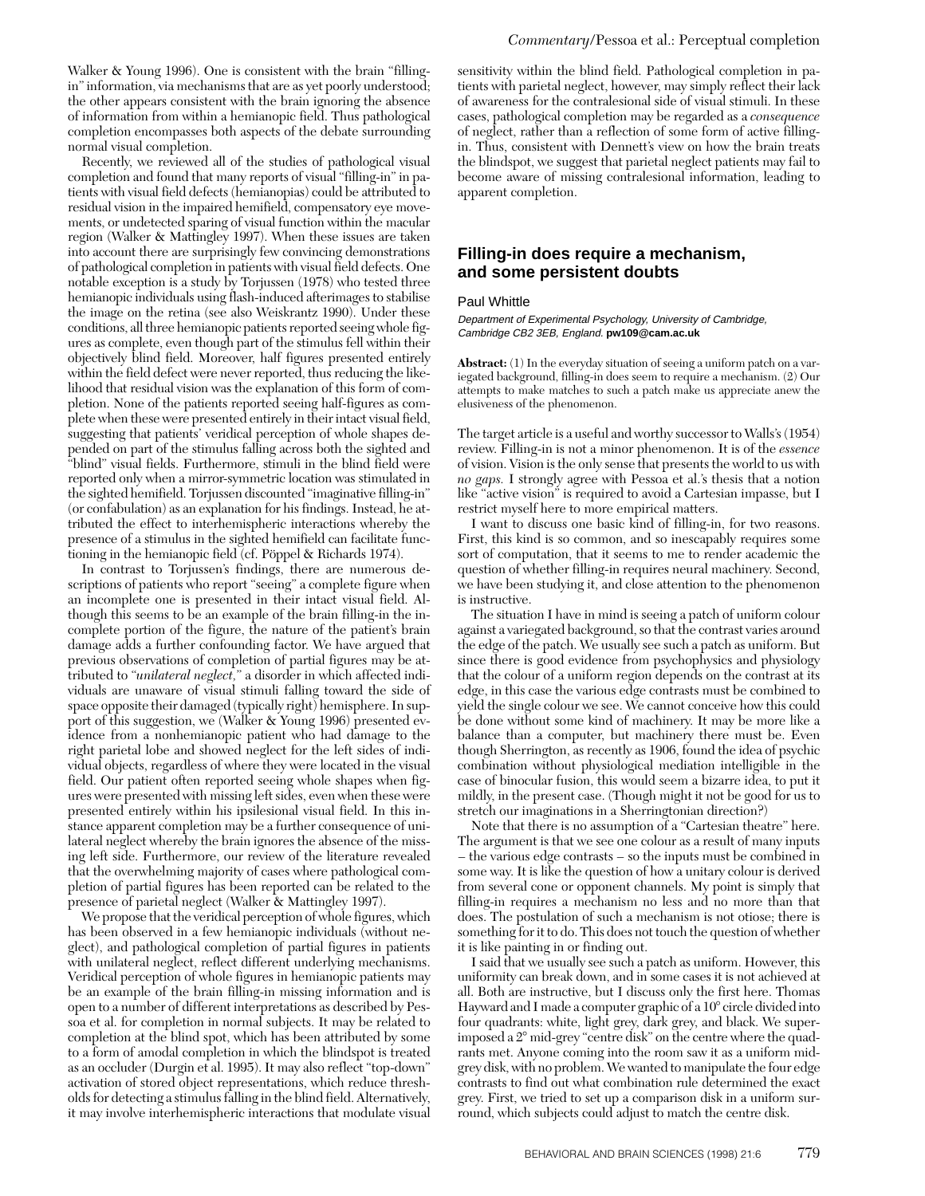Walker & Young 1996). One is consistent with the brain "filling-in" information, via mechanisms that are as yet poorly understood; the other appears consistent with the brain ignoring the absence of information from within a hemianopic field. Thus pathological completion encompasses both aspects of the debate surrounding normal visual completion.

Recently, we reviewed all of the studies of pathological visual completion and found that many reports of visual "filling-in" in patients with visual field defects (hemianopias) could be attributed to residual vision in the impaired hemifield, compensatory eye movements, or undetected sparing of visual function within the macular region (Walker & Mattingley 1997). When these issues are taken into account there are surprisingly few convincing demonstrations of pathological completion in patients with visual field defects. One notable exception is a study by Torjussen (1978) who tested three hemianopic individuals using flash-induced afterimages to stabilise the image on the retina (see also Weiskrantz 1990). Under these conditions, all three hemianopic patients reported seeing whole figures as complete, even though part of the stimulus fell within their objectively blind field. Moreover, half figures presented entirely within the field defect were never reported, thus reducing the likelihood that residual vision was the explanation of this form of completion. None of the patients reported seeing half-figures as complete when these were presented entirely in their intact visual field, suggesting that patients' veridical perception of whole shapes depended on part of the stimulus falling across both the sighted and "blind" visual fields. Furthermore, stimuli in the blind field were reported only when a mirror-symmetric location was stimulated in the sighted hemifield. Torjussen discounted "imaginative filling-in" (or confabulation) as an explanation for his findings. Instead, he attributed the effect to interhemispheric interactions whereby the presence of a stimulus in the sighted hemifield can facilitate functioning in the hemianopic field (cf. Pöppel & Richards 1974).

In contrast to Torjussen's findings, there are numerous descriptions of patients who report "seeing" a complete figure when an incomplete one is presented in their intact visual field. Although this seems to be an example of the brain filling-in the incomplete portion of the figure, the nature of the patient's brain damage adds a further confounding factor. We have argued that previous observations of completion of partial figures may be attributed to *"unilateral neglect,"* a disorder in which affected individuals are unaware of visual stimuli falling toward the side of space opposite their damaged (typically right) hemisphere. In support of this suggestion, we (Walker & Young 1996) presented evidence from a nonhemianopic patient who had damage to the right parietal lobe and showed neglect for the left sides of individual objects, regardless of where they were located in the visual field. Our patient often reported seeing whole shapes when figures were presented with missing left sides, even when these were presented entirely within his ipsilesional visual field. In this instance apparent completion may be a further consequence of unilateral neglect whereby the brain ignores the absence of the missing left side. Furthermore, our review of the literature revealed that the overwhelming majority of cases where pathological completion of partial figures has been reported can be related to the presence of parietal neglect (Walker & Mattingley 1997).

We propose that the veridical perception of whole figures, which has been observed in a few hemianopic individuals (without neglect), and pathological completion of partial figures in patients with unilateral neglect, reflect different underlying mechanisms. Veridical perception of whole figures in hemianopic patients may be an example of the brain filling-in missing information and is open to a number of different interpretations as described by Pessoa et al. for completion in normal subjects. It may be related to completion at the blind spot, which has been attributed by some to a form of amodal completion in which the blindspot is treated as an occluder (Durgin et al. 1995). It may also reflect "top-down" activation of stored object representations, which reduce thresholds for detecting a stimulus falling in the blind field. Alternatively, it may involve interhemispheric interactions that modulate visual sensitivity within the blind field. Pathological completion in patients with parietal neglect, however, may simply reflect their lack of awareness for the contralesional side of visual stimuli. In these cases, pathological completion may be regarded as a *consequence* of neglect, rather than a reflection of some form of active filling-in. Thus, consistent with Dennett's view on how the brain treats the blindspot, we suggest that parietal neglect patients may fail to become aware of missing contralesional information, leading to apparent completion.

## Filling-in does require a mechanism, and some persistent doubts

Paul Whittle

*Department of Experimental Psychology, University of Cambridge, Cambridge CB2 3EB, England.* **pw109@cam.ac.uk**

**Abstract:** (1) In the everyday situation of seeing a uniform patch on a variegated background, filling-in does seem to require a mechanism. (2) Our attempts to make matches to such a patch make us appreciate anew the elusiveness of the phenomenon.

The target article is a useful and worthy successor to Walls's (1954) review. Filling-in is not a minor phenomenon. It is of the *essence* of vision. Vision is the only sense that presents the world to us with *no gaps.* I strongly agree with Pessoa et al.'s thesis that a notion like "active vision" is required to avoid a Cartesian impasse, but I restrict myself here to more empirical matters.

I want to discuss one basic kind of filling-in, for two reasons. First, this kind is so common, and so inescapably requires some sort of computation, that it seems to me to render academic the question of whether filling-in requires neural machinery. Second, we have been studying it, and close attention to the phenomenon is instructive.

The situation I have in mind is seeing a patch of uniform colour against a variegated background, so that the contrast varies around the edge of the patch. We usually see such a patch as uniform. But since there is good evidence from psychophysics and physiology that the colour of a uniform region depends on the contrast at its edge, in this case the various edge contrasts must be combined to yield the single colour we see. We cannot conceive how this could be done without some kind of machinery. It may be more like a balance than a computer, but machinery there must be. Even though Sherrington, as recently as 1906, found the idea of psychic combination without physiological mediation intelligible in the case of binocular fusion, this would seem a bizarre idea, to put it mildly, in the present case. (Though might it not be good for us to stretch our imaginations in a Sherringtonian direction?)

Note that there is no assumption of a "Cartesian theatre" here. The argument is that we see one colour as a result of many inputs – the various edge contrasts – so the inputs must be combined in some way. It is like the question of how a unitary colour is derived from several cone or opponent channels. My point is simply that filling-in requires a mechanism no less and no more than that does. The postulation of such a mechanism is not otiose; there is something for it to do. This does not touch the question of whether it is like painting in or finding out.

I said that we usually see such a patch as uniform. However, this uniformity can break down, and in some cases it is not achieved at all. Both are instructive, but I discuss only the first here. Thomas Hayward and I made a computer graphic of a 10° circle divided into four quadrants: white, light grey, dark grey, and black. We superimposed a 2° mid-grey "centre disk" on the centre where the quadrants met. Anyone coming into the room saw it as a uniform mid-grey disk, with no problem. We wanted to manipulate the four edge contrasts to find out what combination rule determined the exact grey. First, we tried to set up a comparison disk in a uniform surround, which subjects could adjust to match the centre disk.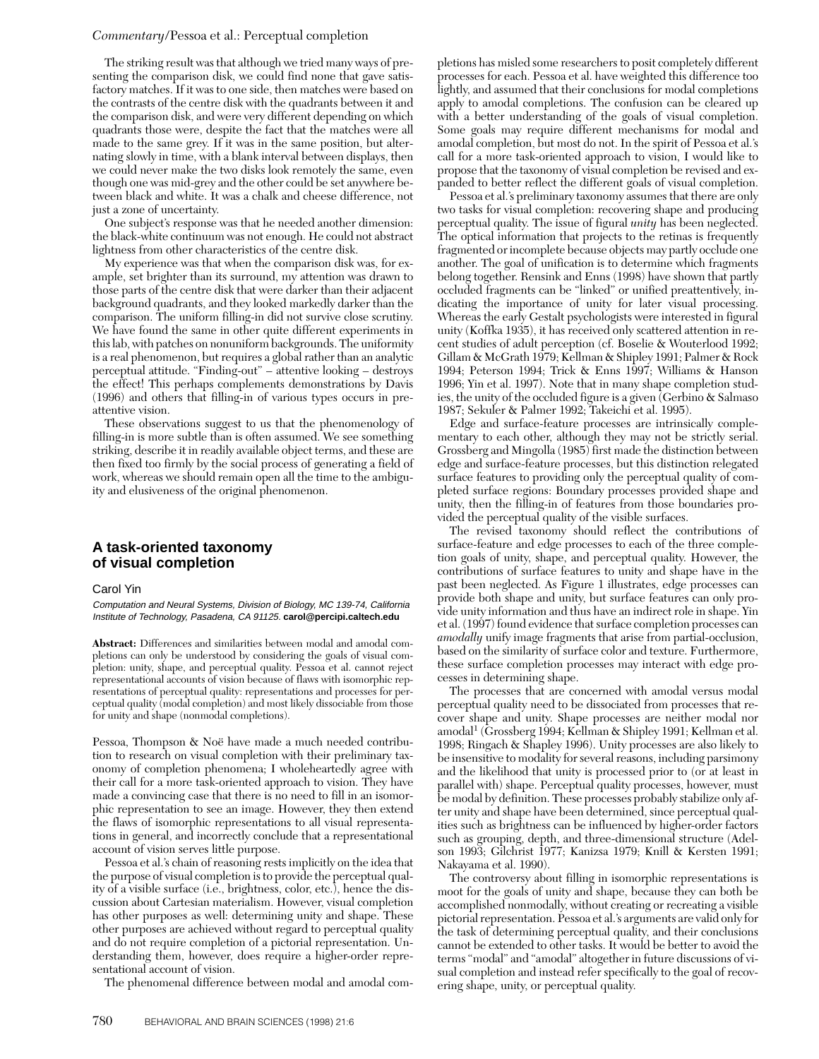The striking result was that although we tried many ways of presenting the comparison disk, we could find none that gave satisfactory matches. If it was to one side, then matches were based on the contrasts of the centre disk with the quadrants between it and the comparison disk, and were very different depending on which quadrants those were, despite the fact that the matches were all made to the same grey. If it was in the same position, but alternating slowly in time, with a blank interval between displays, then we could never make the two disks look remotely the same, even though one was mid-grey and the other could be set anywhere between black and white. It was a chalk and cheese difference, not just a zone of uncertainty.

One subject's response was that he needed another dimension: the black-white continuum was not enough. He could not abstract lightness from other characteristics of the centre disk.

My experience was that when the comparison disk was, for example, set brighter than its surround, my attention was drawn to those parts of the centre disk that were darker than their adjacent background quadrants, and they looked markedly darker than the comparison. The uniform filling-in did not survive close scrutiny. We have found the same in other quite different experiments in this lab, with patches on nonuniform backgrounds. The uniformity is a real phenomenon, but requires a global rather than an analytic perceptual attitude. "Finding-out" – attentive looking – destroys the effect! This perhaps complements demonstrations by Davis (1996) and others that filling-in of various types occurs in preattentive vision.

These observations suggest to us that the phenomenology of filling-in is more subtle than is often assumed. We see something striking, describe it in readily available object terms, and these are then fixed too firmly by the social process of generating a field of work, whereas we should remain open all the time to the ambiguity and elusiveness of the original phenomenon.

## A task-oriented taxonomy of visual completion

Carol Yin

*Computation and Neural Systems, Division of Biology, MC 139-74, California Institute of Technology, Pasadena, CA 91125.* **carol@percipi.caltech.edu**

**Abstract:** Differences and similarities between modal and amodal completions can only be understood by considering the goals of visual completion: unity, shape, and perceptual quality. Pessoa et al. cannot reject representational accounts of vision because of flaws with isomorphic representations of perceptual quality: representations and processes for perceptual quality (modal completion) and most likely dissociable from those for unity and shape (nonmodal completions).

Pessoa, Thompson & Noë have made a much needed contribution to research on visual completion with their preliminary taxonomy of completion phenomena; I wholeheartedly agree with their call for a more task-oriented approach to vision. They have made a convincing case that there is no need to fill in an isomorphic representation to see an image. However, they then extend the flaws of isomorphic representations to all visual representations in general, and incorrectly conclude that a representational account of vision serves little purpose.

Pessoa et al.'s chain of reasoning rests implicitly on the idea that the purpose of visual completion is to provide the perceptual quality of a visible surface (i.e., brightness, color, etc.), hence the discussion about Cartesian materialism. However, visual completion has other purposes as well: determining unity and shape. These other purposes are achieved without regard to perceptual quality and do not require completion of a pictorial representation. Understanding them, however, does require a higher-order representational account of vision.

The phenomenal difference between modal and amodal completions has misled some researchers to posit completely different processes for each. Pessoa et al. have weighted this difference too lightly, and assumed that their conclusions for modal completions apply to amodal completions. The confusion can be cleared up with a better understanding of the goals of visual completion. Some goals may require different mechanisms for modal and amodal completion, but most do not. In the spirit of Pessoa et al.'s call for a more task-oriented approach to vision, I would like to propose that the taxonomy of visual completion be revised and expanded to better reflect the different goals of visual completion.

Pessoa et al.'s preliminary taxonomy assumes that there are only two tasks for visual completion: recovering shape and producing perceptual quality. The issue of figural *unity* has been neglected. The optical information that projects to the retinas is frequently fragmented or incomplete because objects may partly occlude one another. The goal of unification is to determine which fragments belong together. Rensink and Enns (1998) have shown that partly occluded fragments can be "linked" or unified preattentively, indicating the importance of unity for later visual processing. Whereas the early Gestalt psychologists were interested in figural unity (Koffka 1935), it has received only scattered attention in recent studies of adult perception (cf. Boselie & Wouterlood 1992; Gillam & McGrath 1979; Kellman & Shipley 1991; Palmer & Rock 1994; Peterson 1994; Trick & Enns 1997; Williams & Hanson 1996; Yin et al. 1997). Note that in many shape completion studies, the unity of the occluded figure is a given (Gerbino & Salmaso 1987; Sekuler & Palmer 1992; Takeichi et al. 1995).

Edge and surface-feature processes are intrinsically complementary to each other, although they may not be strictly serial. Grossberg and Mingolla (1985) first made the distinction between edge and surface-feature processes, but this distinction relegated surface features to providing only the perceptual quality of completed surface regions: Boundary processes provided shape and unity, then the filling-in of features from those boundaries provided the perceptual quality of the visible surfaces.

The revised taxonomy should reflect the contributions of surface-feature and edge processes to each of the three completion goals of unity, shape, and perceptual quality. However, the contributions of surface features to unity and shape have in the past been neglected. As Figure 1 illustrates, edge processes can provide both shape and unity, but surface features can only provide unity information and thus have an indirect role in shape. Yin et al. (1997) found evidence that surface completion processes can *amodally* unify image fragments that arise from partial-occlusion, based on the similarity of surface color and texture. Furthermore, these surface completion processes may interact with edge processes in determining shape.

The processes that are concerned with amodal versus modal perceptual quality need to be dissociated from processes that recover shape and unity. Shape processes are neither modal nor amodal[1] (Grossberg 1994; Kellman & Shipley 1991; Kellman et al. 1998; Ringach & Shapley 1996). Unity processes are also likely to be insensitive to modality for several reasons, including parsimony and the likelihood that unity is processed prior to (or at least in parallel with) shape. Perceptual quality processes, however, must be modal by definition. These processes probably stabilize only after unity and shape have been determined, since perceptual qualities such as brightness can be influenced by higher-order factors such as grouping, depth, and three-dimensional structure (Adelson 1993; Gilchrist 1977; Kanizsa 1979; Knill & Kersten 1991; Nakayama et al. 1990).

The controversy about filling in isomorphic representations is moot for the goals of unity and shape, because they can both be accomplished nonmodally, without creating or recreating a visible pictorial representation. Pessoa et al.'s arguments are valid only for the task of determining perceptual quality, and their conclusions cannot be extended to other tasks. It would be better to avoid the terms "modal" and "amodal" altogether in future discussions of visual completion and instead refer specifically to the goal of recovering shape, unity, or perceptual quality.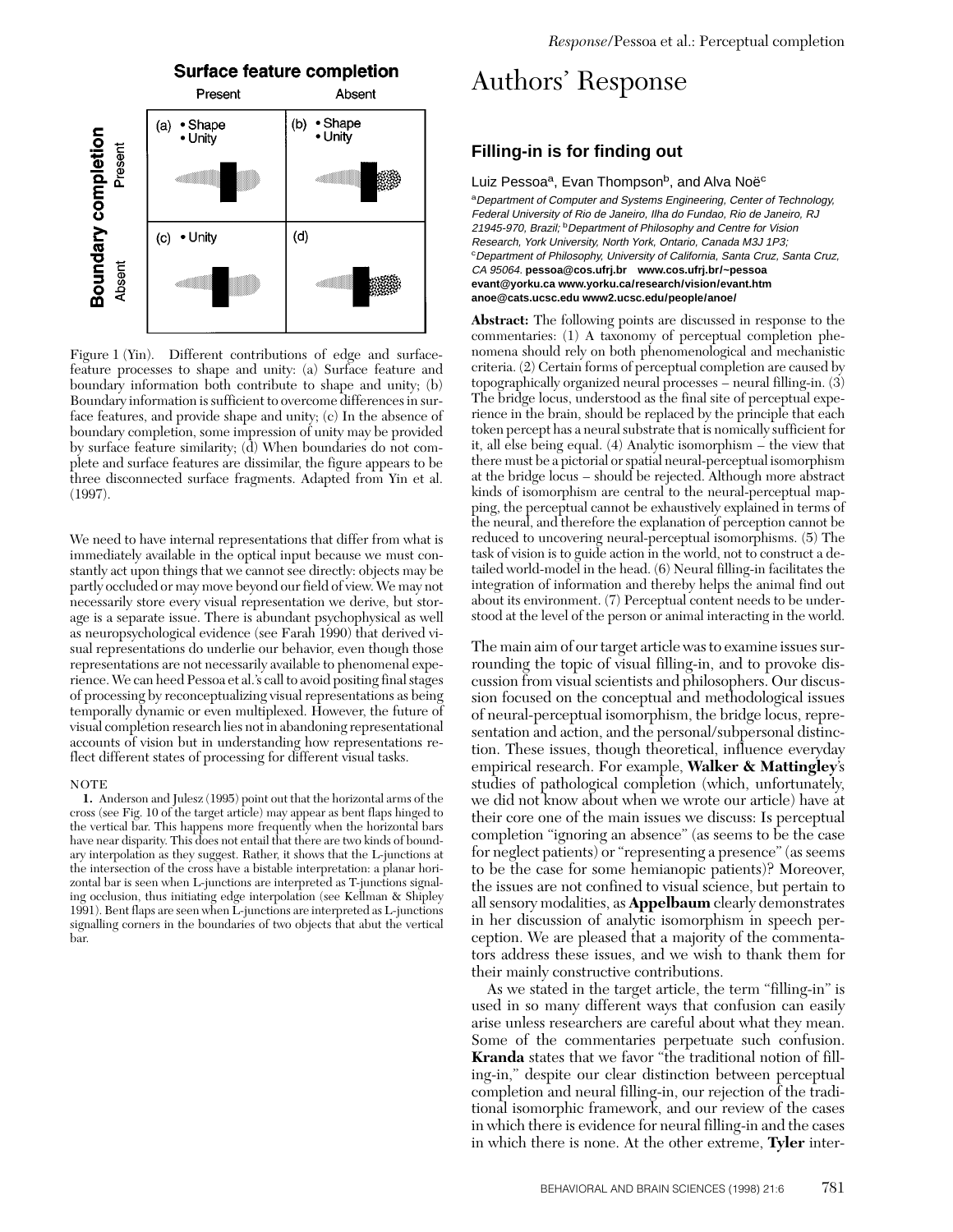Figure 1 (Yin). Different contributions of edge and surface-feature processes to shape and unity: (a) Surface feature and boundary information both contribute to shape and unity; (b) Boundary information is sufficient to overcome differences in surface features, and provide shape and unity; (c) In the absence of boundary completion, some impression of unity may be provided by surface feature similarity; (d) When boundaries do not complete and surface features are dissimilar, the figure appears to be three disconnected surface fragments. Adapted from Yin et al. (1997).

We need to have internal representations that differ from what is immediately available in the optical input because we must constantly act upon things that we cannot see directly: objects may be partly occluded or may move beyond our field of view. We may not necessarily store every visual representation we derive, but storage is a separate issue. There is abundant psychophysical as well as neuropsychological evidence (see Farah 1990) that derived visual representations do underlie our behavior, even though those representations are not necessarily available to phenomenal experience. We can heed Pessoa et al.'s call to avoid positing final stages of processing by reconceptualizing visual representations as being temporally dynamic or even multiplexed. However, the future of visual completion research lies not in abandoning representational accounts of vision but in understanding how representations reflect different states of processing for different visual tasks.

NOTE

1. Anderson and Julesz (1995) point out that the horizontal arms of the cross (see Fig. 10 of the target article) may appear as bent flaps hinged to the vertical bar. This happens more frequently when the horizontal bars have near disparity. This does not entail that there are two kinds of boundary interpolation as they suggest. Rather, it shows that the L-junctions at the intersection of the cross have a bistable interpretation: a planar horizontal bar is seen when L-junctions are interpreted as T-junctions signaling occlusion, thus initiating edge interpolation (see Kellman & Shipley 1991). Bent flaps are seen when L-junctions are interpreted as L-junctions signalling corners in the boundaries of two objects that abut the vertical bar.

# Authors' Response

## Filling-in is for finding out

Luiz Pessoa[a], Evan Thompson[b], and Alva Noë[c]

[a]*Department of Computer and Systems Engineering, Center of Technology, Federal University of Rio de Janeiro, Ilha do Fundao, Rio de Janeiro, RJ 21945-970, Brazil;* [b]*Department of Philosophy and Centre for Vision Research, York University, North York, Ontario, Canada M3J 1P3;* [c]*Department of Philosophy, University of California, Santa Cruz, Santa Cruz, CA 95064.* **pessoa@cos.ufrj.br www.cos.ufrj.br/~pessoa evant@yorku.ca www.yorku.ca/research/vision/evant.htm anoe@cats.ucsc.edu www2.ucsc.edu/people/anoe/**

**Abstract:** The following points are discussed in response to the commentaries: (1) A taxonomy of perceptual completion phenomena should rely on both phenomenological and mechanistic criteria. (2) Certain forms of perceptual completion are caused by topographically organized neural processes – neural filling-in. (3) The bridge locus, understood as the final site of perceptual experience in the brain, should be replaced by the principle that each token percept has a neural substrate that is nomically sufficient for it, all else being equal. (4) Analytic isomorphism – the view that there must be a pictorial or spatial neural-perceptual isomorphism at the bridge locus – should be rejected. Although more abstract kinds of isomorphism are central to the neural-perceptual mapping, the perceptual cannot be exhaustively explained in terms of the neural, and therefore the explanation of perception cannot be reduced to uncovering neural-perceptual isomorphisms. (5) The task of vision is to guide action in the world, not to construct a detailed world-model in the head. (6) Neural filling-in facilitates the integration of information and thereby helps the animal find out about its environment. (7) Perceptual content needs to be understood at the level of the person or animal interacting in the world.

The main aim of our target article was to examine issues surrounding the topic of visual filling-in, and to provoke discussion from visual scientists and philosophers. Our discussion focused on the conceptual and methodological issues of neural-perceptual isomorphism, the bridge locus, representation and action, and the personal/subpersonal distinction. These issues, though theoretical, influence everyday empirical research. For example, **Walker & Mattingley**'s studies of pathological completion (which, unfortunately, we did not know about when we wrote our article) have at their core one of the main issues we discuss: Is perceptual completion "ignoring an absence" (as seems to be the case for neglect patients) or "representing a presence" (as seems to be the case for some hemianopic patients)? Moreover, the issues are not confined to visual science, but pertain to all sensory modalities, as **Appelbaum** clearly demonstrates in her discussion of analytic isomorphism in speech perception. We are pleased that a majority of the commentators address these issues, and we wish to thank them for their mainly constructive contributions.

As we stated in the target article, the term "filling-in" is used in so many different ways that confusion can easily arise unless researchers are careful about what they mean. Some of the commentaries perpetuate such confusion. **Kranda** states that we favor "the traditional notion of filling-in," despite our clear distinction between perceptual completion and neural filling-in, our rejection of the traditional isomorphic framework, and our review of the cases in which there is evidence for neural filling-in and the cases in which there is none. At the other extreme, **Tyler** inter-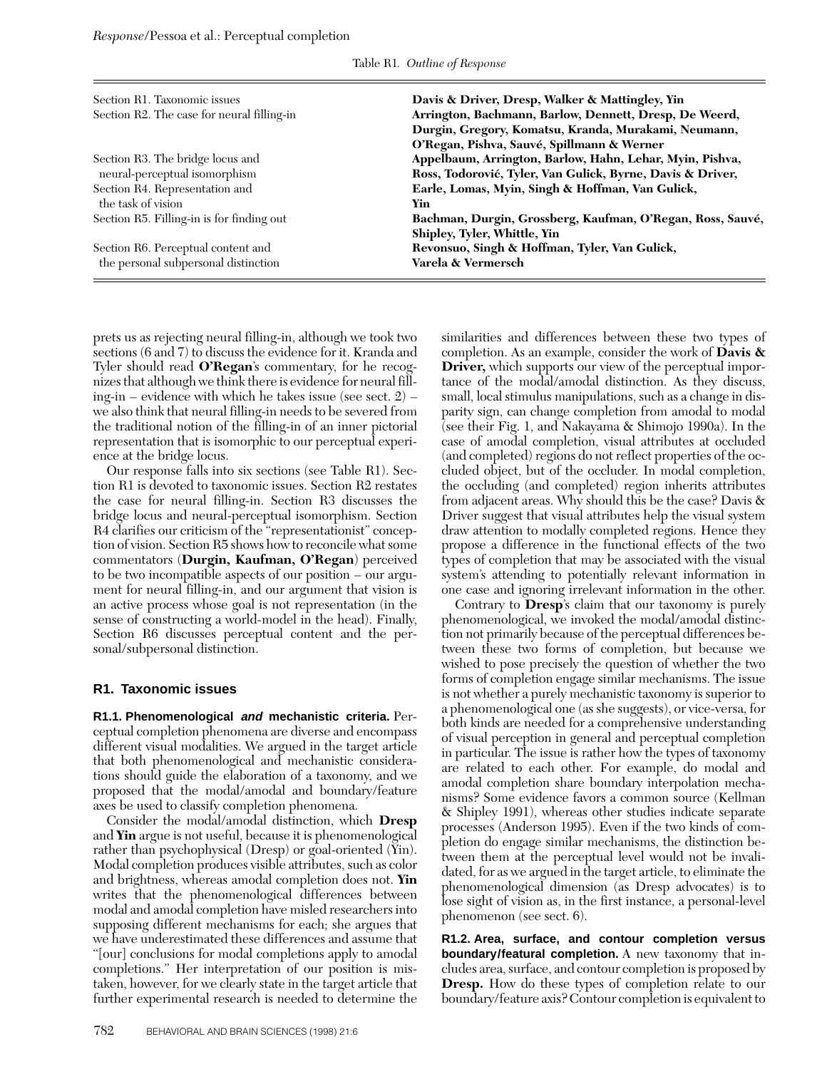Table R1. *Outline of Response*

| | |
|---|---|
| Section R1. Taxonomic issues | **Davis & Driver, Dresp, Walker & Mattingley, Yin** |
| Section R2. The case for neural filling-in | **Arrington, Bachmann, Barlow, Dennett, Dresp, De Weerd, Durgin, Gregory, Komatsu, Kranda, Murakami, Neumann, O'Regan, Pishva, Sauvé, Spillmann & Werner** |
| Section R3. The bridge locus and neural-perceptual isomorphism | **Appelbaum, Arrington, Barlow, Hahn, Lehar, Myin, Pishva, Ross, Todorović, Tyler, Van Gulick, Byrne, Davis & Driver,** |
| Section R4. Representation and the task of vision | **Earle, Lomas, Myin, Singh & Hoffman, Van Gulick, Yin** |
| Section R5. Filling-in is for finding out | **Bachman, Durgin, Grossberg, Kaufman, O'Regan, Ross, Sauvé, Shipley, Tyler, Whittle, Yin** |
| Section R6. Perceptual content and the personal subpersonal distinction | **Revonsuo, Singh & Hoffman, Tyler, Van Gulick, Varela & Vermersch** |

prets us as rejecting neural filling-in, although we took two sections (6 and 7) to discuss the evidence for it. Kranda and Tyler should read **O'Regan**'s commentary, for he recognizes that although we think there is evidence for neural filling-in – evidence with which he takes issue (see sect. 2) – we also think that neural filling-in needs to be severed from the traditional notion of the filling-in of an inner pictorial representation that is isomorphic to our perceptual experience at the bridge locus.

Our response falls into six sections (see Table R1). Section R1 is devoted to taxonomic issues. Section R2 restates the case for neural filling-in. Section R3 discusses the bridge locus and neural-perceptual isomorphism. Section R4 clarifies our criticism of the "representationist" conception of vision. Section R5 shows how to reconcile what some commentators (**Durgin, Kaufman, O'Regan**) perceived to be two incompatible aspects of our position – our argument for neural filling-in, and our argument that vision is an active process whose goal is not representation (in the sense of constructing a world-model in the head). Finally, Section R6 discusses perceptual content and the personal/subpersonal distinction.

## R1. Taxonomic issues

**R1.1. Phenomenological *and* mechanistic criteria.** Perceptual completion phenomena are diverse and encompass different visual modalities. We argued in the target article that both phenomenological and mechanistic considerations should guide the elaboration of a taxonomy, and we proposed that the modal/amodal and boundary/feature axes be used to classify completion phenomena.

Consider the modal/amodal distinction, which **Dresp** and **Yin** argue is not useful, because it is phenomenological rather than psychophysical (Dresp) or goal-oriented (Yin). Modal completion produces visible attributes, such as color and brightness, whereas amodal completion does not. **Yin** writes that the phenomenological differences between modal and amodal completion have misled researchers into supposing different mechanisms for each; she argues that we have underestimated these differences and assume that "[our] conclusions for modal completions apply to amodal completions." Her interpretation of our position is mistaken, however, for we clearly state in the target article that further experimental research is needed to determine the similarities and differences between these two types of completion. As an example, consider the work of **Davis & Driver,** which supports our view of the perceptual importance of the modal/amodal distinction. As they discuss, small, local stimulus manipulations, such as a change in disparity sign, can change completion from amodal to modal (see their Fig. 1, and Nakayama & Shimojo 1990a). In the case of amodal completion, visual attributes at occluded (and completed) regions do not reflect properties of the occluded object, but of the occluder. In modal completion, the occluding (and completed) region inherits attributes from adjacent areas. Why should this be the case? Davis & Driver suggest that visual attributes help the visual system draw attention to modally completed regions. Hence they propose a difference in the functional effects of the two types of completion that may be associated with the visual system's attending to potentially relevant information in one case and ignoring irrelevant information in the other.

Contrary to **Dresp**'s claim that our taxonomy is purely phenomenological, we invoked the modal/amodal distinction not primarily because of the perceptual differences between these two forms of completion, but because we wished to pose precisely the question of whether the two forms of completion engage similar mechanisms. The issue is not whether a purely mechanistic taxonomy is superior to a phenomenological one (as she suggests), or vice-versa, for both kinds are needed for a comprehensive understanding of visual perception in general and perceptual completion in particular. The issue is rather how the types of taxonomy are related to each other. For example, do modal and amodal completion share boundary interpolation mechanisms? Some evidence favors a common source (Kellman & Shipley 1991), whereas other studies indicate separate processes (Anderson 1995). Even if the two kinds of completion do engage similar mechanisms, the distinction between them at the perceptual level would not be invalidated, for as we argued in the target article, to eliminate the phenomenological dimension (as Dresp advocates) is to lose sight of vision as, in the first instance, a personal-level phenomenon (see sect. 6).

**R1.2. Area, surface, and contour completion versus boundary/featural completion.** A new taxonomy that includes area, surface, and contour completion is proposed by **Dresp.** How do these types of completion relate to our boundary/feature axis? Contour completion is equivalent to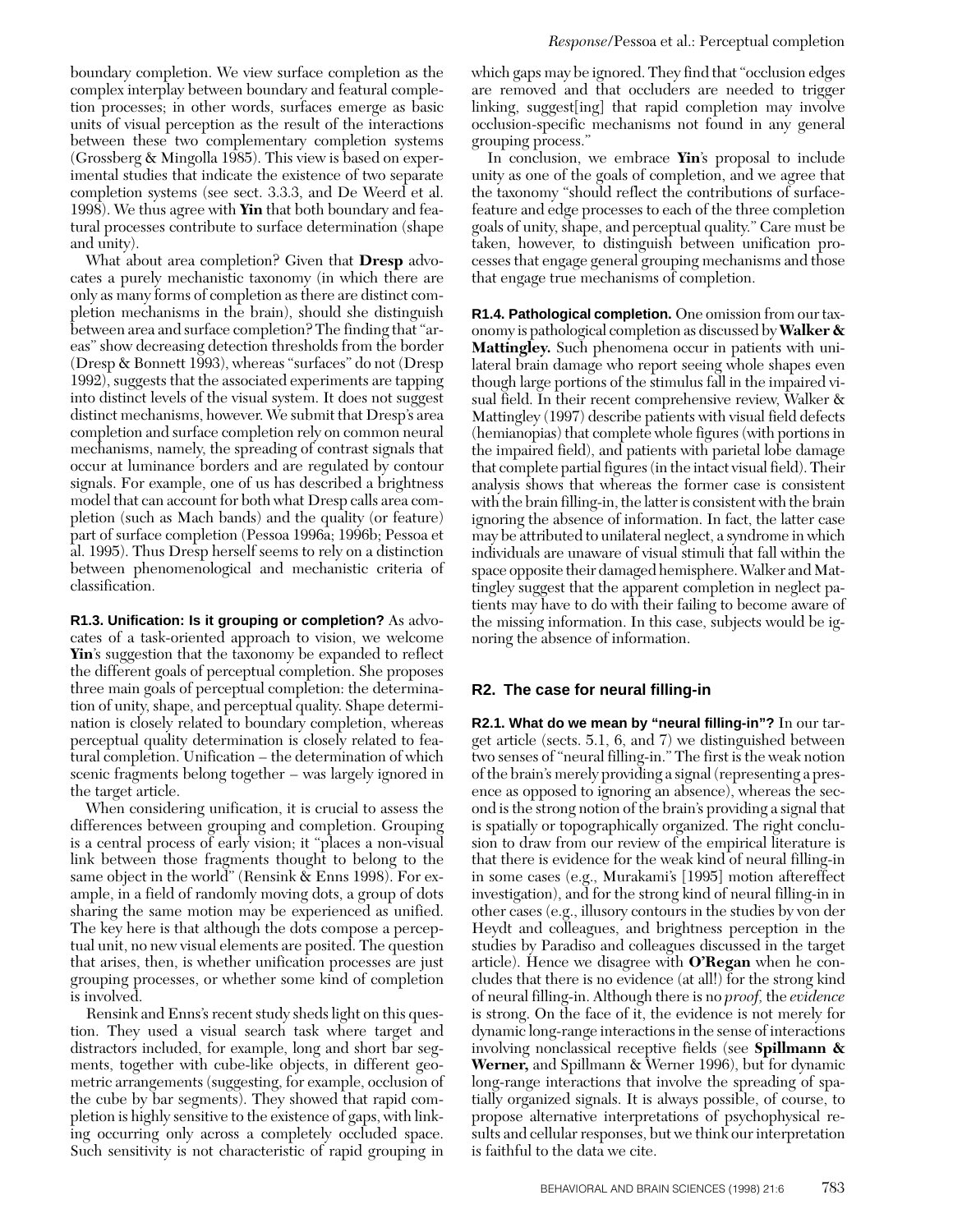boundary completion. We view surface completion as the complex interplay between boundary and featural completion processes; in other words, surfaces emerge as basic units of visual perception as the result of the interactions between these two complementary completion systems (Grossberg & Mingolla 1985). This view is based on experimental studies that indicate the existence of two separate completion systems (see sect. 3.3.3, and De Weerd et al. 1998). We thus agree with **Yin** that both boundary and featural processes contribute to surface determination (shape and unity).

What about area completion? Given that **Dresp** advocates a purely mechanistic taxonomy (in which there are only as many forms of completion as there are distinct completion mechanisms in the brain), should she distinguish between area and surface completion? The finding that "areas" show decreasing detection thresholds from the border (Dresp & Bonnett 1993), whereas "surfaces" do not (Dresp 1992), suggests that the associated experiments are tapping into distinct levels of the visual system. It does not suggest distinct mechanisms, however. We submit that Dresp's area completion and surface completion rely on common neural mechanisms, namely, the spreading of contrast signals that occur at luminance borders and are regulated by contour signals. For example, one of us has described a brightness model that can account for both what Dresp calls area completion (such as Mach bands) and the quality (or feature) part of surface completion (Pessoa 1996a; 1996b; Pessoa et al. 1995). Thus Dresp herself seems to rely on a distinction between phenomenological and mechanistic criteria of classification.

**R1.3. Unification: Is it grouping or completion?** As advocates of a task-oriented approach to vision, we welcome **Yin**'s suggestion that the taxonomy be expanded to reflect the different goals of perceptual completion. She proposes three main goals of perceptual completion: the determination of unity, shape, and perceptual quality. Shape determination is closely related to boundary completion, whereas perceptual quality determination is closely related to featural completion. Unification – the determination of which scenic fragments belong together – was largely ignored in the target article.

When considering unification, it is crucial to assess the differences between grouping and completion. Grouping is a central process of early vision; it "places a non-visual link between those fragments thought to belong to the same object in the world" (Rensink & Enns 1998). For example, in a field of randomly moving dots, a group of dots sharing the same motion may be experienced as unified. The key here is that although the dots compose a perceptual unit, no new visual elements are posited. The question that arises, then, is whether unification processes are just grouping processes, or whether some kind of completion is involved.

Rensink and Enns's recent study sheds light on this question. They used a visual search task where target and distractors included, for example, long and short bar segments, together with cube-like objects, in different geometric arrangements (suggesting, for example, occlusion of the cube by bar segments). They showed that rapid completion is highly sensitive to the existence of gaps, with linking occurring only across a completely occluded space. Such sensitivity is not characteristic of rapid grouping in which gaps may be ignored. They find that "occlusion edges are removed and that occluders are needed to trigger linking, suggest[ing] that rapid completion may involve occlusion-specific mechanisms not found in any general grouping process."

In conclusion, we embrace **Yin**'s proposal to include unity as one of the goals of completion, and we agree that the taxonomy "should reflect the contributions of surface-feature and edge processes to each of the three completion goals of unity, shape, and perceptual quality." Care must be taken, however, to distinguish between unification processes that engage general grouping mechanisms and those that engage true mechanisms of completion.

**R1.4. Pathological completion.** One omission from our taxonomy is pathological completion as discussed by **Walker & Mattingley.** Such phenomena occur in patients with unilateral brain damage who report seeing whole shapes even though large portions of the stimulus fall in the impaired visual field. In their recent comprehensive review, Walker & Mattingley (1997) describe patients with visual field defects (hemianopias) that complete whole figures (with portions in the impaired field), and patients with parietal lobe damage that complete partial figures (in the intact visual field). Their analysis shows that whereas the former case is consistent with the brain filling-in, the latter is consistent with the brain ignoring the absence of information. In fact, the latter case may be attributed to unilateral neglect, a syndrome in which individuals are unaware of visual stimuli that fall within the space opposite their damaged hemisphere. Walker and Mattingley suggest that the apparent completion in neglect patients may have to do with their failing to become aware of the missing information. In this case, subjects would be ignoring the absence of information.

## R2. The case for neural filling-in

**R2.1. What do we mean by "neural filling-in"?** In our target article (sects. 5.1, 6, and 7) we distinguished between two senses of "neural filling-in." The first is the weak notion of the brain's merely providing a signal (representing a presence as opposed to ignoring an absence), whereas the second is the strong notion of the brain's providing a signal that is spatially or topographically organized. The right conclusion to draw from our review of the empirical literature is that there is evidence for the weak kind of neural filling-in in some cases (e.g., Murakami's [1995] motion aftereffect investigation), and for the strong kind of neural filling-in in other cases (e.g., illusory contours in the studies by von der Heydt and colleagues, and brightness perception in the studies by Paradiso and colleagues discussed in the target article). Hence we disagree with **O'Regan** when he concludes that there is no evidence (at all!) for the strong kind of neural filling-in. Although there is no *proof*, the *evidence* is strong. On the face of it, the evidence is not merely for dynamic long-range interactions in the sense of interactions involving nonclassical receptive fields (see **Spillmann & Werner,** and Spillmann & Werner 1996), but for dynamic long-range interactions that involve the spreading of spatially organized signals. It is always possible, of course, to propose alternative interpretations of psychophysical results and cellular responses, but we think our interpretation is faithful to the data we cite.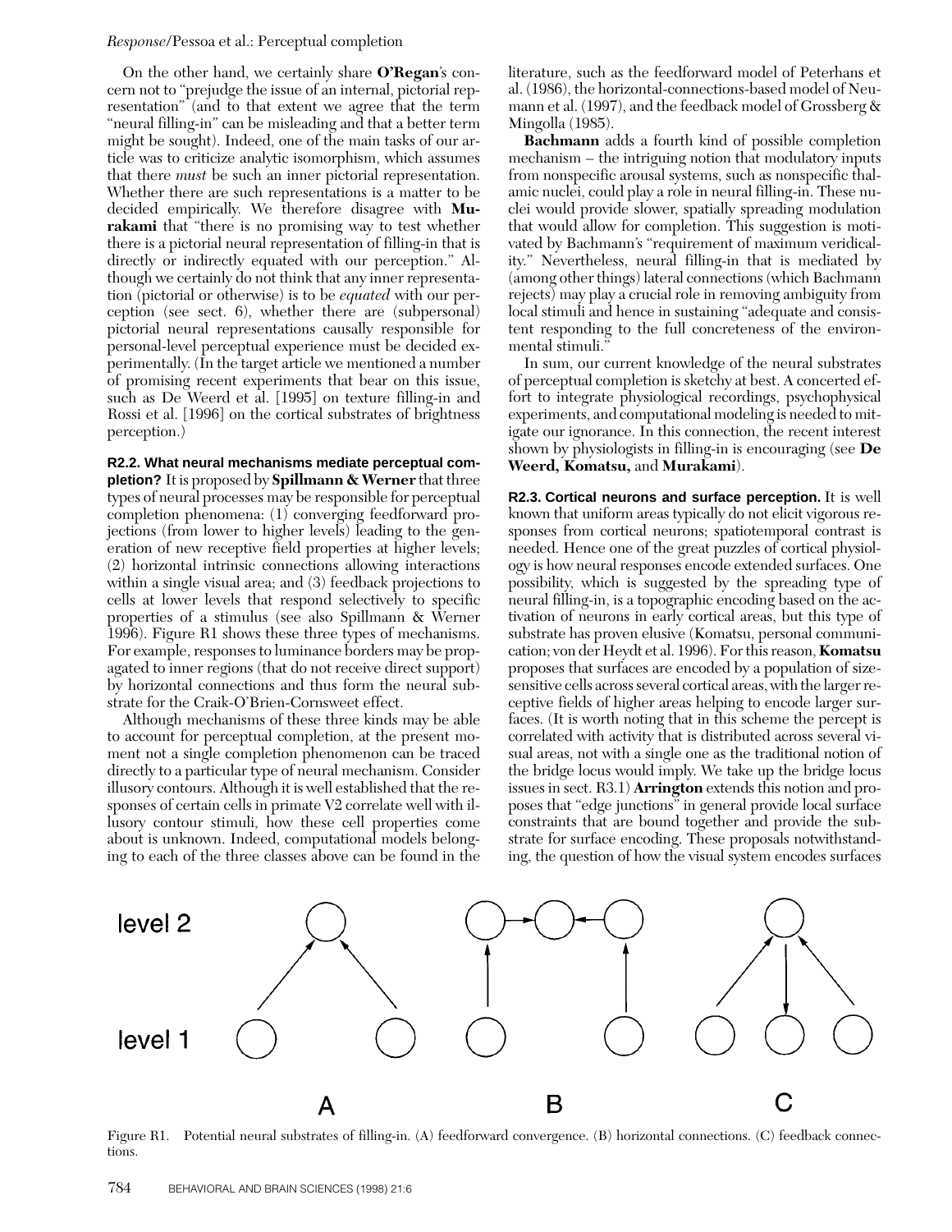On the other hand, we certainly share **O'Regan**'s concern not to "prejudge the issue of an internal, pictorial representation" (and to that extent we agree that the term "neural filling-in" can be misleading and that a better term might be sought). Indeed, one of the main tasks of our article was to criticize analytic isomorphism, which assumes that there *must* be such an inner pictorial representation. Whether there are such representations is a matter to be decided empirically. We therefore disagree with **Murakami** that "there is no promising way to test whether there is a pictorial neural representation of filling-in that is directly or indirectly equated with our perception." Although we certainly do not think that any inner representation (pictorial or otherwise) is to be *equated* with our perception (see sect. 6), whether there are (subpersonal) pictorial neural representations causally responsible for personal-level perceptual experience must be decided experimentally. (In the target article we mentioned a number of promising recent experiments that bear on this issue, such as De Weerd et al. [1995] on texture filling-in and Rossi et al. [1996] on the cortical substrates of brightness perception.)

**R2.2. What neural mechanisms mediate perceptual completion?** It is proposed by **Spillmann & Werner** that three types of neural processes may be responsible for perceptual completion phenomena: (1) converging feedforward projections (from lower to higher levels) leading to the generation of new receptive field properties at higher levels; (2) horizontal intrinsic connections allowing interactions within a single visual area; and (3) feedback projections to cells at lower levels that respond selectively to specific properties of a stimulus (see also Spillmann & Werner 1996). Figure R1 shows these three types of mechanisms. For example, responses to luminance borders may be propagated to inner regions (that do not receive direct support) by horizontal connections and thus form the neural substrate for the Craik-O'Brien-Cornsweet effect.

Although mechanisms of these three kinds may be able to account for perceptual completion, at the present moment not a single completion phenomenon can be traced directly to a particular type of neural mechanism. Consider illusory contours. Although it is well established that the responses of certain cells in primate V2 correlate well with illusory contour stimuli, how these cell properties come about is unknown. Indeed, computational models belonging to each of the three classes above can be found in the literature, such as the feedforward model of Peterhans et al. (1986), the horizontal-connections-based model of Neumann et al. (1997), and the feedback model of Grossberg & Mingolla (1985).

**Bachmann** adds a fourth kind of possible completion mechanism – the intriguing notion that modulatory inputs from nonspecific arousal systems, such as nonspecific thalamic nuclei, could play a role in neural filling-in. These nuclei would provide slower, spatially spreading modulation that would allow for completion. This suggestion is motivated by Bachmann's "requirement of maximum veridicality." Nevertheless, neural filling-in that is mediated by (among other things) lateral connections (which Bachmann rejects) may play a crucial role in removing ambiguity from local stimuli and hence in sustaining "adequate and consistent responding to the full concreteness of the environmental stimuli."

In sum, our current knowledge of the neural substrates of perceptual completion is sketchy at best. A concerted effort to integrate physiological recordings, psychophysical experiments, and computational modeling is needed to mitigate our ignorance. In this connection, the recent interest shown by physiologists in filling-in is encouraging (see **De Weerd, Komatsu,** and **Murakami**).

**R2.3. Cortical neurons and surface perception.** It is well known that uniform areas typically do not elicit vigorous responses from cortical neurons; spatiotemporal contrast is needed. Hence one of the great puzzles of cortical physiology is how neural responses encode extended surfaces. One possibility, which is suggested by the spreading type of neural filling-in, is a topographic encoding based on the activation of neurons in early cortical areas, but this type of substrate has proven elusive (Komatsu, personal communication; von der Heydt et al. 1996). For this reason, **Komatsu** proposes that surfaces are encoded by a population of size-sensitive cells across several cortical areas, with the larger receptive fields of higher areas helping to encode larger surfaces. (It is worth noting that in this scheme the percept is correlated with activity that is distributed across several visual areas, not with a single one as the traditional notion of the bridge locus would imply. We take up the bridge locus issues in sect. R3.1) **Arrington** extends this notion and proposes that "edge junctions" in general provide local surface constraints that are bound together and provide the substrate for surface encoding. These proposals notwithstanding, the question of how the visual system encodes surfaces

level 2

level 1

A

B

C

Figure R1. Potential neural substrates of filling-in. (A) feedforward convergence. (B) horizontal connections. (C) feedback connections.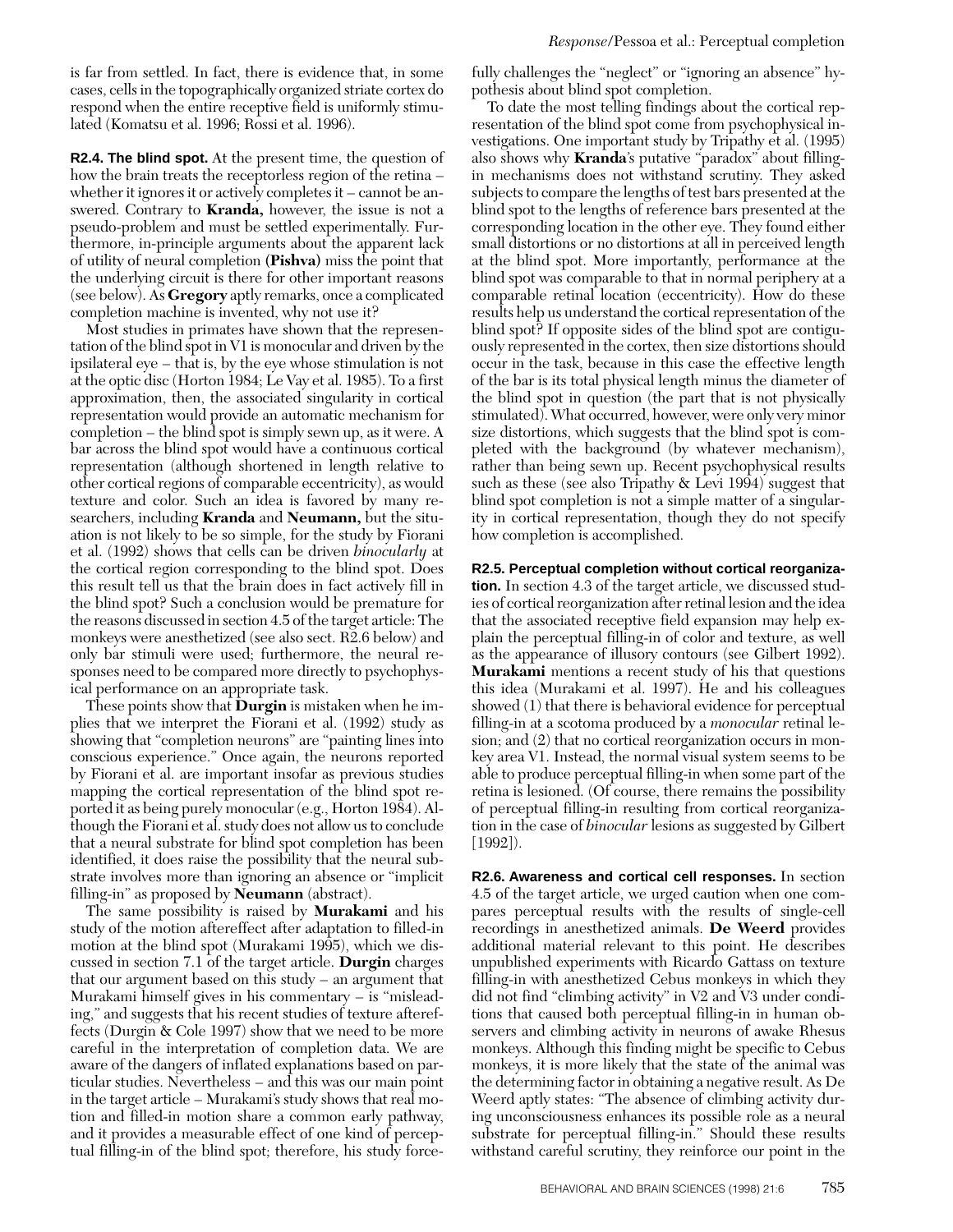is far from settled. In fact, there is evidence that, in some cases, cells in the topographically organized striate cortex do respond when the entire receptive field is uniformly stimulated (Komatsu et al. 1996; Rossi et al. 1996).

**R2.4. The blind spot.** At the present time, the question of how the brain treats the receptorless region of the retina – whether it ignores it or actively completes it – cannot be answered. Contrary to **Kranda,** however, the issue is not a pseudo-problem and must be settled experimentally. Furthermore, in-principle arguments about the apparent lack of utility of neural completion **(Pishva)** miss the point that the underlying circuit is there for other important reasons (see below). As **Gregory** aptly remarks, once a complicated completion machine is invented, why not use it?

Most studies in primates have shown that the representation of the blind spot in V1 is monocular and driven by the ipsilateral eye – that is, by the eye whose stimulation is not at the optic disc (Horton 1984; Le Vay et al. 1985). To a first approximation, then, the associated singularity in cortical representation would provide an automatic mechanism for completion – the blind spot is simply sewn up, as it were. A bar across the blind spot would have a continuous cortical representation (although shortened in length relative to other cortical regions of comparable eccentricity), as would texture and color. Such an idea is favored by many researchers, including **Kranda** and **Neumann,** but the situation is not likely to be so simple, for the study by Fiorani et al. (1992) shows that cells can be driven *binocularly* at the cortical region corresponding to the blind spot. Does this result tell us that the brain does in fact actively fill in the blind spot? Such a conclusion would be premature for the reasons discussed in section 4.5 of the target article: The monkeys were anesthetized (see also sect. R2.6 below) and only bar stimuli were used; furthermore, the neural responses need to be compared more directly to psychophysical performance on an appropriate task.

These points show that **Durgin** is mistaken when he implies that we interpret the Fiorani et al. (1992) study as showing that "completion neurons" are "painting lines into conscious experience." Once again, the neurons reported by Fiorani et al. are important insofar as previous studies mapping the cortical representation of the blind spot reported it as being purely monocular (e.g., Horton 1984). Although the Fiorani et al. study does not allow us to conclude that a neural substrate for blind spot completion has been identified, it does raise the possibility that the neural substrate involves more than ignoring an absence or "implicit filling-in" as proposed by **Neumann** (abstract).

The same possibility is raised by **Murakami** and his study of the motion aftereffect after adaptation to filled-in motion at the blind spot (Murakami 1995), which we discussed in section 7.1 of the target article. **Durgin** charges that our argument based on this study – an argument that Murakami himself gives in his commentary – is "misleading," and suggests that his recent studies of texture aftereffects (Durgin & Cole 1997) show that we need to be more careful in the interpretation of completion data. We are aware of the dangers of inflated explanations based on particular studies. Nevertheless – and this was our main point in the target article – Murakami's study shows that real motion and filled-in motion share a common early pathway, and it provides a measurable effect of one kind of perceptual filling-in of the blind spot; therefore, his study forcefully challenges the "neglect" or "ignoring an absence" hypothesis about blind spot completion.

To date the most telling findings about the cortical representation of the blind spot come from psychophysical investigations. One important study by Tripathy et al. (1995) also shows why **Kranda**'s putative "paradox" about filling-in mechanisms does not withstand scrutiny. They asked subjects to compare the lengths of test bars presented at the blind spot to the lengths of reference bars presented at the corresponding location in the other eye. They found either small distortions or no distortions at all in perceived length at the blind spot. More importantly, performance at the blind spot was comparable to that in normal periphery at a comparable retinal location (eccentricity). How do these results help us understand the cortical representation of the blind spot? If opposite sides of the blind spot are contiguously represented in the cortex, then size distortions should occur in the task, because in this case the effective length of the bar is its total physical length minus the diameter of the blind spot in question (the part that is not physically stimulated). What occurred, however, were only very minor size distortions, which suggests that the blind spot is completed with the background (by whatever mechanism), rather than being sewn up. Recent psychophysical results such as these (see also Tripathy & Levi 1994) suggest that blind spot completion is not a simple matter of a singularity in cortical representation, though they do not specify how completion is accomplished.

**R2.5. Perceptual completion without cortical reorganization.** In section 4.3 of the target article, we discussed studies of cortical reorganization after retinal lesion and the idea that the associated receptive field expansion may help explain the perceptual filling-in of color and texture, as well as the appearance of illusory contours (see Gilbert 1992). **Murakami** mentions a recent study of his that questions this idea (Murakami et al. 1997). He and his colleagues showed (1) that there is behavioral evidence for perceptual filling-in at a scotoma produced by a *monocular* retinal lesion; and (2) that no cortical reorganization occurs in monkey area V1. Instead, the normal visual system seems to be able to produce perceptual filling-in when some part of the retina is lesioned. (Of course, there remains the possibility of perceptual filling-in resulting from cortical reorganization in the case of *binocular* lesions as suggested by Gilbert [1992]).

**R2.6. Awareness and cortical cell responses.** In section 4.5 of the target article, we urged caution when one compares perceptual results with the results of single-cell recordings in anesthetized animals. **De Weerd** provides additional material relevant to this point. He describes unpublished experiments with Ricardo Gattass on texture filling-in with anesthetized Cebus monkeys in which they did not find "climbing activity" in V2 and V3 under conditions that caused both perceptual filling-in in human observers and climbing activity in neurons of awake Rhesus monkeys. Although this finding might be specific to Cebus monkeys, it is more likely that the state of the animal was the determining factor in obtaining a negative result. As De Weerd aptly states: "The absence of climbing activity during unconsciousness enhances its possible role as a neural substrate for perceptual filling-in." Should these results withstand careful scrutiny, they reinforce our point in the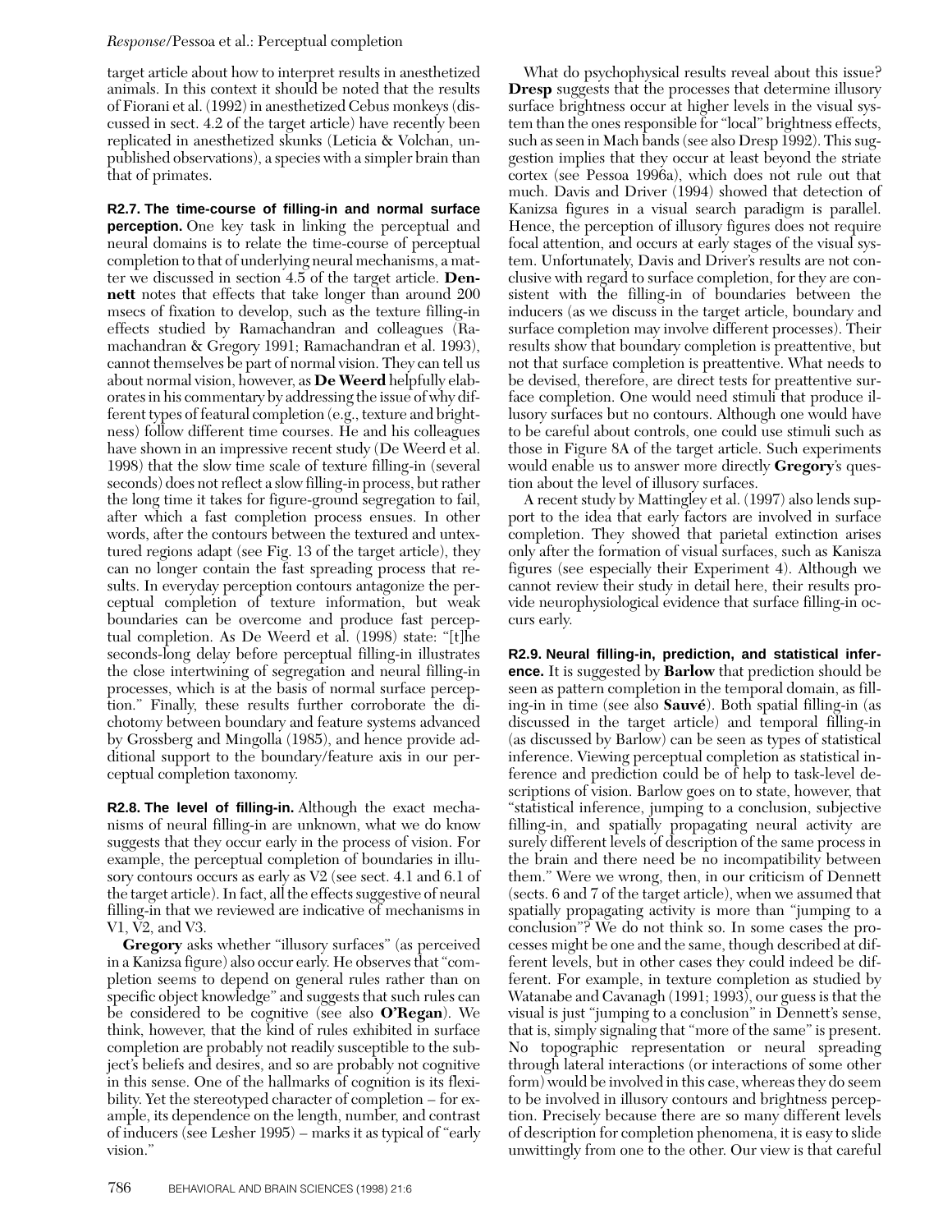target article about how to interpret results in anesthetized animals. In this context it should be noted that the results of Fiorani et al. (1992) in anesthetized Cebus monkeys (discussed in sect. 4.2 of the target article) have recently been replicated in anesthetized skunks (Leticia & Volchan, unpublished observations), a species with a simpler brain than that of primates.

**R2.7. The time-course of filling-in and normal surface perception.** One key task in linking the perceptual and neural domains is to relate the time-course of perceptual completion to that of underlying neural mechanisms, a matter we discussed in section 4.5 of the target article. **Dennett** notes that effects that take longer than around 200 msecs of fixation to develop, such as the texture filling-in effects studied by Ramachandran and colleagues (Ramachandran & Gregory 1991; Ramachandran et al. 1993), cannot themselves be part of normal vision. They can tell us about normal vision, however, as **De Weerd** helpfully elaborates in his commentary by addressing the issue of why different types of featural completion (e.g., texture and brightness) follow different time courses. He and his colleagues have shown in an impressive recent study (De Weerd et al. 1998) that the slow time scale of texture filling-in (several seconds) does not reflect a slow filling-in process, but rather the long time it takes for figure-ground segregation to fail, after which a fast completion process ensues. In other words, after the contours between the textured and untextured regions adapt (see Fig. 13 of the target article), they can no longer contain the fast spreading process that results. In everyday perception contours antagonize the perceptual completion of texture information, but weak boundaries can be overcome and produce fast perceptual completion. As De Weerd et al. (1998) state: "[t]he seconds-long delay before perceptual filling-in illustrates the close intertwining of segregation and neural filling-in processes, which is at the basis of normal surface perception." Finally, these results further corroborate the dichotomy between boundary and feature systems advanced by Grossberg and Mingolla (1985), and hence provide additional support to the boundary/feature axis in our perceptual completion taxonomy.

**R2.8. The level of filling-in.** Although the exact mechanisms of neural filling-in are unknown, what we do know suggests that they occur early in the process of vision. For example, the perceptual completion of boundaries in illusory contours occurs as early as V2 (see sect. 4.1 and 6.1 of the target article). In fact, all the effects suggestive of neural filling-in that we reviewed are indicative of mechanisms in V1, V2, and V3.

**Gregory** asks whether "illusory surfaces" (as perceived in a Kanizsa figure) also occur early. He observes that "completion seems to depend on general rules rather than on specific object knowledge" and suggests that such rules can be considered to be cognitive (see also **O'Regan**). We think, however, that the kind of rules exhibited in surface completion are probably not readily susceptible to the subject's beliefs and desires, and so are probably not cognitive in this sense. One of the hallmarks of cognition is its flexibility. Yet the stereotyped character of completion – for example, its dependence on the length, number, and contrast of inducers (see Lesher 1995) – marks it as typical of "early vision."

What do psychophysical results reveal about this issue? **Dresp** suggests that the processes that determine illusory surface brightness occur at higher levels in the visual system than the ones responsible for "local" brightness effects, such as seen in Mach bands (see also Dresp 1992). This suggestion implies that they occur at least beyond the striate cortex (see Pessoa 1996a), which does not rule out that much. Davis and Driver (1994) showed that detection of Kanizsa figures in a visual search paradigm is parallel. Hence, the perception of illusory figures does not require focal attention, and occurs at early stages of the visual system. Unfortunately, Davis and Driver's results are not conclusive with regard to surface completion, for they are consistent with the filling-in of boundaries between the inducers (as we discuss in the target article, boundary and surface completion may involve different processes). Their results show that boundary completion is preattentive, but not that surface completion is preattentive. What needs to be devised, therefore, are direct tests for preattentive surface completion. One would need stimuli that produce illusory surfaces but no contours. Although one would have to be careful about controls, one could use stimuli such as those in Figure 8A of the target article. Such experiments would enable us to answer more directly **Gregory**'s question about the level of illusory surfaces.

A recent study by Mattingley et al. (1997) also lends support to the idea that early factors are involved in surface completion. They showed that parietal extinction arises only after the formation of visual surfaces, such as Kanisza figures (see especially their Experiment 4). Although we cannot review their study in detail here, their results provide neurophysiological evidence that surface filling-in occurs early.

**R2.9. Neural filling-in, prediction, and statistical inference.** It is suggested by **Barlow** that prediction should be seen as pattern completion in the temporal domain, as filling-in in time (see also **Sauvé**). Both spatial filling-in (as discussed in the target article) and temporal filling-in (as discussed by Barlow) can be seen as types of statistical inference. Viewing perceptual completion as statistical inference and prediction could be of help to task-level descriptions of vision. Barlow goes on to state, however, that "statistical inference, jumping to a conclusion, subjective filling-in, and spatially propagating neural activity are surely different levels of description of the same process in the brain and there need be no incompatibility between them." Were we wrong, then, in our criticism of Dennett (sects. 6 and 7 of the target article), when we assumed that spatially propagating activity is more than "jumping to a conclusion"? We do not think so. In some cases the processes might be one and the same, though described at different levels, but in other cases they could indeed be different. For example, in texture completion as studied by Watanabe and Cavanagh (1991; 1993), our guess is that the visual is just "jumping to a conclusion" in Dennett's sense, that is, simply signaling that "more of the same" is present. No topographic representation or neural spreading through lateral interactions (or interactions of some other form) would be involved in this case, whereas they do seem to be involved in illusory contours and brightness perception. Precisely because there are so many different levels of description for completion phenomena, it is easy to slide unwittingly from one to the other. Our view is that careful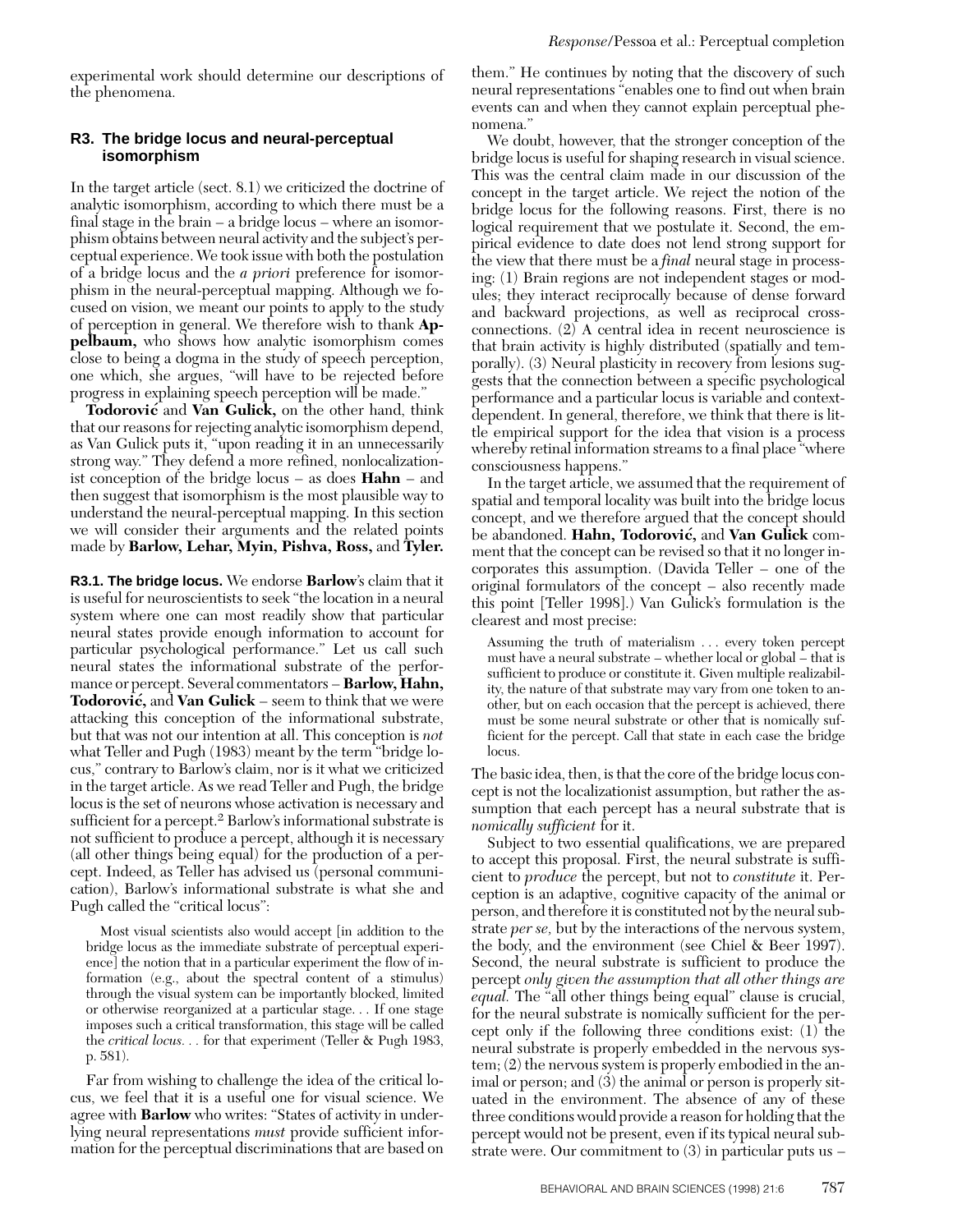experimental work should determine our descriptions of the phenomena.

## R3. The bridge locus and neural-perceptual isomorphism

In the target article (sect. 8.1) we criticized the doctrine of analytic isomorphism, according to which there must be a final stage in the brain – a bridge locus – where an isomorphism obtains between neural activity and the subject's perceptual experience. We took issue with both the postulation of a bridge locus and the *a priori* preference for isomorphism in the neural-perceptual mapping. Although we focused on vision, we meant our points to apply to the study of perception in general. We therefore wish to thank **Appelbaum,** who shows how analytic isomorphism comes close to being a dogma in the study of speech perception, one which, she argues, "will have to be rejected before progress in explaining speech perception will be made."

**Todorović** and **Van Gulick,** on the other hand, think that our reasons for rejecting analytic isomorphism depend, as Van Gulick puts it, "upon reading it in an unnecessarily strong way." They defend a more refined, nonlocalizationist conception of the bridge locus – as does **Hahn** – and then suggest that isomorphism is the most plausible way to understand the neural-perceptual mapping. In this section we will consider their arguments and the related points made by **Barlow, Lehar, Myin, Pishva, Ross,** and **Tyler.**

**R3.1. The bridge locus.** We endorse **Barlow**'s claim that it is useful for neuroscientists to seek "the location in a neural system where one can most readily show that particular neural states provide enough information to account for particular psychological performance." Let us call such neural states the informational substrate of the performance or percept. Several commentators – **Barlow, Hahn, Todorović,** and **Van Gulick** – seem to think that we were attacking this conception of the informational substrate, but that was not our intention at all. This conception is *not* what Teller and Pugh (1983) meant by the term "bridge locus," contrary to Barlow's claim, nor is it what we criticized in the target article. As we read Teller and Pugh, the bridge locus is the set of neurons whose activation is necessary and sufficient for a percept.[2] Barlow's informational substrate is not sufficient to produce a percept, although it is necessary (all other things being equal) for the production of a percept. Indeed, as Teller has advised us (personal communication), Barlow's informational substrate is what she and Pugh called the "critical locus":

> Most visual scientists also would accept [in addition to the bridge locus as the immediate substrate of perceptual experience] the notion that in a particular experiment the flow of information (e.g., about the spectral content of a stimulus) through the visual system can be importantly blocked, limited or otherwise reorganized at a particular stage. . . If one stage imposes such a critical transformation, this stage will be called the *critical locus*. . . for that experiment (Teller & Pugh 1983, p. 581).

Far from wishing to challenge the idea of the critical locus, we feel that it is a useful one for visual science. We agree with **Barlow** who writes: "States of activity in underlying neural representations *must* provide sufficient information for the perceptual discriminations that are based on them." He continues by noting that the discovery of such neural representations "enables one to find out when brain events can and when they cannot explain perceptual phenomena."

We doubt, however, that the stronger conception of the bridge locus is useful for shaping research in visual science. This was the central claim made in our discussion of the concept in the target article. We reject the notion of the bridge locus for the following reasons. First, there is no logical requirement that we postulate it. Second, the empirical evidence to date does not lend strong support for the view that there must be a *final* neural stage in processing: (1) Brain regions are not independent stages or modules; they interact reciprocally because of dense forward and backward projections, as well as reciprocal cross-connections. (2) A central idea in recent neuroscience is that brain activity is highly distributed (spatially and temporally). (3) Neural plasticity in recovery from lesions suggests that the connection between a specific psychological performance and a particular locus is variable and context-dependent. In general, therefore, we think that there is little empirical support for the idea that vision is a process whereby retinal information streams to a final place "where consciousness happens."

In the target article, we assumed that the requirement of spatial and temporal locality was built into the bridge locus concept, and we therefore argued that the concept should be abandoned. **Hahn, Todorović,** and **Van Gulick** comment that the concept can be revised so that it no longer incorporates this assumption. (Davida Teller – one of the original formulators of the concept – also recently made this point [Teller 1998].) Van Gulick's formulation is the clearest and most precise:

> Assuming the truth of materialism . . . every token percept must have a neural substrate – whether local or global – that is sufficient to produce or constitute it. Given multiple realizability, the nature of that substrate may vary from one token to another, but on each occasion that the percept is achieved, there must be some neural substrate or other that is nomically sufficient for the percept. Call that state in each case the bridge locus.

The basic idea, then, is that the core of the bridge locus concept is not the localizationist assumption, but rather the assumption that each percept has a neural substrate that is *nomically sufficient* for it.

Subject to two essential qualifications, we are prepared to accept this proposal. First, the neural substrate is sufficient to *produce* the percept, but not to *constitute* it. Perception is an adaptive, cognitive capacity of the animal or person, and therefore it is constituted not by the neural substrate *per se,* but by the interactions of the nervous system, the body, and the environment (see Chiel & Beer 1997). Second, the neural substrate is sufficient to produce the percept *only given the assumption that all other things are equal.* The "all other things being equal" clause is crucial, for the neural substrate is nomically sufficient for the percept only if the following three conditions exist: (1) the neural substrate is properly embedded in the nervous system; (2) the nervous system is properly embodied in the animal or person; and (3) the animal or person is properly situated in the environment. The absence of any of these three conditions would provide a reason for holding that the percept would not be present, even if its typical neural substrate were. Our commitment to (3) in particular puts us –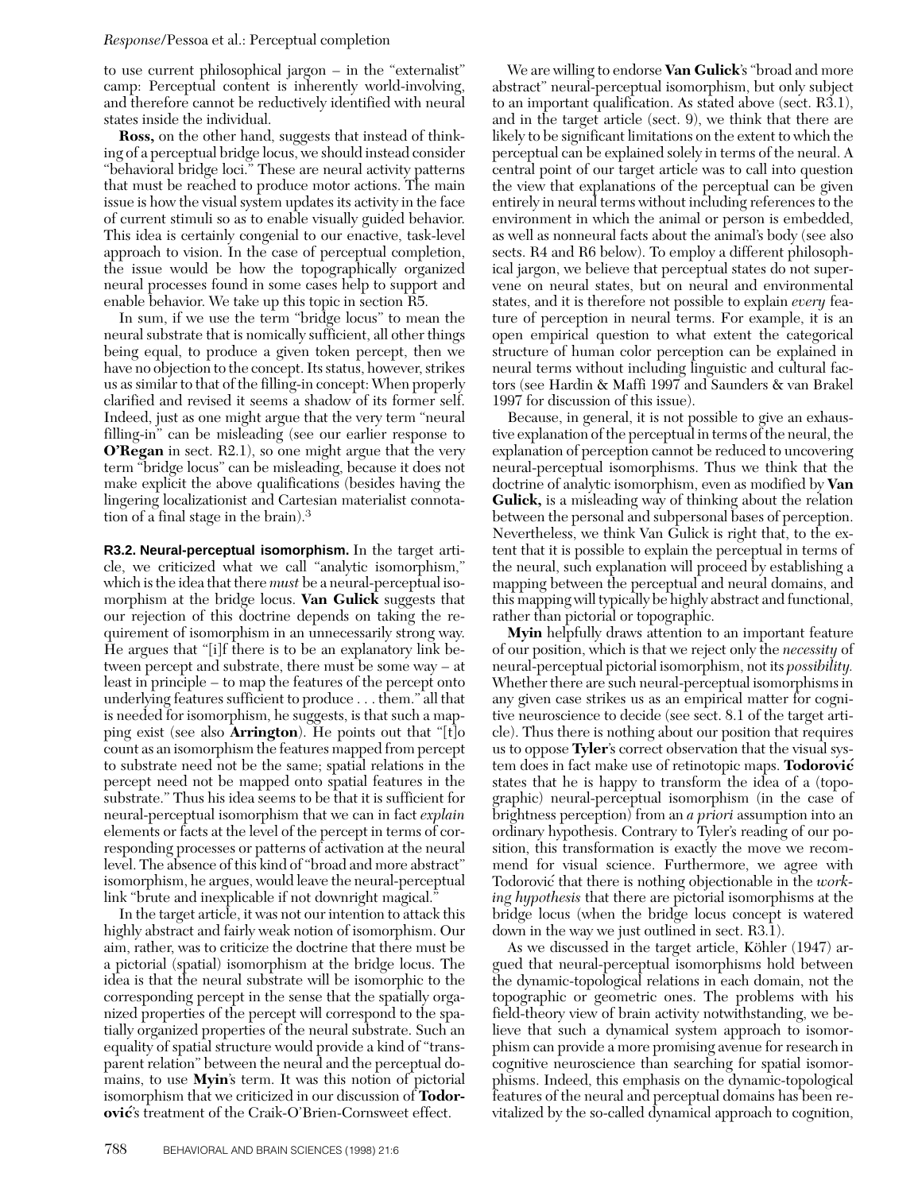to use current philosophical jargon – in the "externalist" camp: Perceptual content is inherently world-involving, and therefore cannot be reductively identified with neural states inside the individual.

**Ross,** on the other hand, suggests that instead of thinking of a perceptual bridge locus, we should instead consider "behavioral bridge loci." These are neural activity patterns that must be reached to produce motor actions. The main issue is how the visual system updates its activity in the face of current stimuli so as to enable visually guided behavior. This idea is certainly congenial to our enactive, task-level approach to vision. In the case of perceptual completion, the issue would be how the topographically organized neural processes found in some cases help to support and enable behavior. We take up this topic in section R5.

In sum, if we use the term "bridge locus" to mean the neural substrate that is nomically sufficient, all other things being equal, to produce a given token percept, then we have no objection to the concept. Its status, however, strikes us as similar to that of the filling-in concept: When properly clarified and revised it seems a shadow of its former self. Indeed, just as one might argue that the very term "neural filling-in" can be misleading (see our earlier response to **O'Regan** in sect. R2.1), so one might argue that the very term "bridge locus" can be misleading, because it does not make explicit the above qualifications (besides having the lingering localizationist and Cartesian materialist connotation of a final stage in the brain).[3]

**R3.2. Neural-perceptual isomorphism.** In the target article, we criticized what we call "analytic isomorphism," which is the idea that there *must* be a neural-perceptual isomorphism at the bridge locus. **Van Gulick** suggests that our rejection of this doctrine depends on taking the requirement of isomorphism in an unnecessarily strong way. He argues that "[i]f there is to be an explanatory link between percept and substrate, there must be some way – at least in principle – to map the features of the percept onto underlying features sufficient to produce . . . them." all that is needed for isomorphism, he suggests, is that such a mapping exist (see also **Arrington**). He points out that "[t]o count as an isomorphism the features mapped from percept to substrate need not be the same; spatial relations in the percept need not be mapped onto spatial features in the substrate." Thus his idea seems to be that it is sufficient for neural-perceptual isomorphism that we can in fact *explain* elements or facts at the level of the percept in terms of corresponding processes or patterns of activation at the neural level. The absence of this kind of "broad and more abstract" isomorphism, he argues, would leave the neural-perceptual link "brute and inexplicable if not downright magical."

In the target article, it was not our intention to attack this highly abstract and fairly weak notion of isomorphism. Our aim, rather, was to criticize the doctrine that there must be a pictorial (spatial) isomorphism at the bridge locus. The idea is that the neural substrate will be isomorphic to the corresponding percept in the sense that the spatially organized properties of the percept will correspond to the spatially organized properties of the neural substrate. Such an equality of spatial structure would provide a kind of "transparent relation" between the neural and the perceptual domains, to use **Myin**'s term. It was this notion of pictorial isomorphism that we criticized in our discussion of **Todorović**'s treatment of the Craik-O'Brien-Cornsweet effect.

We are willing to endorse **Van Gulick**'s "broad and more abstract" neural-perceptual isomorphism, but only subject to an important qualification. As stated above (sect. R3.1), and in the target article (sect. 9), we think that there are likely to be significant limitations on the extent to which the perceptual can be explained solely in terms of the neural. A central point of our target article was to call into question the view that explanations of the perceptual can be given entirely in neural terms without including references to the environment in which the animal or person is embedded, as well as nonneural facts about the animal's body (see also sects. R4 and R6 below). To employ a different philosophical jargon, we believe that perceptual states do not supervene on neural states, but on neural and environmental states, and it is therefore not possible to explain *every* feature of perception in neural terms. For example, it is an open empirical question to what extent the categorical structure of human color perception can be explained in neural terms without including linguistic and cultural factors (see Hardin & Maffi 1997 and Saunders & van Brakel 1997 for discussion of this issue).

Because, in general, it is not possible to give an exhaustive explanation of the perceptual in terms of the neural, the explanation of perception cannot be reduced to uncovering neural-perceptual isomorphisms. Thus we think that the doctrine of analytic isomorphism, even as modified by **Van Gulick,** is a misleading way of thinking about the relation between the personal and subpersonal bases of perception. Nevertheless, we think Van Gulick is right that, to the extent that it is possible to explain the perceptual in terms of the neural, such explanation will proceed by establishing a mapping between the perceptual and neural domains, and this mapping will typically be highly abstract and functional, rather than pictorial or topographic.

**Myin** helpfully draws attention to an important feature of our position, which is that we reject only the *necessity* of neural-perceptual pictorial isomorphism, not its *possibility.* Whether there are such neural-perceptual isomorphisms in any given case strikes us as an empirical matter for cognitive neuroscience to decide (see sect. 8.1 of the target article). Thus there is nothing about our position that requires us to oppose **Tyler**'s correct observation that the visual system does in fact make use of retinotopic maps. **Todorović** states that he is happy to transform the idea of a (topographic) neural-perceptual isomorphism (in the case of brightness perception) from an *a priori* assumption into an ordinary hypothesis. Contrary to Tyler's reading of our position, this transformation is exactly the move we recommend for visual science. Furthermore, we agree with Todorović that there is nothing objectionable in the *working hypothesis* that there are pictorial isomorphisms at the bridge locus (when the bridge locus concept is watered down in the way we just outlined in sect. R3.1).

As we discussed in the target article, Köhler (1947) argued that neural-perceptual isomorphisms hold between the dynamic-topological relations in each domain, not the topographic or geometric ones. The problems with his field-theory view of brain activity notwithstanding, we believe that such a dynamical system approach to isomorphism can provide a more promising avenue for research in cognitive neuroscience than searching for spatial isomorphisms. Indeed, this emphasis on the dynamic-topological features of the neural and perceptual domains has been revitalized by the so-called dynamical approach to cognition,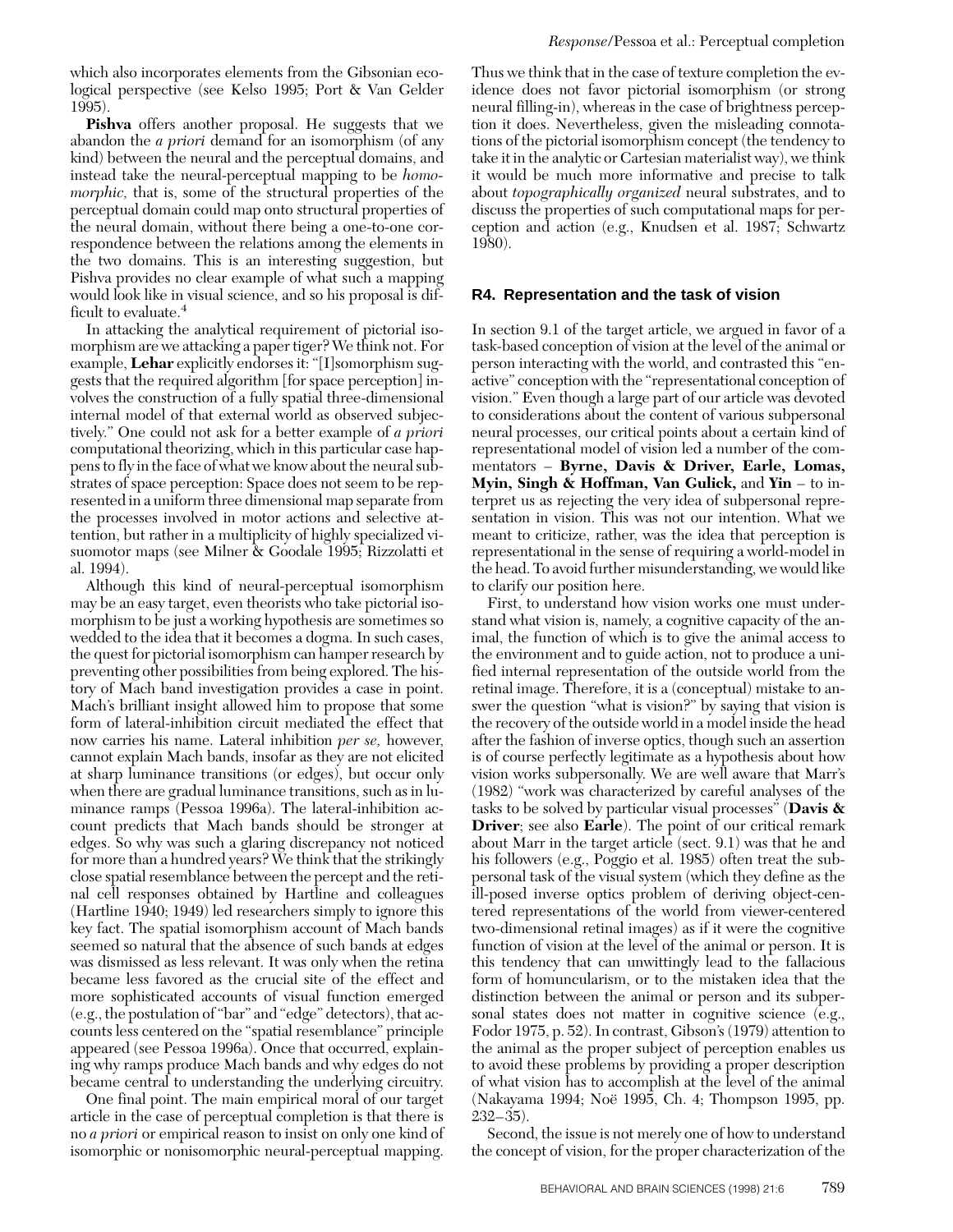which also incorporates elements from the Gibsonian ecological perspective (see Kelso 1995; Port & Van Gelder 1995).

**Pishva** offers another proposal. He suggests that we abandon the *a priori* demand for an isomorphism (of any kind) between the neural and the perceptual domains, and instead take the neural-perceptual mapping to be *homomorphic,* that is, some of the structural properties of the perceptual domain could map onto structural properties of the neural domain, without there being a one-to-one correspondence between the relations among the elements in the two domains. This is an interesting suggestion, but Pishva provides no clear example of what such a mapping would look like in visual science, and so his proposal is difficult to evaluate.[4]

In attacking the analytical requirement of pictorial isomorphism are we attacking a paper tiger? We think not. For example, **Lehar** explicitly endorses it: "[I]somorphism suggests that the required algorithm [for space perception] involves the construction of a fully spatial three-dimensional internal model of that external world as observed subjectively." One could not ask for a better example of *a priori* computational theorizing, which in this particular case happens to fly in the face of what we know about the neural substrates of space perception: Space does not seem to be represented in a uniform three dimensional map separate from the processes involved in motor actions and selective attention, but rather in a multiplicity of highly specialized visuomotor maps (see Milner & Goodale 1995; Rizzolatti et al. 1994).

Although this kind of neural-perceptual isomorphism may be an easy target, even theorists who take pictorial isomorphism to be just a working hypothesis are sometimes so wedded to the idea that it becomes a dogma. In such cases, the quest for pictorial isomorphism can hamper research by preventing other possibilities from being explored. The history of Mach band investigation provides a case in point. Mach's brilliant insight allowed him to propose that some form of lateral-inhibition circuit mediated the effect that now carries his name. Lateral inhibition *per se,* however, cannot explain Mach bands, insofar as they are not elicited at sharp luminance transitions (or edges), but occur only when there are gradual luminance transitions, such as in luminance ramps (Pessoa 1996a). The lateral-inhibition account predicts that Mach bands should be stronger at edges. So why was such a glaring discrepancy not noticed for more than a hundred years? We think that the strikingly close spatial resemblance between the percept and the retinal cell responses obtained by Hartline and colleagues (Hartline 1940; 1949) led researchers simply to ignore this key fact. The spatial isomorphism account of Mach bands seemed so natural that the absence of such bands at edges was dismissed as less relevant. It was only when the retina became less favored as the crucial site of the effect and more sophisticated accounts of visual function emerged (e.g., the postulation of "bar" and "edge" detectors), that accounts less centered on the "spatial resemblance" principle appeared (see Pessoa 1996a). Once that occurred, explaining why ramps produce Mach bands and why edges do not became central to understanding the underlying circuitry.

One final point. The main empirical moral of our target article in the case of perceptual completion is that there is no *a priori* or empirical reason to insist on only one kind of isomorphic or nonisomorphic neural-perceptual mapping. Thus we think that in the case of texture completion the evidence does not favor pictorial isomorphism (or strong neural filling-in), whereas in the case of brightness perception it does. Nevertheless, given the misleading connotations of the pictorial isomorphism concept (the tendency to take it in the analytic or Cartesian materialist way), we think it would be much more informative and precise to talk about *topographically organized* neural substrates, and to discuss the properties of such computational maps for perception and action (e.g., Knudsen et al. 1987; Schwartz 1980).

## R4. Representation and the task of vision

In section 9.1 of the target article, we argued in favor of a task-based conception of vision at the level of the animal or person interacting with the world, and contrasted this "enactive" conception with the "representational conception of vision." Even though a large part of our article was devoted to considerations about the content of various subpersonal neural processes, our critical points about a certain kind of representational model of vision led a number of the commentators – **Byrne, Davis & Driver, Earle, Lomas, Myin, Singh & Hoffman, Van Gulick,** and **Yin** – to interpret us as rejecting the very idea of subpersonal representation in vision. This was not our intention. What we meant to criticize, rather, was the idea that perception is representational in the sense of requiring a world-model in the head. To avoid further misunderstanding, we would like to clarify our position here.

First, to understand how vision works one must understand what vision is, namely, a cognitive capacity of the animal, the function of which is to give the animal access to the environment and to guide action, not to produce a unified internal representation of the outside world from the retinal image. Therefore, it is a (conceptual) mistake to answer the question "what is vision?" by saying that vision is the recovery of the outside world in a model inside the head after the fashion of inverse optics, though such an assertion is of course perfectly legitimate as a hypothesis about how vision works subpersonally. We are well aware that Marr's (1982) "work was characterized by careful analyses of the tasks to be solved by particular visual processes" (**Davis & Driver**; see also **Earle**). The point of our critical remark about Marr in the target article (sect. 9.1) was that he and his followers (e.g., Poggio et al. 1985) often treat the subpersonal task of the visual system (which they define as the ill-posed inverse optics problem of deriving object-centered representations of the world from viewer-centered two-dimensional retinal images) as if it were the cognitive function of vision at the level of the animal or person. It is this tendency that can unwittingly lead to the fallacious form of homuncularism, or to the mistaken idea that the distinction between the animal or person and its subpersonal states does not matter in cognitive science (e.g., Fodor 1975, p. 52). In contrast, Gibson's (1979) attention to the animal as the proper subject of perception enables us to avoid these problems by providing a proper description of what vision has to accomplish at the level of the animal (Nakayama 1994; Noë 1995, Ch. 4; Thompson 1995, pp. 232–35).

Second, the issue is not merely one of how to understand the concept of vision, for the proper characterization of the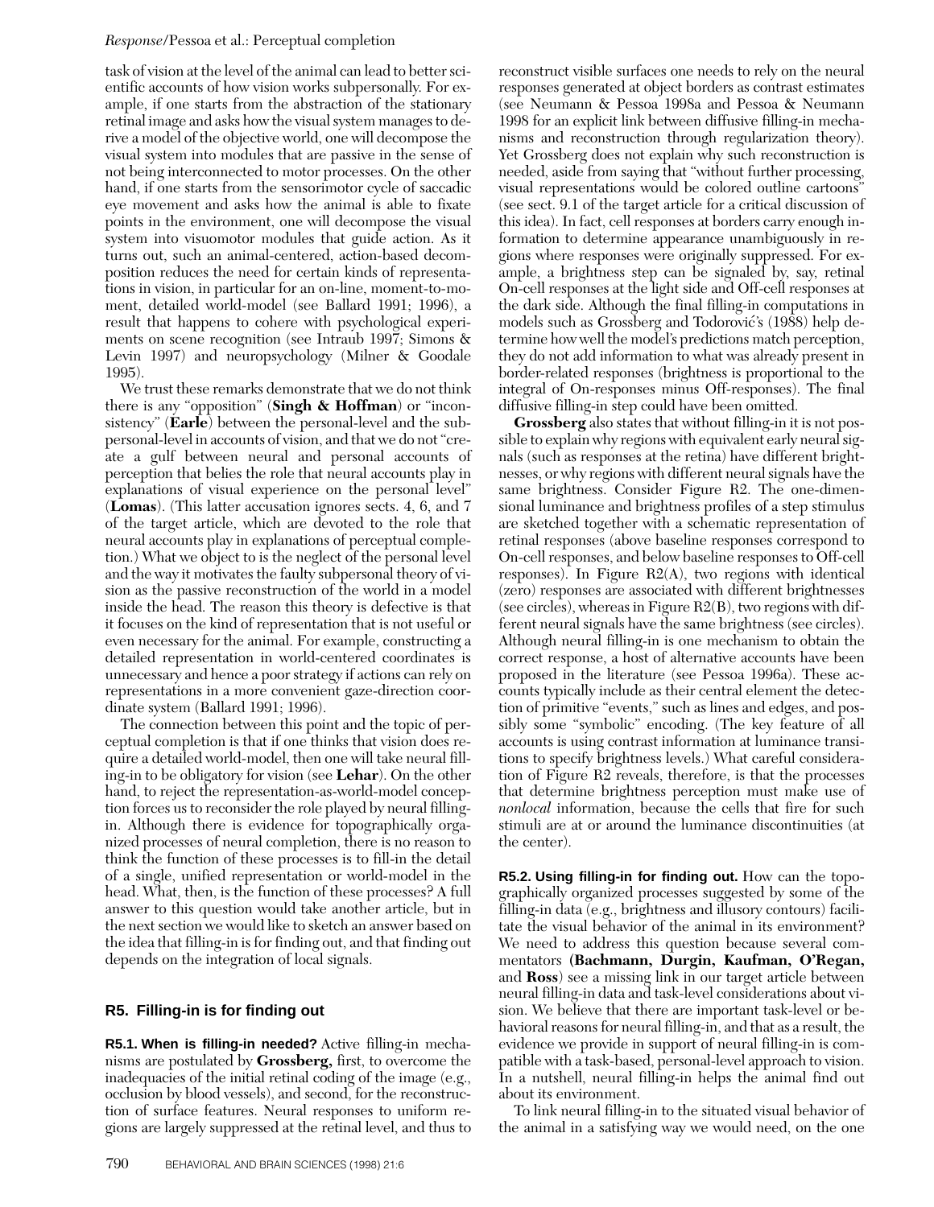task of vision at the level of the animal can lead to better scientific accounts of how vision works subpersonally. For example, if one starts from the abstraction of the stationary retinal image and asks how the visual system manages to derive a model of the objective world, one will decompose the visual system into modules that are passive in the sense of not being interconnected to motor processes. On the other hand, if one starts from the sensorimotor cycle of saccadic eye movement and asks how the animal is able to fixate points in the environment, one will decompose the visual system into visuomotor modules that guide action. As it turns out, such an animal-centered, action-based decomposition reduces the need for certain kinds of representations in vision, in particular for an on-line, moment-to-moment, detailed world-model (see Ballard 1991; 1996), a result that happens to cohere with psychological experiments on scene recognition (see Intraub 1997; Simons & Levin 1997) and neuropsychology (Milner & Goodale 1995).

We trust these remarks demonstrate that we do not think there is any "opposition" (**Singh & Hoffman**) or "inconsistency" (**Earle**) between the personal-level and the subpersonal-level in accounts of vision, and that we do not "create a gulf between neural and personal accounts of perception that belies the role that neural accounts play in explanations of visual experience on the personal level" (**Lomas**). (This latter accusation ignores sects. 4, 6, and 7 of the target article, which are devoted to the role that neural accounts play in explanations of perceptual completion.) What we object to is the neglect of the personal level and the way it motivates the faulty subpersonal theory of vision as the passive reconstruction of the world in a model inside the head. The reason this theory is defective is that it focuses on the kind of representation that is not useful or even necessary for the animal. For example, constructing a detailed representation in world-centered coordinates is unnecessary and hence a poor strategy if actions can rely on representations in a more convenient gaze-direction coordinate system (Ballard 1991; 1996).

The connection between this point and the topic of perceptual completion is that if one thinks that vision does require a detailed world-model, then one will take neural filling-in to be obligatory for vision (see **Lehar**). On the other hand, to reject the representation-as-world-model conception forces us to reconsider the role played by neural filling-in. Although there is evidence for topographically organized processes of neural completion, there is no reason to think the function of these processes is to fill-in the detail of a single, unified representation or world-model in the head. What, then, is the function of these processes? A full answer to this question would take another article, but in the next section we would like to sketch an answer based on the idea that filling-in is for finding out, and that finding out depends on the integration of local signals.

## R5. Filling-in is for finding out

**R5.1. When is filling-in needed?** Active filling-in mechanisms are postulated by **Grossberg,** first, to overcome the inadequacies of the initial retinal coding of the image (e.g., occlusion by blood vessels), and second, for the reconstruction of surface features. Neural responses to uniform regions are largely suppressed at the retinal level, and thus to reconstruct visible surfaces one needs to rely on the neural responses generated at object borders as contrast estimates (see Neumann & Pessoa 1998a and Pessoa & Neumann 1998 for an explicit link between diffusive filling-in mechanisms and reconstruction through regularization theory). Yet Grossberg does not explain why such reconstruction is needed, aside from saying that "without further processing, visual representations would be colored outline cartoons" (see sect. 9.1 of the target article for a critical discussion of this idea). In fact, cell responses at borders carry enough information to determine appearance unambiguously in regions where responses were originally suppressed. For example, a brightness step can be signaled by, say, retinal On-cell responses at the light side and Off-cell responses at the dark side. Although the final filling-in computations in models such as Grossberg and Todorović's (1988) help determine how well the model's predictions match perception, they do not add information to what was already present in border-related responses (brightness is proportional to the integral of On-responses minus Off-responses). The final diffusive filling-in step could have been omitted.

**Grossberg** also states that without filling-in it is not possible to explain why regions with equivalent early neural signals (such as responses at the retina) have different brightnesses, or why regions with different neural signals have the same brightness. Consider Figure R2. The one-dimensional luminance and brightness profiles of a step stimulus are sketched together with a schematic representation of retinal responses (above baseline responses correspond to On-cell responses, and below baseline responses to Off-cell responses). In Figure R2(A), two regions with identical (zero) responses are associated with different brightnesses (see circles), whereas in Figure R2(B), two regions with different neural signals have the same brightness (see circles). Although neural filling-in is one mechanism to obtain the correct response, a host of alternative accounts have been proposed in the literature (see Pessoa 1996a). These accounts typically include as their central element the detection of primitive "events," such as lines and edges, and possibly some "symbolic" encoding. (The key feature of all accounts is using contrast information at luminance transitions to specify brightness levels.) What careful consideration of Figure R2 reveals, therefore, is that the processes that determine brightness perception must make use of *nonlocal* information, because the cells that fire for such stimuli are at or around the luminance discontinuities (at the center).

**R5.2. Using filling-in for finding out.** How can the topographically organized processes suggested by some of the filling-in data (e.g., brightness and illusory contours) facilitate the visual behavior of the animal in its environment? We need to address this question because several commentators **(Bachmann, Durgin, Kaufman, O'Regan,** and **Ross**) see a missing link in our target article between neural filling-in data and task-level considerations about vision. We believe that there are important task-level or behavioral reasons for neural filling-in, and that as a result, the evidence we provide in support of neural filling-in is compatible with a task-based, personal-level approach to vision. In a nutshell, neural filling-in helps the animal find out about its environment.

To link neural filling-in to the situated visual behavior of the animal in a satisfying way we would need, on the one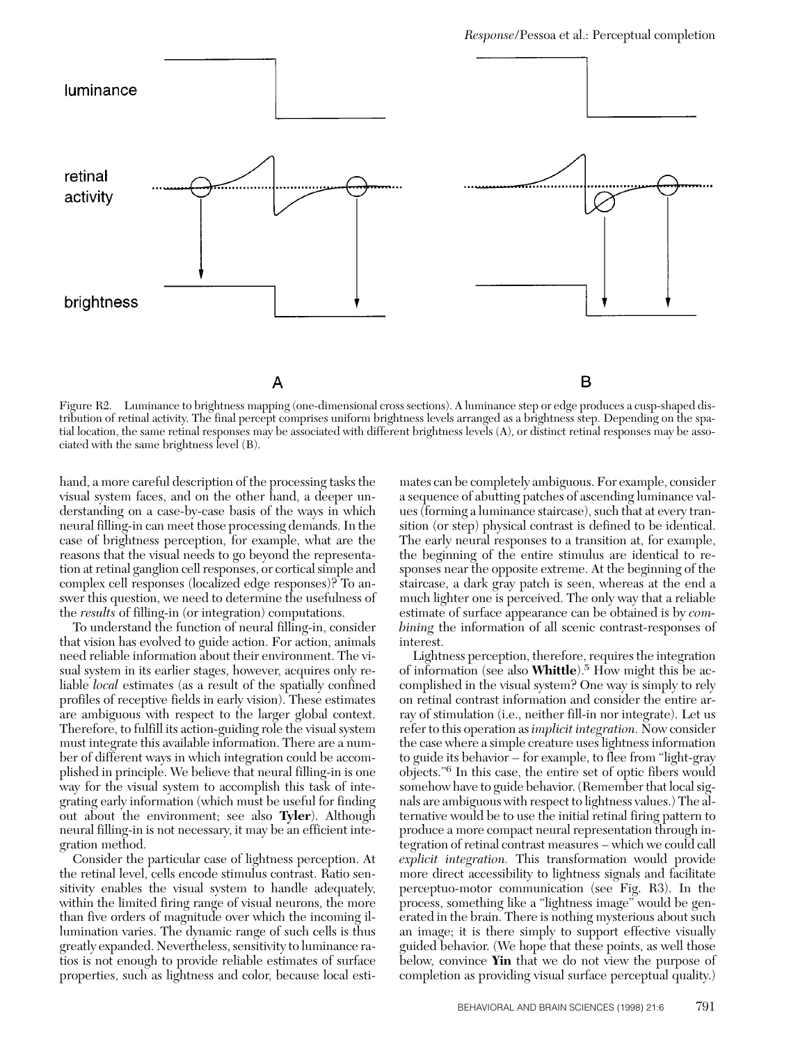Figure R2. Luminance to brightness mapping (one-dimensional cross sections). A luminance step or edge produces a cusp-shaped distribution of retinal activity. The final percept comprises uniform brightness levels arranged as a brightness step. Depending on the spatial location, the same retinal responses may be associated with different brightness levels (A), or distinct retinal responses may be associated with the same brightness level (B).

hand, a more careful description of the processing tasks the visual system faces, and on the other hand, a deeper understanding on a case-by-case basis of the ways in which neural filling-in can meet those processing demands. In the case of brightness perception, for example, what are the reasons that the visual needs to go beyond the representation at retinal ganglion cell responses, or cortical simple and complex cell responses (localized edge responses)? To answer this question, we need to determine the usefulness of the *results* of filling-in (or integration) computations.

To understand the function of neural filling-in, consider that vision has evolved to guide action. For action, animals need reliable information about their environment. The visual system in its earlier stages, however, acquires only reliable *local* estimates (as a result of the spatially confined profiles of receptive fields in early vision). These estimates are ambiguous with respect to the larger global context. Therefore, to fulfill its action-guiding role the visual system must integrate this available information. There are a number of different ways in which integration could be accomplished in principle. We believe that neural filling-in is one way for the visual system to accomplish this task of integrating early information (which must be useful for finding out about the environment; see also **Tyler**). Although neural filling-in is not necessary, it may be an efficient integration method.

Consider the particular case of lightness perception. At the retinal level, cells encode stimulus contrast. Ratio sensitivity enables the visual system to handle adequately, within the limited firing range of visual neurons, the more than five orders of magnitude over which the incoming illumination varies. The dynamic range of such cells is thus greatly expanded. Nevertheless, sensitivity to luminance ratios is not enough to provide reliable estimates of surface properties, such as lightness and color, because local estimates can be completely ambiguous. For example, consider a sequence of abutting patches of ascending luminance values (forming a luminance staircase), such that at every transition (or step) physical contrast is defined to be identical. The early neural responses to a transition at, for example, the beginning of the entire stimulus are identical to responses near the opposite extreme. At the beginning of the staircase, a dark gray patch is seen, whereas at the end a much lighter one is perceived. The only way that a reliable estimate of surface appearance can be obtained is by *combining* the information of all scenic contrast-responses of interest.

Lightness perception, therefore, requires the integration of information (see also **Whittle**).[5] How might this be accomplished in the visual system? One way is simply to rely on retinal contrast information and consider the entire array of stimulation (i.e., neither fill-in nor integrate). Let us refer to this operation as *implicit integration.* Now consider the case where a simple creature uses lightness information to guide its behavior – for example, to flee from "light-gray objects."[6] In this case, the entire set of optic fibers would somehow have to guide behavior. (Remember that local signals are ambiguous with respect to lightness values.) The alternative would be to use the initial retinal firing pattern to produce a more compact neural representation through integration of retinal contrast measures – which we could call *explicit integration.* This transformation would provide more direct accessibility to lightness signals and facilitate perceptuo-motor communication (see Fig. R3). In the process, something like a "lightness image" would be generated in the brain. There is nothing mysterious about such an image; it is there simply to support effective visually guided behavior. (We hope that these points, as well those below, convince **Yin** that we do not view the purpose of completion as providing visual surface perceptual quality.)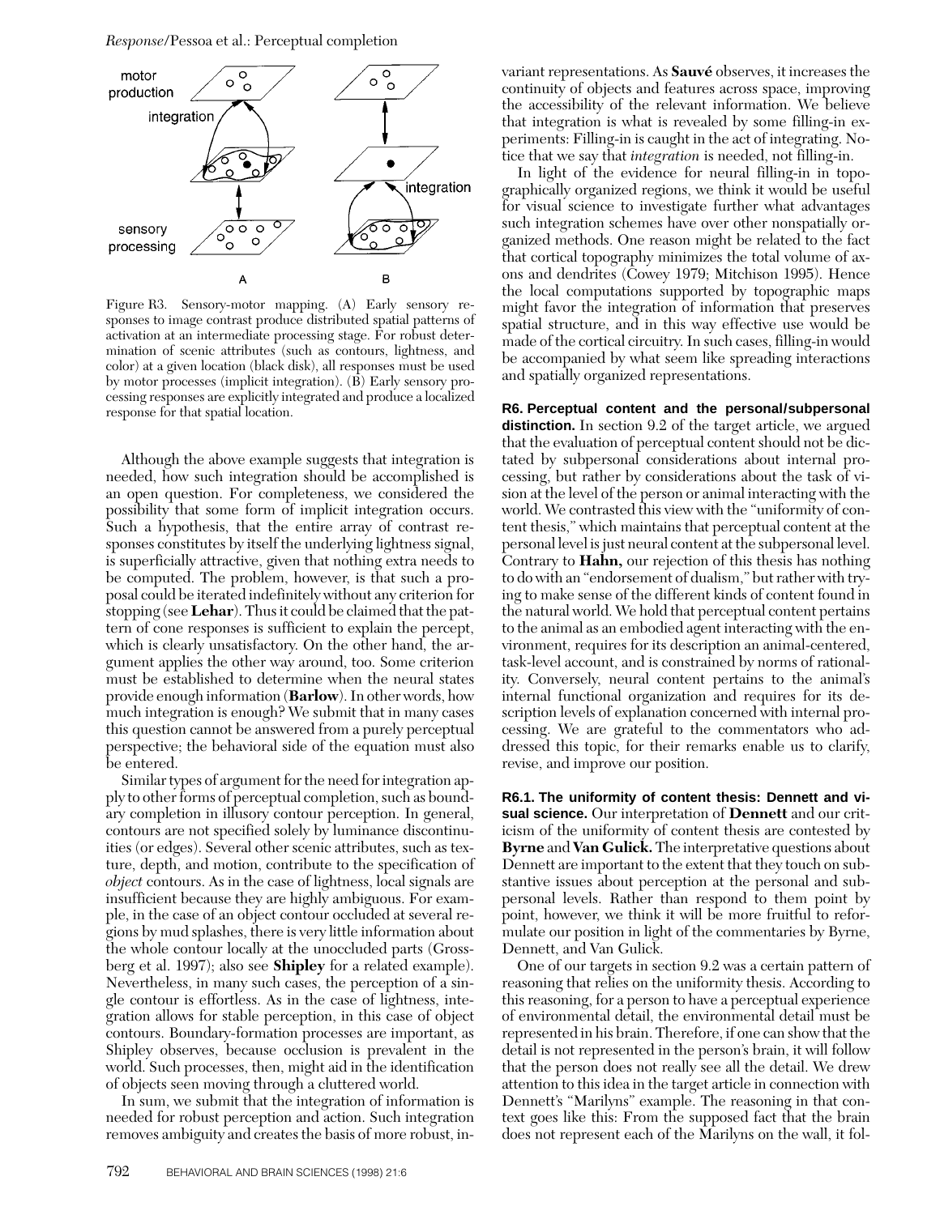motor production

integration

sensory processing

integration

A

B

Figure R3. Sensory-motor mapping. (A) Early sensory responses to image contrast produce distributed spatial patterns of activation at an intermediate processing stage. For robust determination of scenic attributes (such as contours, lightness, and color) at a given location (black disk), all responses must be used by motor processes (implicit integration). (B) Early sensory processing responses are explicitly integrated and produce a localized response for that spatial location.

Although the above example suggests that integration is needed, how such integration should be accomplished is an open question. For completeness, we considered the possibility that some form of implicit integration occurs. Such a hypothesis, that the entire array of contrast responses constitutes by itself the underlying lightness signal, is superficially attractive, given that nothing extra needs to be computed. The problem, however, is that such a proposal could be iterated indefinitely without any criterion for stopping (see **Lehar**). Thus it could be claimed that the pattern of cone responses is sufficient to explain the percept, which is clearly unsatisfactory. On the other hand, the argument applies the other way around, too. Some criterion must be established to determine when the neural states provide enough information (**Barlow**). In other words, how much integration is enough? We submit that in many cases this question cannot be answered from a purely perceptual perspective; the behavioral side of the equation must also be entered.

Similar types of argument for the need for integration apply to other forms of perceptual completion, such as boundary completion in illusory contour perception. In general, contours are not specified solely by luminance discontinuities (or edges). Several other scenic attributes, such as texture, depth, and motion, contribute to the specification of *object* contours. As in the case of lightness, local signals are insufficient because they are highly ambiguous. For example, in the case of an object contour occluded at several regions by mud splashes, there is very little information about the whole contour locally at the unoccluded parts (Grossberg et al. 1997); also see **Shipley** for a related example). Nevertheless, in many such cases, the perception of a single contour is effortless. As in the case of lightness, integration allows for stable perception, in this case of object contours. Boundary-formation processes are important, as Shipley observes, because occlusion is prevalent in the world. Such processes, then, might aid in the identification of objects seen moving through a cluttered world.

In sum, we submit that the integration of information is needed for robust perception and action. Such integration removes ambiguity and creates the basis of more robust, invariant representations. As **Sauvé** observes, it increases the continuity of objects and features across space, improving the accessibility of the relevant information. We believe that integration is what is revealed by some filling-in experiments: Filling-in is caught in the act of integrating. Notice that we say that *integration* is needed, not filling-in.

In light of the evidence for neural filling-in in topographically organized regions, we think it would be useful for visual science to investigate further what advantages such integration schemes have over other nonspatially organized methods. One reason might be related to the fact that cortical topography minimizes the total volume of axons and dendrites (Cowey 1979; Mitchison 1995). Hence the local computations supported by topographic maps might favor the integration of information that preserves spatial structure, and in this way effective use would be made of the cortical circuitry. In such cases, filling-in would be accompanied by what seem like spreading interactions and spatially organized representations.

**R6. Perceptual content and the personal/subpersonal distinction.** In section 9.2 of the target article, we argued that the evaluation of perceptual content should not be dictated by subpersonal considerations about internal processing, but rather by considerations about the task of vision at the level of the person or animal interacting with the world. We contrasted this view with the "uniformity of content thesis," which maintains that perceptual content at the personal level is just neural content at the subpersonal level. Contrary to **Hahn,** our rejection of this thesis has nothing to do with an "endorsement of dualism," but rather with trying to make sense of the different kinds of content found in the natural world. We hold that perceptual content pertains to the animal as an embodied agent interacting with the environment, requires for its description an animal-centered, task-level account, and is constrained by norms of rationality. Conversely, neural content pertains to the animal's internal functional organization and requires for its description levels of explanation concerned with internal processing. We are grateful to the commentators who addressed this topic, for their remarks enable us to clarify, revise, and improve our position.

**R6.1. The uniformity of content thesis: Dennett and visual science.** Our interpretation of **Dennett** and our criticism of the uniformity of content thesis are contested by **Byrne** and **Van Gulick.** The interpretative questions about Dennett are important to the extent that they touch on substantive issues about perception at the personal and subpersonal levels. Rather than respond to them point by point, however, we think it will be more fruitful to reformulate our position in light of the commentaries by Byrne, Dennett, and Van Gulick.

One of our targets in section 9.2 was a certain pattern of reasoning that relies on the uniformity thesis. According to this reasoning, for a person to have a perceptual experience of environmental detail, the environmental detail must be represented in his brain. Therefore, if one can show that the detail is not represented in the person's brain, it will follow that the person does not really see all the detail. We drew attention to this idea in the target article in connection with Dennett's "Marilyns" example. The reasoning in that context goes like this: From the supposed fact that the brain does not represent each of the Marilyns on the wall, it fol-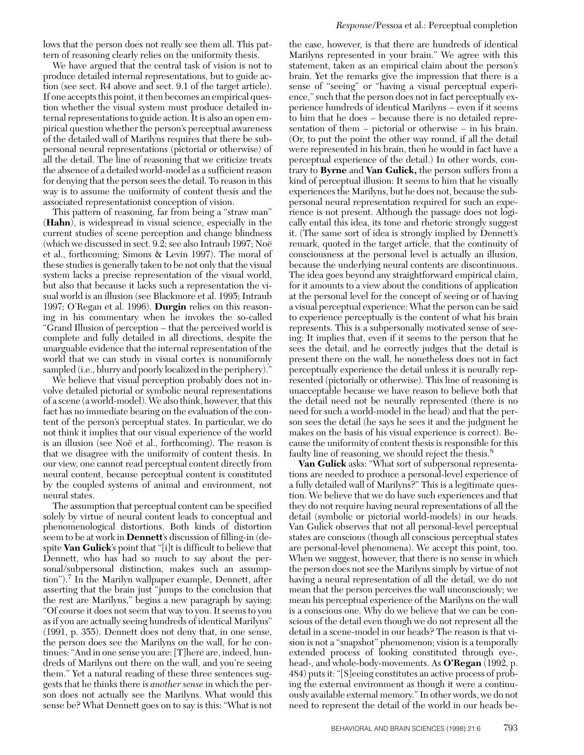lows that the person does not really see them all. This pattern of reasoning clearly relies on the uniformity thesis.

We have argued that the central task of vision is not to produce detailed internal representations, but to guide action (see sect. R4 above and sect. 9.1 of the target article). If one accepts this point, it then becomes an empirical question whether the visual system must produce detailed internal representations to guide action. It is also an open empirical question whether the person's perceptual awareness of the detailed wall of Marilyns requires that there be subpersonal neural representations (pictorial or otherwise) of all the detail. The line of reasoning that we criticize treats the absence of a detailed world-model as a sufficient reason for denying that the person sees the detail. To reason in this way is to assume the uniformity of content thesis and the associated representationist conception of vision.

This pattern of reasoning, far from being a "straw man" (**Hahn**), is widespread in visual science, especially in the current studies of scene perception and change blindness (which we discussed in sect. 9.2; see also Intraub 1997; Noë et al., forthcoming; Simons & Levin 1997). The moral of these studies is generally taken to be not only that the visual system lacks a precise representation of the visual world, but also that because it lacks such a representation the visual world is an illusion (see Blackmore et al. 1995; Intraub 1997; O'Regan et al. 1996). **Durgin** relies on this reasoning in his commentary when he invokes the so-called "Grand Illusion of perception – that the perceived world is complete and fully detailed in all directions, despite the unarguable evidence that the internal representation of the world that we can study in visual cortex is nonuniformly sampled (i.e., blurry and poorly localized in the periphery)."

We believe that visual perception probably does not involve detailed pictorial or symbolic neural representations of a scene (a world-model). We also think, however, that this fact has no immediate bearing on the evaluation of the content of the person's perceptual states. In particular, we do not think it implies that our visual experience of the world is an illusion (see Noë et al., forthcoming). The reason is that we disagree with the uniformity of content thesis. In our view, one cannot read perceptual content directly from neural content, because perceptual content is constituted by the coupled systems of animal and environment, not neural states.

The assumption that perceptual content can be specified solely by virtue of neural content leads to conceptual and phenomenological distortions. Both kinds of distortion seem to be at work in **Dennett**'s discussion of filling-in (despite **Van Gulick**'s point that "[i]t is difficult to believe that Dennett, who has had so much to say about the personal/subpersonal distinction, makes such an assumption").[7] In the Marilyn wallpaper example, Dennett, after asserting that the brain just "jumps to the conclusion that the rest are Marilyns," begins a new paragraph by saying: "Of course it does not seem that way to you. It seems to you as if you are actually seeing hundreds of identical Marilyns" (1991, p. 355). Dennett does not deny that, in one sense, the person does see the Marilyns on the wall, for he continues: "And in one sense you are: [T]here are, indeed, hundreds of Marilyns out there on the wall, and you're seeing them." Yet a natural reading of these three sentences suggests that he thinks there is *another sense* in which the person does not actually see the Marilyns. What would this sense be? What Dennett goes on to say is this: "What is not the case, however, is that there are hundreds of identical Marilyns represented in your brain." We agree with this statement, taken as an empirical claim about the person's brain. Yet the remarks give the impression that there is a sense of "seeing" or "having a visual perceptual experience," such that the person does not in fact perceptually experience hundreds of identical Marilyns – even if it seems to him that he does – because there is no detailed representation of them – pictorial or otherwise – in his brain. (Or, to put the point the other way round, if all the detail were represented in his brain, then he would in fact have a perceptual experience of the detail.) In other words, contrary to **Byrne** and **Van Gulick,** the person suffers from a kind of perceptual illusion: It seems to him that he visually experiences the Marilyns, but he does not, because the subpersonal neural representation required for such an experience is not present. Although the passage does not logically entail this idea, its tone and rhetoric strongly suggest it. (The same sort of idea is strongly implied by Dennett's remark, quoted in the target article, that the continuity of consciousness at the personal level is actually an illusion, because the underlying neural contents are discontinuous. The idea goes beyond any straightforward empirical claim, for it amounts to a view about the conditions of application at the personal level for the concept of seeing or of having a visual perceptual experience: What the person can be said to experience perceptually is the content of what his brain represents. This is a subpersonally motivated sense of seeing: It implies that, even if it seems to the person that he sees the detail, and he correctly judges that the detail is present there on the wall, he nonetheless does not in fact perceptually experience the detail unless it is neurally represented (pictorially or otherwise). This line of reasoning is unacceptable because we have reason to believe both that the detail need not be neurally represented (there is no need for such a world-model in the head) and that the person sees the detail (he says he sees it and the judgment he makes on the basis of his visual experience is correct). Because the uniformity of content thesis is responsible for this faulty line of reasoning, we should reject the thesis.[8]

**Van Gulick** asks: "What sort of subpersonal representations are needed to produce a personal-level experience of a fully detailed wall of Marilyns?" This is a legitimate question. We believe that we do have such experiences and that they do not require having neural representations of all the detail (symbolic or pictorial world-models) in our heads. Van Gulick observes that not all personal-level perceptual states are conscious (though all conscious perceptual states are personal-level phenomena). We accept this point, too. When we suggest, however, that there is no sense in which the person does not see the Marilyns simply by virtue of not having a neural representation of all the detail, we do not mean that the person perceives the wall unconsciously; we mean his perceptual experience of the Marilyns on the wall is a conscious one. Why do we believe that we can be conscious of the detail even though we do not represent all the detail in a scene-model in our heads? The reason is that vision is not a "snapshot" phenomenon; vision is a temporally extended process of looking constituted through eye-, head-, and whole-body-movements. As **O'Regan** (1992, p. 484) puts it: "[S]eeing constitutes an active process of probing the external environment as though it were a continuously available external memory." In other words, we do not need to represent the detail of the world in our heads be-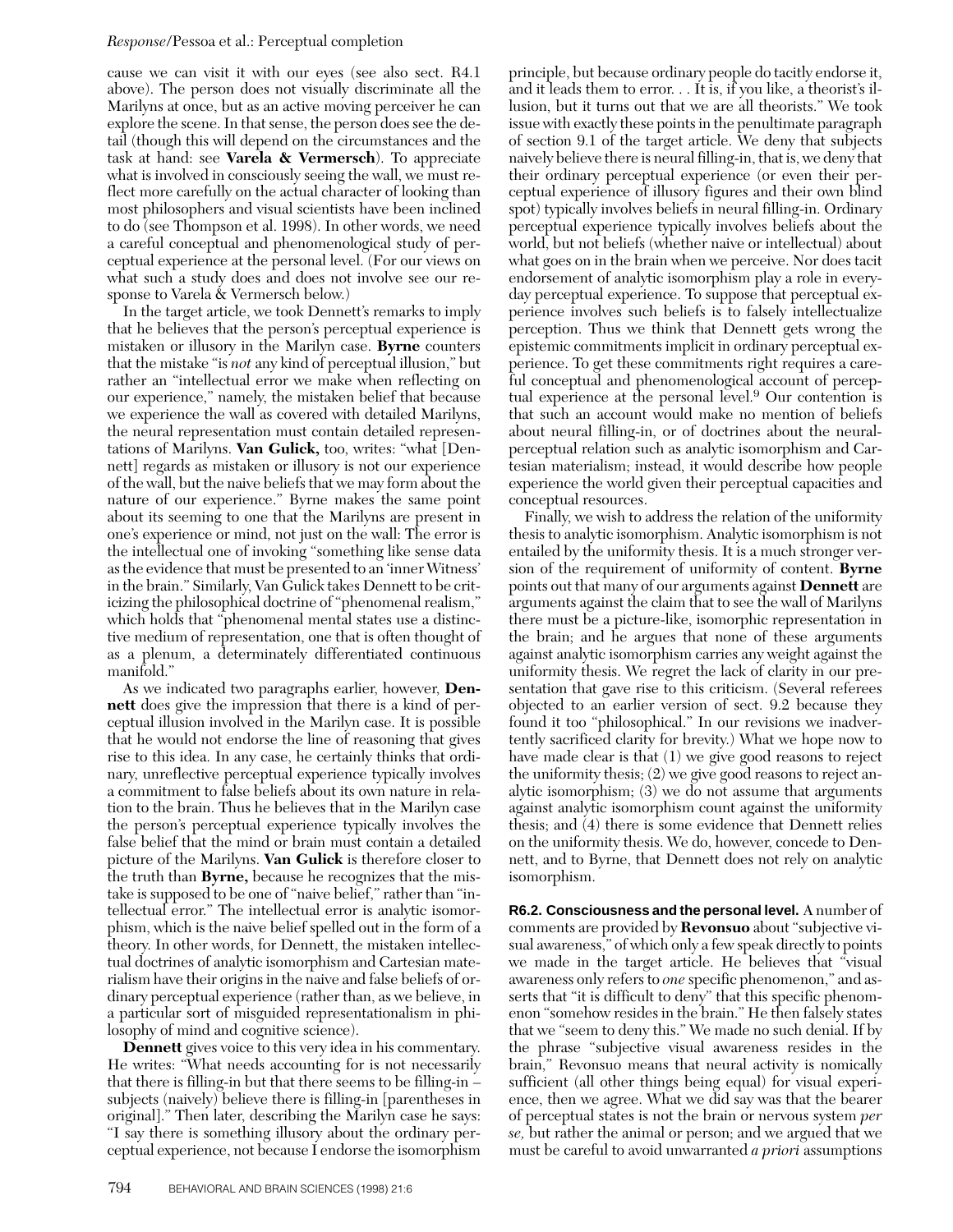cause we can visit it with our eyes (see also sect. R4.1 above). The person does not visually discriminate all the Marilyns at once, but as an active moving perceiver he can explore the scene. In that sense, the person does see the detail (though this will depend on the circumstances and the task at hand: see **Varela & Vermersch**). To appreciate what is involved in consciously seeing the wall, we must reflect more carefully on the actual character of looking than most philosophers and visual scientists have been inclined to do (see Thompson et al. 1998). In other words, we need a careful conceptual and phenomenological study of perceptual experience at the personal level. (For our views on what such a study does and does not involve see our response to Varela & Vermersch below.)

In the target article, we took Dennett's remarks to imply that he believes that the person's perceptual experience is mistaken or illusory in the Marilyn case. **Byrne** counters that the mistake "is *not* any kind of perceptual illusion," but rather an "intellectual error we make when reflecting on our experience," namely, the mistaken belief that because we experience the wall as covered with detailed Marilyns, the neural representation must contain detailed representations of Marilyns. **Van Gulick,** too, writes: "what [Dennett] regards as mistaken or illusory is not our experience of the wall, but the naive beliefs that we may form about the nature of our experience." Byrne makes the same point about its seeming to one that the Marilyns are present in one's experience or mind, not just on the wall: The error is the intellectual one of invoking "something like sense data as the evidence that must be presented to an 'inner Witness' in the brain." Similarly, Van Gulick takes Dennett to be criticizing the philosophical doctrine of "phenomenal realism," which holds that "phenomenal mental states use a distinctive medium of representation, one that is often thought of as a plenum, a determinately differentiated continuous manifold."

As we indicated two paragraphs earlier, however, **Dennett** does give the impression that there is a kind of perceptual illusion involved in the Marilyn case. It is possible that he would not endorse the line of reasoning that gives rise to this idea. In any case, he certainly thinks that ordinary, unreflective perceptual experience typically involves a commitment to false beliefs about its own nature in relation to the brain. Thus he believes that in the Marilyn case the person's perceptual experience typically involves the false belief that the mind or brain must contain a detailed picture of the Marilyns. **Van Gulick** is therefore closer to the truth than **Byrne,** because he recognizes that the mistake is supposed to be one of "naive belief," rather than "intellectual error." The intellectual error is analytic isomorphism, which is the naive belief spelled out in the form of a theory. In other words, for Dennett, the mistaken intellectual doctrines of analytic isomorphism and Cartesian materialism have their origins in the naive and false beliefs of ordinary perceptual experience (rather than, as we believe, in a particular sort of misguided representationalism in philosophy of mind and cognitive science).

**Dennett** gives voice to this very idea in his commentary. He writes: "What needs accounting for is not necessarily that there is filling-in but that there seems to be filling-in – subjects (naively) believe there is filling-in [parentheses in original]." Then later, describing the Marilyn case he says: "I say there is something illusory about the ordinary perceptual experience, not because I endorse the isomorphism principle, but because ordinary people do tacitly endorse it, and it leads them to error. . . It is, if you like, a theorist's illusion, but it turns out that we are all theorists." We took issue with exactly these points in the penultimate paragraph of section 9.1 of the target article. We deny that subjects naively believe there is neural filling-in, that is, we deny that their ordinary perceptual experience (or even their perceptual experience of illusory figures and their own blind spot) typically involves beliefs in neural filling-in. Ordinary perceptual experience typically involves beliefs about the world, but not beliefs (whether naive or intellectual) about what goes on in the brain when we perceive. Nor does tacit endorsement of analytic isomorphism play a role in everyday perceptual experience. To suppose that perceptual experience involves such beliefs is to falsely intellectualize perception. Thus we think that Dennett gets wrong the epistemic commitments implicit in ordinary perceptual experience. To get these commitments right requires a careful conceptual and phenomenological account of perceptual experience at the personal level.[9] Our contention is that such an account would make no mention of beliefs about neural filling-in, or of doctrines about the neural-perceptual relation such as analytic isomorphism and Cartesian materialism; instead, it would describe how people experience the world given their perceptual capacities and conceptual resources.

Finally, we wish to address the relation of the uniformity thesis to analytic isomorphism. Analytic isomorphism is not entailed by the uniformity thesis. It is a much stronger version of the requirement of uniformity of content. **Byrne** points out that many of our arguments against **Dennett** are arguments against the claim that to see the wall of Marilyns there must be a picture-like, isomorphic representation in the brain; and he argues that none of these arguments against analytic isomorphism carries any weight against the uniformity thesis. We regret the lack of clarity in our presentation that gave rise to this criticism. (Several referees objected to an earlier version of sect. 9.2 because they found it too "philosophical." In our revisions we inadvertently sacrificed clarity for brevity.) What we hope now to have made clear is that (1) we give good reasons to reject the uniformity thesis; (2) we give good reasons to reject analytic isomorphism; (3) we do not assume that arguments against analytic isomorphism count against the uniformity thesis; and (4) there is some evidence that Dennett relies on the uniformity thesis. We do, however, concede to Dennett, and to Byrne, that Dennett does not rely on analytic isomorphism.

**R6.2. Consciousness and the personal level.** A number of comments are provided by **Revonsuo** about "subjective visual awareness," of which only a few speak directly to points we made in the target article. He believes that "visual awareness only refers to *one* specific phenomenon," and asserts that "it is difficult to deny" that this specific phenomenon "somehow resides in the brain." He then falsely states that we "seem to deny this." We made no such denial. If by the phrase "subjective visual awareness resides in the brain," Revonsuo means that neural activity is nomically sufficient (all other things being equal) for visual experience, then we agree. What we did say was that the bearer of perceptual states is not the brain or nervous system *per se,* but rather the animal or person; and we argued that we must be careful to avoid unwarranted *a priori* assumptions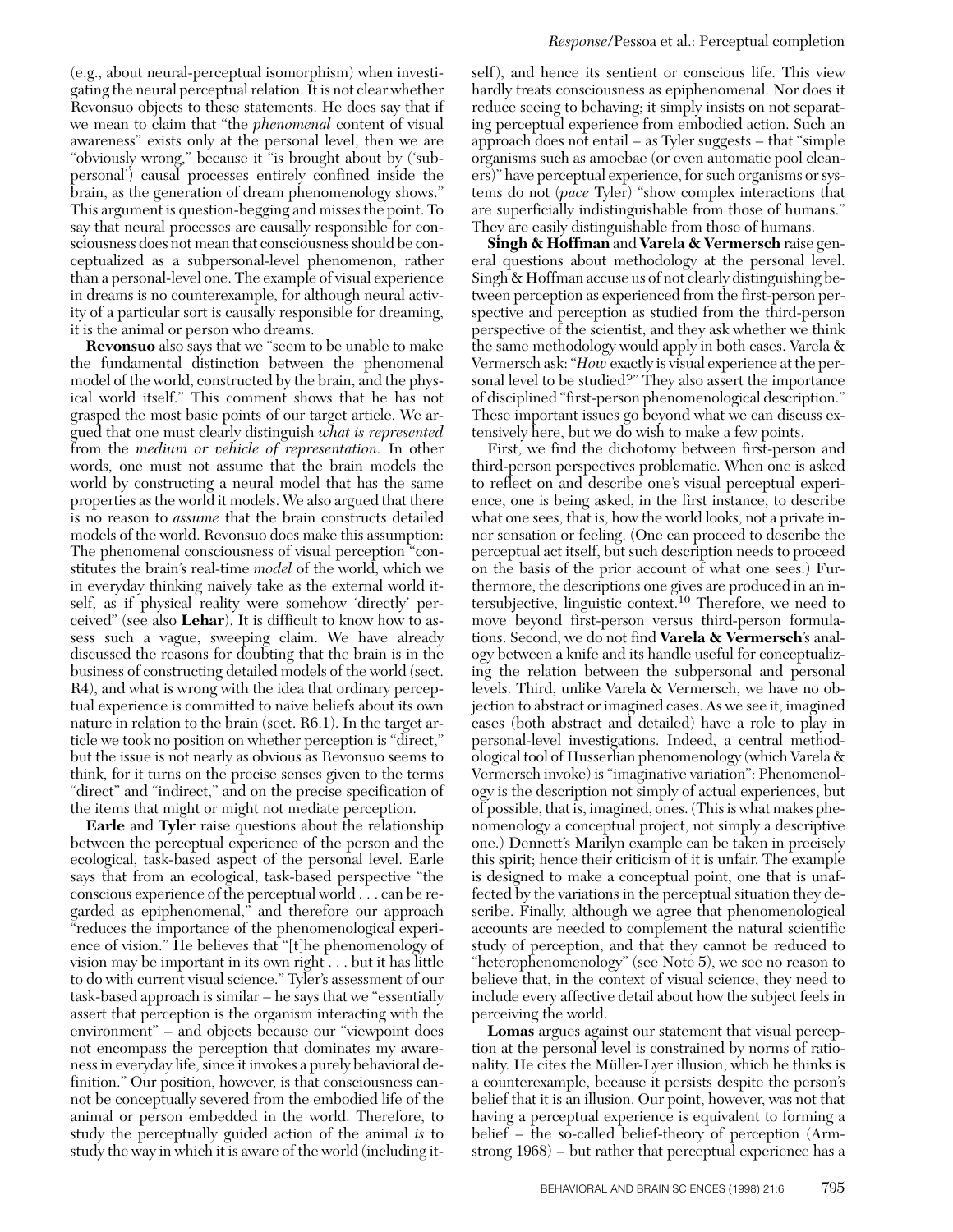(e.g., about neural-perceptual isomorphism) when investigating the neural perceptual relation. It is not clear whether Revonsuo objects to these statements. He does say that if we mean to claim that "the *phenomenal* content of visual awareness" exists only at the personal level, then we are "obviously wrong," because it "is brought about by ('subpersonal') causal processes entirely confined inside the brain, as the generation of dream phenomenology shows." This argument is question-begging and misses the point. To say that neural processes are causally responsible for consciousness does not mean that consciousness should be conceptualized as a subpersonal-level phenomenon, rather than a personal-level one. The example of visual experience in dreams is no counterexample, for although neural activity of a particular sort is causally responsible for dreaming, it is the animal or person who dreams.

**Revonsuo** also says that we "seem to be unable to make the fundamental distinction between the phenomenal model of the world, constructed by the brain, and the physical world itself." This comment shows that he has not grasped the most basic points of our target article. We argued that one must clearly distinguish *what is represented* from the *medium or vehicle of representation*. In other words, one must not assume that the brain models the world by constructing a neural model that has the same properties as the world it models. We also argued that there is no reason to *assume* that the brain constructs detailed models of the world. Revonsuo does make this assumption: The phenomenal consciousness of visual perception "constitutes the brain's real-time *model* of the world, which we in everyday thinking naively take as the external world itself, as if physical reality were somehow 'directly' perceived" (see also **Lehar**). It is difficult to know how to assess such a vague, sweeping claim. We have already discussed the reasons for doubting that the brain is in the business of constructing detailed models of the world (sect. R4), and what is wrong with the idea that ordinary perceptual experience is committed to naive beliefs about its own nature in relation to the brain (sect. R6.1). In the target article we took no position on whether perception is "direct," but the issue is not nearly as obvious as Revonsuo seems to think, for it turns on the precise senses given to the terms "direct" and "indirect," and on the precise specification of the items that might or might not mediate perception.

**Earle** and **Tyler** raise questions about the relationship between the perceptual experience of the person and the ecological, task-based aspect of the personal level. Earle says that from an ecological, task-based perspective "the conscious experience of the perceptual world . . . can be regarded as epiphenomenal," and therefore our approach "reduces the importance of the phenomenological experience of vision." He believes that "[t]he phenomenology of vision may be important in its own right . . . but it has little to do with current visual science." Tyler's assessment of our task-based approach is similar – he says that we "essentially assert that perception is the organism interacting with the environment" – and objects because our "viewpoint does not encompass the perception that dominates my awareness in everyday life, since it invokes a purely behavioral definition." Our position, however, is that consciousness cannot be conceptually severed from the embodied life of the animal or person embedded in the world. Therefore, to study the perceptually guided action of the animal *is* to study the way in which it is aware of the world (including itself), and hence its sentient or conscious life. This view hardly treats consciousness as epiphenomenal. Nor does it reduce seeing to behaving; it simply insists on not separating perceptual experience from embodied action. Such an approach does not entail – as Tyler suggests – that "simple organisms such as amoebae (or even automatic pool cleaners)" have perceptual experience, for such organisms or systems do not (*pace* Tyler) "show complex interactions that are superficially indistinguishable from those of humans." They are easily distinguishable from those of humans.

**Singh & Hoffman** and **Varela & Vermersch** raise general questions about methodology at the personal level. Singh & Hoffman accuse us of not clearly distinguishing between perception as experienced from the first-person perspective and perception as studied from the third-person perspective of the scientist, and they ask whether we think the same methodology would apply in both cases. Varela & Vermersch ask: "*How* exactly is visual experience at the personal level to be studied?" They also assert the importance of disciplined "first-person phenomenological description." These important issues go beyond what we can discuss extensively here, but we do wish to make a few points.

First, we find the dichotomy between first-person and third-person perspectives problematic. When one is asked to reflect on and describe one's visual perceptual experience, one is being asked, in the first instance, to describe what one sees, that is, how the world looks, not a private inner sensation or feeling. (One can proceed to describe the perceptual act itself, but such description needs to proceed on the basis of the prior account of what one sees.) Furthermore, the descriptions one gives are produced in an intersubjective, linguistic context.[10] Therefore, we need to move beyond first-person versus third-person formulations. Second, we do not find **Varela & Vermersch**'s analogy between a knife and its handle useful for conceptualizing the relation between the subpersonal and personal levels. Third, unlike Varela & Vermersch, we have no objection to abstract or imagined cases. As we see it, imagined cases (both abstract and detailed) have a role to play in personal-level investigations. Indeed, a central methodological tool of Husserlian phenomenology (which Varela & Vermersch invoke) is "imaginative variation": Phenomenology is the description not simply of actual experiences, but of possible, that is, imagined, ones. (This is what makes phenomenology a conceptual project, not simply a descriptive one.) Dennett's Marilyn example can be taken in precisely this spirit; hence their criticism of it is unfair. The example is designed to make a conceptual point, one that is unaffected by the variations in the perceptual situation they describe. Finally, although we agree that phenomenological accounts are needed to complement the natural scientific study of perception, and that they cannot be reduced to "heterophenomenology" (see Note 5), we see no reason to believe that, in the context of visual science, they need to include every affective detail about how the subject feels in perceiving the world.

**Lomas** argues against our statement that visual perception at the personal level is constrained by norms of rationality. He cites the Müller-Lyer illusion, which he thinks is a counterexample, because it persists despite the person's belief that it is an illusion. Our point, however, was not that having a perceptual experience is equivalent to forming a belief – the so-called belief-theory of perception (Armstrong 1968) – but rather that perceptual experience has a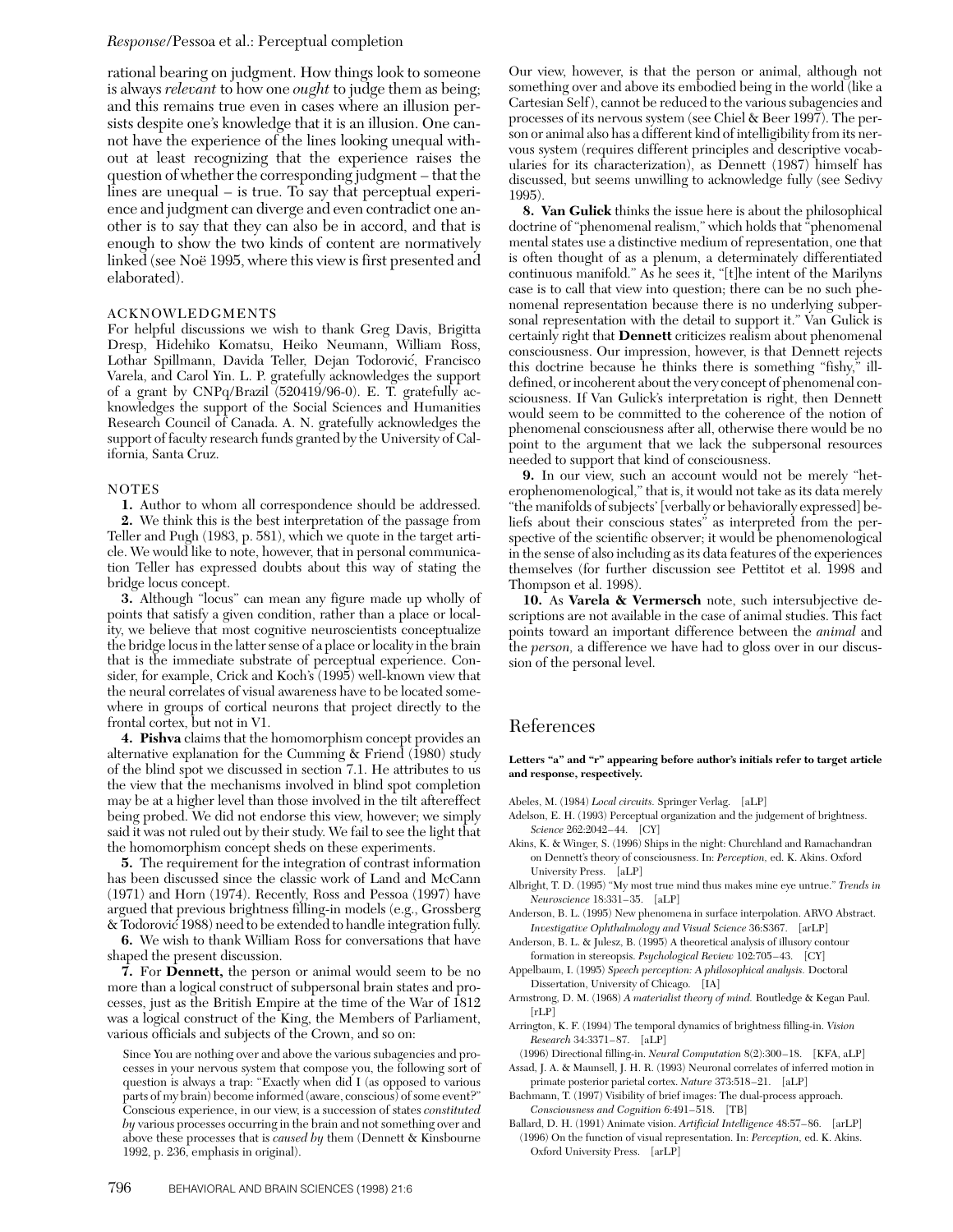rational bearing on judgment. How things look to someone is always *relevant* to how one *ought* to judge them as being; and this remains true even in cases where an illusion persists despite one's knowledge that it is an illusion. One cannot have the experience of the lines looking unequal without at least recognizing that the experience raises the question of whether the corresponding judgment – that the lines are unequal – is true. To say that perceptual experience and judgment can diverge and even contradict one another is to say that they can also be in accord, and that is enough to show the two kinds of content are normatively linked (see Noë 1995, where this view is first presented and elaborated).

## ACKNOWLEDGMENTS

For helpful discussions we wish to thank Greg Davis, Brigitta Dresp, Hidehiko Komatsu, Heiko Neumann, William Ross, Lothar Spillmann, Davida Teller, Dejan Todorović, Francisco Varela, and Carol Yin. L. P. gratefully acknowledges the support of a grant by CNPq/Brazil (520419/96-0). E. T. gratefully acknowledges the support of the Social Sciences and Humanities Research Council of Canada. A. N. gratefully acknowledges the support of faculty research funds granted by the University of California, Santa Cruz.

## NOTES

**1.** Author to whom all correspondence should be addressed.

**2.** We think this is the best interpretation of the passage from Teller and Pugh (1983, p. 581), which we quote in the target article. We would like to note, however, that in personal communication Teller has expressed doubts about this way of stating the bridge locus concept.

**3.** Although "locus" can mean any figure made up wholly of points that satisfy a given condition, rather than a place or locality, we believe that most cognitive neuroscientists conceptualize the bridge locus in the latter sense of a place or locality in the brain that is the immediate substrate of perceptual experience. Consider, for example, Crick and Koch's (1995) well-known view that the neural correlates of visual awareness have to be located somewhere in groups of cortical neurons that project directly to the frontal cortex, but not in V1.

**4. Pishva** claims that the homomorphism concept provides an alternative explanation for the Cumming & Friend (1980) study of the blind spot we discussed in section 7.1. He attributes to us the view that the mechanisms involved in blind spot completion may be at a higher level than those involved in the tilt aftereffect being probed. We did not endorse this view, however; we simply said it was not ruled out by their study. We fail to see the light that the homomorphism concept sheds on these experiments.

**5.** The requirement for the integration of contrast information has been discussed since the classic work of Land and McCann (1971) and Horn (1974). Recently, Ross and Pessoa (1997) have argued that previous brightness filling-in models (e.g., Grossberg & Todorović 1988) need to be extended to handle integration fully.

**6.** We wish to thank William Ross for conversations that have shaped the present discussion.

**7.** For **Dennett,** the person or animal would seem to be no more than a logical construct of subpersonal brain states and processes, just as the British Empire at the time of the War of 1812 was a logical construct of the King, the Members of Parliament, various officials and subjects of the Crown, and so on:

> Since You are nothing over and above the various subagencies and processes in your nervous system that compose you, the following sort of question is always a trap: "Exactly when did I (as opposed to various parts of my brain) become informed (aware, conscious) of some event?" Conscious experience, in our view, is a succession of states *constituted by* various processes occurring in the brain and not something over and above these processes that is *caused by* them (Dennett & Kinsbourne 1992, p. 236, emphasis in original).

Our view, however, is that the person or animal, although not something over and above its embodied being in the world (like a Cartesian Self), cannot be reduced to the various subagencies and processes of its nervous system (see Chiel & Beer 1997). The person or animal also has a different kind of intelligibility from its nervous system (requires different principles and descriptive vocabularies for its characterization), as Dennett (1987) himself has discussed, but seems unwilling to acknowledge fully (see Sedivy 1995).

**8. Van Gulick** thinks the issue here is about the philosophical doctrine of "phenomenal realism," which holds that "phenomenal mental states use a distinctive medium of representation, one that is often thought of as a plenum, a determinately differentiated continuous manifold." As he sees it, "[t]he intent of the Marilyns case is to call that view into question; there can be no such phenomenal representation because there is no underlying subpersonal representation with the detail to support it." Van Gulick is certainly right that **Dennett** criticizes realism about phenomenal consciousness. Our impression, however, is that Dennett rejects this doctrine because he thinks there is something "fishy," ill-defined, or incoherent about the very concept of phenomenal consciousness. If Van Gulick's interpretation is right, then Dennett would seem to be committed to the coherence of the notion of phenomenal consciousness after all, otherwise there would be no point to the argument that we lack the subpersonal resources needed to support that kind of consciousness.

**9.** In our view, such an account would not be merely "heterophenomenological," that is, it would not take as its data merely "the manifolds of subjects' [verbally or behaviorally expressed] beliefs about their conscious states" as interpreted from the perspective of the scientific observer; it would be phenomenological in the sense of also including as its data features of the experiences themselves (for further discussion see Pettitot et al. 1998 and Thompson et al. 1998).

**10.** As **Varela & Vermersch** note, such intersubjective descriptions are not available in the case of animal studies. This fact points toward an important difference between the *animal* and the *person,* a difference we have had to gloss over in our discussion of the personal level.

# References

**Letters "a" and "r" appearing before author's initials refer to target article and response, respectively.**

Abeles, M. (1984) *Local circuits.* Springer Verlag. [aLP]

Adelson, E. H. (1993) Perceptual organization and the judgement of brightness. *Science* 262:2042–44. [CY]

Akins, K. & Winger, S. (1996) Ships in the night: Churchland and Ramachandran on Dennett's theory of consciousness. In: *Perception,* ed. K. Akins. Oxford University Press. [aLP]

Albright, T. D. (1995) "My most true mind thus makes mine eye untrue." *Trends in Neuroscience* 18:331–35. [aLP]

Anderson, B. L. (1995) New phenomena in surface interpolation. ARVO Abstract. *Investigative Ophthalmology and Visual Science* 36:S367. [arLP]

Anderson, B. L. & Julesz, B. (1995) A theoretical analysis of illusory contour formation in stereopsis. *Psychological Review* 102:705–43. [CY]

Appelbaum, I. (1995) *Speech perception: A philosophical analysis.* Doctoral Dissertation, University of Chicago. [IA]

Armstrong, D. M. (1968) *A materialist theory of mind.* Routledge & Kegan Paul. [rLP]

Arrington, K. F. (1994) The temporal dynamics of brightness filling-in. *Vision Research* 34:3371–87. [aLP]

(1996) Directional filling-in. *Neural Computation* 8(2):300–18. [KFA, aLP]

Assad, J. A. & Maunsell, J. H. R. (1993) Neuronal correlates of inferred motion in primate posterior parietal cortex. *Nature* 373:518–21. [aLP]

Bachmann, T. (1997) Visibility of brief images: The dual-process approach. *Consciousness and Cognition* 6:491–518. [TB]

Ballard, D. H. (1991) Animate vision. *Artificial Intelligence* 48:57–86. [arLP]

(1996) On the function of visual representation. In: *Perception,* ed. K. Akins. Oxford University Press. [arLP]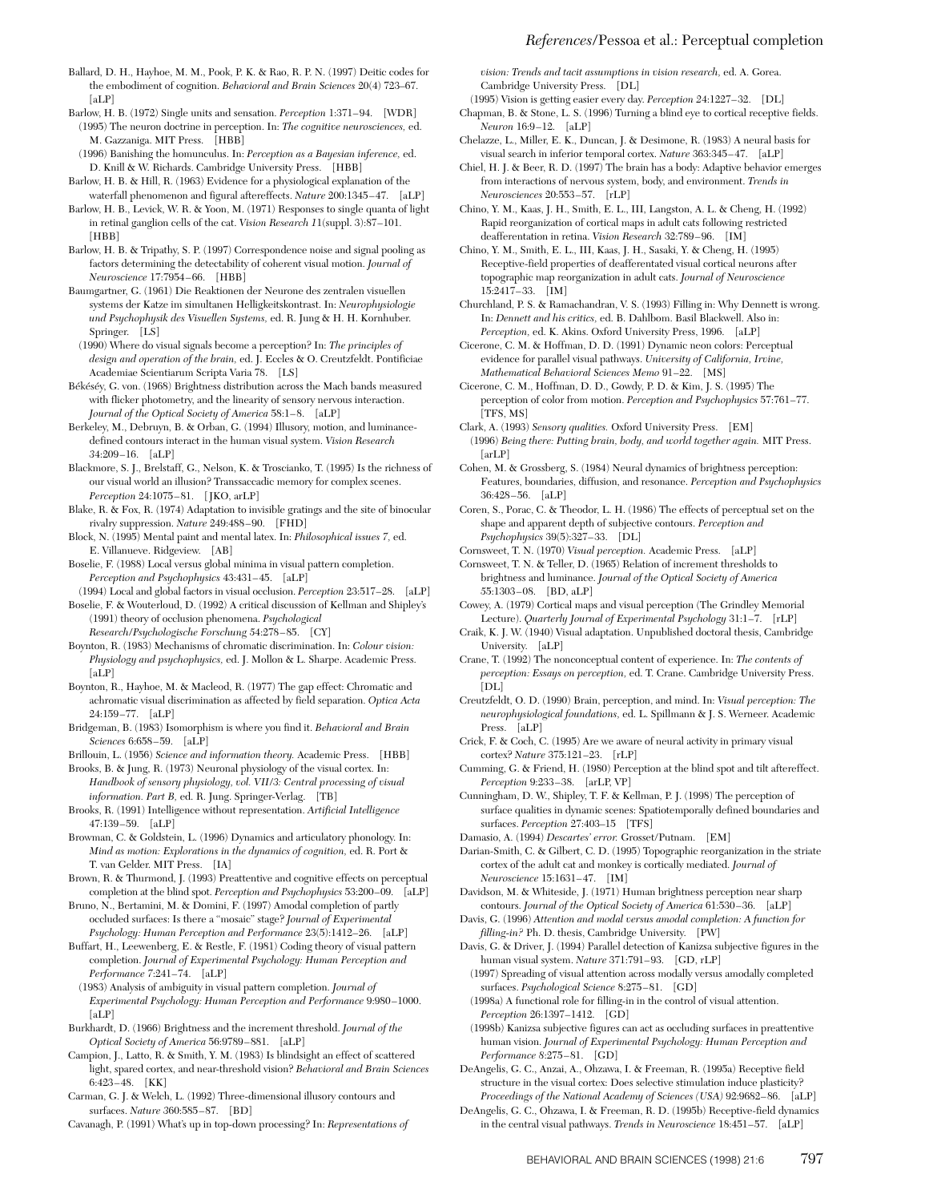Ballard, D. H., Hayhoe, M. M., Pook, P. K. & Rao, R. P. N. (1997) Deitic codes for the embodiment of cognition. *Behavioral and Brain Sciences* 20(4) 723–67. [aLP]

Barlow, H. B. (1972) Single units and sensation. *Perception* 1:371–94. [WDR]

(1995) The neuron doctrine in perception. In: *The cognitive neurosciences,* ed. M. Gazzaniga. MIT Press. [HBB]

(1996) Banishing the homunculus. In: *Perception as a Bayesian inference,* ed. D. Knill & W. Richards. Cambridge University Press. [HBB]

Barlow, H. B. & Hill, R. (1963) Evidence for a physiological explanation of the waterfall phenomenon and figural aftereffects. *Nature* 200:1345–47. [aLP]

Barlow, H. B., Levick, W. R. & Yoon, M. (1971) Responses to single quanta of light in retinal ganglion cells of the cat. *Vision Research* 11(suppl. 3):87–101. [HBB]

Barlow, H. B. & Tripathy, S. P. (1997) Correspondence noise and signal pooling as factors determining the detectability of coherent visual motion. *Journal of Neuroscience* 17:7954–66. [HBB]

Baumgartner, G. (1961) Die Reaktionen der Neurone des zentralen visuellen systems der Katze im simultanen Helligkeitskontrast. In: *Neurophysiologie und Psychophysik des Visuellen Systems,* ed. R. Jung & H. H. Kornhuber. Springer. [LS]

(1990) Where do visual signals become a perception? In: *The principles of design and operation of the brain,* ed. J. Eccles & O. Creutzfeldt. Pontificiae Academiae Scientiarum Scripta Varia 78. [LS]

Békésy, G. von. (1968) Brightness distribution across the Mach bands measured with flicker photometry, and the linearity of sensory nervous interaction. *Journal of the Optical Society of America* 58:1–8. [aLP]

Berkeley, M., Debruyn, B. & Orban, G. (1994) Illusory, motion, and luminance-defined contours interact in the human visual system. *Vision Research* 34:209–16. [aLP]

Blackmore, S. J., Brelstaff, G., Nelson, K. & Troscianko, T. (1995) Is the richness of our visual world an illusion? Transsaccadic memory for complex scenes. *Perception* 24:1075–81. [JKO, arLP]

Blake, R. & Fox, R. (1974) Adaptation to invisible gratings and the site of binocular rivalry suppression. *Nature* 249:488–90. [FHD]

Block, N. (1995) Mental paint and mental latex. In: *Philosophical issues 7,* ed. E. Villanueve. Ridgeview. [AB]

Boselie, F. (1988) Local versus global minima in visual pattern completion. *Perception and Psychophysics* 43:431–45. [aLP]

(1994) Local and global factors in visual occlusion. *Perception* 23:517–28. [aLP]

Boselie, F. & Wouterlond, D. (1992) A critical discussion of Kellman and Shipley's (1991) theory of occlusion phenomena. *Psychological Research/Psychologische Forschung* 54:278–85. [CY]

Boynton, R. (1983) Mechanisms of chromatic discrimination. In: *Colour vision: Physiology and psychophysics,* ed. J. Mollon & L. Sharpe. Academic Press. [aLP]

Boynton, R., Hayhoe, M. & Macleod, R. (1977) The gap effect: Chromatic and achromatic visual discrimination as affected by field separation. *Optica Acta* 24:159–77. [aLP]

Bridgeman, B. (1983) Isomorphism is where you find it. *Behavioral and Brain Sciences* 6:658–59. [aLP]

Brillouin, L. (1956) *Science and information theory.* Academic Press. [HBB]

Brooks, B. & Jung, R. (1973) Neuronal physiology of the visual cortex. In: *Handbook of sensory physiology, vol. VII/3: Central processing of visual information. Part B,* ed. R. Jung. Springer-Verlag. [TB]

Brooks, R. (1991) Intelligence without representation. *Artificial Intelligence* 47:139–59. [aLP]

Browman, C. & Goldstein, L. (1996) Dynamics and articulatory phonology. In: *Mind as motion: Explorations in the dynamics of cognition,* ed. R. Port & T. van Gelder. MIT Press. [IA]

Brown, R. & Thurmond, J. (1993) Preattentive and cognitive effects on perceptual completion at the blind spot. *Perception and Psychophysics* 53:200–09. [aLP]

Bruno, N., Bertamini, M. & Domini, F. (1997) Amodal completion of partly occluded surfaces: Is there a "mosaic" stage? *Journal of Experimental Psychology: Human Perception and Performance* 23(5):1412–26. [aLP]

Buffart, H., Leewenberg, E. & Restle, F. (1981) Coding theory of visual pattern completion. *Journal of Experimental Psychology: Human Perception and Performance* 7:241–74. [aLP]

(1983) Analysis of ambiguity in visual pattern completion. *Journal of Experimental Psychology: Human Perception and Performance* 9:980–1000. [aLP]

Burkhardt, D. (1966) Brightness and the increment threshold. *Journal of the Optical Society of America* 56:9789–881. [aLP]

Campion, J., Latto, R. & Smith, Y. M. (1983) Is blindsight an effect of scattered light, spared cortex, and near-threshold vision? *Behavioral and Brain Sciences* 6:423–48. [KK]

Carman, G. J. & Welch, L. (1992) Three-dimensional illusory contours and surfaces. *Nature* 360:585–87. [BD]

Cavanagh, P. (1991) What's up in top-down processing? In: *Representations of vision: Trends and tacit assumptions in vision research,* ed. A. Gorea. Cambridge University Press. [DL]

(1995) Vision is getting easier every day. *Perception* 24:1227–32. [DL]

Chapman, B. & Stone, L. S. (1996) Turning a blind eye to cortical receptive fields. *Neuron* 16:9–12. [aLP]

Chelazze, L., Miller, E. K., Duncan, J. & Desimone, R. (1983) A neural basis for visual search in inferior temporal cortex. *Nature* 363:345–47. [aLP]

Chiel, H. J. & Beer, R. D. (1997) The brain has a body: Adaptive behavior emerges from interactions of nervous system, body, and environment. *Trends in Neurosciences* 20:553–57. [rLP]

Chino, Y. M., Kaas, J. H., Smith, E. L., III, Langston, A. L. & Cheng, H. (1992) Rapid reorganization of cortical maps in adult cats following restricted deafferentation in retina. *Vision Research* 32:789–96. [IM]

Chino, Y. M., Smith, E. L., III, Kaas, J. H., Sasaki, Y. & Cheng, H. (1995) Receptive-field properties of deafferentated visual cortical neurons after topographic map reorganization in adult cats. *Journal of Neuroscience* 15:2417–33. [IM]

Churchland, P. S. & Ramachandran, V. S. (1993) Filling in: Why Dennett is wrong. In: *Dennett and his critics,* ed. B. Dahlbom. Basil Blackwell. Also in: *Perception,* ed. K. Akins. Oxford University Press, 1996. [aLP]

Cicerone, C. M. & Hoffman, D. D. (1991) Dynamic neon colors: Perceptual evidence for parallel visual pathways. *University of California, Irvine, Mathematical Behavioral Sciences Memo* 91–22. [MS]

Cicerone, C. M., Hoffman, D. D., Gowdy, P. D. & Kim, J. S. (1995) The perception of color from motion. *Perception and Psychophysics* 57:761–77. [TFS, MS]

Clark, A. (1993) *Sensory qualities.* Oxford University Press. [EM]

(1996) *Being there: Putting brain, body, and world together again.* MIT Press. [arLP]

Cohen, M. & Grossberg, S. (1984) Neural dynamics of brightness perception: Features, boundaries, diffusion, and resonance. *Perception and Psychophysics* 36:428–56. [aLP]

Coren, S., Porac, C. & Theodor, L. H. (1986) The effects of perceptual set on the shape and apparent depth of subjective contours. *Perception and Psychophysics* 39(5):327–33. [DL]

Cornsweet, T. N. (1970) *Visual perception.* Academic Press. [aLP]

Cornsweet, T. N. & Teller, D. (1965) Relation of increment thresholds to brightness and luminance. *Journal of the Optical Society of America* 55:1303–08. [BD, aLP]

Cowey, A. (1979) Cortical maps and visual perception (The Grindley Memorial Lecture). *Quarterly Journal of Experimental Psychology* 31:1–7. [rLP]

Craik, K. J. W. (1940) Visual adaptation. Unpublished doctoral thesis, Cambridge University. [aLP]

Crane, T. (1992) The nonconceptual content of experience. In: *The contents of perception: Essays on perception,* ed. T. Crane. Cambridge University Press. [DL]

Creutzfeldt, O. D. (1990) Brain, perception, and mind. In: *Visual perception: The neurophysiological foundations,* ed. L. Spillmann & J. S. Werneer. Academic Press. [aLP]

Crick, F. & Coch, C. (1995) Are we aware of neural activity in primary visual cortex? *Nature* 375:121–23. [rLP]

Cumming, G. & Friend, H. (1980) Perception at the blind spot and tilt aftereffect. *Perception* 9:233–38. [arLP, VP]

Cunningham, D. W., Shipley, T. F. & Kellman, P. J. (1998) The perception of surface qualities in dynamic scenes: Spatiotemporally defined boundaries and surfaces. *Perception* 27:403–15 [TFS]

Damasio, A. (1994) *Descartes' error.* Grosset/Putnam. [EM]

Darian-Smith, C. & Gilbert, C. D. (1995) Topographic reorganization in the striate cortex of the adult cat and monkey is cortically mediated. *Journal of Neuroscience* 15:1631–47. [IM]

Davidson, M. & Whiteside, J. (1971) Human brightness perception near sharp contours. *Journal of the Optical Society of America* 61:530–36. [aLP]

Davis, G. (1996) *Attention and modal versus amodal completion: A function for filling-in?* Ph. D. thesis, Cambridge University. [PW]

Davis, G. & Driver, J. (1994) Parallel detection of Kanizsa subjective figures in the human visual system. *Nature* 371:791–93. [GD, rLP]

(1997) Spreading of visual attention across modally versus amodally completed surfaces. *Psychological Science* 8:275–81. [GD]

(1998a) A functional role for filling-in in the control of visual attention. *Perception* 26:1397–1412. [GD]

(1998b) Kanizsa subjective figures can act as occluding surfaces in preattentive human vision. *Journal of Experimental Psychology: Human Perception and Performance* 8:275–81. [GD]

DeAngelis, G. C., Anzai, A., Ohzawa, I. & Freeman, R. (1995a) Receptive field structure in the visual cortex: Does selective stimulation induce plasticity? *Proceedings of the National Academy of Sciences (USA)* 92:9682–86. [aLP]

DeAngelis, G. C., Ohzawa, I. & Freeman, R. D. (1995b) Receptive-field dynamics in the central visual pathways. *Trends in Neuroscience* 18:451–57. [aLP]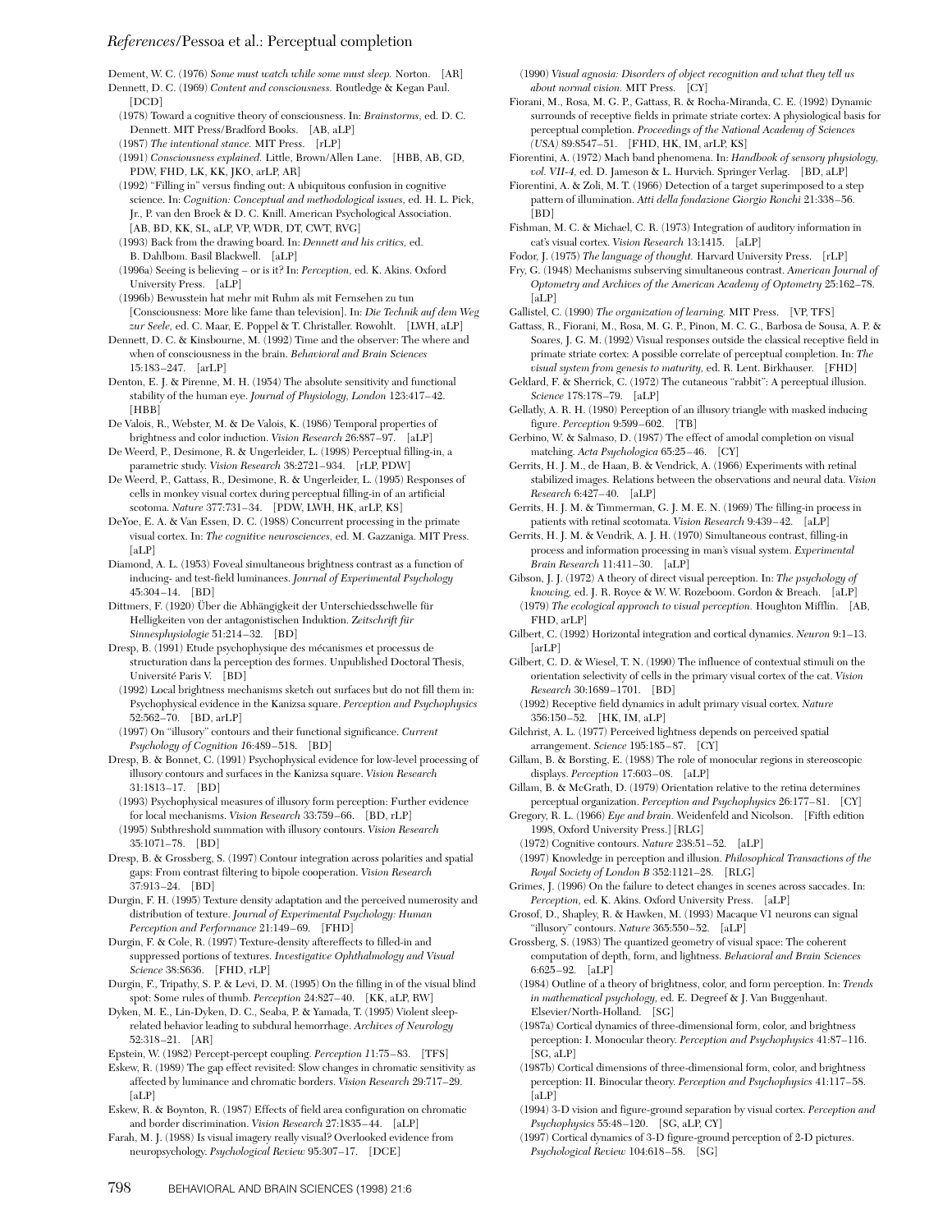Dement, W. C. (1976) *Some must watch while some must sleep.* Norton. [AR]

Dennett, D. C. (1969) *Content and consciousness.* Routledge & Kegan Paul. [DCD]

(1978) Toward a cognitive theory of consciousness. In: *Brainstorms,* ed. D. C. Dennett. MIT Press/Bradford Books. [AB, aLP]

(1987) *The intentional stance.* MIT Press. [rLP]

(1991) *Consciousness explained.* Little, Brown/Allen Lane. [HBB, AB, GD, PDW, FHD, LK, KK, JKO, arLP, AR]

(1992) "Filling in" versus finding out: A ubiquitous confusion in cognitive science. In: *Cognition: Conceptual and methodological issues,* ed. H. L. Pick, Jr., P. van den Broek & D. C. Knill. American Psychological Association. [AB, BD, KK, SL, aLP, VP, WDR, DT, CWT, RVG]

(1993) Back from the drawing board. In: *Dennett and his critics,* ed. B. Dahlbom. Basil Blackwell. [aLP]

(1996a) Seeing is believing – or is it? In: *Perception,* ed. K. Akins. Oxford University Press. [aLP]

(1996b) Bewusstein hat mehr mit Ruhm als mit Fernsehen zu tun [Consciousness: More like fame than television]. In: *Die Technik auf dem Weg zur Seele,* ed. C. Maar, E. Poppel & T. Christaller. Rowohlt. [LWH, aLP]

Dennett, D. C. & Kinsbourne, M. (1992) Time and the observer: The where and when of consciousness in the brain. *Behavioral and Brain Sciences* 15:183–247. [arLP]

Denton, E. J. & Pirenne, M. H. (1954) The absolute sensitivity and functional stability of the human eye. *Journal of Physiology, London* 123:417–42. [HBB]

De Valois, R., Webster, M. & De Valois, K. (1986) Temporal properties of brightness and color induction. *Vision Research* 26:887–97. [aLP]

De Weerd, P., Desimone, R. & Ungerleider, L. (1998) Perceptual filling-in, a parametric study. *Vision Research* 38:2721–934. [rLP, PDW]

De Weerd, P., Gattass, R., Desimone, R. & Ungerleider, L. (1995) Responses of cells in monkey visual cortex during perceptual filling-in of an artificial scotoma. *Nature* 377:731–34. [PDW, LWH, HK, arLP, KS]

DeYoe, E. A. & Van Essen, D. C. (1988) Concurrent processing in the primate visual cortex. In: *The cognitive neurosciences,* ed. M. Gazzaniga. MIT Press. [aLP]

Diamond, A. L. (1953) Foveal simultaneous brightness contrast as a function of inducing- and test-field luminances. *Journal of Experimental Psychology* 45:304–14. [BD]

Dittmers, F. (1920) Über die Abhängigkeit der Unterschiedsschwelle für Helligkeiten von der antagonistischen Induktion. *Zeitschrift für Sinnesphysiologie* 51:214–32. [BD]

Dresp, B. (1991) Etude psychophysique des mécanismes et processus de structuration dans la perception des formes. Unpublished Doctoral Thesis, Université Paris V. [BD]

(1992) Local brightness mechanisms sketch out surfaces but do not fill them in: Psychophysical evidence in the Kanizsa square. *Perception and Psychophysics* 52:562–70. [BD, arLP]

(1997) On "illusory" contours and their functional significance. *Current Psychology of Cognition* 16:489–518. [BD]

Dresp, B. & Bonnet, C. (1991) Psychophysical evidence for low-level processing of illusory contours and surfaces in the Kanizsa square. *Vision Research* 31:1813–17. [BD]

(1993) Psychophysical measures of illusory form perception: Further evidence for local mechanisms. *Vision Research* 33:759–66. [BD, rLP]

(1995) Subthreshold summation with illusory contours. *Vision Research* 35:1071–78. [BD]

Dresp, B. & Grossberg, S. (1997) Contour integration across polarities and spatial gaps: From contrast filtering to bipole cooperation. *Vision Research* 37:913–24. [BD]

Durgin, F. H. (1995) Texture density adaptation and the perceived numerosity and distribution of texture. *Journal of Experimental Psychology: Human Perception and Performance* 21:149–69. [FHD]

Durgin, F. & Cole, R. (1997) Texture-density aftereffects to filled-in and suppressed portions of textures. *Investigative Ophthalmology and Visual Science* 38:S636. [FHD, rLP]

Durgin, F., Tripathy, S. P. & Levi, D. M. (1995) On the filling in of the visual blind spot: Some rules of thumb. *Perception* 24:827–40. [KK, aLP, RW]

Dyken, M. E., Lin-Dyken, D. C., Seaba, P. & Yamada, T. (1995) Violent sleep-related behavior leading to subdural hemorrhage. *Archives of Neurology* 52:318–21. [AR]

Epstein, W. (1982) Percept-percept coupling. *Perception* 11:75–83. [TFS]

Eskew, R. (1989) The gap effect revisited: Slow changes in chromatic sensitivity as affected by luminance and chromatic borders. *Vision Research* 29:717–29. [aLP]

Eskew, R. & Boynton, R. (1987) Effects of field area configuration on chromatic and border discrimination. *Vision Research* 27:1835–44. [aLP]

Farah, M. J. (1988) Is visual imagery really visual? Overlooked evidence from neuropsychology. *Psychological Review* 95:307–17. [DCE]

(1990) *Visual agnosia: Disorders of object recognition and what they tell us about normal vision.* MIT Press. [CY]

Fiorani, M., Rosa, M. G. P., Gattass, R. & Rocha-Miranda, C. E. (1992) Dynamic surrounds of receptive fields in primate striate cortex: A physiological basis for perceptual completion. *Proceedings of the National Academy of Sciences (USA)* 89:8547–51. [FHD, HK, IM, arLP, KS]

Fiorentini, A. (1972) Mach band phenomena. In: *Handbook of sensory physiology, vol. VII-4,* ed. D. Jameson & L. Hurvich. Springer Verlag. [BD, aLP]

Fiorentini, A. & Zoli, M. T. (1966) Detection of a target superimposed to a step pattern of illumination. *Atti della fondazione Giorgio Ronchi* 21:338–56. [BD]

Fishman, M. C. & Michael, C. R. (1973) Integration of auditory information in cat's visual cortex. *Vision Research* 13:1415. [aLP]

Fodor, J. (1975) *The language of thought.* Harvard University Press. [rLP]

Fry, G. (1948) Mechanisms subserving simultaneous contrast. *American Journal of Optometry and Archives of the American Academy of Optometry* 25:162–78. [aLP]

Gallistel, C. (1990) *The organization of learning.* MIT Press. [VP, TFS]

Gattass, R., Fiorani, M., Rosa, M. G. P., Pinon, M. C. G., Barbosa de Sousa, A. P. & Soares, J. G. M. (1992) Visual responses outside the classical receptive field in primate striate cortex: A possible correlate of perceptual completion. In: *The visual system from genesis to maturity,* ed. R. Lent. Birkhauser. [FHD]

Geldard, F. & Sherrick, C. (1972) The cutaneous "rabbit": A perceptual illusion. *Science* 178:178–79. [aLP]

Gellatly, A. R. H. (1980) Perception of an illusory triangle with masked inducing figure. *Perception* 9:599–602. [TB]

Gerbino, W. & Salmaso, D. (1987) The effect of amodal completion on visual matching. *Acta Psychologica* 65:25–46. [CY]

Gerrits, H. J. M., de Haan, B. & Vendrick, A. (1966) Experiments with retinal stabilized images. Relations between the observations and neural data. *Vision Research* 6:427–40. [aLP]

Gerrits, H. J. M. & Timmerman, G. J. M. E. N. (1969) The filling-in process in patients with retinal scotomata. *Vision Research* 9:439–42. [aLP]

Gerrits, H. J. M. & Vendrik, A. J. H. (1970) Simultaneous contrast, filling-in process and information processing in man's visual system. *Experimental Brain Research* 11:411–30. [aLP]

Gibson, J. J. (1972) A theory of direct visual perception. In: *The psychology of knowing,* ed. J. R. Royce & W. W. Rozeboom. Gordon & Breach. [aLP]

(1979) *The ecological approach to visual perception.* Houghton Mifflin. [AB, FHD, arLP]

Gilbert, C. (1992) Horizontal integration and cortical dynamics. *Neuron* 9:1–13. [arLP]

Gilbert, C. D. & Wiesel, T. N. (1990) The influence of contextual stimuli on the orientation selectivity of cells in the primary visual cortex of the cat. *Vision Research* 30:1689–1701. [BD]

(1992) Receptive field dynamics in adult primary visual cortex. *Nature* 356:150–52. [HK, IM, aLP]

Gilchrist, A. L. (1977) Perceived lightness depends on perceived spatial arrangement. *Science* 195:185–87. [CY]

Gillam, B. & Borsting, E. (1988) The role of monocular regions in stereoscopic displays. *Perception* 17:603–08. [aLP]

Gillam, B. & McGrath, D. (1979) Orientation relative to the retina determines perceptual organization. *Perception and Psychophysics* 26:177–81. [CY]

Gregory, R. L. (1966) *Eye and brain.* Weidenfeld and Nicolson. [Fifth edition 1998, Oxford University Press.] [RLG]

(1972) Cognitive contours. *Nature* 238:51–52. [aLP]

(1997) Knowledge in perception and illusion. *Philosophical Transactions of the Royal Society of London B* 352:1121–28. [RLG]

Grimes, J. (1996) On the failure to detect changes in scenes across saccades. In: *Perception,* ed. K. Akins. Oxford University Press. [aLP]

Grosof, D., Shapley, R. & Hawken, M. (1993) Macaque V1 neurons can signal "illusory" contours. *Nature* 365:550–52. [aLP]

Grossberg, S. (1983) The quantized geometry of visual space: The coherent computation of depth, form, and lightness. *Behavioral and Brain Sciences* 6:625–92. [aLP]

(1984) Outline of a theory of brightness, color, and form perception. In: *Trends in mathematical psychology,* ed. E. Degreef & J. Van Buggenhaut. Elsevier/North-Holland. [SG]

(1987a) Cortical dynamics of three-dimensional form, color, and brightness perception: I. Monocular theory. *Perception and Psychophysics* 41:87–116. [SG, aLP]

(1987b) Cortical dimensions of three-dimensional form, color, and brightness perception: II. Binocular theory. *Perception and Psychophysics* 41:117–58. [aLP]

(1994) 3-D vision and figure-ground separation by visual cortex. *Perception and Psychophysics* 55:48–120. [SG, aLP, CY]

(1997) Cortical dynamics of 3-D figure-ground perception of 2-D pictures. *Psychological Review* 104:618–58. [SG]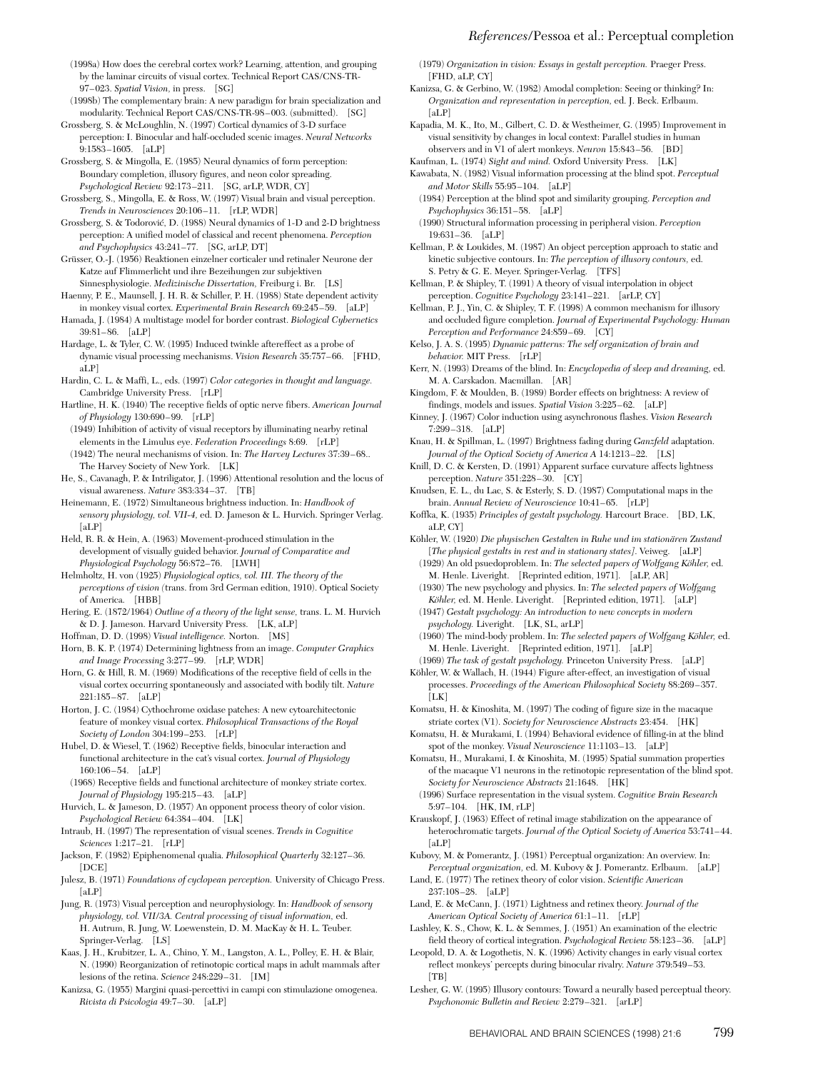(1998a) How does the cerebral cortex work? Learning, attention, and grouping by the laminar circuits of visual cortex. Technical Report CAS/CNS-TR-97–023. *Spatial Vision*, in press. [SG]

(1998b) The complementary brain: A new paradigm for brain specialization and modularity. Technical Report CAS/CNS-TR-98–003. (submitted). [SG]

Grossberg, S. & McLoughlin, N. (1997) Cortical dynamics of 3-D surface perception: I. Binocular and half-occluded scenic images. *Neural Networks* 9:1583–1605. [aLP]

Grossberg, S. & Mingolla, E. (1985) Neural dynamics of form perception: Boundary completion, illusory figures, and neon color spreading. *Psychological Review* 92:173–211. [SG, aLP, WDR, CY]

Grossberg, S., Mingolla, E. & Ross, W. (1997) Visual brain and visual perception. *Trends in Neurosciences* 20:106–11. [rLP, WDR]

Grossberg, S. & Todorović, D. (1988) Neural dynamics of 1-D and 2-D brightness perception: A unified model of classical and recent phenomena. *Perception and Psychophysics* 43:241–77. [SG, arLP, DT]

Grüsser, O.-J. (1956) Reaktionen einzelner corticaler und retinaler Neurone der Katze auf Flimmerlicht und ihre Bezeihungen zur subjektiven Sinnesphysiologie. *Medizinische Dissertation*, Freiburg i. Br. [LS]

Haenny, P. E., Maunsell, J. H. R. & Schiller, P. H. (1988) State dependent activity in monkey visual cortex. *Experimental Brain Research* 69:245–59. [aLP]

Hamada, J. (1984) A multistage model for border contrast. *Biological Cybernetics* 39:81–86. [aLP]

Hardage, L. & Tyler, C. W. (1995) Induced twinkle aftereffect as a probe of dynamic visual processing mechanisms. *Vision Research* 35:757–66. [FHD, aLP]

Hardin, C. L. & Maffi, L., eds. (1997) *Color categories in thought and language.* Cambridge University Press. [rLP]

Hartline, H. K. (1940) The receptive fields of optic nerve fibers. *American Journal of Physiology* 130:690–99. [rLP]

(1949) Inhibition of activity of visual receptors by illuminating nearby retinal elements in the Limulus eye. *Federation Proceedings* 8:69. [rLP]

(1942) The neural mechanisms of vision. In: *The Harvey Lectures* 37:39–68.. The Harvey Society of New York. [LK]

He, S., Cavanagh, P. & Intriligator, J. (1996) Attentional resolution and the locus of visual awareness. *Nature* 383:334–37. [TB]

Heinemann, E. (1972) Simultaneous brightness induction. In: *Handbook of sensory physiology, vol. VII-4,* ed. D. Jameson & L. Hurvich. Springer Verlag. [aLP]

Held, R. R. & Hein, A. (1963) Movement-produced stimulation in the development of visually guided behavior. *Journal of Comparative and Physiological Psychology* 56:872–76. [LWH]

Helmholtz, H. von (1925) *Physiological optics, vol. III. The theory of the perceptions of vision* (trans. from 3rd German edition, 1910). Optical Society of America. [HBB]

Hering, E. (1872/1964) *Outline of a theory of the light sense,* trans. L. M. Hurvich & D. J. Jameson. Harvard University Press. [LK, aLP]

Hoffman, D. D. (1998) *Visual intelligence.* Norton. [MS]

Horn, B. K. P. (1974) Determining lightness from an image. *Computer Graphics and Image Processing* 3:277–99. [rLP, WDR]

Horn, G. & Hill, R. M. (1969) Modifications of the receptive field of cells in the visual cortex occurring spontaneously and associated with bodily tilt. *Nature* 221:185–87. [aLP]

Horton, J. C. (1984) Cythochrome oxidase patches: A new cytoarchitectonic feature of monkey visual cortex. *Philosophical Transactions of the Royal Society of London* 304:199–253. [rLP]

Hubel, D. & Wiesel, T. (1962) Receptive fields, binocular interaction and functional architecture in the cat's visual cortex. *Journal of Physiology* 160:106–54. [aLP]

(1968) Receptive fields and functional architecture of monkey striate cortex. *Journal of Physiology* 195:215–43. [aLP]

Hurvich, L. & Jameson, D. (1957) An opponent process theory of color vision. *Psychological Review* 64:384–404. [LK]

Intraub, H. (1997) The representation of visual scenes. *Trends in Cognitive Sciences* 1:217–21. [rLP]

Jackson, F. (1982) Epiphenomenal qualia. *Philosophical Quarterly* 32:127–36. [DCE]

Julesz, B. (1971) *Foundations of cyclopean perception.* University of Chicago Press. [aLP]

Jung, R. (1973) Visual perception and neurophysiology. In: *Handbook of sensory physiology, vol. VII/3A. Central processing of visual information,* ed. H. Autrum, R. Jung, W. Loewenstein, D. M. MacKay & H. L. Teuber. Springer-Verlag. [LS]

Kaas, J. H., Krubitzer, L. A., Chino, Y. M., Langston, A. L., Polley, E. H. & Blair, N. (1990) Reorganization of retinotopic cortical maps in adult mammals after lesions of the retina. *Science* 248:229–31. [IM]

Kanizsa, G. (1955) Margini quasi-percettivi in campi con stimulazione omogenea. *Rivista di Psicologia* 49:7–30. [aLP]

(1979) *Organization in vision: Essays in gestalt perception.* Praeger Press. [FHD, aLP, CY]

Kanizsa, G. & Gerbino, W. (1982) Amodal completion: Seeing or thinking? In: *Organization and representation in perception,* ed. J. Beck. Erlbaum. [aLP]

Kapadia, M. K., Ito, M., Gilbert, C. D. & Westheimer, G. (1995) Improvement in visual sensitivity by changes in local context: Parallel studies in human observers and in V1 of alert monkeys. *Neuron* 15:843–56. [BD]

Kaufman, L. (1974) *Sight and mind.* Oxford University Press. [LK]

Kawabata, N. (1982) Visual information processing at the blind spot. *Perceptual and Motor Skills* 55:95–104. [aLP]

(1984) Perception at the blind spot and similarity grouping. *Perception and Psychophysics* 36:151–58. [aLP]

(1990) Structural information processing in peripheral vision. *Perception* 19:631–36. [aLP]

Kellman, P. & Loukides, M. (1987) An object perception approach to static and kinetic subjective contours. In: *The perception of illusory contours,* ed. S. Petry & G. E. Meyer. Springer-Verlag. [TFS]

Kellman, P. & Shipley, T. (1991) A theory of visual interpolation in object perception. *Cognitive Psychology* 23:141–221. [arLP, CY]

Kellman, P. J., Yin, C. & Shipley, T. F. (1998) A common mechanism for illusory and occluded figure completion. *Journal of Experimental Psychology: Human Perception and Performance* 24:859–69. [CY]

Kelso, J. A. S. (1995) *Dynamic patterns: The self organization of brain and behavior.* MIT Press. [rLP]

Kerr, N. (1993) Dreams of the blind. In: *Encyclopedia of sleep and dreaming,* ed. M. A. Carskadon. Macmillan. [AR]

Kingdom, F. & Moulden, B. (1989) Border effects on brightness: A review of findings, models and issues. *Spatial Vision* 3:225–62. [aLP]

Kinney, J. (1967) Color induction using asynchronous flashes. *Vision Research* 7:299–318. [aLP]

Knau, H. & Spillman, L. (1997) Brightness fading during *Ganzfeld* adaptation. *Journal of the Optical Society of America A* 14:1213–22. [LS]

Knill, D. C. & Kersten, D. (1991) Apparent surface curvature affects lightness perception. *Nature* 351:228–30. [CY]

Knudsen, E. L., du Lac, S. & Esterly, S. D. (1987) Computational maps in the brain. *Annual Review of Neuroscience* 10:41–65. [rLP]

Koffka, K. (1935) *Principles of gestalt psychology.* Harcourt Brace. [BD, LK, aLP, CY]

Köhler, W. (1920) *Die physischen Gestalten in Ruhe und im stationären Zustand* [*The physical gestalts in rest and in stationary states*]. Veiweg. [aLP]

(1929) An old psuedoproblem. In: *The selected papers of Wolfgang Köhler,* ed. M. Henle. Liveright. [Reprinted edition, 1971]. [aLP, AR]

(1930) The new psychology and physics. In: *The selected papers of Wolfgang Köhler,* ed. M. Henle. Liveright. [Reprinted edition, 1971]. [aLP]

(1947) *Gestalt psychology: An introduction to new concepts in modern psychology.* Liveright. [LK, SL, arLP]

(1960) The mind-body problem. In: *The selected papers of Wolfgang Köhler,* ed. M. Henle. Liveright. [Reprinted edition, 1971]. [aLP]

(1969) *The task of gestalt psychology.* Princeton University Press. [aLP]

Köhler, W. & Wallach, H. (1944) Figure after-effect, an investigation of visual processes. *Proceedings of the American Philosophical Society* 88:269–357. [LK]

Komatsu, H. & Kinoshita, M. (1997) The coding of figure size in the macaque striate cortex (V1). *Society for Neuroscience Abstracts* 23:454. [HK]

Komatsu, H. & Murakami, I. (1994) Behavioral evidence of filling-in at the blind spot of the monkey. *Visual Neuroscience* 11:1103–13. [aLP]

Komatsu, H., Murakami, I. & Kinoshita, M. (1995) Spatial summation properties of the macaque V1 neurons in the retinotopic representation of the blind spot. *Society for Neuroscience Abstracts* 21:1648. [HK]

(1996) Surface representation in the visual system. *Cognitive Brain Research* 5:97–104. [HK, IM, rLP]

Krauskopf, J. (1963) Effect of retinal image stabilization on the appearance of heterochromatic targets. *Journal of the Optical Society of America* 53:741–44. [aLP]

Kubovy, M. & Pomerantz, J. (1981) Perceptual organization: An overview. In: *Perceptual organization,* ed. M. Kubovy & J. Pomerantz. Erlbaum. [aLP]

Land, E. (1977) The retinex theory of color vision. *Scientific American* 237:108–28. [aLP]

Land, E. & McCann, J. (1971) Lightness and retinex theory. *Journal of the American Optical Society of America* 61:1–11. [rLP]

Lashley, K. S., Chow, K. L. & Semmes, J. (1951) An examination of the electric field theory of cortical integration. *Psychological Review* 58:123–36. [aLP]

Leopold, D. A. & Logothetis, N. K. (1996) Activity changes in early visual cortex reflect monkeys' percepts during binocular rivalry. *Nature* 379:549–53. [TB]

Lesher, G. W. (1995) Illusory contours: Toward a neurally based perceptual theory. *Psychonomic Bulletin and Review* 2:279–321. [arLP]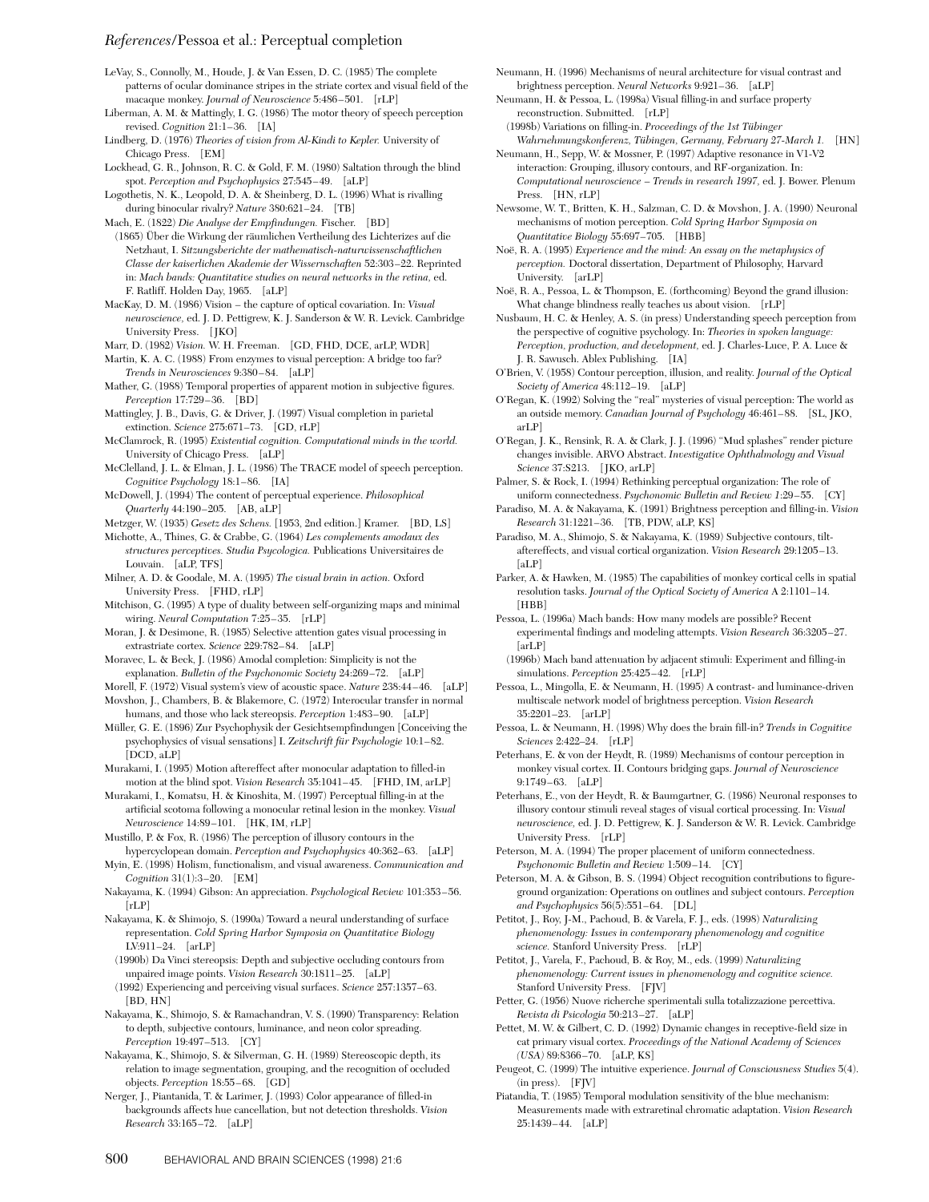LeVay, S., Connolly, M., Houde, J. & Van Essen, D. C. (1985) The complete patterns of ocular dominance stripes in the striate cortex and visual field of the macaque monkey. *Journal of Neuroscience* 5:486–501. [rLP]

Liberman, A. M. & Mattingly, I. G. (1986) The motor theory of speech perception revised. *Cognition* 21:1–36. [IA]

Lindberg, D. (1976) *Theories of vision from Al-Kindi to Kepler.* University of Chicago Press. [EM]

Lockhead, G. R., Johnson, R. C. & Gold, F. M. (1980) Saltation through the blind spot. *Perception and Psychophysics* 27:545–49. [aLP]

Logothetis, N. K., Leopold, D. A. & Sheinberg, D. L. (1996) What is rivalling during binocular rivalry? *Nature* 380:621–24. [TB]

Mach, E. (1822) *Die Analyse der Empfindungen.* Fischer. [BD]

(1865) Über die Wirkung der räumlichen Vertheilung des Lichterizes auf die Netzhaut, I. *Sitzungsberichte der mathematisch-naturwissenschaftlichen Classe der kaiserlichen Akademie der Wissernschaften* 52:303–22. Reprinted in: *Mach bands: Quantitative studies on neural networks in the retina,* ed. F. Ratliff. Holden Day, 1965. [aLP]

MacKay, D. M. (1986) Vision – the capture of optical covariation. In: *Visual neuroscience,* ed. J. D. Pettigrew, K. J. Sanderson & W. R. Levick. Cambridge University Press. [JKO]

Marr, D. (1982) *Vision.* W. H. Freeman. [GD, FHD, DCE, arLP, WDR]

Martin, K. A. C. (1988) From enzymes to visual perception: A bridge too far? *Trends in Neurosciences* 9:380–84. [aLP]

Mather, G. (1988) Temporal properties of apparent motion in subjective figures. *Perception* 17:729–36. [BD]

Mattingley, J. B., Davis, G. & Driver, J. (1997) Visual completion in parietal extinction. *Science* 275:671–73. [GD, rLP]

McClamrock, R. (1995) *Existential cognition. Computational minds in the world.* University of Chicago Press. [aLP]

McClelland, J. L. & Elman, J. L. (1986) The TRACE model of speech perception. *Cognitive Psychology* 18:1–86. [IA]

McDowell, J. (1994) The content of perceptual experience. *Philosophical Quarterly* 44:190–205. [AB, aLP]

Metzger, W. (1935) *Gesetz des Schens.* [1953, 2nd edition.] Kramer. [BD, LS]

Michotte, A., Thines, G. & Crabbe, G. (1964) *Les complements amodaux des structures perceptives. Studia Psycologica.* Publications Universitaires de Louvain. [aLP, TFS]

Milner, A. D. & Goodale, M. A. (1995) *The visual brain in action.* Oxford University Press. [FHD, rLP]

Mitchison, G. (1995) A type of duality between self-organizing maps and minimal wiring. *Neural Computation* 7:25–35. [rLP]

Moran, J. & Desimone, R. (1985) Selective attention gates visual processing in extrastriate cortex. *Science* 229:782–84. [aLP]

Moravec, L. & Beck, J. (1986) Amodal completion: Simplicity is not the explanation. *Bulletin of the Psychonomic Society* 24:269–72. [aLP]

Morell, F. (1972) Visual system's view of acoustic space. *Nature* 238:44–46. [aLP]

Movshon, J., Chambers, B. & Blakemore, C. (1972) Interocular transfer in normal humans, and those who lack stereopsis. *Perception* 1:483–90. [aLP]

Müller, G. E. (1896) Zur Psychophysik der Gesichtsempfindungen [Conceiving the psychophysics of visual sensations] I. *Zeitschrift für Psychologie* 10:1–82. [DCD, aLP]

Murakami, I. (1995) Motion aftereffect after monocular adaptation to filled-in motion at the blind spot. *Vision Research* 35:1041–45. [FHD, IM, arLP]

Murakami, I., Komatsu, H. & Kinoshita, M. (1997) Perceptual filling-in at the artificial scotoma following a monocular retinal lesion in the monkey. *Visual Neuroscience* 14:89–101. [HK, IM, rLP]

Mustillo, P. & Fox, R. (1986) The perception of illusory contours in the hypercyclopean domain. *Perception and Psychophysics* 40:362–63. [aLP]

Myin, E. (1998) Holism, functionalism, and visual awareness. *Communication and Cognition* 31(1):3–20. [EM]

Nakayama, K. (1994) Gibson: An appreciation. *Psychological Review* 101:353–56. [rLP]

Nakayama, K. & Shimojo, S. (1990a) Toward a neural understanding of surface representation. *Cold Spring Harbor Symposia on Quantitative Biology* LV:911–24. [arLP]

(1990b) Da Vinci stereopsis: Depth and subjective occluding contours from unpaired image points. *Vision Research* 30:1811–25. [aLP]

(1992) Experiencing and perceiving visual surfaces. *Science* 257:1357–63. [BD, HN]

Nakayama, K., Shimojo, S. & Ramachandran, V. S. (1990) Transparency: Relation to depth, subjective contours, luminance, and neon color spreading. *Perception* 19:497–513. [CY]

Nakayama, K., Shimojo, S. & Silverman, G. H. (1989) Stereoscopic depth, its relation to image segmentation, grouping, and the recognition of occluded objects. *Perception* 18:55–68. [GD]

Nerger, J., Piantanida, T. & Larimer, J. (1993) Color appearance of filled-in backgrounds affects hue cancellation, but not detection thresholds. *Vision Research* 33:165–72. [aLP]

Neumann, H. (1996) Mechanisms of neural architecture for visual contrast and brightness perception. *Neural Networks* 9:921–36. [aLP]

Neumann, H. & Pessoa, L. (1998a) Visual filling-in and surface property reconstruction. Submitted. [rLP]

(1998b) Variations on filling-in. *Proceedings of the 1st Tübinger Wahrnehmungskonferenz, Tübingen, Germany, February 27-March 1.* [HN]

Neumann, H., Sepp, W. & Mossner, P. (1997) Adaptive resonance in V1-V2 interaction: Grouping, illusory contours, and RF-organization. In: *Computational neuroscience – Trends in research 1997,* ed. J. Bower. Plenum Press. [HN, rLP]

Newsome, W. T., Britten, K. H., Salzman, C. D. & Movshon, J. A. (1990) Neuronal mechanisms of motion perception. *Cold Spring Harbor Symposia on Quantitative Biology* 55:697–705. [HBB]

Noë, R. A. (1995) *Experience and the mind: An essay on the metaphysics of perception.* Doctoral dissertation, Department of Philosophy, Harvard University. [arLP]

Noë, R. A., Pessoa, L. & Thompson, E. (forthcoming) Beyond the grand illusion: What change blindness really teaches us about vision. [rLP]

Nusbaum, H. C. & Henley, A. S. (in press) Understanding speech perception from the perspective of cognitive psychology. In: *Theories in spoken language: Perception, production, and development,* ed. J. Charles-Luce, P. A. Luce & J. R. Sawusch. Ablex Publishing. [IA]

O'Brien, V. (1958) Contour perception, illusion, and reality. *Journal of the Optical Society of America* 48:112–19. [aLP]

O'Regan, K. (1992) Solving the "real" mysteries of visual perception: The world as an outside memory. *Canadian Journal of Psychology* 46:461–88. [SL, JKO, arLP]

O'Regan, J. K., Rensink, R. A. & Clark, J. J. (1996) "Mud splashes" render picture changes invisible. ARVO Abstract. *Investigative Ophthalmology and Visual Science* 37:S213. [JKO, arLP]

Palmer, S. & Rock, I. (1994) Rethinking perceptual organization: The role of uniform connectedness. *Psychonomic Bulletin and Review* 1:29–55. [CY]

Paradiso, M. A. & Nakayama, K. (1991) Brightness perception and filling-in. *Vision Research* 31:1221–36. [TB, PDW, aLP, KS]

Paradiso, M. A., Shimojo, S. & Nakayama, K. (1989) Subjective contours, tilt-aftereffects, and visual cortical organization. *Vision Research* 29:1205–13. [aLP]

Parker, A. & Hawken, M. (1985) The capabilities of monkey cortical cells in spatial resolution tasks. *Journal of the Optical Society of America* A 2:1101–14. [HBB]

Pessoa, L. (1996a) Mach bands: How many models are possible? Recent experimental findings and modeling attempts. *Vision Research* 36:3205–27. [arLP]

(1996b) Mach band attenuation by adjacent stimuli: Experiment and filling-in simulations. *Perception* 25:425–42. [rLP]

Pessoa, L., Mingolla, E. & Neumann, H. (1995) A contrast- and luminance-driven multiscale network model of brightness perception. *Vision Research* 35:2201–23. [arLP]

Pessoa, L. & Neumann, H. (1998) Why does the brain fill-in? *Trends in Cognitive Sciences* 2:422–24. [rLP]

Peterhans, E. & von der Heydt, R. (1989) Mechanisms of contour perception in monkey visual cortex. II. Contours bridging gaps. *Journal of Neuroscience* 9:1749–63. [aLP]

Peterhans, E., von der Heydt, R. & Baumgartner, G. (1986) Neuronal responses to illusory contour stimuli reveal stages of visual cortical processing. In: *Visual neuroscience,* ed. J. D. Pettigrew, K. J. Sanderson & W. R. Levick. Cambridge University Press. [rLP]

Peterson, M. A. (1994) The proper placement of uniform connectedness. *Psychonomic Bulletin and Review* 1:509–14. [CY]

Peterson, M. A. & Gibson, B. S. (1994) Object recognition contributions to figure-ground organization: Operations on outlines and subject contours. *Perception and Psychophysics* 56(5):551–64. [DL]

Petitot, J., Roy, J-M., Pachoud, B. & Varela, F. J., eds. (1998) *Naturalizing phenomenology: Issues in contemporary phenomenology and cognitive science.* Stanford University Press. [rLP]

Petitot, J., Varela, F., Pachoud, B. & Roy, M., eds. (1999) *Naturalizing phenomenology: Current issues in phenomenology and cognitive science.* Stanford University Press. [FJV]

Petter, G. (1956) Nuove richerche sperimentali sulla totalizzazione percettiva. *Revista di Psicologia* 50:213–27. [aLP]

Pettet, M. W. & Gilbert, C. D. (1992) Dynamic changes in receptive-field size in cat primary visual cortex. *Proceedings of the National Academy of Sciences (USA)* 89:8366–70. [aLP, KS]

Peugeot, C. (1999) The intuitive experience. *Journal of Consciousness Studies* 5(4). (in press). [FJV]

Piatandia, T. (1985) Temporal modulation sensitivity of the blue mechanism: Measurements made with extraretinal chromatic adaptation. *Vision Research* 25:1439–44. [aLP]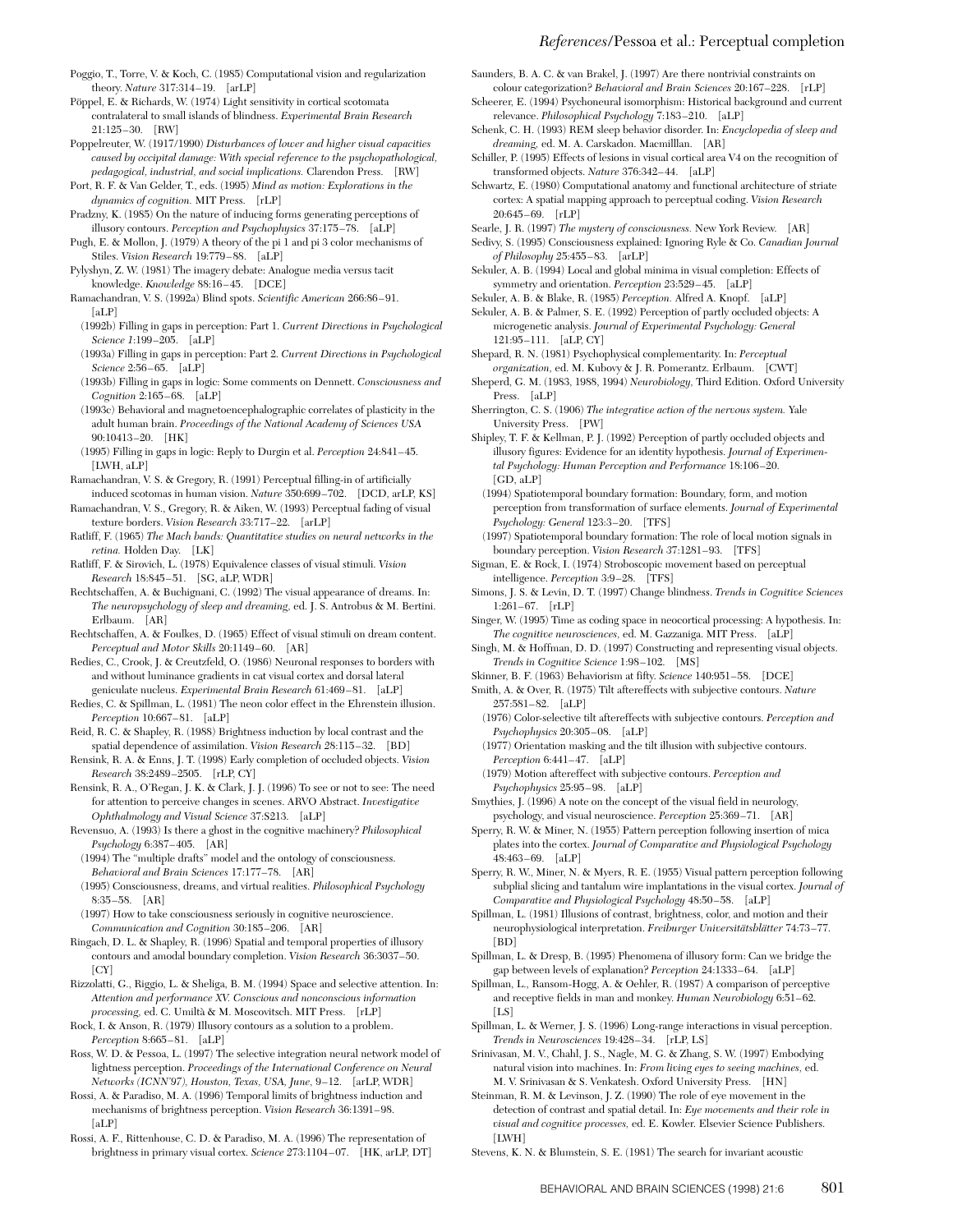Poggio, T., Torre, V. & Koch, C. (1985) Computational vision and regularization theory. *Nature* 317:314–19. [arLP]

Pöppel, E. & Richards, W. (1974) Light sensitivity in cortical scotomata contralateral to small islands of blindness. *Experimental Brain Research* 21:125–30. [RW]

Poppelreuter, W. (1917/1990) *Disturbances of lower and higher visual capacities caused by occipital damage: With special reference to the psychopathological, pedagogical, industrial, and social implications.* Clarendon Press. [RW]

Port, R. F. & Van Gelder, T., eds. (1995) *Mind as motion: Explorations in the dynamics of cognition.* MIT Press. [rLP]

Pradzny, K. (1985) On the nature of inducing forms generating perceptions of illusory contours. *Perception and Psychophysics* 37:175–78. [aLP]

Pugh, E. & Mollon, J. (1979) A theory of the pi 1 and pi 3 color mechanisms of Stiles. *Vision Research* 19:779–88. [aLP]

Pylyshyn, Z. W. (1981) The imagery debate: Analogue media versus tacit knowledge. *Knowledge* 88:16–45. [DCE]

Ramachandran, V. S. (1992a) Blind spots. *Scientific American* 266:86–91. [aLP]

(1992b) Filling in gaps in perception: Part 1. *Current Directions in Psychological Science 1*:199–205. [aLP]

(1993a) Filling in gaps in perception: Part 2. *Current Directions in Psychological Science* 2:56–65. [aLP]

(1993b) Filling in gaps in logic: Some comments on Dennett. *Consciousness and Cognition* 2:165–68. [aLP]

(1993c) Behavioral and magnetoencephalographic correlates of plasticity in the adult human brain. *Proceedings of the National Academy of Sciences USA* 90:10413–20. [HK]

(1995) Filling in gaps in logic: Reply to Durgin et al. *Perception* 24:841–45. [LWH, aLP]

Ramachandran, V. S. & Gregory, R. (1991) Perceptual filling-in of artificially induced scotomas in human vision. *Nature* 350:699–702. [DCD, arLP, KS]

Ramachandran, V. S., Gregory, R. & Aiken, W. (1993) Perceptual fading of visual texture borders. *Vision Research* 33:717–22. [arLP]

Ratliff, F. (1965) *The Mach bands: Quantitative studies on neural networks in the retina.* Holden Day. [LK]

Ratliff, F. & Sirovich, L. (1978) Equivalence classes of visual stimuli. *Vision Research* 18:845–51. [SG, aLP, WDR]

Rechtschaffen, A. & Buchignani, C. (1992) The visual appearance of dreams. In: *The neuropsychology of sleep and dreaming,* ed. J. S. Antrobus & M. Bertini. Erlbaum. [AR]

Rechtschaffen, A. & Foulkes, D. (1965) Effect of visual stimuli on dream content. *Perceptual and Motor Skills* 20:1149–60. [AR]

Redies, C., Crook, J. & Creutzfeld, O. (1986) Neuronal responses to borders with and without luminance gradients in cat visual cortex and dorsal lateral geniculate nucleus. *Experimental Brain Research 61*:469–81. [aLP]

Redies, C. & Spillman, L. (1981) The neon color effect in the Ehrenstein illusion. *Perception* 10:667–81. [aLP]

Reid, R. C. & Shapley, R. (1988) Brightness induction by local contrast and the spatial dependence of assimilation. *Vision Research* 28:115–32. [BD]

Rensink, R. A. & Enns, J. T. (1998) Early completion of occluded objects. *Vision Research* 38:2489–2505. [rLP, CY]

Rensink, R. A., O'Regan, J. K. & Clark, J. J. (1996) To see or not to see: The need for attention to perceive changes in scenes. ARVO Abstract. *Investigative Ophthalmology and Visual Science* 37:S213. [aLP]

Revensuo, A. (1993) Is there a ghost in the cognitive machinery? *Philosophical Psychology* 6:387–405. [AR]

(1994) The "multiple drafts" model and the ontology of consciousness. *Behavioral and Brain Sciences* 17:177–78. [AR]

(1995) Consciousness, dreams, and virtual realities. *Philosophical Psychology* 8:35–58. [AR]

(1997) How to take consciousness seriously in cognitive neuroscience. *Communication and Cognition* 30:185–206. [AR]

Ringach, D. L. & Shapley, R. (1996) Spatial and temporal properties of illusory contours and amodal boundary completion. *Vision Research* 36:3037–50. [CY]

Rizzolatti, G., Riggio, L. & Sheliga, B. M. (1994) Space and selective attention. In: *Attention and performance XV. Conscious and nonconscious information processing,* ed. C. Umiltà & M. Moscovitsch. MIT Press. [rLP]

Rock, I. & Anson, R. (1979) Illusory contours as a solution to a problem. *Perception* 8:665–81. [aLP]

Ross, W. D. & Pessoa, L. (1997) The selective integration neural network model of lightness perception. *Proceedings of the International Conference on Neural Networks (ICNN'97), Houston, Texas, USA, June,* 9–12. [arLP, WDR]

Rossi, A. & Paradiso, M. A. (1996) Temporal limits of brightness induction and mechanisms of brightness perception. *Vision Research* 36:1391–98. [aLP]

Rossi, A. F., Rittenhouse, C. D. & Paradiso, M. A. (1996) The representation of brightness in primary visual cortex. *Science* 273:1104–07. [HK, arLP, DT]

Saunders, B. A. C. & van Brakel, J. (1997) Are there nontrivial constraints on colour categorization? *Behavioral and Brain Sciences* 20:167–228. [rLP]

Scheerer, E. (1994) Psychoneural isomorphism: Historical background and current relevance. *Philosophical Psychology* 7:183–210. [aLP]

Schenk, C. H. (1993) REM sleep behavior disorder. In: *Encyclopedia of sleep and dreaming,* ed. M. A. Carskadon. Macmilllan. [AR]

Schiller, P. (1995) Effects of lesions in visual cortical area V4 on the recognition of transformed objects. *Nature* 376:342–44. [aLP]

Schwartz, E. (1980) Computational anatomy and functional architecture of striate cortex: A spatial mapping approach to perceptual coding. *Vision Research* 20:645–69. [rLP]

Searle, J. R. (1997) *The mystery of consciousness.* New York Review. [AR]

Sedivy, S. (1995) Consciousness explained: Ignoring Ryle & Co. *Canadian Journal of Philosophy* 25:455–83. [arLP]

Sekuler, A. B. (1994) Local and global minima in visual completion: Effects of symmetry and orientation. *Perception* 23:529–45. [aLP]

Sekuler, A. B. & Blake, R. (1985) *Perception.* Alfred A. Knopf. [aLP]

Sekuler, A. B. & Palmer, S. E. (1992) Perception of partly occluded objects: A microgenetic analysis. *Journal of Experimental Psychology: General* 121:95–111. [aLP, CY]

Shepard, R. N. (1981) Psychophysical complementarity. In: *Perceptual organization,* ed. M. Kubovy & J. R. Pomerantz. Erlbaum. [CWT]

Sheperd, G. M. (1983, 1988, 1994) *Neurobiology,* Third Edition. Oxford University Press. [aLP]

Sherrington, C. S. (1906) *The integrative action of the nervous system.* Yale University Press. [PW]

Shipley, T. F. & Kellman, P. J. (1992) Perception of partly occluded objects and illusory figures: Evidence for an identity hypothesis. *Journal of Experimental Psychology: Human Perception and Performance* 18:106–20. [GD, aLP]

(1994) Spatiotemporal boundary formation: Boundary, form, and motion perception from transformation of surface elements. *Journal of Experimental Psychology: General* 123:3–20. [TFS]

(1997) Spatiotemporal boundary formation: The role of local motion signals in boundary perception. *Vision Research* 37:1281–93. [TFS]

Sigman, E. & Rock, I. (1974) Stroboscopic movement based on perceptual intelligence. *Perception* 3:9–28. [TFS]

Simons, J. S. & Levin, D. T. (1997) Change blindness. *Trends in Cognitive Sciences* 1:261–67. [rLP]

Singer, W. (1995) Time as coding space in neocortical processing: A hypothesis. In: *The cognitive neurosciences,* ed. M. Gazzaniga. MIT Press. [aLP]

Singh, M. & Hoffman, D. D. (1997) Constructing and representing visual objects. *Trends in Cognitive Science* 1:98–102. [MS]

Skinner, B. F. (1963) Behaviorism at fifty. *Science* 140:951–58. [DCE]

Smith, A. & Over, R. (1975) Tilt aftereffects with subjective contours. *Nature* 257:581–82. [aLP]

(1976) Color-selective tilt aftereffects with subjective contours. *Perception and Psychophysics* 20:305–08. [aLP]

(1977) Orientation masking and the tilt illusion with subjective contours. *Perception* 6:441–47. [aLP]

(1979) Motion aftereffect with subjective contours. *Perception and Psychophysics* 25:95–98. [aLP]

Smythies, J. (1996) A note on the concept of the visual field in neurology, psychology, and visual neuroscience. *Perception* 25:369–71. [AR]

Sperry, R. W. & Miner, N. (1955) Pattern perception following insertion of mica plates into the cortex. *Journal of Comparative and Physiological Psychology* 48:463–69. [aLP]

Sperry, R. W., Miner, N. & Myers, R. E. (1955) Visual pattern perception following subplial slicing and tantalum wire implantations in the visual cortex. *Journal of Comparative and Physiological Psychology* 48:50–58. [aLP]

Spillman, L. (1981) Illusions of contrast, brightness, color, and motion and their neurophysiological interpretation. *Freiburger Universitätsblätter* 74:73–77. [BD]

Spillman, L. & Dresp, B. (1995) Phenomena of illusory form: Can we bridge the gap between levels of explanation? *Perception* 24:1333–64. [aLP]

Spillman, L., Ransom-Hogg, A. & Oehler, R. (1987) A comparison of perceptive and receptive fields in man and monkey. *Human Neurobiology* 6:51–62. [LS]

Spillman, L. & Werner, J. S. (1996) Long-range interactions in visual perception. *Trends in Neurosciences* 19:428–34. [rLP, LS]

Srinivasan, M. V., Chahl, J. S., Nagle, M. G. & Zhang, S. W. (1997) Embodying natural vision into machines. In: *From living eyes to seeing machines,* ed. M. V. Srinivasan & S. Venkatesh. Oxford University Press. [HN]

Steinman, R. M. & Levinson, J. Z. (1990) The role of eye movement in the detection of contrast and spatial detail. In: *Eye movements and their role in visual and cognitive processes,* ed. E. Kowler. Elsevier Science Publishers. [LWH]

Stevens, K. N. & Blumstein, S. E. (1981) The search for invariant acoustic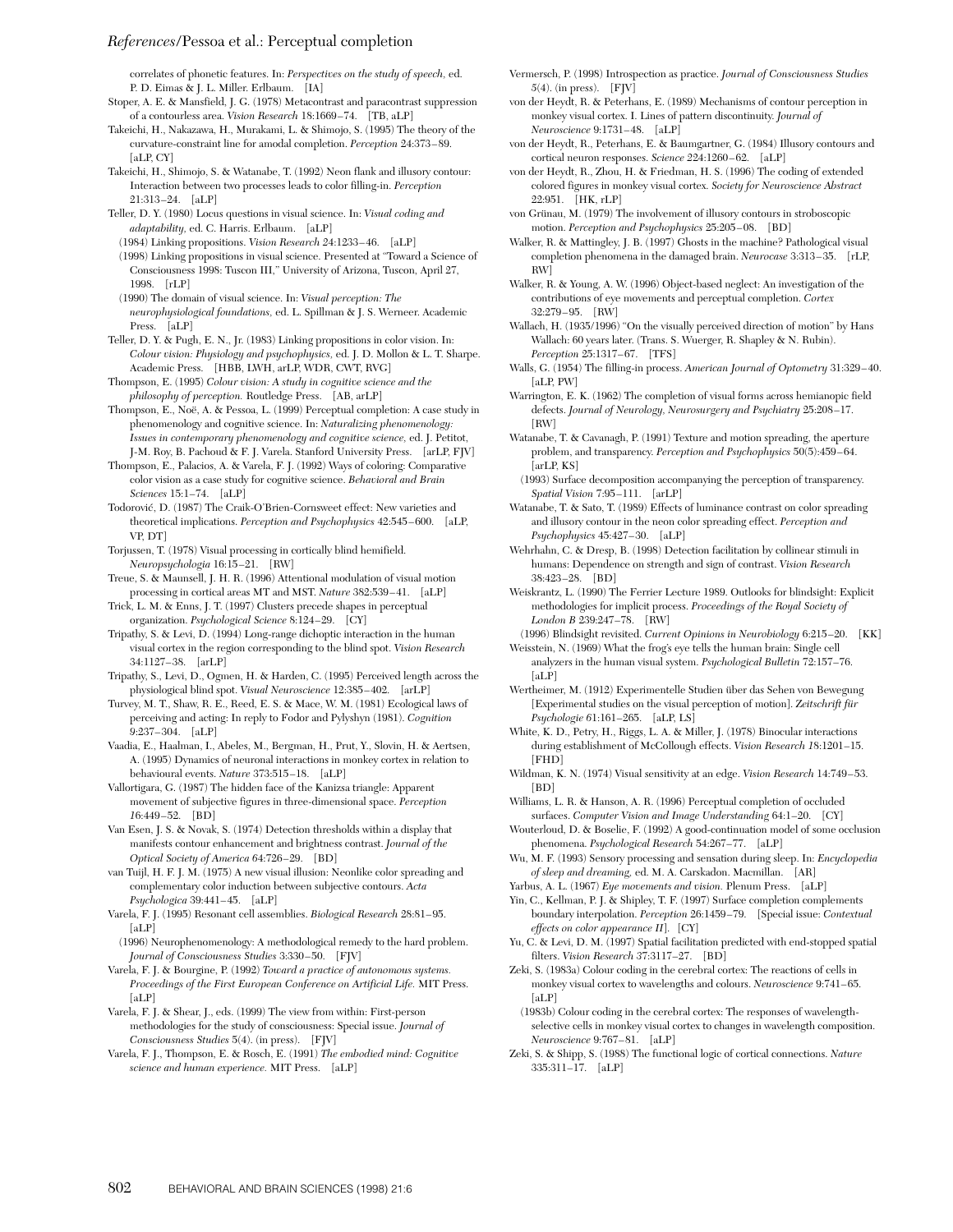correlates of phonetic features. In: *Perspectives on the study of speech,* ed. P. D. Eimas & J. L. Miller. Erlbaum. [IA]

Stoper, A. E. & Mansfield, J. G. (1978) Metacontrast and paracontrast suppression of a contourless area. *Vision Research* 18:1669–74. [TB, aLP]

Takeichi, H., Nakazawa, H., Murakami, L. & Shimojo, S. (1995) The theory of the curvature-constraint line for amodal completion. *Perception* 24:373–89. [aLP, CY]

Takeichi, H., Shimojo, S. & Watanabe, T. (1992) Neon flank and illusory contour: Interaction between two processes leads to color filling-in. *Perception* 21:313–24. [aLP]

Teller, D. Y. (1980) Locus questions in visual science. In: *Visual coding and adaptability,* ed. C. Harris. Erlbaum. [aLP]

(1984) Linking propositions. *Vision Research* 24:1233–46. [aLP]

(1998) Linking propositions in visual science. Presented at "Toward a Science of Consciousness 1998: Tuscon III," University of Arizona, Tuscon, April 27, 1998. [rLP]

(1990) The domain of visual science. In: *Visual perception: The neurophysiological foundations,* ed. L. Spillman & J. S. Werneer. Academic Press. [aLP]

Teller, D. Y. & Pugh, E. N., Jr. (1983) Linking propositions in color vision. In: *Colour vision: Physiology and psychophysics,* ed. J. D. Mollon & L. T. Sharpe. Academic Press. [HBB, LWH, arLP, WDR, CWT, RVG]

Thompson, E. (1995) *Colour vision: A study in cognitive science and the philosophy of perception.* Routledge Press. [AB, arLP]

Thompson, E., Noë, A. & Pessoa, L. (1999) Perceptual completion: A case study in phenomenology and cognitive science. In: *Naturalizing phenomenology: Issues in contemporary phenomenology and cognitive science,* ed. J. Petitot, J-M. Roy, B. Pachoud & F. J. Varela. Stanford University Press. [arLP, FJV]

Thompson, E., Palacios, A. & Varela, F. J. (1992) Ways of coloring: Comparative color vision as a case study for cognitive science. *Behavioral and Brain Sciences* 15:1–74. [aLP]

Todorović, D. (1987) The Craik-O'Brien-Cornsweet effect: New varieties and theoretical implications. *Perception and Psychophysics* 42:545–600. [aLP, VP, DT]

Torjussen, T. (1978) Visual processing in cortically blind hemifield. *Neuropsychologia* 16:15–21. [RW]

Treue, S. & Maunsell, J. H. R. (1996) Attentional modulation of visual motion processing in cortical areas MT and MST. *Nature* 382:539–41. [aLP]

Trick, L. M. & Enns, J. T. (1997) Clusters precede shapes in perceptual organization. *Psychological Science* 8:124–29. [CY]

Tripathy, S. & Levi, D. (1994) Long-range dichoptic interaction in the human visual cortex in the region corresponding to the blind spot. *Vision Research* 34:1127–38. [arLP]

Tripathy, S., Levi, D., Ogmen, H. & Harden, C. (1995) Perceived length across the physiological blind spot. *Visual Neuroscience* 12:385–402. [arLP]

Turvey, M. T., Shaw, R. E., Reed, E. S. & Mace, W. M. (1981) Ecological laws of perceiving and acting: In reply to Fodor and Pylyshyn (1981). *Cognition* 9:237–304. [aLP]

Vaadia, E., Haalman, I., Abeles, M., Bergman, H., Prut, Y., Slovin, H. & Aertsen, A. (1995) Dynamics of neuronal interactions in monkey cortex in relation to behavioural events. *Nature* 373:515–18. [aLP]

Vallortigara, G. (1987) The hidden face of the Kanizsa triangle: Apparent movement of subjective figures in three-dimensional space. *Perception* 16:449–52. [BD]

Van Esen, J. S. & Novak, S. (1974) Detection thresholds within a display that manifests contour enhancement and brightness contrast. *Journal of the Optical Society of America* 64:726–29. [BD]

van Tuijl, H. F. J. M. (1975) A new visual illusion: Neonlike color spreading and complementary color induction between subjective contours. *Acta Psychologica* 39:441–45. [aLP]

Varela, F. J. (1995) Resonant cell assemblies. *Biological Research* 28:81–95. [aLP]

(1996) Neurophenomenology: A methodological remedy to the hard problem. *Journal of Consciousness Studies* 3:330–50. [FJV]

Varela, F. J. & Bourgine, P. (1992) *Toward a practice of autonomous systems. Proceedings of the First European Conference on Artificial Life.* MIT Press. [aLP]

Varela, F. J. & Shear, J., eds. (1999) The view from within: First-person methodologies for the study of consciousness: Special issue. *Journal of Consciousness Studies* 5(4). (in press). [FJV]

Varela, F. J., Thompson, E. & Rosch, E. (1991) *The embodied mind: Cognitive science and human experience.* MIT Press. [aLP]

Vermersch, P. (1998) Introspection as practice. *Journal of Consciousness Studies* 5(4). (in press). [FJV]

von der Heydt, R. & Peterhans, E. (1989) Mechanisms of contour perception in monkey visual cortex. I. Lines of pattern discontinuity. *Journal of Neuroscience* 9:1731–48. [aLP]

von der Heydt, R., Peterhans, E. & Baumgartner, G. (1984) Illusory contours and cortical neuron responses. *Science* 224:1260–62. [aLP]

von der Heydt, R., Zhou, H. & Friedman, H. S. (1996) The coding of extended colored figures in monkey visual cortex. *Society for Neuroscience Abstract* 22:951. [HK, rLP]

von Grünau, M. (1979) The involvement of illusory contours in stroboscopic motion. *Perception and Psychophysics* 25:205–08. [BD]

Walker, R. & Mattingley, J. B. (1997) Ghosts in the machine? Pathological visual completion phenomena in the damaged brain. *Neurocase* 3:313–35. [rLP, RW]

Walker, R. & Young, A. W. (1996) Object-based neglect: An investigation of the contributions of eye movements and perceptual completion. *Cortex* 32:279–95. [RW]

Wallach, H. (1935/1996) "On the visually perceived direction of motion" by Hans Wallach: 60 years later. (Trans. S. Wuerger, R. Shapley & N. Rubin). *Perception* 25:1317–67. [TFS]

Walls, G. (1954) The filling-in process. *American Journal of Optometry* 31:329–40. [aLP, PW]

Warrington, E. K. (1962) The completion of visual forms across hemianopic field defects. *Journal of Neurology, Neurosurgery and Psychiatry* 25:208–17. [RW]

Watanabe, T. & Cavanagh, P. (1991) Texture and motion spreading, the aperture problem, and transparency. *Perception and Psychophysics* 50(5):459–64. [arLP, KS]

(1993) Surface decomposition accompanying the perception of transparency. *Spatial Vision* 7:95–111. [arLP]

Watanabe, T. & Sato, T. (1989) Effects of luminance contrast on color spreading and illusory contour in the neon color spreading effect. *Perception and Psychophysics* 45:427–30. [aLP]

Wehrhahn, C. & Dresp, B. (1998) Detection facilitation by collinear stimuli in humans: Dependence on strength and sign of contrast. *Vision Research* 38:423–28. [BD]

Weiskrantz, L. (1990) The Ferrier Lecture 1989. Outlooks for blindsight: Explicit methodologies for implicit process. *Proceedings of the Royal Society of London B* 239:247–78. [RW]

(1996) Blindsight revisited. *Current Opinions in Neurobiology* 6:215–20. [KK]

Weisstein, N. (1969) What the frog's eye tells the human brain: Single cell analyzers in the human visual system. *Psychological Bulletin* 72:157–76. [aLP]

Wertheimer, M. (1912) Experimentelle Studien über das Sehen von Bewegung [Experimental studies on the visual perception of motion]. *Zeitschrift für Psychologie* 61:161–265. [aLP, LS]

White, K. D., Petry, H., Riggs, L. A. & Miller, J. (1978) Binocular interactions during establishment of McCollough effects. *Vision Research* 18:1201–15. [FHD]

Wildman, K. N. (1974) Visual sensitivity at an edge. *Vision Research* 14:749–53. [BD]

Williams, L. R. & Hanson, A. R. (1996) Perceptual completion of occluded surfaces. *Computer Vision and Image Understanding* 64:1–20. [CY]

Wouterloud, D. & Boselie, F. (1992) A good-continuation model of some occlusion phenomena. *Psychological Research* 54:267–77. [aLP]

Wu, M. F. (1993) Sensory processing and sensation during sleep. In: *Encyclopedia of sleep and dreaming,* ed. M. A. Carskadon. Macmillan. [AR]

Yarbus, A. L. (1967) *Eye movements and vision.* Plenum Press. [aLP]

Yin, C., Kellman, P. J. & Shipley, T. F. (1997) Surface completion complements boundary interpolation. *Perception* 26:1459–79. [Special issue: *Contextual effects on color appearance II*]. [CY]

Yu, C. & Levi, D. M. (1997) Spatial facilitation predicted with end-stopped spatial filters. *Vision Research* 37:3117–27. [BD]

Zeki, S. (1983a) Colour coding in the cerebral cortex: The reactions of cells in monkey visual cortex to wavelengths and colours. *Neuroscience* 9:741–65. [aLP]

(1983b) Colour coding in the cerebral cortex: The responses of wavelength-selective cells in monkey visual cortex to changes in wavelength composition. *Neuroscience* 9:767–81. [aLP]

Zeki, S. & Shipp, S. (1988) The functional logic of cortical connections. *Nature* 335:311–17. [aLP]